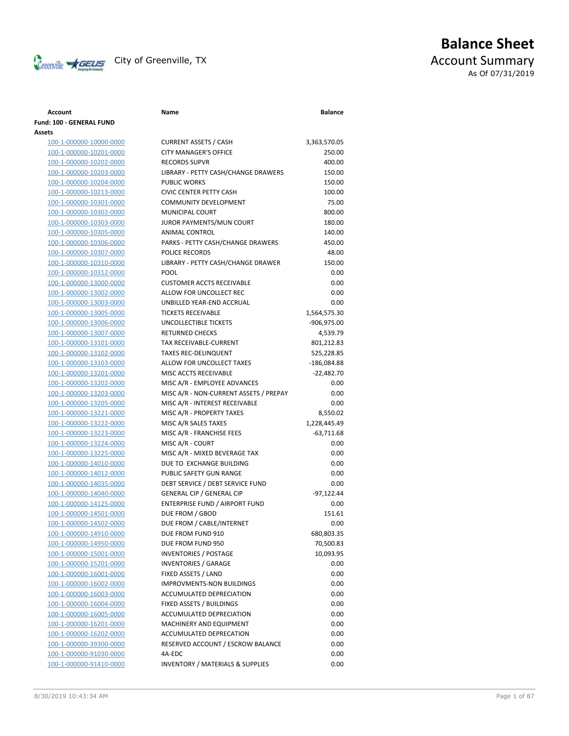# Balance Sheet

City of Greenville, TX

## Account Summary

As Of 07/31/2019

| Account | Name | Balance |
|---|---|---|
| **Fund: 100 - GENERAL FUND** | | |
| **Assets** | | |
| 100-1-000000-10000-0000 | CURRENT ASSETS / CASH | 3,363,570.05 |
| 100-1-000000-10201-0000 | CITY MANAGER'S OFFICE | 250.00 |
| 100-1-000000-10202-0000 | RECORDS SUPVR | 400.00 |
| 100-1-000000-10203-0000 | LIBRARY - PETTY CASH/CHANGE DRAWERS | 150.00 |
| 100-1-000000-10204-0000 | PUBLIC WORKS | 150.00 |
| 100-1-000000-10213-0000 | CIVIC CENTER PETTY CASH | 100.00 |
| 100-1-000000-10301-0000 | COMMUNITY DEVELOPMENT | 75.00 |
| 100-1-000000-10302-0000 | MUNICIPAL COURT | 800.00 |
| 100-1-000000-10303-0000 | JUROR PAYMENTS/MUN COURT | 180.00 |
| 100-1-000000-10305-0000 | ANIMAL CONTROL | 140.00 |
| 100-1-000000-10306-0000 | PARKS - PETTY CASH/CHANGE DRAWERS | 450.00 |
| 100-1-000000-10307-0000 | POLICE RECORDS | 48.00 |
| 100-1-000000-10310-0000 | LIBRARY - PETTY CASH/CHANGE DRAWER | 150.00 |
| 100-1-000000-10312-0000 | POOL | 0.00 |
| 100-1-000000-13000-0000 | CUSTOMER ACCTS RECEIVABLE | 0.00 |
| 100-1-000000-13002-0000 | ALLOW FOR UNCOLLECT REC | 0.00 |
| 100-1-000000-13003-0000 | UNBILLED YEAR-END ACCRUAL | 0.00 |
| 100-1-000000-13005-0000 | TICKETS RECEIVABLE | 1,564,575.30 |
| 100-1-000000-13006-0000 | UNCOLLECTIBLE TICKETS | -906,975.00 |
| 100-1-000000-13007-0000 | RETURNED CHECKS | 4,539.79 |
| 100-1-000000-13101-0000 | TAX RECEIVABLE-CURRENT | 801,212.83 |
| 100-1-000000-13102-0000 | TAXES REC-DELINQUENT | 525,228.85 |
| 100-1-000000-13103-0000 | ALLOW FOR UNCOLLECT TAXES | -186,084.88 |
| 100-1-000000-13201-0000 | MISC ACCTS RECEIVABLE | -22,482.70 |
| 100-1-000000-13202-0000 | MISC A/R - EMPLOYEE ADVANCES | 0.00 |
| 100-1-000000-13203-0000 | MISC A/R - NON-CURRENT ASSETS / PREPAY | 0.00 |
| 100-1-000000-13205-0000 | MISC A/R - INTEREST RECEIVABLE | 0.00 |
| 100-1-000000-13221-0000 | MISC A/R - PROPERTY TAXES | 8,550.02 |
| 100-1-000000-13222-0000 | MISC A/R SALES TAXES | 1,228,445.49 |
| 100-1-000000-13223-0000 | MISC A/R - FRANCHISE FEES | -63,711.68 |
| 100-1-000000-13224-0000 | MISC A/R - COURT | 0.00 |
| 100-1-000000-13225-0000 | MISC A/R - MIXED BEVERAGE TAX | 0.00 |
| 100-1-000000-14010-0000 | DUE TO EXCHANGE BUILDING | 0.00 |
| 100-1-000000-14012-0000 | PUBLIC SAFETY GUN RANGE | 0.00 |
| 100-1-000000-14035-0000 | DEBT SERVICE / DEBT SERVICE FUND | 0.00 |
| 100-1-000000-14040-0000 | GENERAL CIP / GENERAL CIP | -97,122.44 |
| 100-1-000000-14125-0000 | ENTERPRISE FUND / AIRPORT FUND | 0.00 |
| 100-1-000000-14501-0000 | DUE FROM / GBOD | 151.61 |
| 100-1-000000-14502-0000 | DUE FROM / CABLE/INTERNET | 0.00 |
| 100-1-000000-14910-0000 | DUE FROM FUND 910 | 680,803.35 |
| 100-1-000000-14950-0000 | DUE FROM FUND 950 | 70,500.83 |
| 100-1-000000-15001-0000 | INVENTORIES / POSTAGE | 10,093.95 |
| 100-1-000000-15201-0000 | INVENTORIES / GARAGE | 0.00 |
| 100-1-000000-16001-0000 | FIXED ASSETS / LAND | 0.00 |
| 100-1-000000-16002-0000 | IMPROVMENTS-NON BUILDINGS | 0.00 |
| 100-1-000000-16003-0000 | ACCUMULATED DEPRECIATION | 0.00 |
| 100-1-000000-16004-0000 | FIXED ASSETS / BUILDINGS | 0.00 |
| 100-1-000000-16005-0000 | ACCUMULATED DEPRECIATION | 0.00 |
| 100-1-000000-16201-0000 | MACHINERY AND EQUIPMENT | 0.00 |
| 100-1-000000-16202-0000 | ACCUMULATED DEPRECATION | 0.00 |
| 100-1-000000-39300-0000 | RESERVED ACCOUNT / ESCROW BALANCE | 0.00 |
| 100-1-000000-91030-0000 | 4A-EDC | 0.00 |
| 100-1-000000-91410-0000 | INVENTORY / MATERIALS & SUPPLIES | 0.00 |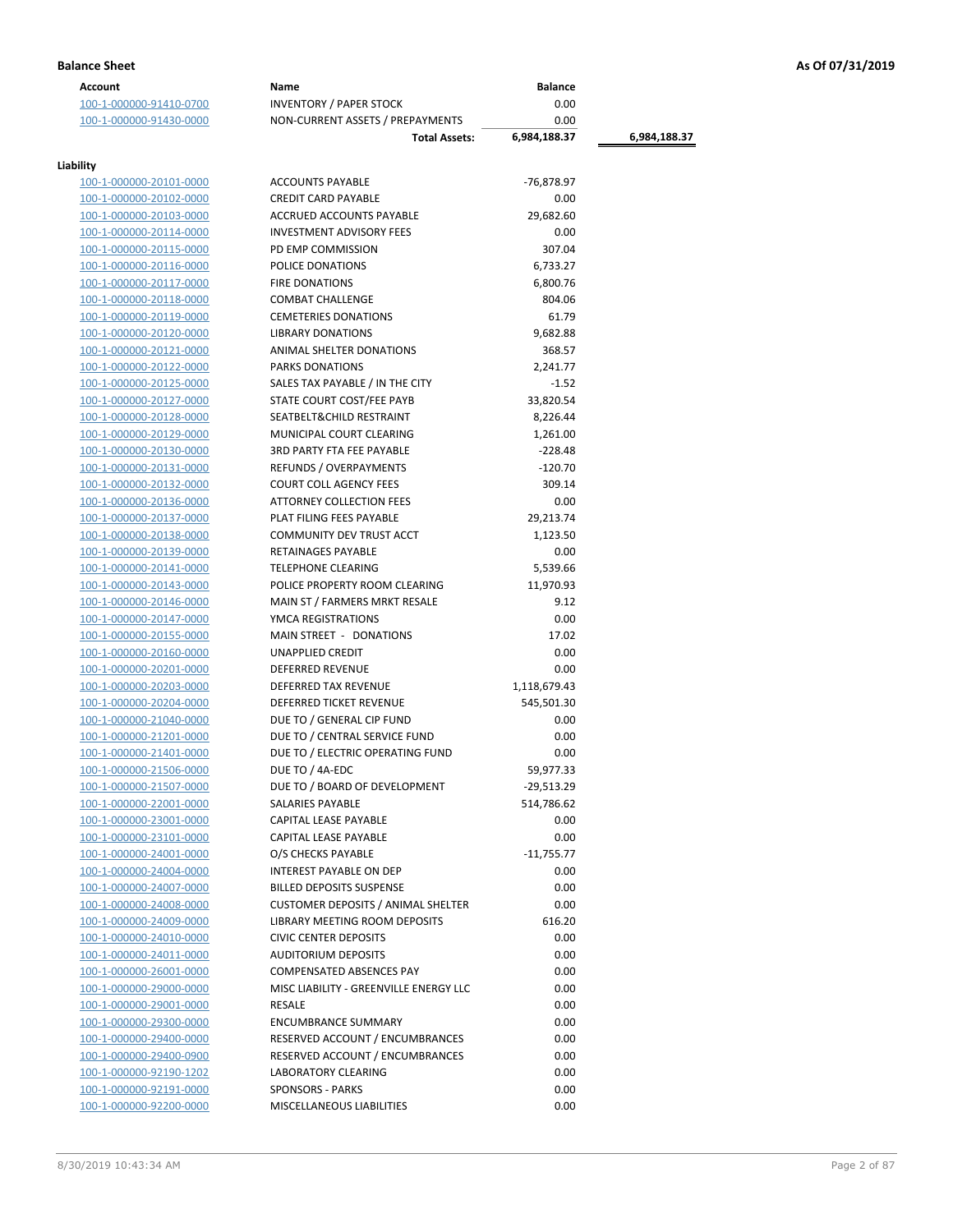**Balance Sheet** **As Of 07/31/2019**

| Account | Name | Balance | |
|---|---|---|---|
| 100-1-000000-91410-0700 | INVENTORY / PAPER STOCK | 0.00 | |
| 100-1-000000-91430-0000 | NON-CURRENT ASSETS / PREPAYMENTS | 0.00 | |
| | **Total Assets:** | **6,984,188.37** | **6,984,188.37** |

**Liability**

| Account | Name | Balance |
|---|---|---|
| 100-1-000000-20101-0000 | ACCOUNTS PAYABLE | -76,878.97 |
| 100-1-000000-20102-0000 | CREDIT CARD PAYABLE | 0.00 |
| 100-1-000000-20103-0000 | ACCRUED ACCOUNTS PAYABLE | 29,682.60 |
| 100-1-000000-20114-0000 | INVESTMENT ADVISORY FEES | 0.00 |
| 100-1-000000-20115-0000 | PD EMP COMMISSION | 307.04 |
| 100-1-000000-20116-0000 | POLICE DONATIONS | 6,733.27 |
| 100-1-000000-20117-0000 | FIRE DONATIONS | 6,800.76 |
| 100-1-000000-20118-0000 | COMBAT CHALLENGE | 804.06 |
| 100-1-000000-20119-0000 | CEMETERIES DONATIONS | 61.79 |
| 100-1-000000-20120-0000 | LIBRARY DONATIONS | 9,682.88 |
| 100-1-000000-20121-0000 | ANIMAL SHELTER DONATIONS | 368.57 |
| 100-1-000000-20122-0000 | PARKS DONATIONS | 2,241.77 |
| 100-1-000000-20125-0000 | SALES TAX PAYABLE / IN THE CITY | -1.52 |
| 100-1-000000-20127-0000 | STATE COURT COST/FEE PAYB | 33,820.54 |
| 100-1-000000-20128-0000 | SEATBELT&CHILD RESTRAINT | 8,226.44 |
| 100-1-000000-20129-0000 | MUNICIPAL COURT CLEARING | 1,261.00 |
| 100-1-000000-20130-0000 | 3RD PARTY FTA FEE PAYABLE | -228.48 |
| 100-1-000000-20131-0000 | REFUNDS / OVERPAYMENTS | -120.70 |
| 100-1-000000-20132-0000 | COURT COLL AGENCY FEES | 309.14 |
| 100-1-000000-20136-0000 | ATTORNEY COLLECTION FEES | 0.00 |
| 100-1-000000-20137-0000 | PLAT FILING FEES PAYABLE | 29,213.74 |
| 100-1-000000-20138-0000 | COMMUNITY DEV TRUST ACCT | 1,123.50 |
| 100-1-000000-20139-0000 | RETAINAGES PAYABLE | 0.00 |
| 100-1-000000-20141-0000 | TELEPHONE CLEARING | 5,539.66 |
| 100-1-000000-20143-0000 | POLICE PROPERTY ROOM CLEARING | 11,970.93 |
| 100-1-000000-20146-0000 | MAIN ST / FARMERS MRKT RESALE | 9.12 |
| 100-1-000000-20147-0000 | YMCA REGISTRATIONS | 0.00 |
| 100-1-000000-20155-0000 | MAIN STREET - DONATIONS | 17.02 |
| 100-1-000000-20160-0000 | UNAPPLIED CREDIT | 0.00 |
| 100-1-000000-20201-0000 | DEFERRED REVENUE | 0.00 |
| 100-1-000000-20203-0000 | DEFERRED TAX REVENUE | 1,118,679.43 |
| 100-1-000000-20204-0000 | DEFERRED TICKET REVENUE | 545,501.30 |
| 100-1-000000-21040-0000 | DUE TO / GENERAL CIP FUND | 0.00 |
| 100-1-000000-21201-0000 | DUE TO / CENTRAL SERVICE FUND | 0.00 |
| 100-1-000000-21401-0000 | DUE TO / ELECTRIC OPERATING FUND | 0.00 |
| 100-1-000000-21506-0000 | DUE TO / 4A-EDC | 59,977.33 |
| 100-1-000000-21507-0000 | DUE TO / BOARD OF DEVELOPMENT | -29,513.29 |
| 100-1-000000-22001-0000 | SALARIES PAYABLE | 514,786.62 |
| 100-1-000000-23001-0000 | CAPITAL LEASE PAYABLE | 0.00 |
| 100-1-000000-23101-0000 | CAPITAL LEASE PAYABLE | 0.00 |
| 100-1-000000-24001-0000 | O/S CHECKS PAYABLE | -11,755.77 |
| 100-1-000000-24004-0000 | INTEREST PAYABLE ON DEP | 0.00 |
| 100-1-000000-24007-0000 | BILLED DEPOSITS SUSPENSE | 0.00 |
| 100-1-000000-24008-0000 | CUSTOMER DEPOSITS / ANIMAL SHELTER | 0.00 |
| 100-1-000000-24009-0000 | LIBRARY MEETING ROOM DEPOSITS | 616.20 |
| 100-1-000000-24010-0000 | CIVIC CENTER DEPOSITS | 0.00 |
| 100-1-000000-24011-0000 | AUDITORIUM DEPOSITS | 0.00 |
| 100-1-000000-26001-0000 | COMPENSATED ABSENCES PAY | 0.00 |
| 100-1-000000-29000-0000 | MISC LIABILITY - GREENVILLE ENERGY LLC | 0.00 |
| 100-1-000000-29001-0000 | RESALE | 0.00 |
| 100-1-000000-29300-0000 | ENCUMBRANCE SUMMARY | 0.00 |
| 100-1-000000-29400-0000 | RESERVED ACCOUNT / ENCUMBRANCES | 0.00 |
| 100-1-000000-29400-0900 | RESERVED ACCOUNT / ENCUMBRANCES | 0.00 |
| 100-1-000000-92190-1202 | LABORATORY CLEARING | 0.00 |
| 100-1-000000-92191-0000 | SPONSORS - PARKS | 0.00 |
| 100-1-000000-92200-0000 | MISCELLANEOUS LIABILITIES | 0.00 |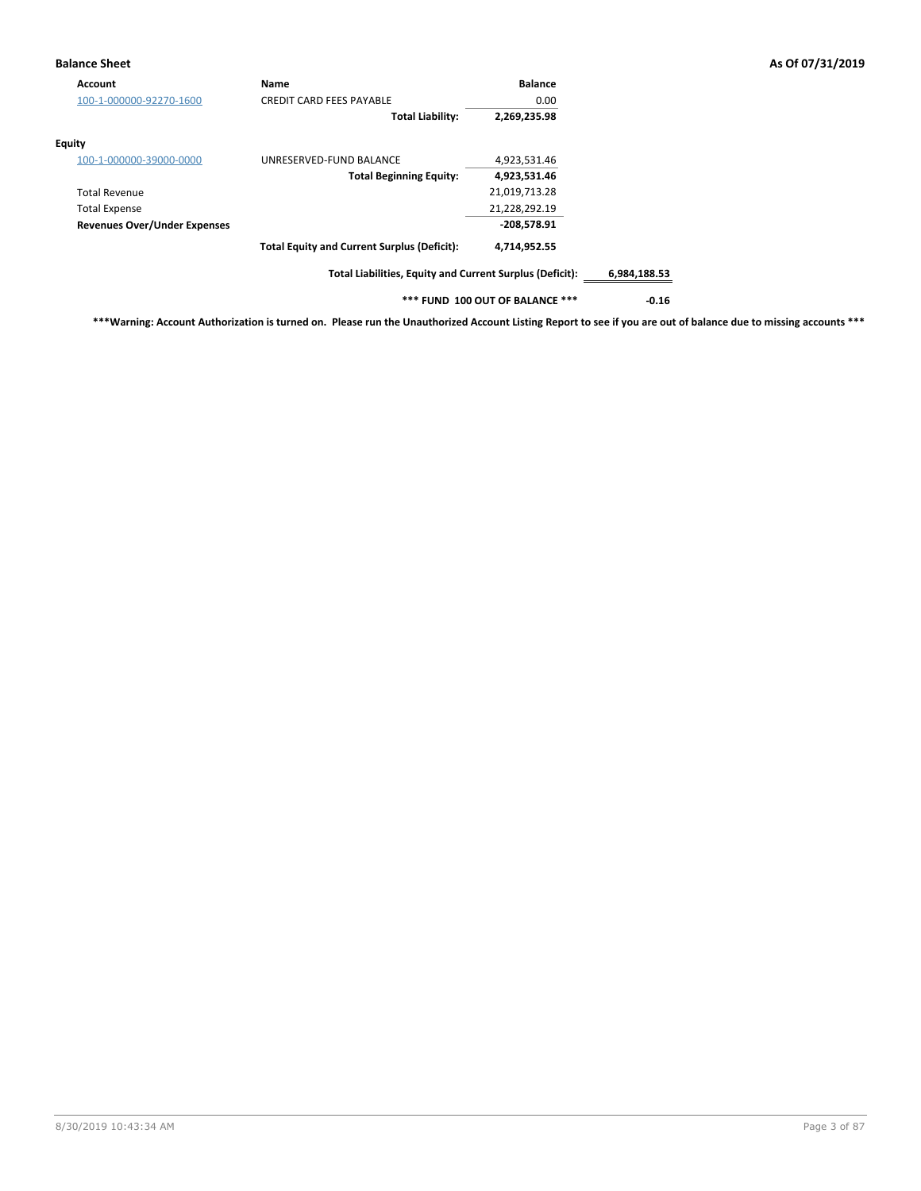**Balance Sheet** **As Of 07/31/2019**

| Account | Name | Balance | |
|---|---|---|---|
| 100-1-000000-92270-1600 | CREDIT CARD FEES PAYABLE | 0.00 | |
| | **Total Liability:** | **2,269,235.98** | |
| **Equity** | | | |
| 100-1-000000-39000-0000 | UNRESERVED-FUND BALANCE | 4,923,531.46 | |
| | **Total Beginning Equity:** | **4,923,531.46** | |
| Total Revenue | | 21,019,713.28 | |
| Total Expense | | 21,228,292.19 | |
| **Revenues Over/Under Expenses** | | **-208,578.91** | |
| | **Total Equity and Current Surplus (Deficit):** | **4,714,952.55** | |
| | **Total Liabilities, Equity and Current Surplus (Deficit):** | | **6,984,188.53** |
| | **\*\*\* FUND 100 OUT OF BALANCE \*\*\*** | | **-0.16** |

**\*\*\*Warning: Account Authorization is turned on. Please run the Unauthorized Account Listing Report to see if you are out of balance due to missing accounts \*\*\***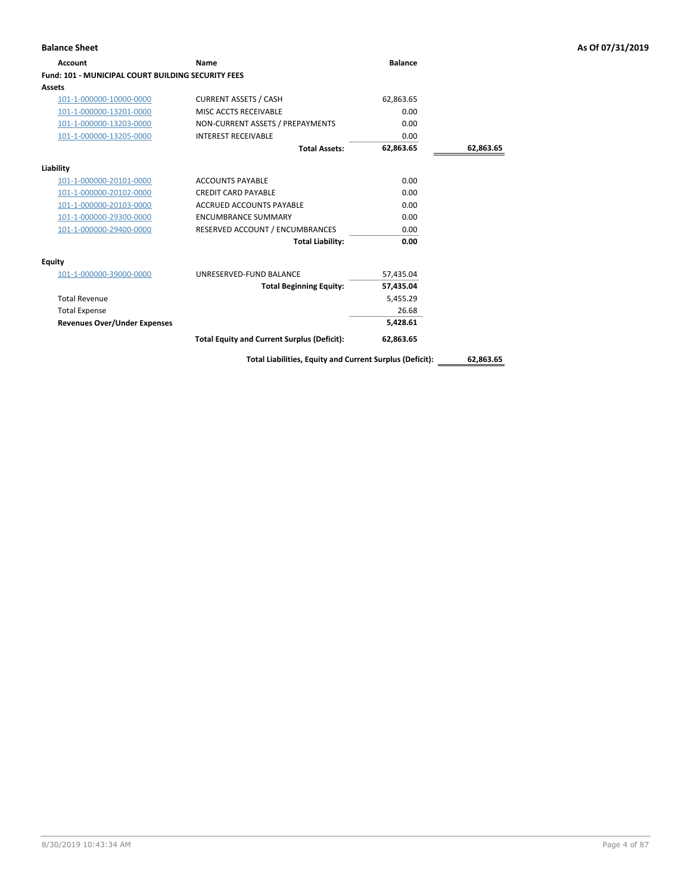**Balance Sheet** — As Of 07/31/2019

| Account | Name | Balance | |
|---|---|---|---|
| **Fund: 101 - MUNICIPAL COURT BUILDING SECURITY FEES** | | | |
| **Assets** | | | |
| 101-1-000000-10000-0000 | CURRENT ASSETS / CASH | 62,863.65 | |
| 101-1-000000-13201-0000 | MISC ACCTS RECEIVABLE | 0.00 | |
| 101-1-000000-13203-0000 | NON-CURRENT ASSETS / PREPAYMENTS | 0.00 | |
| 101-1-000000-13205-0000 | INTEREST RECEIVABLE | 0.00 | |
| | **Total Assets:** | **62,863.65** | **62,863.65** |
| **Liability** | | | |
| 101-1-000000-20101-0000 | ACCOUNTS PAYABLE | 0.00 | |
| 101-1-000000-20102-0000 | CREDIT CARD PAYABLE | 0.00 | |
| 101-1-000000-20103-0000 | ACCRUED ACCOUNTS PAYABLE | 0.00 | |
| 101-1-000000-29300-0000 | ENCUMBRANCE SUMMARY | 0.00 | |
| 101-1-000000-29400-0000 | RESERVED ACCOUNT / ENCUMBRANCES | 0.00 | |
| | **Total Liability:** | **0.00** | |
| **Equity** | | | |
| 101-1-000000-39000-0000 | UNRESERVED-FUND BALANCE | 57,435.04 | |
| | **Total Beginning Equity:** | **57,435.04** | |
| Total Revenue | | 5,455.29 | |
| Total Expense | | 26.68 | |
| **Revenues Over/Under Expenses** | | **5,428.61** | |
| | **Total Equity and Current Surplus (Deficit):** | **62,863.65** | |
| | **Total Liabilities, Equity and Current Surplus (Deficit):** | | **62,863.65** |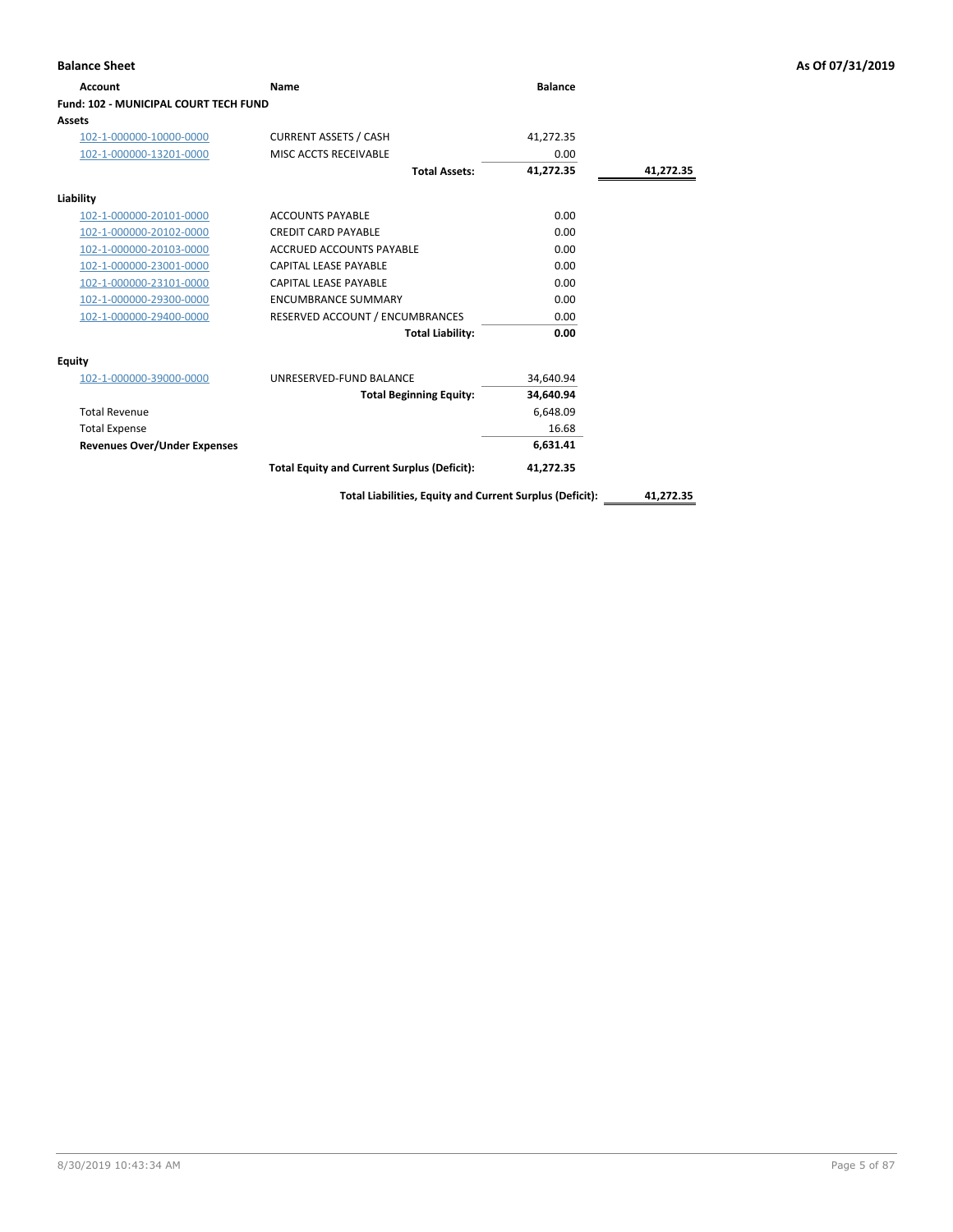**Balance Sheet** — As Of 07/31/2019

| Account | Name | Balance | |
|---|---|---|---|
| **Fund: 102 - MUNICIPAL COURT TECH FUND** | | | |
| **Assets** | | | |
| 102-1-000000-10000-0000 | CURRENT ASSETS / CASH | 41,272.35 | |
| 102-1-000000-13201-0000 | MISC ACCTS RECEIVABLE | 0.00 | |
| | **Total Assets:** | **41,272.35** | **41,272.35** |
| **Liability** | | | |
| 102-1-000000-20101-0000 | ACCOUNTS PAYABLE | 0.00 | |
| 102-1-000000-20102-0000 | CREDIT CARD PAYABLE | 0.00 | |
| 102-1-000000-20103-0000 | ACCRUED ACCOUNTS PAYABLE | 0.00 | |
| 102-1-000000-23001-0000 | CAPITAL LEASE PAYABLE | 0.00 | |
| 102-1-000000-23101-0000 | CAPITAL LEASE PAYABLE | 0.00 | |
| 102-1-000000-29300-0000 | ENCUMBRANCE SUMMARY | 0.00 | |
| 102-1-000000-29400-0000 | RESERVED ACCOUNT / ENCUMBRANCES | 0.00 | |
| | **Total Liability:** | **0.00** | |
| **Equity** | | | |
| 102-1-000000-39000-0000 | UNRESERVED-FUND BALANCE | 34,640.94 | |
| | **Total Beginning Equity:** | **34,640.94** | |
| Total Revenue | | 6,648.09 | |
| Total Expense | | 16.68 | |
| **Revenues Over/Under Expenses** | | **6,631.41** | |
| | **Total Equity and Current Surplus (Deficit):** | **41,272.35** | |
| | **Total Liabilities, Equity and Current Surplus (Deficit):** | | **41,272.35** |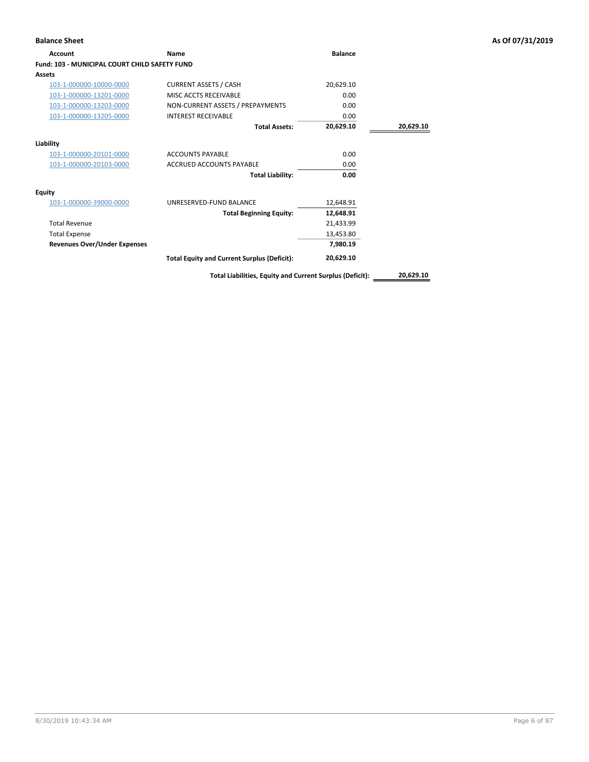## Balance Sheet

**As Of 07/31/2019**

| Account | Name | Balance | |
|---|---|---|---|
| **Fund: 103 - MUNICIPAL COURT CHILD SAFETY FUND** | | | |
| **Assets** | | | |
| 103-1-000000-10000-0000 | CURRENT ASSETS / CASH | 20,629.10 | |
| 103-1-000000-13201-0000 | MISC ACCTS RECEIVABLE | 0.00 | |
| 103-1-000000-13203-0000 | NON-CURRENT ASSETS / PREPAYMENTS | 0.00 | |
| 103-1-000000-13205-0000 | INTEREST RECEIVABLE | 0.00 | |
| | **Total Assets:** | **20,629.10** | **20,629.10** |
| **Liability** | | | |
| 103-1-000000-20101-0000 | ACCOUNTS PAYABLE | 0.00 | |
| 103-1-000000-20103-0000 | ACCRUED ACCOUNTS PAYABLE | 0.00 | |
| | **Total Liability:** | **0.00** | |
| **Equity** | | | |
| 103-1-000000-39000-0000 | UNRESERVED-FUND BALANCE | 12,648.91 | |
| | **Total Beginning Equity:** | **12,648.91** | |
| Total Revenue | | 21,433.99 | |
| Total Expense | | 13,453.80 | |
| **Revenues Over/Under Expenses** | | **7,980.19** | |
| | **Total Equity and Current Surplus (Deficit):** | **20,629.10** | |
| | **Total Liabilities, Equity and Current Surplus (Deficit):** | | **20,629.10** |

8/30/2019 10:43:34 AM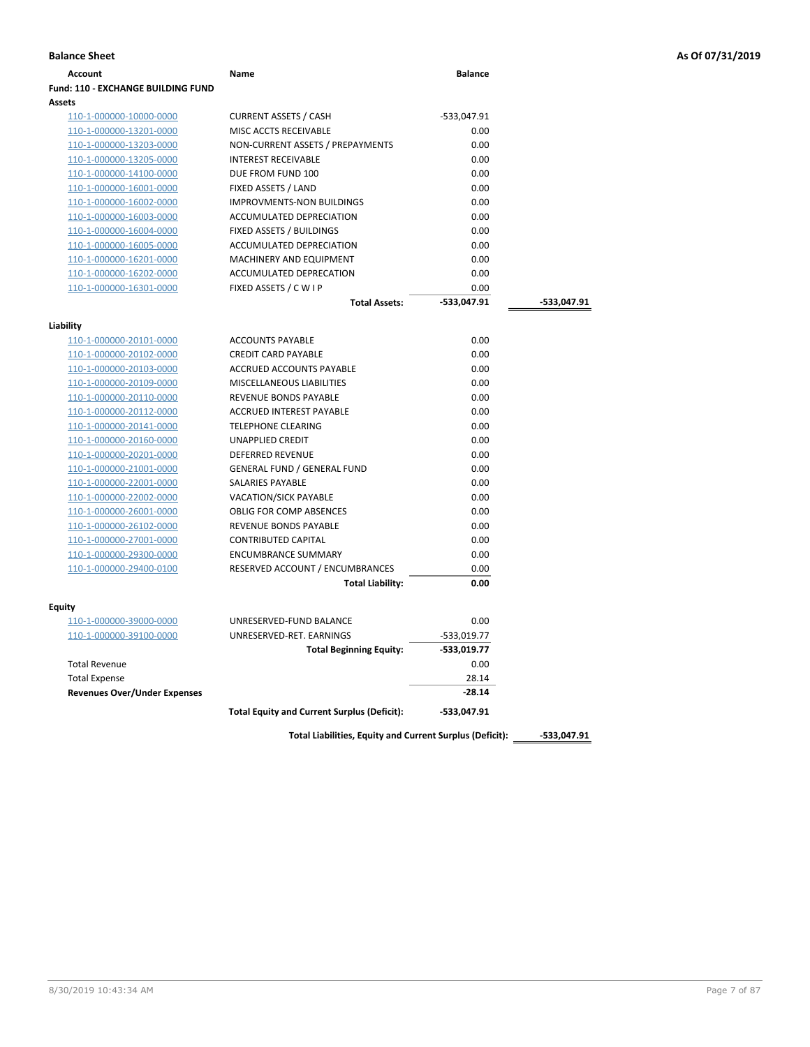**Balance Sheet** — As Of 07/31/2019

| Account | Name | Balance | |
|---|---|---|---|
| **Fund: 110 - EXCHANGE BUILDING FUND** | | | |
| **Assets** | | | |
| 110-1-000000-10000-0000 | CURRENT ASSETS / CASH | -533,047.91 | |
| 110-1-000000-13201-0000 | MISC ACCTS RECEIVABLE | 0.00 | |
| 110-1-000000-13203-0000 | NON-CURRENT ASSETS / PREPAYMENTS | 0.00 | |
| 110-1-000000-13205-0000 | INTEREST RECEIVABLE | 0.00 | |
| 110-1-000000-14100-0000 | DUE FROM FUND 100 | 0.00 | |
| 110-1-000000-16001-0000 | FIXED ASSETS / LAND | 0.00 | |
| 110-1-000000-16002-0000 | IMPROVMENTS-NON BUILDINGS | 0.00 | |
| 110-1-000000-16003-0000 | ACCUMULATED DEPRECIATION | 0.00 | |
| 110-1-000000-16004-0000 | FIXED ASSETS / BUILDINGS | 0.00 | |
| 110-1-000000-16005-0000 | ACCUMULATED DEPRECIATION | 0.00 | |
| 110-1-000000-16201-0000 | MACHINERY AND EQUIPMENT | 0.00 | |
| 110-1-000000-16202-0000 | ACCUMULATED DEPRECATION | 0.00 | |
| 110-1-000000-16301-0000 | FIXED ASSETS / C W I P | 0.00 | |
| | **Total Assets:** | **-533,047.91** | **-533,047.91** |
| **Liability** | | | |
| 110-1-000000-20101-0000 | ACCOUNTS PAYABLE | 0.00 | |
| 110-1-000000-20102-0000 | CREDIT CARD PAYABLE | 0.00 | |
| 110-1-000000-20103-0000 | ACCRUED ACCOUNTS PAYABLE | 0.00 | |
| 110-1-000000-20109-0000 | MISCELLANEOUS LIABILITIES | 0.00 | |
| 110-1-000000-20110-0000 | REVENUE BONDS PAYABLE | 0.00 | |
| 110-1-000000-20112-0000 | ACCRUED INTEREST PAYABLE | 0.00 | |
| 110-1-000000-20141-0000 | TELEPHONE CLEARING | 0.00 | |
| 110-1-000000-20160-0000 | UNAPPLIED CREDIT | 0.00 | |
| 110-1-000000-20201-0000 | DEFERRED REVENUE | 0.00 | |
| 110-1-000000-21001-0000 | GENERAL FUND / GENERAL FUND | 0.00 | |
| 110-1-000000-22001-0000 | SALARIES PAYABLE | 0.00 | |
| 110-1-000000-22002-0000 | VACATION/SICK PAYABLE | 0.00 | |
| 110-1-000000-26001-0000 | OBLIG FOR COMP ABSENCES | 0.00 | |
| 110-1-000000-26102-0000 | REVENUE BONDS PAYABLE | 0.00 | |
| 110-1-000000-27001-0000 | CONTRIBUTED CAPITAL | 0.00 | |
| 110-1-000000-29300-0000 | ENCUMBRANCE SUMMARY | 0.00 | |
| 110-1-000000-29400-0100 | RESERVED ACCOUNT / ENCUMBRANCES | 0.00 | |
| | **Total Liability:** | **0.00** | |
| **Equity** | | | |
| 110-1-000000-39000-0000 | UNRESERVED-FUND BALANCE | 0.00 | |
| 110-1-000000-39100-0000 | UNRESERVED-RET. EARNINGS | -533,019.77 | |
| | **Total Beginning Equity:** | **-533,019.77** | |
| Total Revenue | | 0.00 | |
| Total Expense | | 28.14 | |
| **Revenues Over/Under Expenses** | | **-28.14** | |
| | **Total Equity and Current Surplus (Deficit):** | **-533,047.91** | |
| | **Total Liabilities, Equity and Current Surplus (Deficit):** | | **-533,047.91** |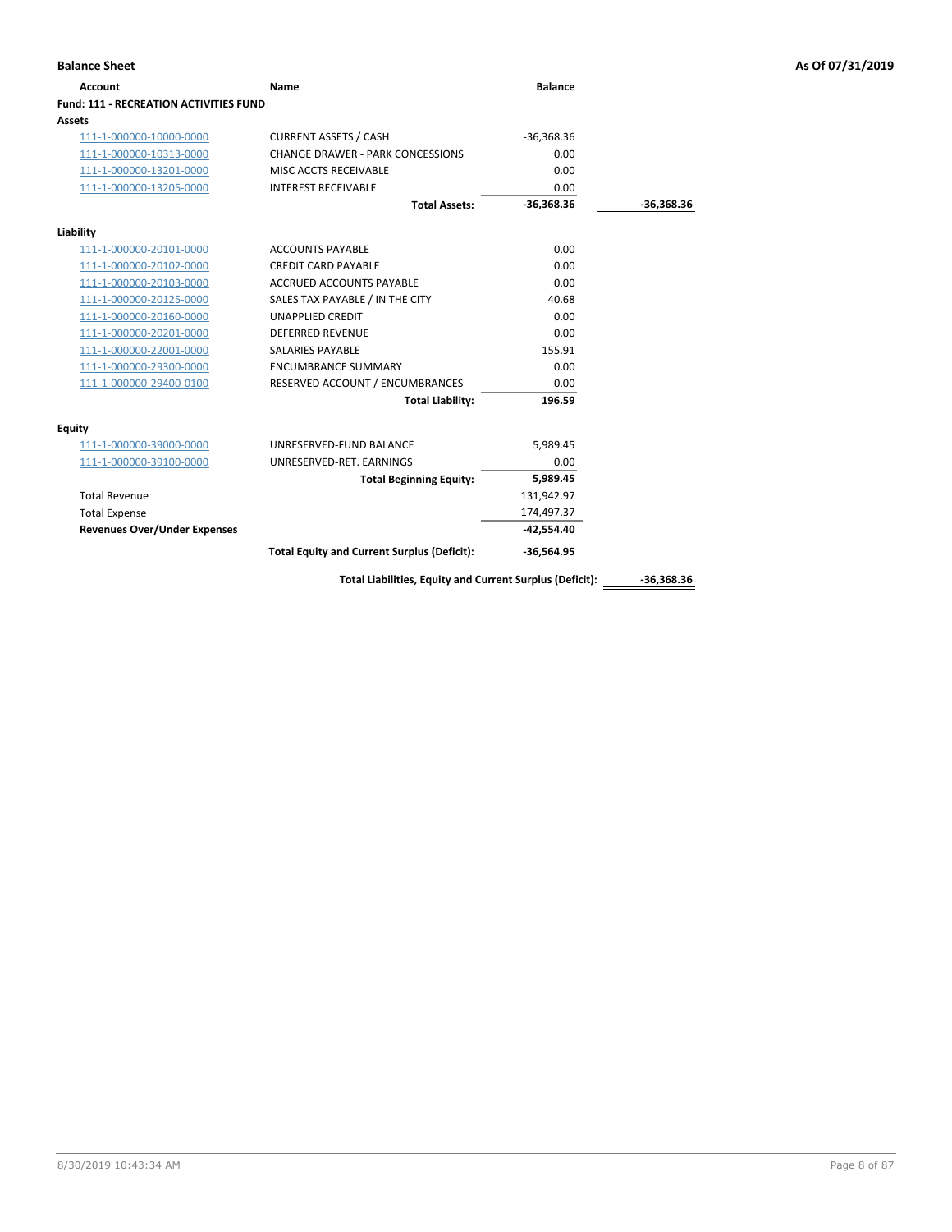**Balance Sheet** — As Of 07/31/2019

| Account | Name | Balance | |
|---|---|---|---|
| **Fund: 111 - RECREATION ACTIVITIES FUND** | | | |
| **Assets** | | | |
| 111-1-000000-10000-0000 | CURRENT ASSETS / CASH | -36,368.36 | |
| 111-1-000000-10313-0000 | CHANGE DRAWER - PARK CONCESSIONS | 0.00 | |
| 111-1-000000-13201-0000 | MISC ACCTS RECEIVABLE | 0.00 | |
| 111-1-000000-13205-0000 | INTEREST RECEIVABLE | 0.00 | |
| | **Total Assets:** | **-36,368.36** | **-36,368.36** |
| **Liability** | | | |
| 111-1-000000-20101-0000 | ACCOUNTS PAYABLE | 0.00 | |
| 111-1-000000-20102-0000 | CREDIT CARD PAYABLE | 0.00 | |
| 111-1-000000-20103-0000 | ACCRUED ACCOUNTS PAYABLE | 0.00 | |
| 111-1-000000-20125-0000 | SALES TAX PAYABLE / IN THE CITY | 40.68 | |
| 111-1-000000-20160-0000 | UNAPPLIED CREDIT | 0.00 | |
| 111-1-000000-20201-0000 | DEFERRED REVENUE | 0.00 | |
| 111-1-000000-22001-0000 | SALARIES PAYABLE | 155.91 | |
| 111-1-000000-29300-0000 | ENCUMBRANCE SUMMARY | 0.00 | |
| 111-1-000000-29400-0100 | RESERVED ACCOUNT / ENCUMBRANCES | 0.00 | |
| | **Total Liability:** | **196.59** | |
| **Equity** | | | |
| 111-1-000000-39000-0000 | UNRESERVED-FUND BALANCE | 5,989.45 | |
| 111-1-000000-39100-0000 | UNRESERVED-RET. EARNINGS | 0.00 | |
| | **Total Beginning Equity:** | **5,989.45** | |
| Total Revenue | | 131,942.97 | |
| Total Expense | | 174,497.37 | |
| **Revenues Over/Under Expenses** | | **-42,554.40** | |
| | **Total Equity and Current Surplus (Deficit):** | **-36,564.95** | |
| | **Total Liabilities, Equity and Current Surplus (Deficit):** | | **-36,368.36** |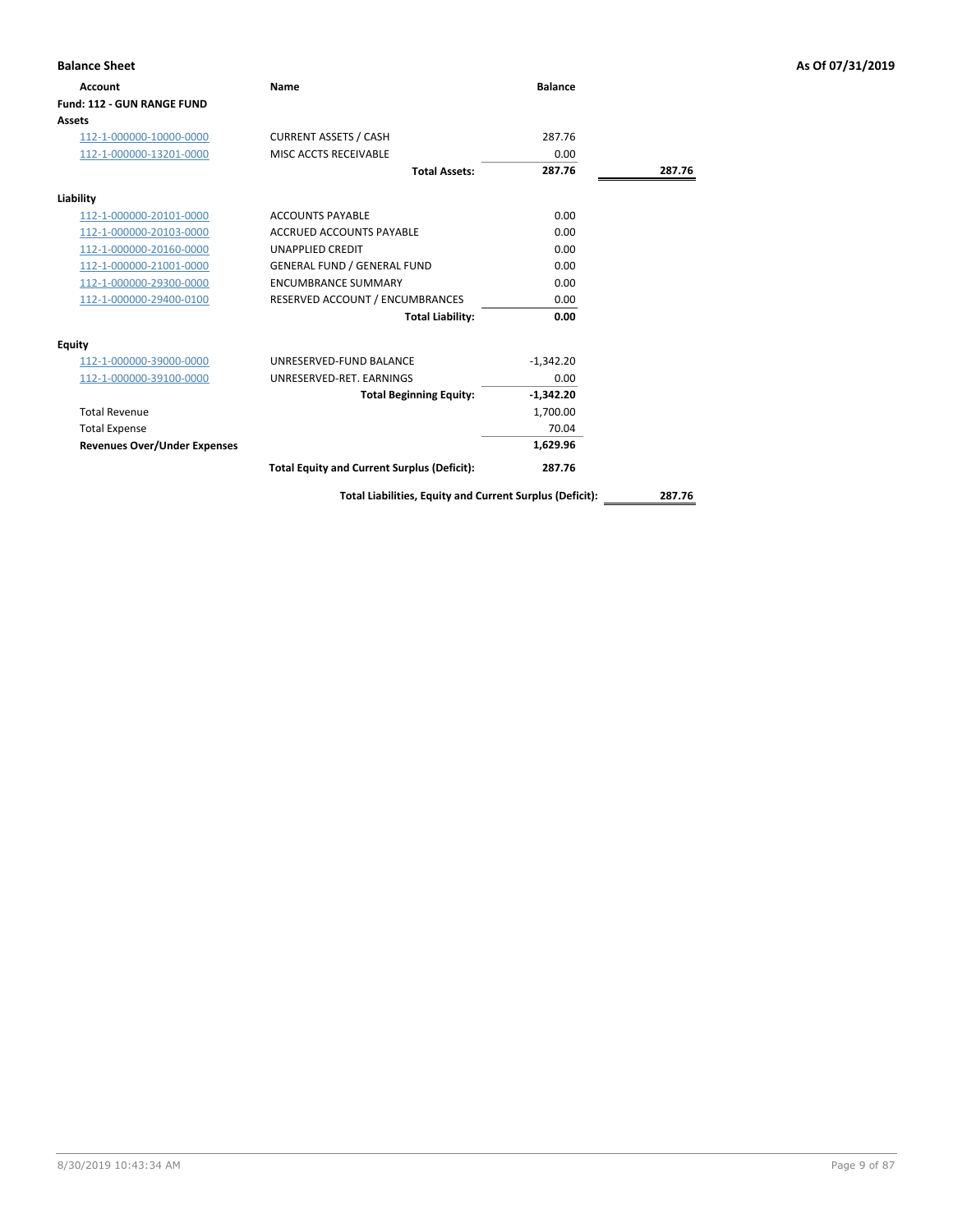**Balance Sheet** — As Of 07/31/2019

| Account | Name | Balance | |
|---|---|---|---|
| **Fund: 112 - GUN RANGE FUND** | | | |
| **Assets** | | | |
| 112-1-000000-10000-0000 | CURRENT ASSETS / CASH | 287.76 | |
| 112-1-000000-13201-0000 | MISC ACCTS RECEIVABLE | 0.00 | |
| | **Total Assets:** | **287.76** | **287.76** |
| **Liability** | | | |
| 112-1-000000-20101-0000 | ACCOUNTS PAYABLE | 0.00 | |
| 112-1-000000-20103-0000 | ACCRUED ACCOUNTS PAYABLE | 0.00 | |
| 112-1-000000-20160-0000 | UNAPPLIED CREDIT | 0.00 | |
| 112-1-000000-21001-0000 | GENERAL FUND / GENERAL FUND | 0.00 | |
| 112-1-000000-29300-0000 | ENCUMBRANCE SUMMARY | 0.00 | |
| 112-1-000000-29400-0100 | RESERVED ACCOUNT / ENCUMBRANCES | 0.00 | |
| | **Total Liability:** | **0.00** | |
| **Equity** | | | |
| 112-1-000000-39000-0000 | UNRESERVED-FUND BALANCE | -1,342.20 | |
| 112-1-000000-39100-0000 | UNRESERVED-RET. EARNINGS | 0.00 | |
| | **Total Beginning Equity:** | **-1,342.20** | |
| Total Revenue | | 1,700.00 | |
| Total Expense | | 70.04 | |
| **Revenues Over/Under Expenses** | | **1,629.96** | |
| | **Total Equity and Current Surplus (Deficit):** | **287.76** | |
| | **Total Liabilities, Equity and Current Surplus (Deficit):** | | **287.76** |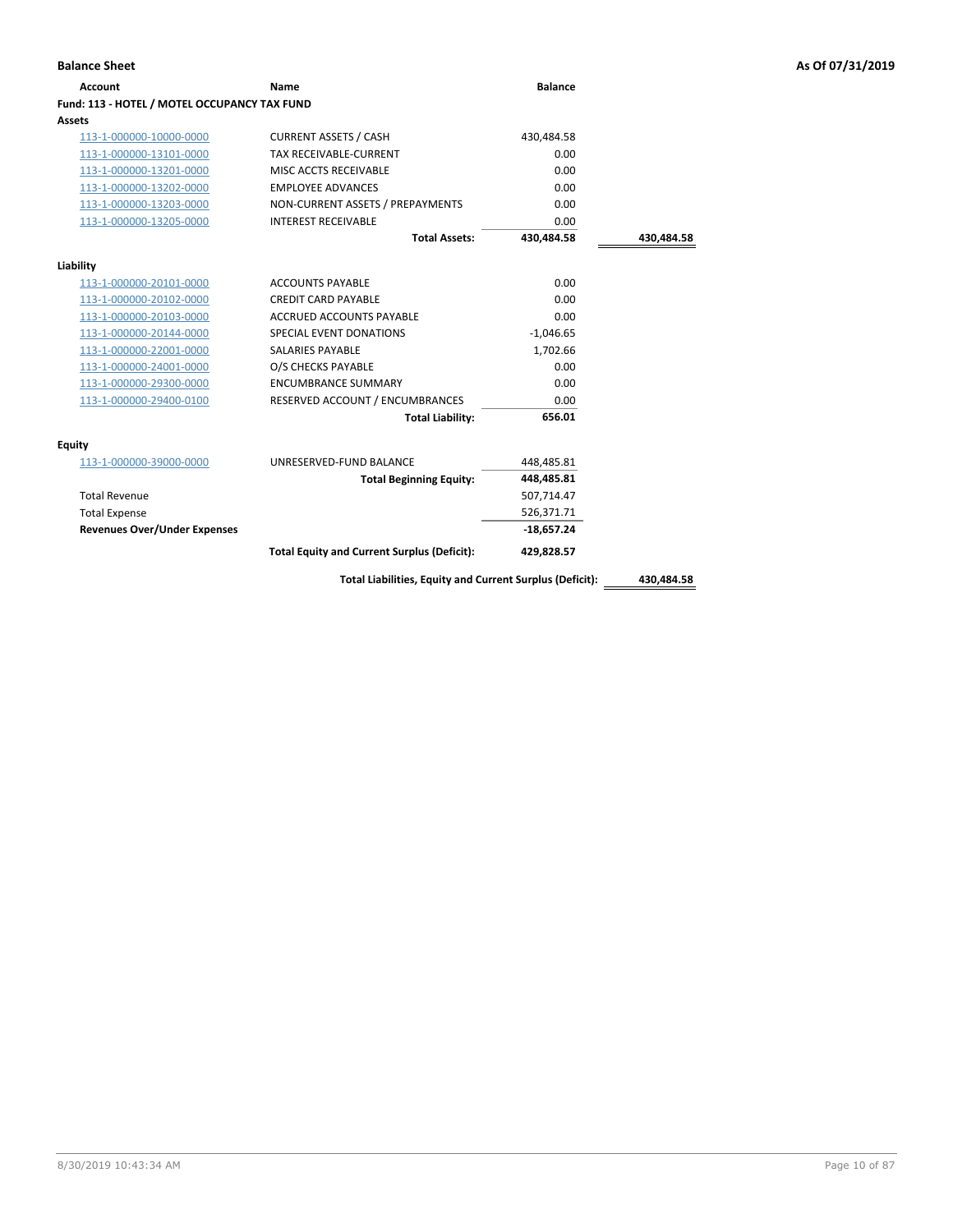**Balance Sheet** — As Of 07/31/2019

| Account | Name | Balance | |
|---|---|---|---|
| **Fund: 113 - HOTEL / MOTEL OCCUPANCY TAX FUND** | | | |
| **Assets** | | | |
| 113-1-000000-10000-0000 | CURRENT ASSETS / CASH | 430,484.58 | |
| 113-1-000000-13101-0000 | TAX RECEIVABLE-CURRENT | 0.00 | |
| 113-1-000000-13201-0000 | MISC ACCTS RECEIVABLE | 0.00 | |
| 113-1-000000-13202-0000 | EMPLOYEE ADVANCES | 0.00 | |
| 113-1-000000-13203-0000 | NON-CURRENT ASSETS / PREPAYMENTS | 0.00 | |
| 113-1-000000-13205-0000 | INTEREST RECEIVABLE | 0.00 | |
| | **Total Assets:** | **430,484.58** | **430,484.58** |
| **Liability** | | | |
| 113-1-000000-20101-0000 | ACCOUNTS PAYABLE | 0.00 | |
| 113-1-000000-20102-0000 | CREDIT CARD PAYABLE | 0.00 | |
| 113-1-000000-20103-0000 | ACCRUED ACCOUNTS PAYABLE | 0.00 | |
| 113-1-000000-20144-0000 | SPECIAL EVENT DONATIONS | -1,046.65 | |
| 113-1-000000-22001-0000 | SALARIES PAYABLE | 1,702.66 | |
| 113-1-000000-24001-0000 | O/S CHECKS PAYABLE | 0.00 | |
| 113-1-000000-29300-0000 | ENCUMBRANCE SUMMARY | 0.00 | |
| 113-1-000000-29400-0100 | RESERVED ACCOUNT / ENCUMBRANCES | 0.00 | |
| | **Total Liability:** | **656.01** | |
| **Equity** | | | |
| 113-1-000000-39000-0000 | UNRESERVED-FUND BALANCE | 448,485.81 | |
| | **Total Beginning Equity:** | **448,485.81** | |
| Total Revenue | | 507,714.47 | |
| Total Expense | | 526,371.71 | |
| **Revenues Over/Under Expenses** | | **-18,657.24** | |
| | **Total Equity and Current Surplus (Deficit):** | **429,828.57** | |
| | **Total Liabilities, Equity and Current Surplus (Deficit):** | | **430,484.58** |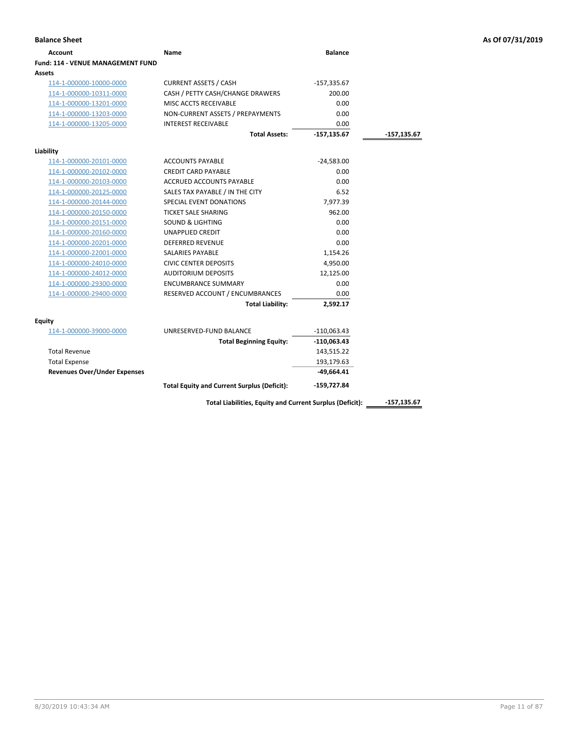**Balance Sheet** — As Of 07/31/2019

| Account | Name | Balance | |
|---|---|---|---|
| **Fund: 114 - VENUE MANAGEMENT FUND** | | | |
| **Assets** | | | |
| 114-1-000000-10000-0000 | CURRENT ASSETS / CASH | -157,335.67 | |
| 114-1-000000-10311-0000 | CASH / PETTY CASH/CHANGE DRAWERS | 200.00 | |
| 114-1-000000-13201-0000 | MISC ACCTS RECEIVABLE | 0.00 | |
| 114-1-000000-13203-0000 | NON-CURRENT ASSETS / PREPAYMENTS | 0.00 | |
| 114-1-000000-13205-0000 | INTEREST RECEIVABLE | 0.00 | |
| | **Total Assets:** | **-157,135.67** | **-157,135.67** |
| **Liability** | | | |
| 114-1-000000-20101-0000 | ACCOUNTS PAYABLE | -24,583.00 | |
| 114-1-000000-20102-0000 | CREDIT CARD PAYABLE | 0.00 | |
| 114-1-000000-20103-0000 | ACCRUED ACCOUNTS PAYABLE | 0.00 | |
| 114-1-000000-20125-0000 | SALES TAX PAYABLE / IN THE CITY | 6.52 | |
| 114-1-000000-20144-0000 | SPECIAL EVENT DONATIONS | 7,977.39 | |
| 114-1-000000-20150-0000 | TICKET SALE SHARING | 962.00 | |
| 114-1-000000-20151-0000 | SOUND & LIGHTING | 0.00 | |
| 114-1-000000-20160-0000 | UNAPPLIED CREDIT | 0.00 | |
| 114-1-000000-20201-0000 | DEFERRED REVENUE | 0.00 | |
| 114-1-000000-22001-0000 | SALARIES PAYABLE | 1,154.26 | |
| 114-1-000000-24010-0000 | CIVIC CENTER DEPOSITS | 4,950.00 | |
| 114-1-000000-24012-0000 | AUDITORIUM DEPOSITS | 12,125.00 | |
| 114-1-000000-29300-0000 | ENCUMBRANCE SUMMARY | 0.00 | |
| 114-1-000000-29400-0000 | RESERVED ACCOUNT / ENCUMBRANCES | 0.00 | |
| | **Total Liability:** | **2,592.17** | |
| **Equity** | | | |
| 114-1-000000-39000-0000 | UNRESERVED-FUND BALANCE | -110,063.43 | |
| | **Total Beginning Equity:** | **-110,063.43** | |
| Total Revenue | | 143,515.22 | |
| Total Expense | | 193,179.63 | |
| **Revenues Over/Under Expenses** | | **-49,664.41** | |
| | **Total Equity and Current Surplus (Deficit):** | **-159,727.84** | |
| | **Total Liabilities, Equity and Current Surplus (Deficit):** | | **-157,135.67** |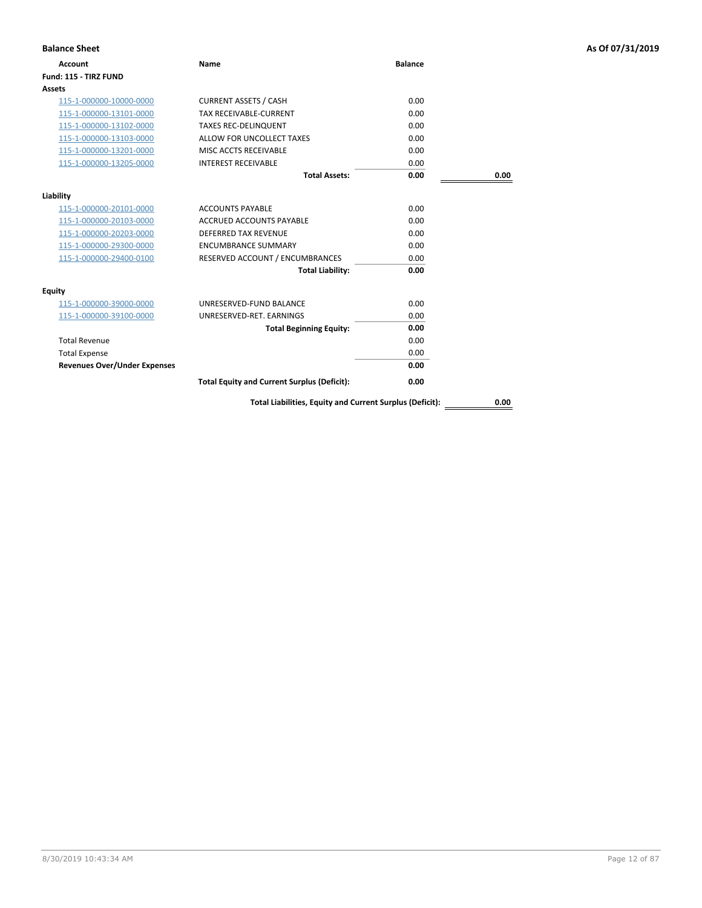## Balance Sheet

**As Of 07/31/2019**

| Account | Name | Balance | |
|---|---|---|---|
| **Fund: 115 - TIRZ FUND** | | | |
| **Assets** | | | |
| 115-1-000000-10000-0000 | CURRENT ASSETS / CASH | 0.00 | |
| 115-1-000000-13101-0000 | TAX RECEIVABLE-CURRENT | 0.00 | |
| 115-1-000000-13102-0000 | TAXES REC-DELINQUENT | 0.00 | |
| 115-1-000000-13103-0000 | ALLOW FOR UNCOLLECT TAXES | 0.00 | |
| 115-1-000000-13201-0000 | MISC ACCTS RECEIVABLE | 0.00 | |
| 115-1-000000-13205-0000 | INTEREST RECEIVABLE | 0.00 | |
| | **Total Assets:** | **0.00** | **0.00** |
| **Liability** | | | |
| 115-1-000000-20101-0000 | ACCOUNTS PAYABLE | 0.00 | |
| 115-1-000000-20103-0000 | ACCRUED ACCOUNTS PAYABLE | 0.00 | |
| 115-1-000000-20203-0000 | DEFERRED TAX REVENUE | 0.00 | |
| 115-1-000000-29300-0000 | ENCUMBRANCE SUMMARY | 0.00 | |
| 115-1-000000-29400-0100 | RESERVED ACCOUNT / ENCUMBRANCES | 0.00 | |
| | **Total Liability:** | **0.00** | |
| **Equity** | | | |
| 115-1-000000-39000-0000 | UNRESERVED-FUND BALANCE | 0.00 | |
| 115-1-000000-39100-0000 | UNRESERVED-RET. EARNINGS | 0.00 | |
| | **Total Beginning Equity:** | **0.00** | |
| Total Revenue | | 0.00 | |
| Total Expense | | 0.00 | |
| **Revenues Over/Under Expenses** | | **0.00** | |
| | **Total Equity and Current Surplus (Deficit):** | **0.00** | |
| | **Total Liabilities, Equity and Current Surplus (Deficit):** | | **0.00** |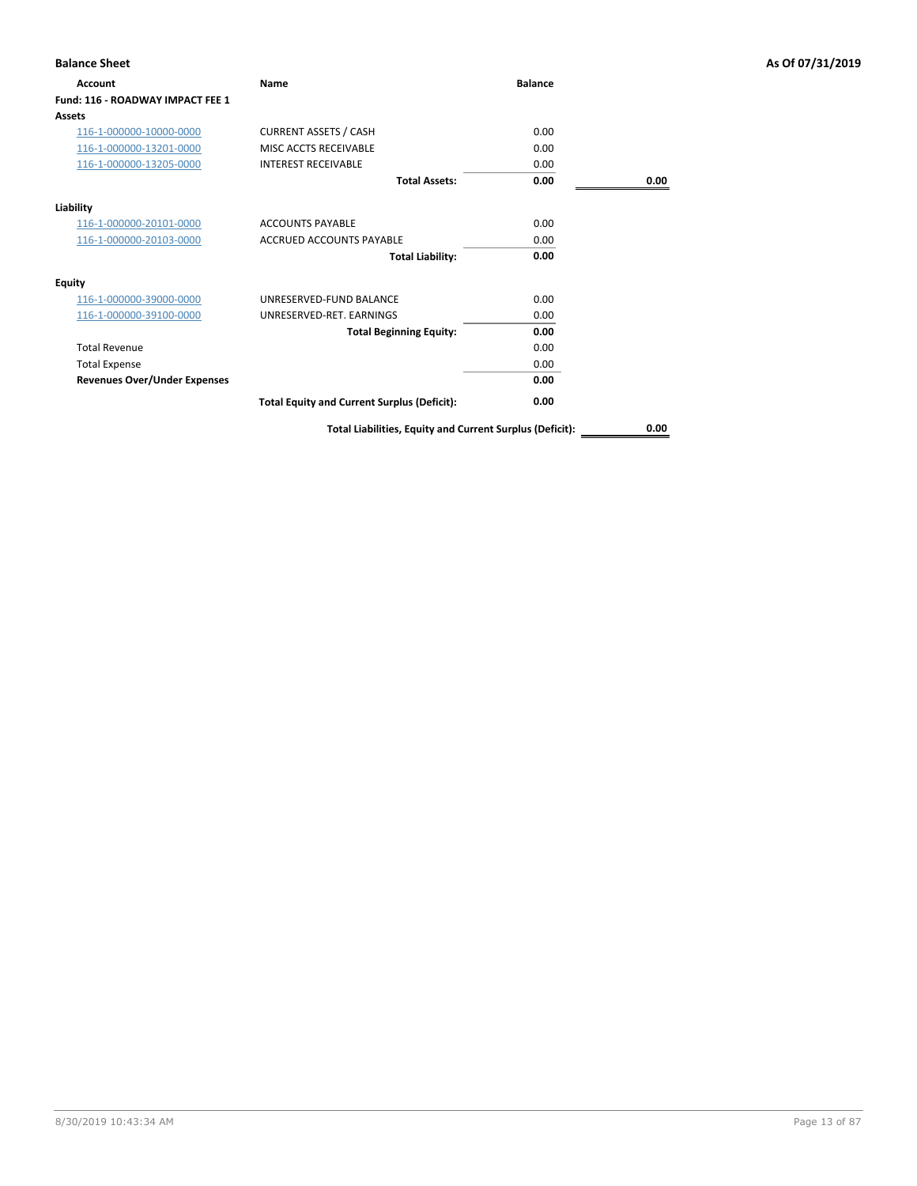**Balance Sheet** — As Of 07/31/2019

| Account | Name | Balance | |
|---|---|---|---|
| **Fund: 116 - ROADWAY IMPACT FEE 1** | | | |
| **Assets** | | | |
| 116-1-000000-10000-0000 | CURRENT ASSETS / CASH | 0.00 | |
| 116-1-000000-13201-0000 | MISC ACCTS RECEIVABLE | 0.00 | |
| 116-1-000000-13205-0000 | INTEREST RECEIVABLE | 0.00 | |
| | **Total Assets:** | **0.00** | **0.00** |
| **Liability** | | | |
| 116-1-000000-20101-0000 | ACCOUNTS PAYABLE | 0.00 | |
| 116-1-000000-20103-0000 | ACCRUED ACCOUNTS PAYABLE | 0.00 | |
| | **Total Liability:** | **0.00** | |
| **Equity** | | | |
| 116-1-000000-39000-0000 | UNRESERVED-FUND BALANCE | 0.00 | |
| 116-1-000000-39100-0000 | UNRESERVED-RET. EARNINGS | 0.00 | |
| | **Total Beginning Equity:** | **0.00** | |
| Total Revenue | | 0.00 | |
| Total Expense | | 0.00 | |
| **Revenues Over/Under Expenses** | | **0.00** | |
| | **Total Equity and Current Surplus (Deficit):** | **0.00** | |
| | **Total Liabilities, Equity and Current Surplus (Deficit):** | | **0.00** |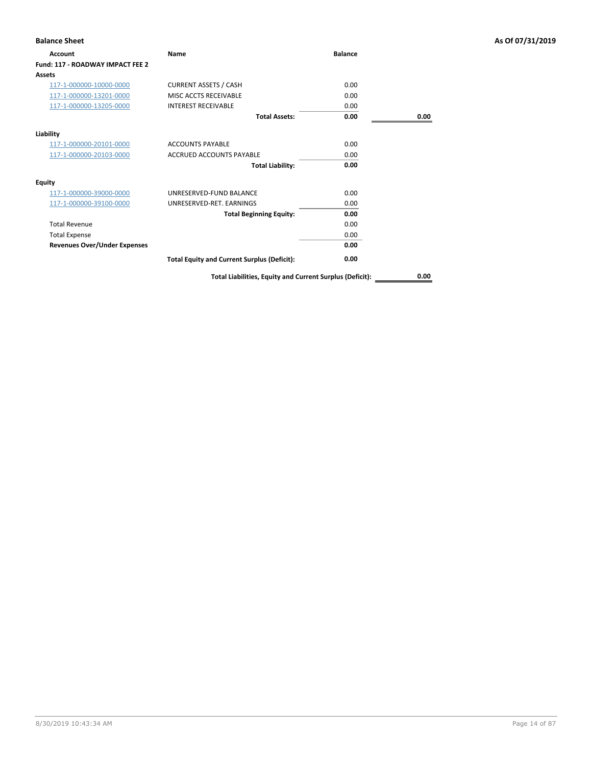**Balance Sheet** **As Of 07/31/2019**

| Account | Name | Balance | |
|---|---|---|---|
| **Fund: 117 - ROADWAY IMPACT FEE 2** | | | |
| **Assets** | | | |
| 117-1-000000-10000-0000 | CURRENT ASSETS / CASH | 0.00 | |
| 117-1-000000-13201-0000 | MISC ACCTS RECEIVABLE | 0.00 | |
| 117-1-000000-13205-0000 | INTEREST RECEIVABLE | 0.00 | |
| | **Total Assets:** | **0.00** | **0.00** |
| **Liability** | | | |
| 117-1-000000-20101-0000 | ACCOUNTS PAYABLE | 0.00 | |
| 117-1-000000-20103-0000 | ACCRUED ACCOUNTS PAYABLE | 0.00 | |
| | **Total Liability:** | **0.00** | |
| **Equity** | | | |
| 117-1-000000-39000-0000 | UNRESERVED-FUND BALANCE | 0.00 | |
| 117-1-000000-39100-0000 | UNRESERVED-RET. EARNINGS | 0.00 | |
| | **Total Beginning Equity:** | **0.00** | |
| Total Revenue | | 0.00 | |
| Total Expense | | 0.00 | |
| **Revenues Over/Under Expenses** | | **0.00** | |
| | **Total Equity and Current Surplus (Deficit):** | **0.00** | |
| | **Total Liabilities, Equity and Current Surplus (Deficit):** | | **0.00** |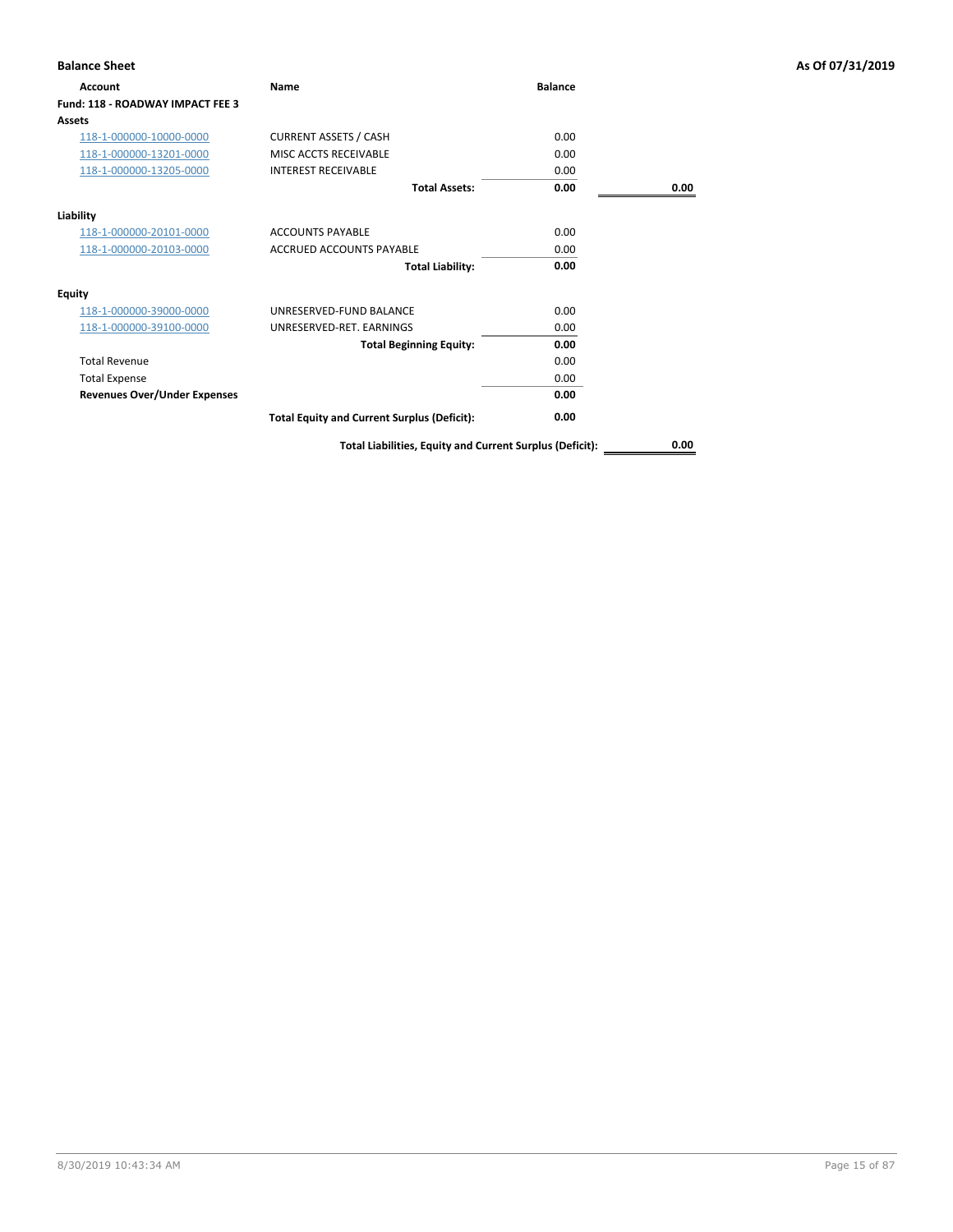**Balance Sheet** **As Of 07/31/2019**

| Account | Name | Balance | |
|---|---|---|---|
| **Fund: 118 - ROADWAY IMPACT FEE 3** | | | |
| **Assets** | | | |
| 118-1-000000-10000-0000 | CURRENT ASSETS / CASH | 0.00 | |
| 118-1-000000-13201-0000 | MISC ACCTS RECEIVABLE | 0.00 | |
| 118-1-000000-13205-0000 | INTEREST RECEIVABLE | 0.00 | |
| | **Total Assets:** | **0.00** | **0.00** |
| **Liability** | | | |
| 118-1-000000-20101-0000 | ACCOUNTS PAYABLE | 0.00 | |
| 118-1-000000-20103-0000 | ACCRUED ACCOUNTS PAYABLE | 0.00 | |
| | **Total Liability:** | **0.00** | |
| **Equity** | | | |
| 118-1-000000-39000-0000 | UNRESERVED-FUND BALANCE | 0.00 | |
| 118-1-000000-39100-0000 | UNRESERVED-RET. EARNINGS | 0.00 | |
| | **Total Beginning Equity:** | **0.00** | |
| Total Revenue | | 0.00 | |
| Total Expense | | 0.00 | |
| **Revenues Over/Under Expenses** | | **0.00** | |
| | **Total Equity and Current Surplus (Deficit):** | **0.00** | |
| | **Total Liabilities, Equity and Current Surplus (Deficit):** | | **0.00** |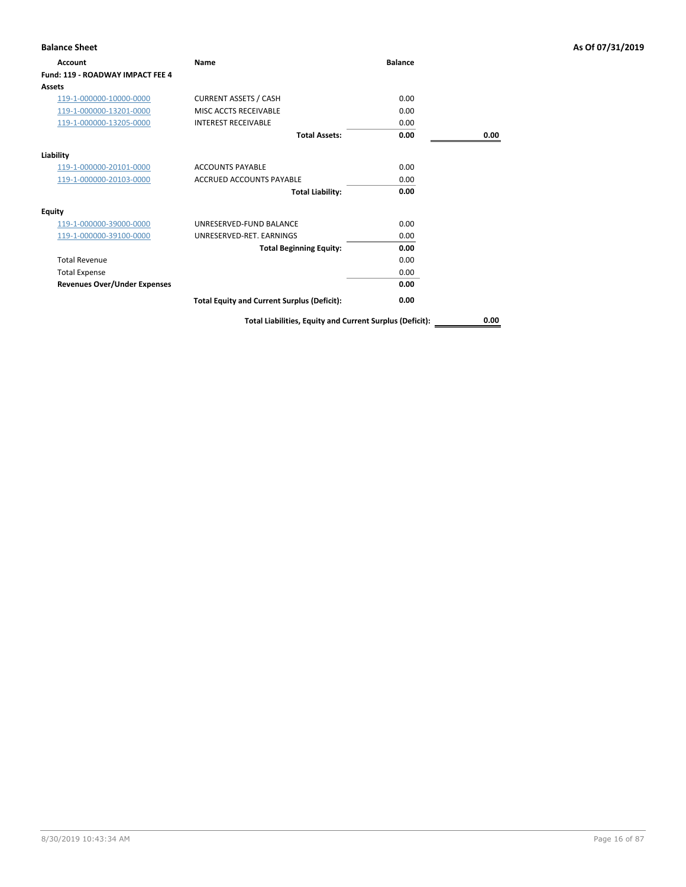## Balance Sheet

**As Of 07/31/2019**

| Account | Name | Balance | |
|---|---|---|---|
| **Fund: 119 - ROADWAY IMPACT FEE 4** | | | |
| **Assets** | | | |
| 119-1-000000-10000-0000 | CURRENT ASSETS / CASH | 0.00 | |
| 119-1-000000-13201-0000 | MISC ACCTS RECEIVABLE | 0.00 | |
| 119-1-000000-13205-0000 | INTEREST RECEIVABLE | 0.00 | |
| | **Total Assets:** | **0.00** | **0.00** |
| **Liability** | | | |
| 119-1-000000-20101-0000 | ACCOUNTS PAYABLE | 0.00 | |
| 119-1-000000-20103-0000 | ACCRUED ACCOUNTS PAYABLE | 0.00 | |
| | **Total Liability:** | **0.00** | |
| **Equity** | | | |
| 119-1-000000-39000-0000 | UNRESERVED-FUND BALANCE | 0.00 | |
| 119-1-000000-39100-0000 | UNRESERVED-RET. EARNINGS | 0.00 | |
| | **Total Beginning Equity:** | **0.00** | |
| Total Revenue | | 0.00 | |
| Total Expense | | 0.00 | |
| **Revenues Over/Under Expenses** | | **0.00** | |
| | **Total Equity and Current Surplus (Deficit):** | **0.00** | |
| | **Total Liabilities, Equity and Current Surplus (Deficit):** | | **0.00** |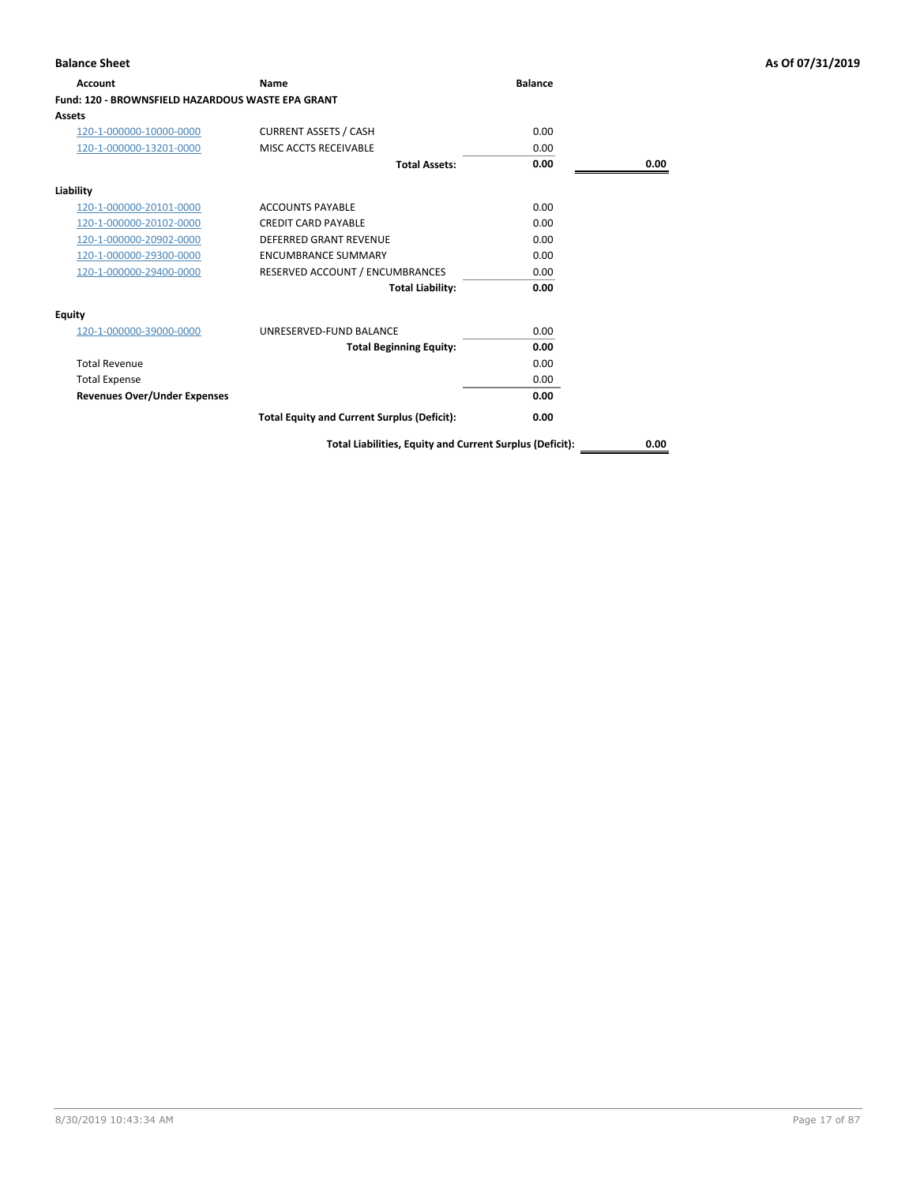**Balance Sheet** **As Of 07/31/2019**

| Account | Name | Balance | |
|---|---|---|---|
| **Fund: 120 - BROWNSFIELD HAZARDOUS WASTE EPA GRANT** | | | |
| **Assets** | | | |
| 120-1-000000-10000-0000 | CURRENT ASSETS / CASH | 0.00 | |
| 120-1-000000-13201-0000 | MISC ACCTS RECEIVABLE | 0.00 | |
| | **Total Assets:** | **0.00** | **0.00** |
| **Liability** | | | |
| 120-1-000000-20101-0000 | ACCOUNTS PAYABLE | 0.00 | |
| 120-1-000000-20102-0000 | CREDIT CARD PAYABLE | 0.00 | |
| 120-1-000000-20902-0000 | DEFERRED GRANT REVENUE | 0.00 | |
| 120-1-000000-29300-0000 | ENCUMBRANCE SUMMARY | 0.00 | |
| 120-1-000000-29400-0000 | RESERVED ACCOUNT / ENCUMBRANCES | 0.00 | |
| | **Total Liability:** | **0.00** | |
| **Equity** | | | |
| 120-1-000000-39000-0000 | UNRESERVED-FUND BALANCE | 0.00 | |
| | **Total Beginning Equity:** | **0.00** | |
| Total Revenue | | 0.00 | |
| Total Expense | | 0.00 | |
| **Revenues Over/Under Expenses** | | **0.00** | |
| | **Total Equity and Current Surplus (Deficit):** | **0.00** | |
| | **Total Liabilities, Equity and Current Surplus (Deficit):** | | **0.00** |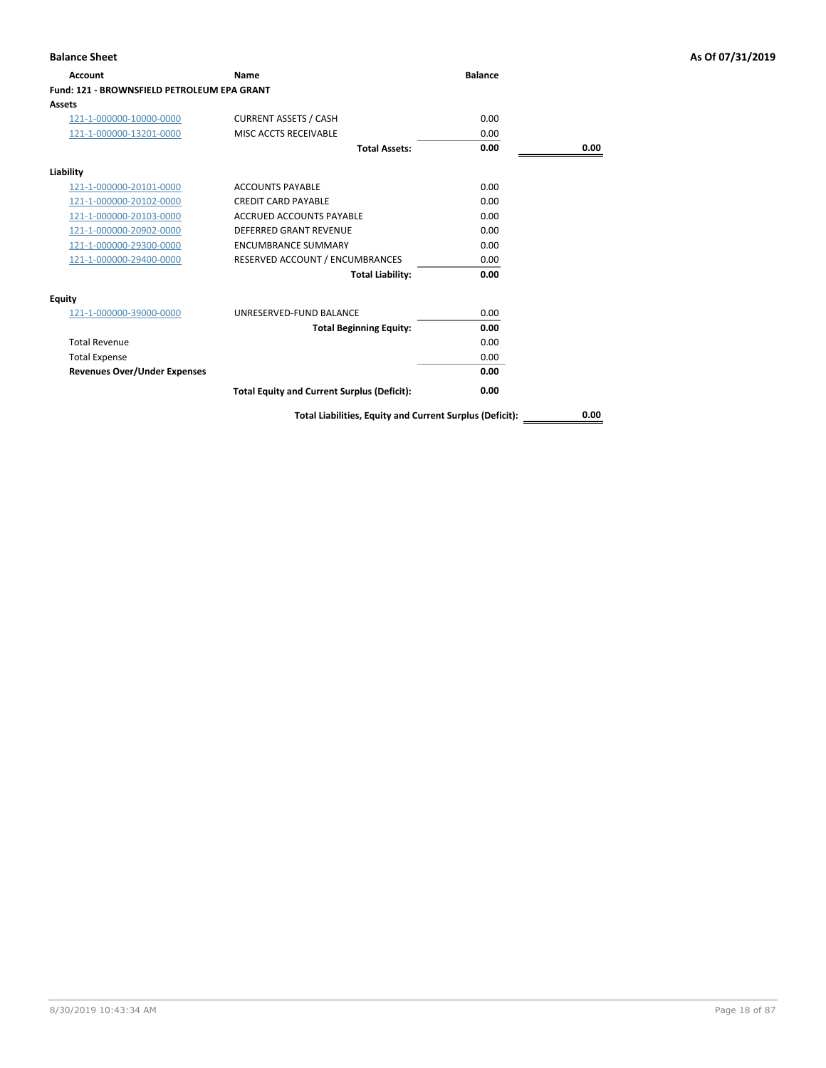**Balance Sheet** **As Of 07/31/2019**

| Account | Name | Balance | |
|---|---|---|---|
| **Fund: 121 - BROWNSFIELD PETROLEUM EPA GRANT** | | | |
| **Assets** | | | |
| 121-1-000000-10000-0000 | CURRENT ASSETS / CASH | 0.00 | |
| 121-1-000000-13201-0000 | MISC ACCTS RECEIVABLE | 0.00 | |
| | **Total Assets:** | **0.00** | **0.00** |
| **Liability** | | | |
| 121-1-000000-20101-0000 | ACCOUNTS PAYABLE | 0.00 | |
| 121-1-000000-20102-0000 | CREDIT CARD PAYABLE | 0.00 | |
| 121-1-000000-20103-0000 | ACCRUED ACCOUNTS PAYABLE | 0.00 | |
| 121-1-000000-20902-0000 | DEFERRED GRANT REVENUE | 0.00 | |
| 121-1-000000-29300-0000 | ENCUMBRANCE SUMMARY | 0.00 | |
| 121-1-000000-29400-0000 | RESERVED ACCOUNT / ENCUMBRANCES | 0.00 | |
| | **Total Liability:** | **0.00** | |
| **Equity** | | | |
| 121-1-000000-39000-0000 | UNRESERVED-FUND BALANCE | 0.00 | |
| | **Total Beginning Equity:** | **0.00** | |
| Total Revenue | | 0.00 | |
| Total Expense | | 0.00 | |
| **Revenues Over/Under Expenses** | | **0.00** | |
| | **Total Equity and Current Surplus (Deficit):** | **0.00** | |
| | **Total Liabilities, Equity and Current Surplus (Deficit):** | | **0.00** |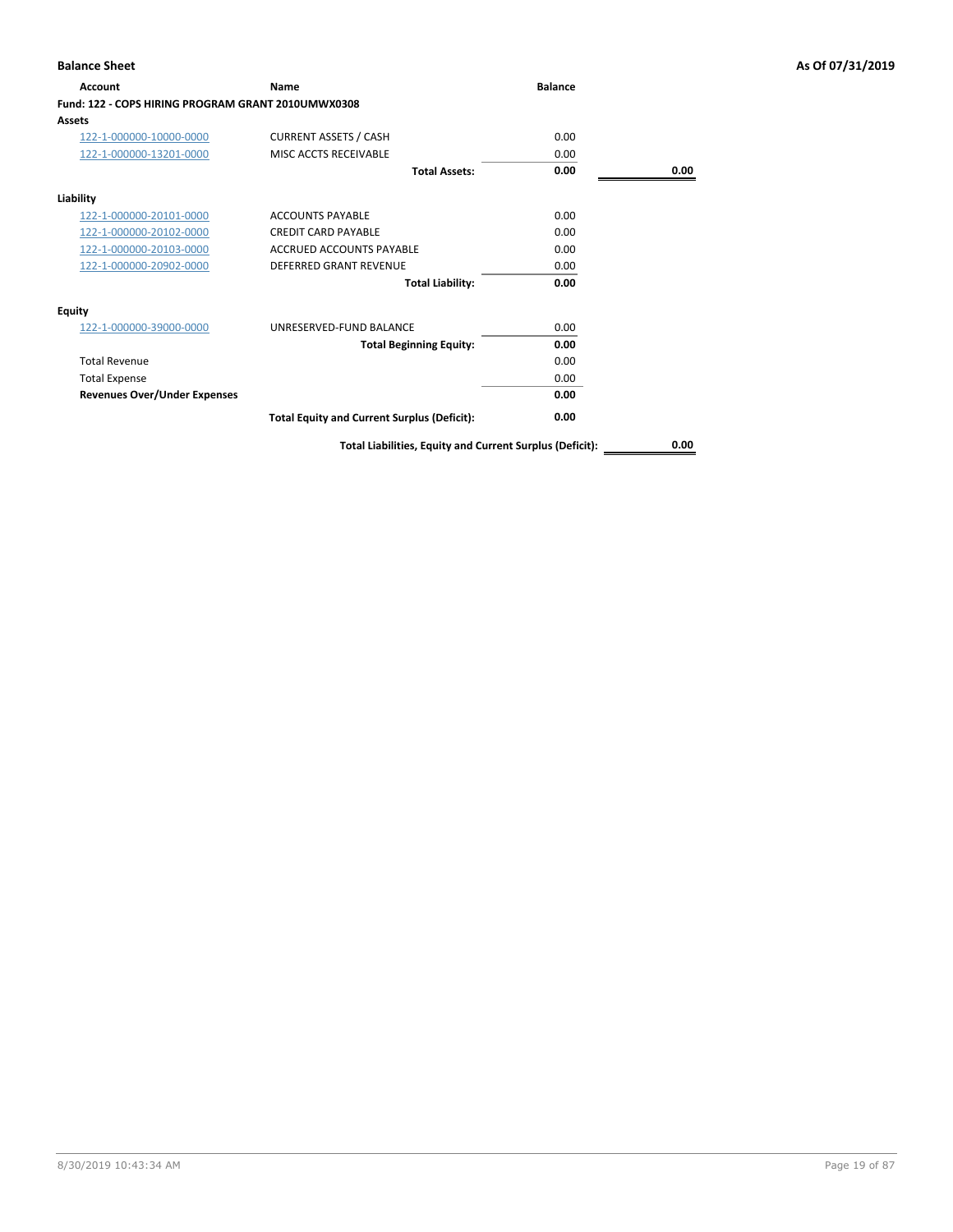**Balance Sheet** **As Of 07/31/2019**

| Account | Name | Balance | |
|---|---|---|---|
| **Fund: 122 - COPS HIRING PROGRAM GRANT 2010UMWX0308** | | | |
| **Assets** | | | |
| 122-1-000000-10000-0000 | CURRENT ASSETS / CASH | 0.00 | |
| 122-1-000000-13201-0000 | MISC ACCTS RECEIVABLE | 0.00 | |
| | **Total Assets:** | **0.00** | **0.00** |
| **Liability** | | | |
| 122-1-000000-20101-0000 | ACCOUNTS PAYABLE | 0.00 | |
| 122-1-000000-20102-0000 | CREDIT CARD PAYABLE | 0.00 | |
| 122-1-000000-20103-0000 | ACCRUED ACCOUNTS PAYABLE | 0.00 | |
| 122-1-000000-20902-0000 | DEFERRED GRANT REVENUE | 0.00 | |
| | **Total Liability:** | **0.00** | |
| **Equity** | | | |
| 122-1-000000-39000-0000 | UNRESERVED-FUND BALANCE | 0.00 | |
| | **Total Beginning Equity:** | **0.00** | |
| Total Revenue | | 0.00 | |
| Total Expense | | 0.00 | |
| **Revenues Over/Under Expenses** | | **0.00** | |
| | **Total Equity and Current Surplus (Deficit):** | **0.00** | |
| | **Total Liabilities, Equity and Current Surplus (Deficit):** | | **0.00** |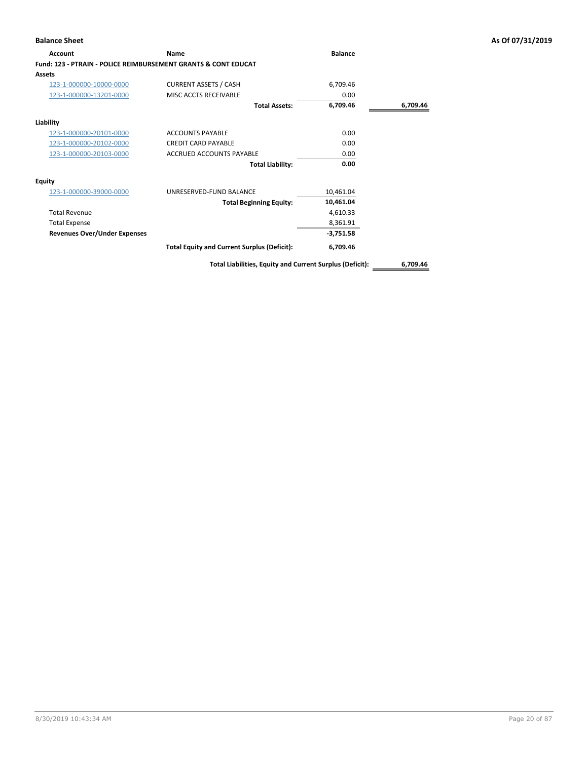**Balance Sheet** | **As Of 07/31/2019**

| Account | Name | Balance | |
|---|---|---|---|
| **Fund: 123 - PTRAIN - POLICE REIMBURSEMENT GRANTS & CONT EDUCAT** | | | |
| **Assets** | | | |
| 123-1-000000-10000-0000 | CURRENT ASSETS / CASH | 6,709.46 | |
| 123-1-000000-13201-0000 | MISC ACCTS RECEIVABLE | 0.00 | |
| | **Total Assets:** | **6,709.46** | **6,709.46** |
| **Liability** | | | |
| 123-1-000000-20101-0000 | ACCOUNTS PAYABLE | 0.00 | |
| 123-1-000000-20102-0000 | CREDIT CARD PAYABLE | 0.00 | |
| 123-1-000000-20103-0000 | ACCRUED ACCOUNTS PAYABLE | 0.00 | |
| | **Total Liability:** | **0.00** | |
| **Equity** | | | |
| 123-1-000000-39000-0000 | UNRESERVED-FUND BALANCE | 10,461.04 | |
| | **Total Beginning Equity:** | **10,461.04** | |
| Total Revenue | | 4,610.33 | |
| Total Expense | | 8,361.91 | |
| **Revenues Over/Under Expenses** | | **-3,751.58** | |
| | **Total Equity and Current Surplus (Deficit):** | **6,709.46** | |
| | **Total Liabilities, Equity and Current Surplus (Deficit):** | | **6,709.46** |

8/30/2019 10:43:34 AM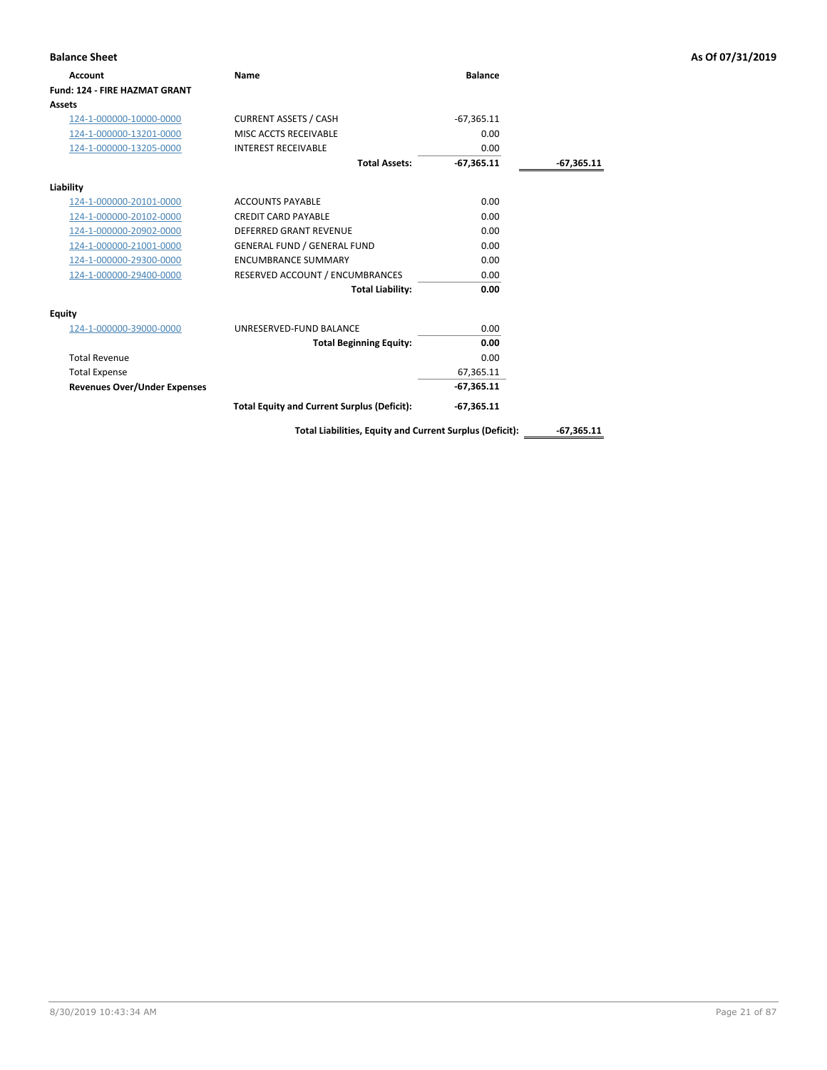**Balance Sheet** **As Of 07/31/2019**

| Account | Name | Balance | |
|---|---|---|---|
| **Fund: 124 - FIRE HAZMAT GRANT** | | | |
| **Assets** | | | |
| 124-1-000000-10000-0000 | CURRENT ASSETS / CASH | -67,365.11 | |
| 124-1-000000-13201-0000 | MISC ACCTS RECEIVABLE | 0.00 | |
| 124-1-000000-13205-0000 | INTEREST RECEIVABLE | 0.00 | |
| | **Total Assets:** | **-67,365.11** | **-67,365.11** |
| **Liability** | | | |
| 124-1-000000-20101-0000 | ACCOUNTS PAYABLE | 0.00 | |
| 124-1-000000-20102-0000 | CREDIT CARD PAYABLE | 0.00 | |
| 124-1-000000-20902-0000 | DEFERRED GRANT REVENUE | 0.00 | |
| 124-1-000000-21001-0000 | GENERAL FUND / GENERAL FUND | 0.00 | |
| 124-1-000000-29300-0000 | ENCUMBRANCE SUMMARY | 0.00 | |
| 124-1-000000-29400-0000 | RESERVED ACCOUNT / ENCUMBRANCES | 0.00 | |
| | **Total Liability:** | **0.00** | |
| **Equity** | | | |
| 124-1-000000-39000-0000 | UNRESERVED-FUND BALANCE | 0.00 | |
| | **Total Beginning Equity:** | **0.00** | |
| Total Revenue | | 0.00 | |
| Total Expense | | 67,365.11 | |
| **Revenues Over/Under Expenses** | | **-67,365.11** | |
| | **Total Equity and Current Surplus (Deficit):** | **-67,365.11** | |
| | **Total Liabilities, Equity and Current Surplus (Deficit):** | | **-67,365.11** |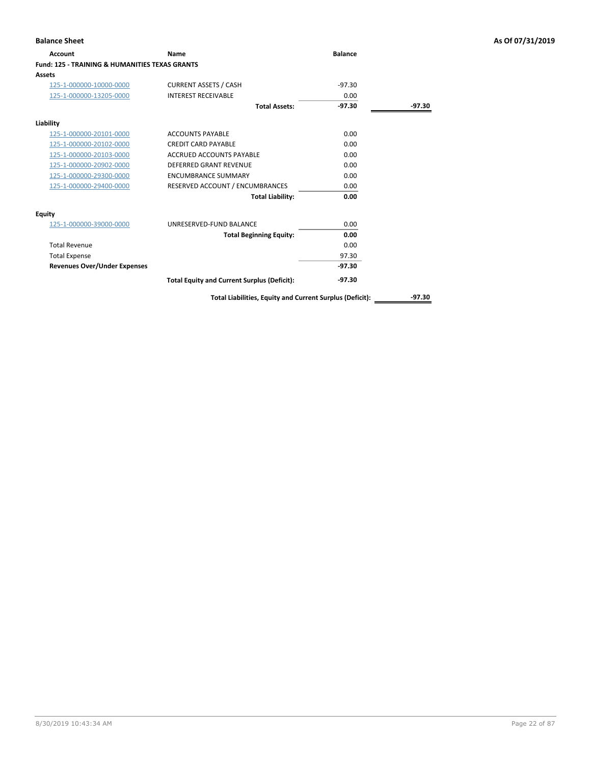**Balance Sheet** — As Of 07/31/2019

| Account | Name | Balance | |
|---|---|---|---|
| **Fund: 125 - TRAINING & HUMANITIES TEXAS GRANTS** | | | |
| **Assets** | | | |
| 125-1-000000-10000-0000 | CURRENT ASSETS / CASH | -97.30 | |
| 125-1-000000-13205-0000 | INTEREST RECEIVABLE | 0.00 | |
| | **Total Assets:** | **-97.30** | **-97.30** |
| **Liability** | | | |
| 125-1-000000-20101-0000 | ACCOUNTS PAYABLE | 0.00 | |
| 125-1-000000-20102-0000 | CREDIT CARD PAYABLE | 0.00 | |
| 125-1-000000-20103-0000 | ACCRUED ACCOUNTS PAYABLE | 0.00 | |
| 125-1-000000-20902-0000 | DEFERRED GRANT REVENUE | 0.00 | |
| 125-1-000000-29300-0000 | ENCUMBRANCE SUMMARY | 0.00 | |
| 125-1-000000-29400-0000 | RESERVED ACCOUNT / ENCUMBRANCES | 0.00 | |
| | **Total Liability:** | **0.00** | |
| **Equity** | | | |
| 125-1-000000-39000-0000 | UNRESERVED-FUND BALANCE | 0.00 | |
| | **Total Beginning Equity:** | **0.00** | |
| Total Revenue | | 0.00 | |
| Total Expense | | 97.30 | |
| **Revenues Over/Under Expenses** | | **-97.30** | |
| | **Total Equity and Current Surplus (Deficit):** | **-97.30** | |
| | **Total Liabilities, Equity and Current Surplus (Deficit):** | | **-97.30** |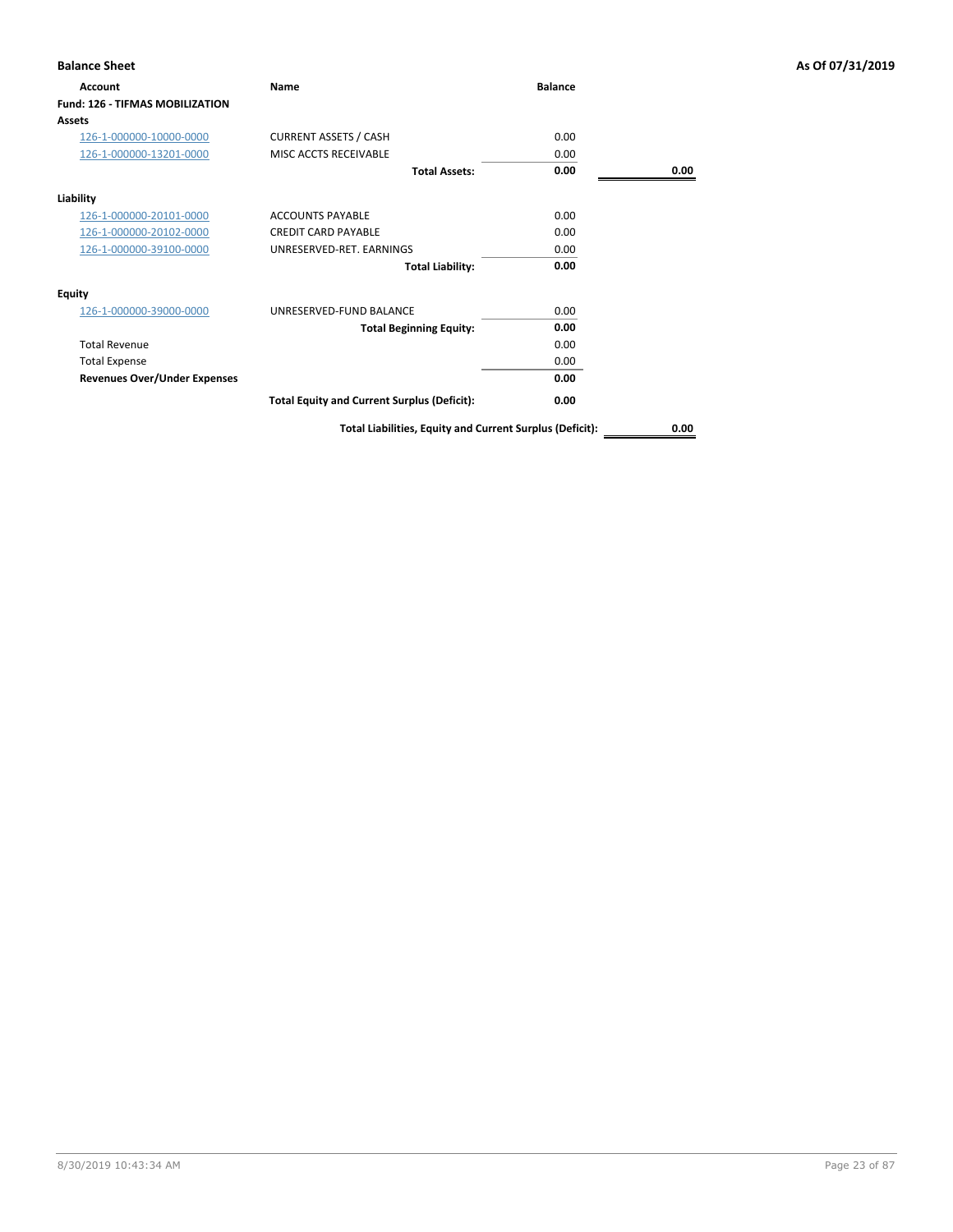**Balance Sheet** **As Of 07/31/2019**

| Account | Name | Balance | |
|---|---|---|---|
| **Fund: 126 - TIFMAS MOBILIZATION** | | | |
| **Assets** | | | |
| 126-1-000000-10000-0000 | CURRENT ASSETS / CASH | 0.00 | |
| 126-1-000000-13201-0000 | MISC ACCTS RECEIVABLE | 0.00 | |
| | **Total Assets:** | **0.00** | **0.00** |
| **Liability** | | | |
| 126-1-000000-20101-0000 | ACCOUNTS PAYABLE | 0.00 | |
| 126-1-000000-20102-0000 | CREDIT CARD PAYABLE | 0.00 | |
| 126-1-000000-39100-0000 | UNRESERVED-RET. EARNINGS | 0.00 | |
| | **Total Liability:** | **0.00** | |
| **Equity** | | | |
| 126-1-000000-39000-0000 | UNRESERVED-FUND BALANCE | 0.00 | |
| | **Total Beginning Equity:** | **0.00** | |
| Total Revenue | | 0.00 | |
| Total Expense | | 0.00 | |
| **Revenues Over/Under Expenses** | | **0.00** | |
| | **Total Equity and Current Surplus (Deficit):** | **0.00** | |
| | **Total Liabilities, Equity and Current Surplus (Deficit):** | | **0.00** |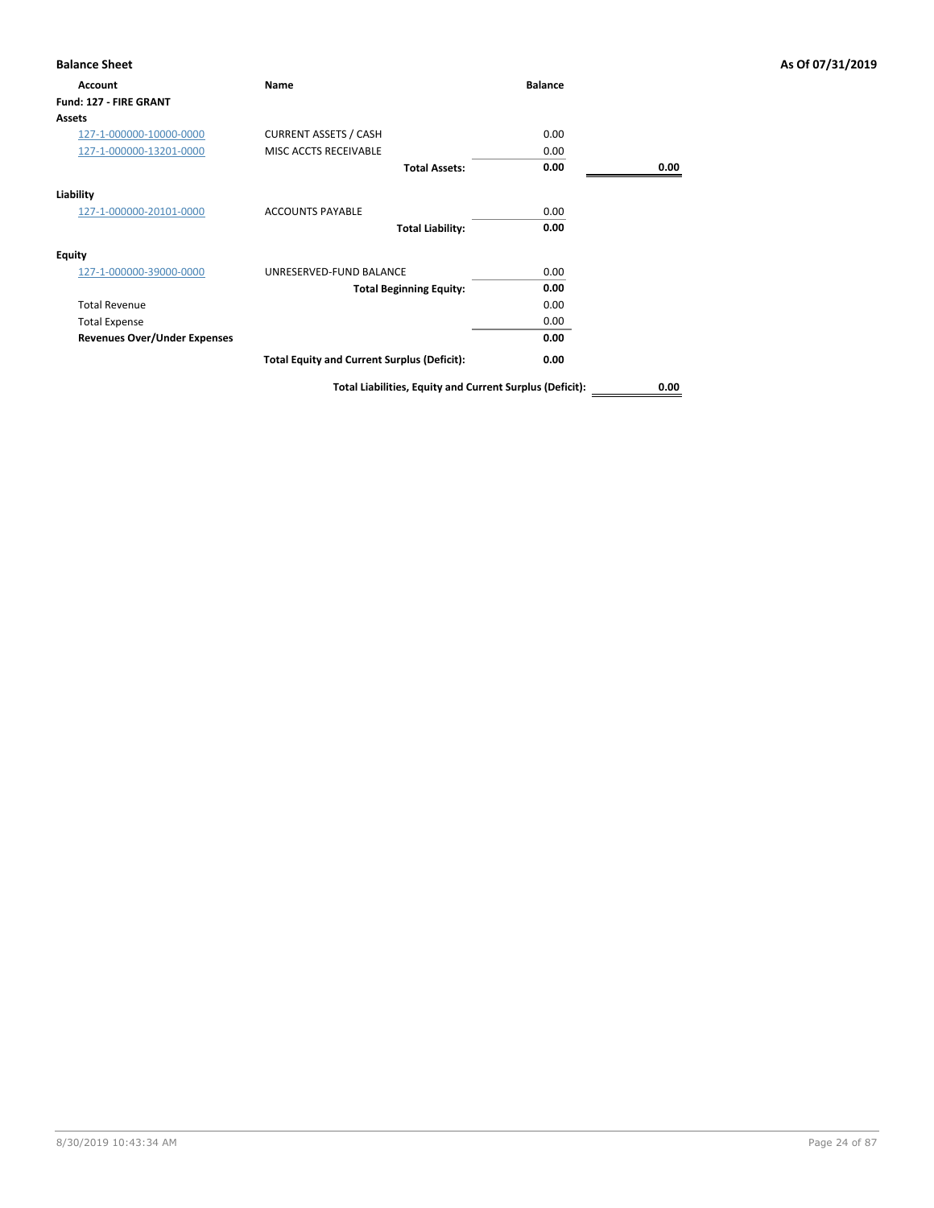**Balance Sheet** | **As Of 07/31/2019**

| Account | Name | Balance | |
|---|---|---|---|
| **Fund: 127 - FIRE GRANT** | | | |
| **Assets** | | | |
| 127-1-000000-10000-0000 | CURRENT ASSETS / CASH | 0.00 | |
| 127-1-000000-13201-0000 | MISC ACCTS RECEIVABLE | 0.00 | |
| | **Total Assets:** | **0.00** | **0.00** |
| **Liability** | | | |
| 127-1-000000-20101-0000 | ACCOUNTS PAYABLE | 0.00 | |
| | **Total Liability:** | **0.00** | |
| **Equity** | | | |
| 127-1-000000-39000-0000 | UNRESERVED-FUND BALANCE | 0.00 | |
| | **Total Beginning Equity:** | **0.00** | |
| Total Revenue | | 0.00 | |
| Total Expense | | 0.00 | |
| **Revenues Over/Under Expenses** | | **0.00** | |
| | **Total Equity and Current Surplus (Deficit):** | **0.00** | |
| | **Total Liabilities, Equity and Current Surplus (Deficit):** | | **0.00** |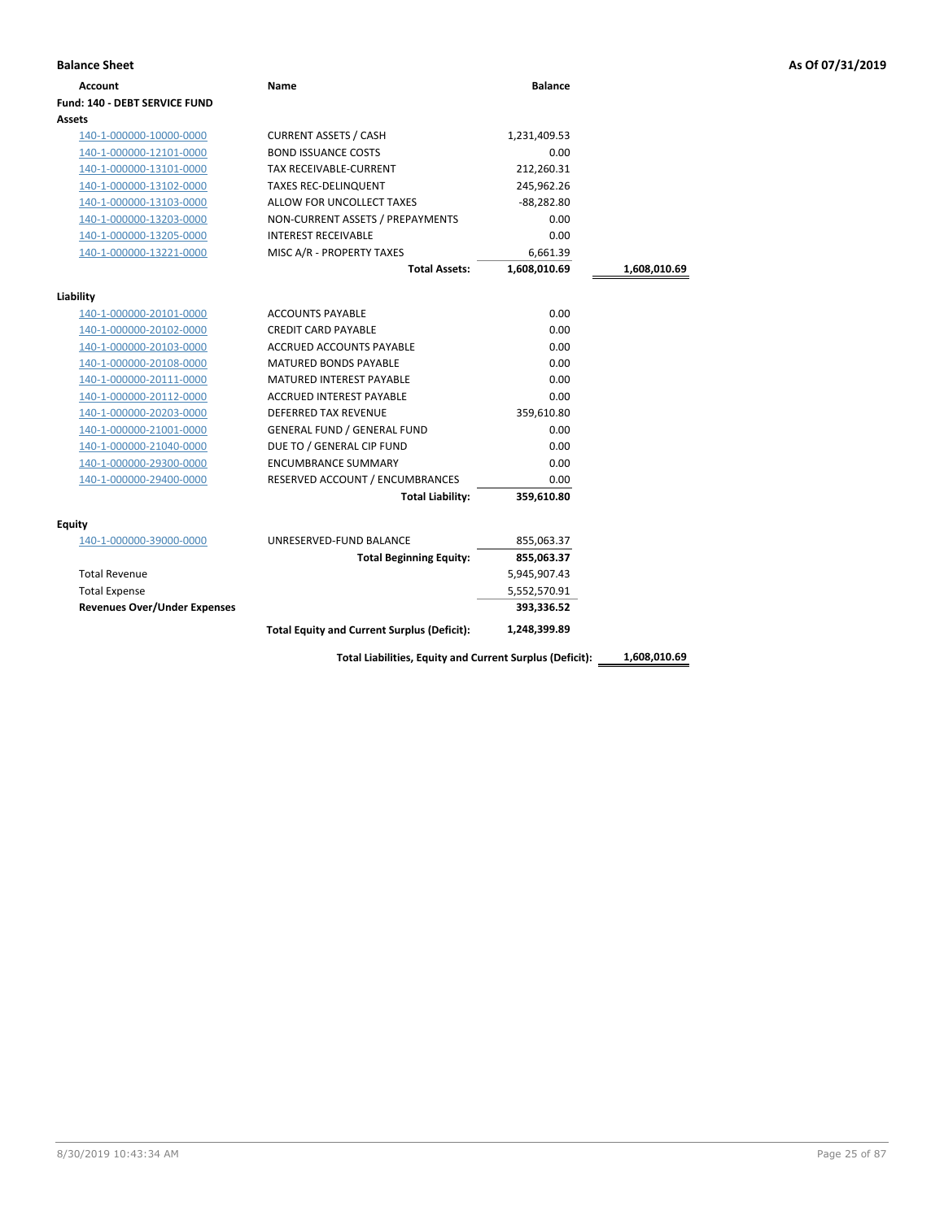## Balance Sheet

As Of 07/31/2019

| Account | Name | Balance | |
|---|---|---|---|
| **Fund: 140 - DEBT SERVICE FUND** | | | |
| **Assets** | | | |
| 140-1-000000-10000-0000 | CURRENT ASSETS / CASH | 1,231,409.53 | |
| 140-1-000000-12101-0000 | BOND ISSUANCE COSTS | 0.00 | |
| 140-1-000000-13101-0000 | TAX RECEIVABLE-CURRENT | 212,260.31 | |
| 140-1-000000-13102-0000 | TAXES REC-DELINQUENT | 245,962.26 | |
| 140-1-000000-13103-0000 | ALLOW FOR UNCOLLECT TAXES | -88,282.80 | |
| 140-1-000000-13203-0000 | NON-CURRENT ASSETS / PREPAYMENTS | 0.00 | |
| 140-1-000000-13205-0000 | INTEREST RECEIVABLE | 0.00 | |
| 140-1-000000-13221-0000 | MISC A/R - PROPERTY TAXES | 6,661.39 | |
| | **Total Assets:** | **1,608,010.69** | **1,608,010.69** |
| **Liability** | | | |
| 140-1-000000-20101-0000 | ACCOUNTS PAYABLE | 0.00 | |
| 140-1-000000-20102-0000 | CREDIT CARD PAYABLE | 0.00 | |
| 140-1-000000-20103-0000 | ACCRUED ACCOUNTS PAYABLE | 0.00 | |
| 140-1-000000-20108-0000 | MATURED BONDS PAYABLE | 0.00 | |
| 140-1-000000-20111-0000 | MATURED INTEREST PAYABLE | 0.00 | |
| 140-1-000000-20112-0000 | ACCRUED INTEREST PAYABLE | 0.00 | |
| 140-1-000000-20203-0000 | DEFERRED TAX REVENUE | 359,610.80 | |
| 140-1-000000-21001-0000 | GENERAL FUND / GENERAL FUND | 0.00 | |
| 140-1-000000-21040-0000 | DUE TO / GENERAL CIP FUND | 0.00 | |
| 140-1-000000-29300-0000 | ENCUMBRANCE SUMMARY | 0.00 | |
| 140-1-000000-29400-0000 | RESERVED ACCOUNT / ENCUMBRANCES | 0.00 | |
| | **Total Liability:** | **359,610.80** | |
| **Equity** | | | |
| 140-1-000000-39000-0000 | UNRESERVED-FUND BALANCE | 855,063.37 | |
| | **Total Beginning Equity:** | **855,063.37** | |
| Total Revenue | | 5,945,907.43 | |
| Total Expense | | 5,552,570.91 | |
| **Revenues Over/Under Expenses** | | **393,336.52** | |
| | **Total Equity and Current Surplus (Deficit):** | **1,248,399.89** | |
| | **Total Liabilities, Equity and Current Surplus (Deficit):** | | **1,608,010.69** |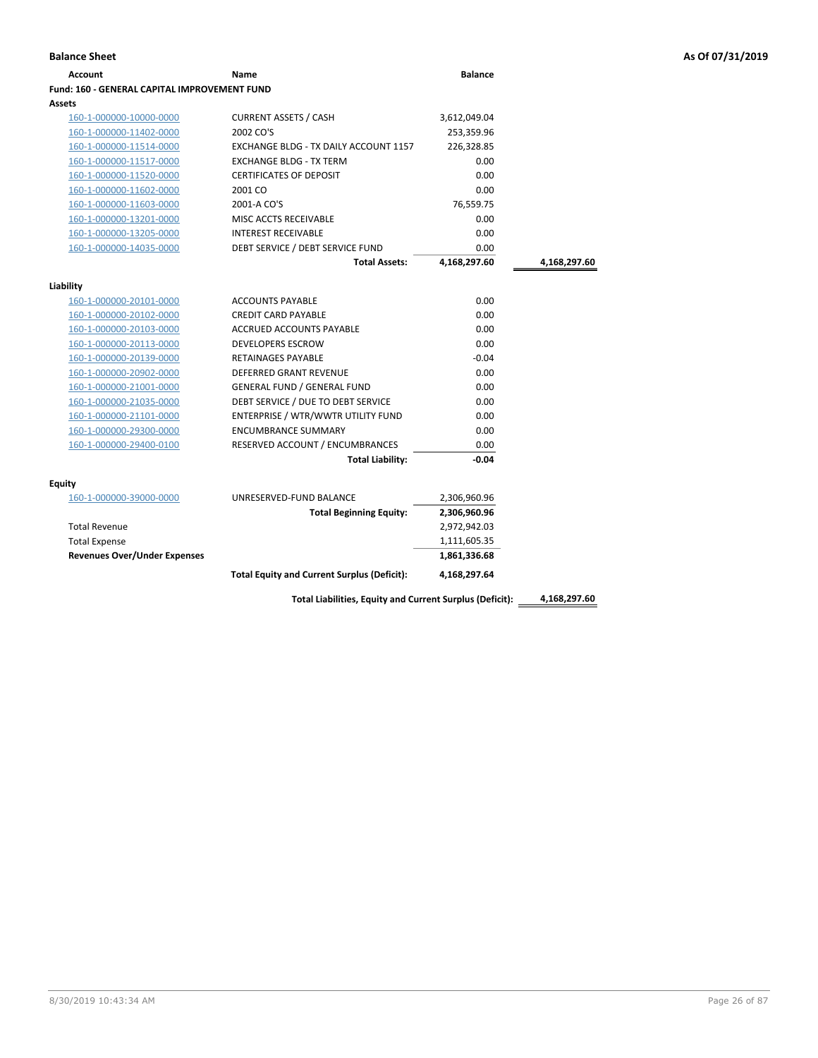**Balance Sheet** — As Of 07/31/2019

| Account | Name | Balance | |
|---|---|---|---|
| **Fund: 160 - GENERAL CAPITAL IMPROVEMENT FUND** | | | |
| **Assets** | | | |
| 160-1-000000-10000-0000 | CURRENT ASSETS / CASH | 3,612,049.04 | |
| 160-1-000000-11402-0000 | 2002 CO'S | 253,359.96 | |
| 160-1-000000-11514-0000 | EXCHANGE BLDG - TX DAILY ACCOUNT 1157 | 226,328.85 | |
| 160-1-000000-11517-0000 | EXCHANGE BLDG - TX TERM | 0.00 | |
| 160-1-000000-11520-0000 | CERTIFICATES OF DEPOSIT | 0.00 | |
| 160-1-000000-11602-0000 | 2001 CO | 0.00 | |
| 160-1-000000-11603-0000 | 2001-A CO'S | 76,559.75 | |
| 160-1-000000-13201-0000 | MISC ACCTS RECEIVABLE | 0.00 | |
| 160-1-000000-13205-0000 | INTEREST RECEIVABLE | 0.00 | |
| 160-1-000000-14035-0000 | DEBT SERVICE / DEBT SERVICE FUND | 0.00 | |
| | **Total Assets:** | **4,168,297.60** | **4,168,297.60** |
| **Liability** | | | |
| 160-1-000000-20101-0000 | ACCOUNTS PAYABLE | 0.00 | |
| 160-1-000000-20102-0000 | CREDIT CARD PAYABLE | 0.00 | |
| 160-1-000000-20103-0000 | ACCRUED ACCOUNTS PAYABLE | 0.00 | |
| 160-1-000000-20113-0000 | DEVELOPERS ESCROW | 0.00 | |
| 160-1-000000-20139-0000 | RETAINAGES PAYABLE | -0.04 | |
| 160-1-000000-20902-0000 | DEFERRED GRANT REVENUE | 0.00 | |
| 160-1-000000-21001-0000 | GENERAL FUND / GENERAL FUND | 0.00 | |
| 160-1-000000-21035-0000 | DEBT SERVICE / DUE TO DEBT SERVICE | 0.00 | |
| 160-1-000000-21101-0000 | ENTERPRISE / WTR/WWTR UTILITY FUND | 0.00 | |
| 160-1-000000-29300-0000 | ENCUMBRANCE SUMMARY | 0.00 | |
| 160-1-000000-29400-0100 | RESERVED ACCOUNT / ENCUMBRANCES | 0.00 | |
| | **Total Liability:** | **-0.04** | |
| **Equity** | | | |
| 160-1-000000-39000-0000 | UNRESERVED-FUND BALANCE | 2,306,960.96 | |
| | **Total Beginning Equity:** | **2,306,960.96** | |
| Total Revenue | | 2,972,942.03 | |
| Total Expense | | 1,111,605.35 | |
| **Revenues Over/Under Expenses** | | **1,861,336.68** | |
| | **Total Equity and Current Surplus (Deficit):** | **4,168,297.64** | |
| | **Total Liabilities, Equity and Current Surplus (Deficit):** | | **4,168,297.60** |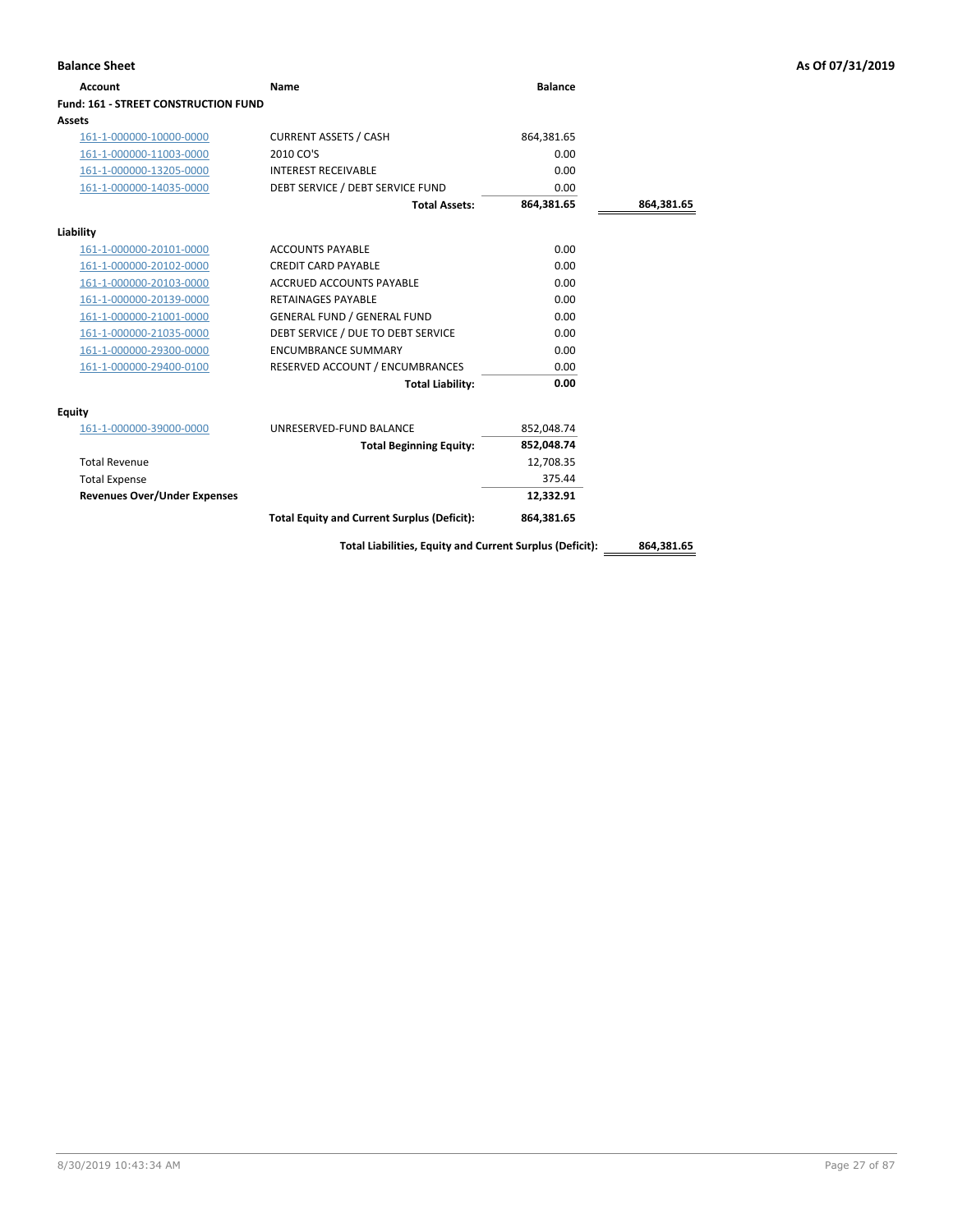**Balance Sheet** — As Of 07/31/2019

| Account | Name | Balance | |
|---|---|---|---|
| **Fund: 161 - STREET CONSTRUCTION FUND** | | | |
| **Assets** | | | |
| 161-1-000000-10000-0000 | CURRENT ASSETS / CASH | 864,381.65 | |
| 161-1-000000-11003-0000 | 2010 CO'S | 0.00 | |
| 161-1-000000-13205-0000 | INTEREST RECEIVABLE | 0.00 | |
| 161-1-000000-14035-0000 | DEBT SERVICE / DEBT SERVICE FUND | 0.00 | |
| | **Total Assets:** | **864,381.65** | **864,381.65** |
| **Liability** | | | |
| 161-1-000000-20101-0000 | ACCOUNTS PAYABLE | 0.00 | |
| 161-1-000000-20102-0000 | CREDIT CARD PAYABLE | 0.00 | |
| 161-1-000000-20103-0000 | ACCRUED ACCOUNTS PAYABLE | 0.00 | |
| 161-1-000000-20139-0000 | RETAINAGES PAYABLE | 0.00 | |
| 161-1-000000-21001-0000 | GENERAL FUND / GENERAL FUND | 0.00 | |
| 161-1-000000-21035-0000 | DEBT SERVICE / DUE TO DEBT SERVICE | 0.00 | |
| 161-1-000000-29300-0000 | ENCUMBRANCE SUMMARY | 0.00 | |
| 161-1-000000-29400-0100 | RESERVED ACCOUNT / ENCUMBRANCES | 0.00 | |
| | **Total Liability:** | **0.00** | |
| **Equity** | | | |
| 161-1-000000-39000-0000 | UNRESERVED-FUND BALANCE | 852,048.74 | |
| | **Total Beginning Equity:** | **852,048.74** | |
| Total Revenue | | 12,708.35 | |
| Total Expense | | 375.44 | |
| **Revenues Over/Under Expenses** | | **12,332.91** | |
| | **Total Equity and Current Surplus (Deficit):** | **864,381.65** | |
| | **Total Liabilities, Equity and Current Surplus (Deficit):** | | **864,381.65** |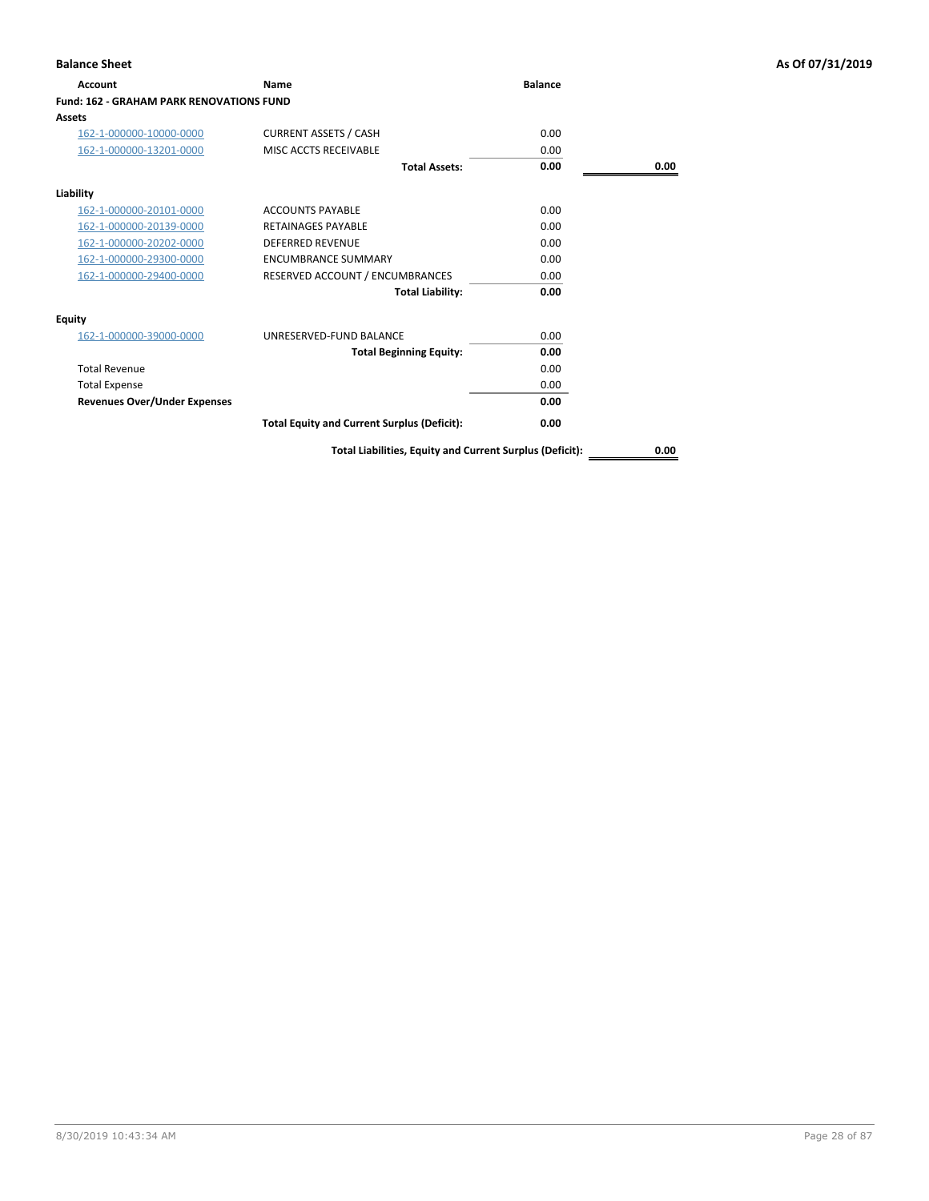## Balance Sheet

**As Of 07/31/2019**

| Account | Name | Balance | |
|---|---|---|---|
| **Fund: 162 - GRAHAM PARK RENOVATIONS FUND** | | | |
| **Assets** | | | |
| 162-1-000000-10000-0000 | CURRENT ASSETS / CASH | 0.00 | |
| 162-1-000000-13201-0000 | MISC ACCTS RECEIVABLE | 0.00 | |
| | **Total Assets:** | **0.00** | **0.00** |
| **Liability** | | | |
| 162-1-000000-20101-0000 | ACCOUNTS PAYABLE | 0.00 | |
| 162-1-000000-20139-0000 | RETAINAGES PAYABLE | 0.00 | |
| 162-1-000000-20202-0000 | DEFERRED REVENUE | 0.00 | |
| 162-1-000000-29300-0000 | ENCUMBRANCE SUMMARY | 0.00 | |
| 162-1-000000-29400-0000 | RESERVED ACCOUNT / ENCUMBRANCES | 0.00 | |
| | **Total Liability:** | **0.00** | |
| **Equity** | | | |
| 162-1-000000-39000-0000 | UNRESERVED-FUND BALANCE | 0.00 | |
| | **Total Beginning Equity:** | **0.00** | |
| Total Revenue | | 0.00 | |
| Total Expense | | 0.00 | |
| **Revenues Over/Under Expenses** | | **0.00** | |
| | **Total Equity and Current Surplus (Deficit):** | **0.00** | |
| | **Total Liabilities, Equity and Current Surplus (Deficit):** | | **0.00** |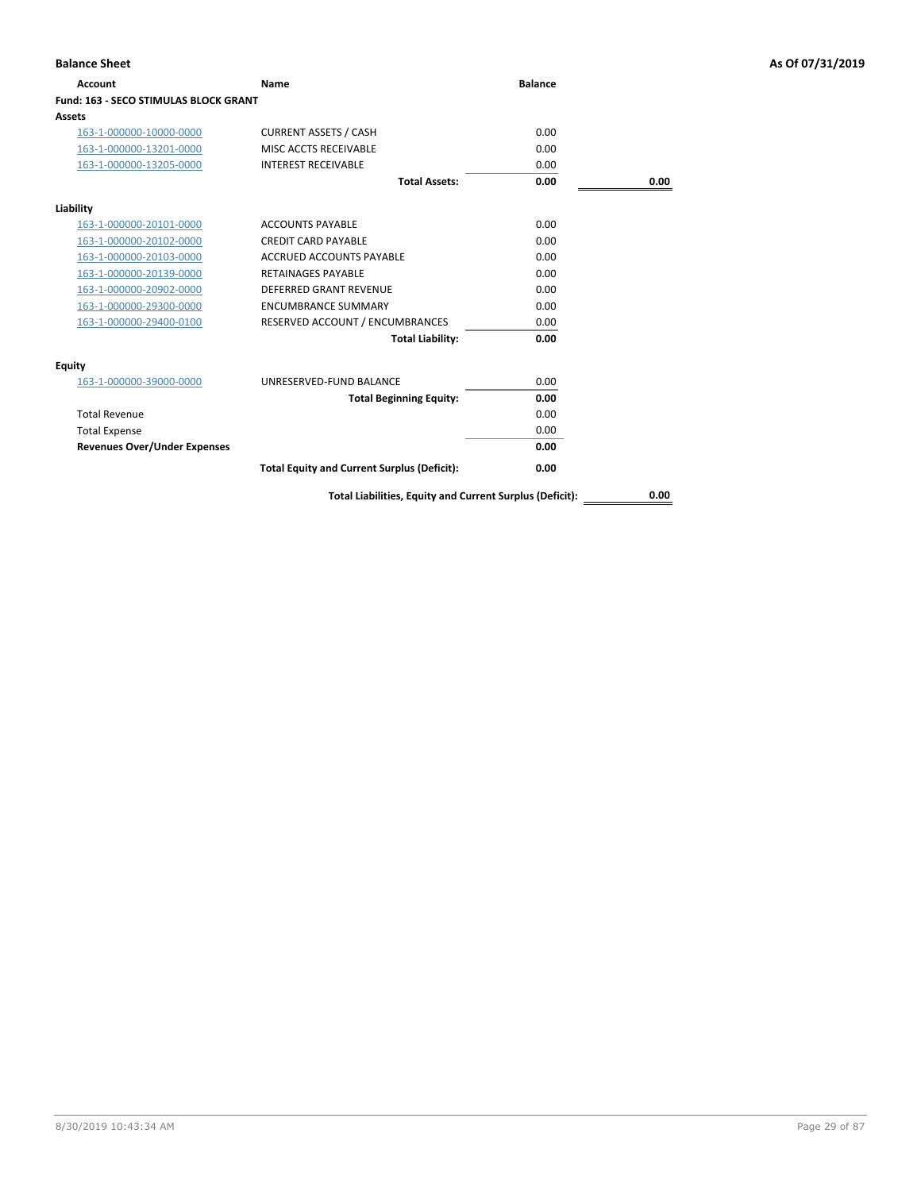**Balance Sheet** — As Of 07/31/2019

| Account | Name | Balance | |
|---|---|---|---|
| **Fund: 163 - SECO STIMULAS BLOCK GRANT** | | | |
| **Assets** | | | |
| 163-1-000000-10000-0000 | CURRENT ASSETS / CASH | 0.00 | |
| 163-1-000000-13201-0000 | MISC ACCTS RECEIVABLE | 0.00 | |
| 163-1-000000-13205-0000 | INTEREST RECEIVABLE | 0.00 | |
| | **Total Assets:** | **0.00** | **0.00** |
| **Liability** | | | |
| 163-1-000000-20101-0000 | ACCOUNTS PAYABLE | 0.00 | |
| 163-1-000000-20102-0000 | CREDIT CARD PAYABLE | 0.00 | |
| 163-1-000000-20103-0000 | ACCRUED ACCOUNTS PAYABLE | 0.00 | |
| 163-1-000000-20139-0000 | RETAINAGES PAYABLE | 0.00 | |
| 163-1-000000-20902-0000 | DEFERRED GRANT REVENUE | 0.00 | |
| 163-1-000000-29300-0000 | ENCUMBRANCE SUMMARY | 0.00 | |
| 163-1-000000-29400-0100 | RESERVED ACCOUNT / ENCUMBRANCES | 0.00 | |
| | **Total Liability:** | **0.00** | |
| **Equity** | | | |
| 163-1-000000-39000-0000 | UNRESERVED-FUND BALANCE | 0.00 | |
| | **Total Beginning Equity:** | **0.00** | |
| Total Revenue | | 0.00 | |
| Total Expense | | 0.00 | |
| **Revenues Over/Under Expenses** | | **0.00** | |
| | **Total Equity and Current Surplus (Deficit):** | **0.00** | |
| | **Total Liabilities, Equity and Current Surplus (Deficit):** | | **0.00** |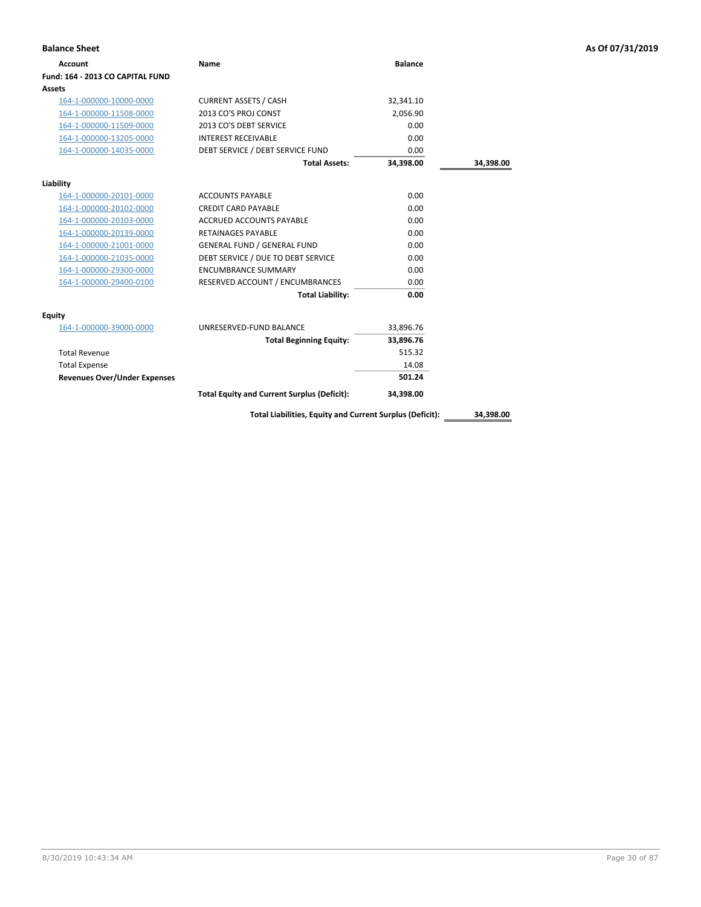**Balance Sheet** — As Of 07/31/2019

| Account | Name | Balance | |
|---|---|---|---|
| **Fund: 164 - 2013 CO CAPITAL FUND** | | | |
| **Assets** | | | |
| 164-1-000000-10000-0000 | CURRENT ASSETS / CASH | 32,341.10 | |
| 164-1-000000-11508-0000 | 2013 CO'S PROJ CONST | 2,056.90 | |
| 164-1-000000-11509-0000 | 2013 CO'S DEBT SERVICE | 0.00 | |
| 164-1-000000-13205-0000 | INTEREST RECEIVABLE | 0.00 | |
| 164-1-000000-14035-0000 | DEBT SERVICE / DEBT SERVICE FUND | 0.00 | |
| | **Total Assets:** | **34,398.00** | **34,398.00** |
| **Liability** | | | |
| 164-1-000000-20101-0000 | ACCOUNTS PAYABLE | 0.00 | |
| 164-1-000000-20102-0000 | CREDIT CARD PAYABLE | 0.00 | |
| 164-1-000000-20103-0000 | ACCRUED ACCOUNTS PAYABLE | 0.00 | |
| 164-1-000000-20139-0000 | RETAINAGES PAYABLE | 0.00 | |
| 164-1-000000-21001-0000 | GENERAL FUND / GENERAL FUND | 0.00 | |
| 164-1-000000-21035-0000 | DEBT SERVICE / DUE TO DEBT SERVICE | 0.00 | |
| 164-1-000000-29300-0000 | ENCUMBRANCE SUMMARY | 0.00 | |
| 164-1-000000-29400-0100 | RESERVED ACCOUNT / ENCUMBRANCES | 0.00 | |
| | **Total Liability:** | **0.00** | |
| **Equity** | | | |
| 164-1-000000-39000-0000 | UNRESERVED-FUND BALANCE | 33,896.76 | |
| | **Total Beginning Equity:** | **33,896.76** | |
| Total Revenue | | 515.32 | |
| Total Expense | | 14.08 | |
| **Revenues Over/Under Expenses** | | **501.24** | |
| | **Total Equity and Current Surplus (Deficit):** | **34,398.00** | |
| | **Total Liabilities, Equity and Current Surplus (Deficit):** | | **34,398.00** |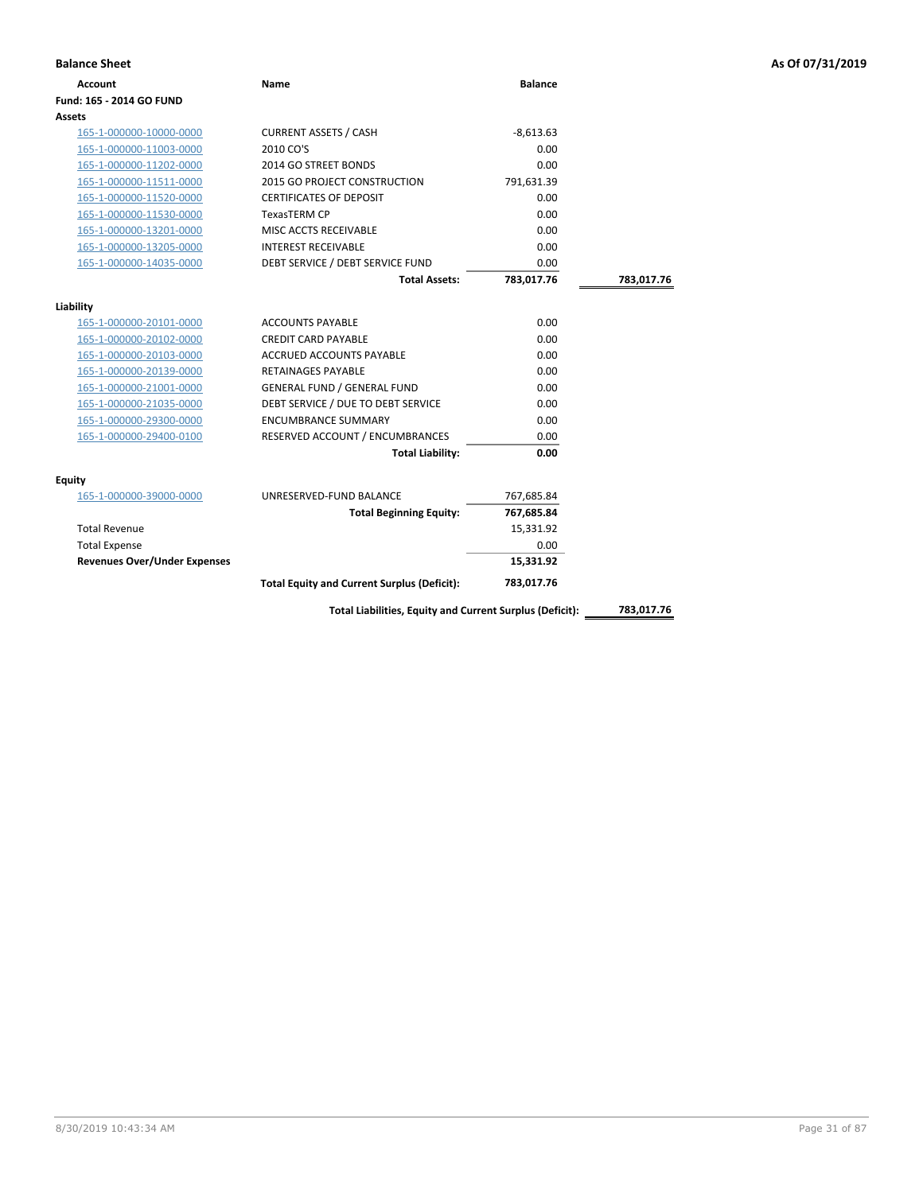**Balance Sheet** **As Of 07/31/2019**

| Account | Name | Balance | |
|---|---|---|---|
| **Fund: 165 - 2014 GO FUND** | | | |
| **Assets** | | | |
| 165-1-000000-10000-0000 | CURRENT ASSETS / CASH | -8,613.63 | |
| 165-1-000000-11003-0000 | 2010 CO'S | 0.00 | |
| 165-1-000000-11202-0000 | 2014 GO STREET BONDS | 0.00 | |
| 165-1-000000-11511-0000 | 2015 GO PROJECT CONSTRUCTION | 791,631.39 | |
| 165-1-000000-11520-0000 | CERTIFICATES OF DEPOSIT | 0.00 | |
| 165-1-000000-11530-0000 | TexasTERM CP | 0.00 | |
| 165-1-000000-13201-0000 | MISC ACCTS RECEIVABLE | 0.00 | |
| 165-1-000000-13205-0000 | INTEREST RECEIVABLE | 0.00 | |
| 165-1-000000-14035-0000 | DEBT SERVICE / DEBT SERVICE FUND | 0.00 | |
| | **Total Assets:** | **783,017.76** | **783,017.76** |
| **Liability** | | | |
| 165-1-000000-20101-0000 | ACCOUNTS PAYABLE | 0.00 | |
| 165-1-000000-20102-0000 | CREDIT CARD PAYABLE | 0.00 | |
| 165-1-000000-20103-0000 | ACCRUED ACCOUNTS PAYABLE | 0.00 | |
| 165-1-000000-20139-0000 | RETAINAGES PAYABLE | 0.00 | |
| 165-1-000000-21001-0000 | GENERAL FUND / GENERAL FUND | 0.00 | |
| 165-1-000000-21035-0000 | DEBT SERVICE / DUE TO DEBT SERVICE | 0.00 | |
| 165-1-000000-29300-0000 | ENCUMBRANCE SUMMARY | 0.00 | |
| 165-1-000000-29400-0100 | RESERVED ACCOUNT / ENCUMBRANCES | 0.00 | |
| | **Total Liability:** | **0.00** | |
| **Equity** | | | |
| 165-1-000000-39000-0000 | UNRESERVED-FUND BALANCE | 767,685.84 | |
| | **Total Beginning Equity:** | **767,685.84** | |
| Total Revenue | | 15,331.92 | |
| Total Expense | | 0.00 | |
| **Revenues Over/Under Expenses** | | **15,331.92** | |
| | **Total Equity and Current Surplus (Deficit):** | **783,017.76** | |
| | **Total Liabilities, Equity and Current Surplus (Deficit):** | | **783,017.76** |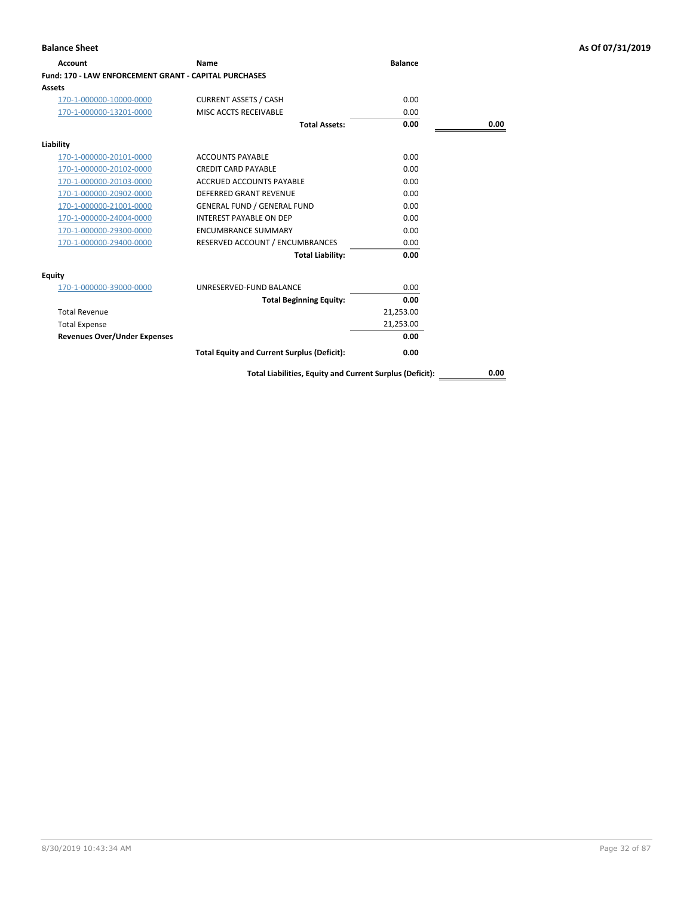**Balance Sheet** | **As Of 07/31/2019**

| Account | Name | Balance | |
|---|---|---|---|
| **Fund: 170 - LAW ENFORCEMENT GRANT - CAPITAL PURCHASES** | | | |
| **Assets** | | | |
| 170-1-000000-10000-0000 | CURRENT ASSETS / CASH | 0.00 | |
| 170-1-000000-13201-0000 | MISC ACCTS RECEIVABLE | 0.00 | |
| | **Total Assets:** | **0.00** | **0.00** |
| **Liability** | | | |
| 170-1-000000-20101-0000 | ACCOUNTS PAYABLE | 0.00 | |
| 170-1-000000-20102-0000 | CREDIT CARD PAYABLE | 0.00 | |
| 170-1-000000-20103-0000 | ACCRUED ACCOUNTS PAYABLE | 0.00 | |
| 170-1-000000-20902-0000 | DEFERRED GRANT REVENUE | 0.00 | |
| 170-1-000000-21001-0000 | GENERAL FUND / GENERAL FUND | 0.00 | |
| 170-1-000000-24004-0000 | INTEREST PAYABLE ON DEP | 0.00 | |
| 170-1-000000-29300-0000 | ENCUMBRANCE SUMMARY | 0.00 | |
| 170-1-000000-29400-0000 | RESERVED ACCOUNT / ENCUMBRANCES | 0.00 | |
| | **Total Liability:** | **0.00** | |
| **Equity** | | | |
| 170-1-000000-39000-0000 | UNRESERVED-FUND BALANCE | 0.00 | |
| | **Total Beginning Equity:** | **0.00** | |
| Total Revenue | | 21,253.00 | |
| Total Expense | | 21,253.00 | |
| **Revenues Over/Under Expenses** | | **0.00** | |
| | **Total Equity and Current Surplus (Deficit):** | **0.00** | |
| | **Total Liabilities, Equity and Current Surplus (Deficit):** | | **0.00** |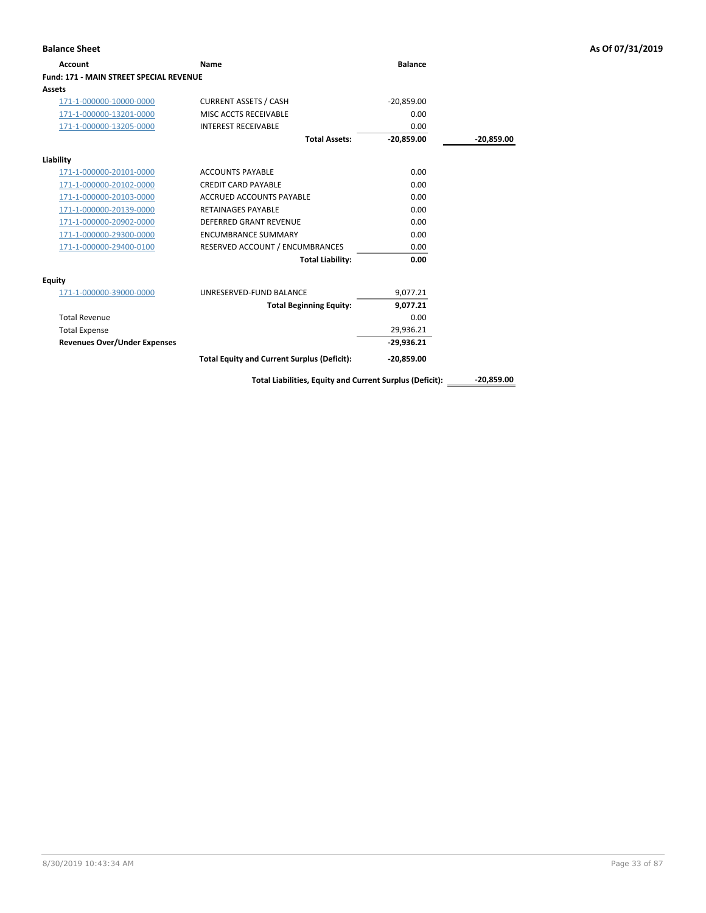**Balance Sheet** | **As Of 07/31/2019**

| Account | Name | Balance | |
|---|---|---|---|
| **Fund: 171 - MAIN STREET SPECIAL REVENUE** | | | |
| **Assets** | | | |
| 171-1-000000-10000-0000 | CURRENT ASSETS / CASH | -20,859.00 | |
| 171-1-000000-13201-0000 | MISC ACCTS RECEIVABLE | 0.00 | |
| 171-1-000000-13205-0000 | INTEREST RECEIVABLE | 0.00 | |
| | **Total Assets:** | **-20,859.00** | **-20,859.00** |
| **Liability** | | | |
| 171-1-000000-20101-0000 | ACCOUNTS PAYABLE | 0.00 | |
| 171-1-000000-20102-0000 | CREDIT CARD PAYABLE | 0.00 | |
| 171-1-000000-20103-0000 | ACCRUED ACCOUNTS PAYABLE | 0.00 | |
| 171-1-000000-20139-0000 | RETAINAGES PAYABLE | 0.00 | |
| 171-1-000000-20902-0000 | DEFERRED GRANT REVENUE | 0.00 | |
| 171-1-000000-29300-0000 | ENCUMBRANCE SUMMARY | 0.00 | |
| 171-1-000000-29400-0100 | RESERVED ACCOUNT / ENCUMBRANCES | 0.00 | |
| | **Total Liability:** | **0.00** | |
| **Equity** | | | |
| 171-1-000000-39000-0000 | UNRESERVED-FUND BALANCE | 9,077.21 | |
| | **Total Beginning Equity:** | **9,077.21** | |
| Total Revenue | | 0.00 | |
| Total Expense | | 29,936.21 | |
| **Revenues Over/Under Expenses** | | **-29,936.21** | |
| | **Total Equity and Current Surplus (Deficit):** | **-20,859.00** | |
| | **Total Liabilities, Equity and Current Surplus (Deficit):** | | **-20,859.00** |

8/30/2019 10:43:34 AM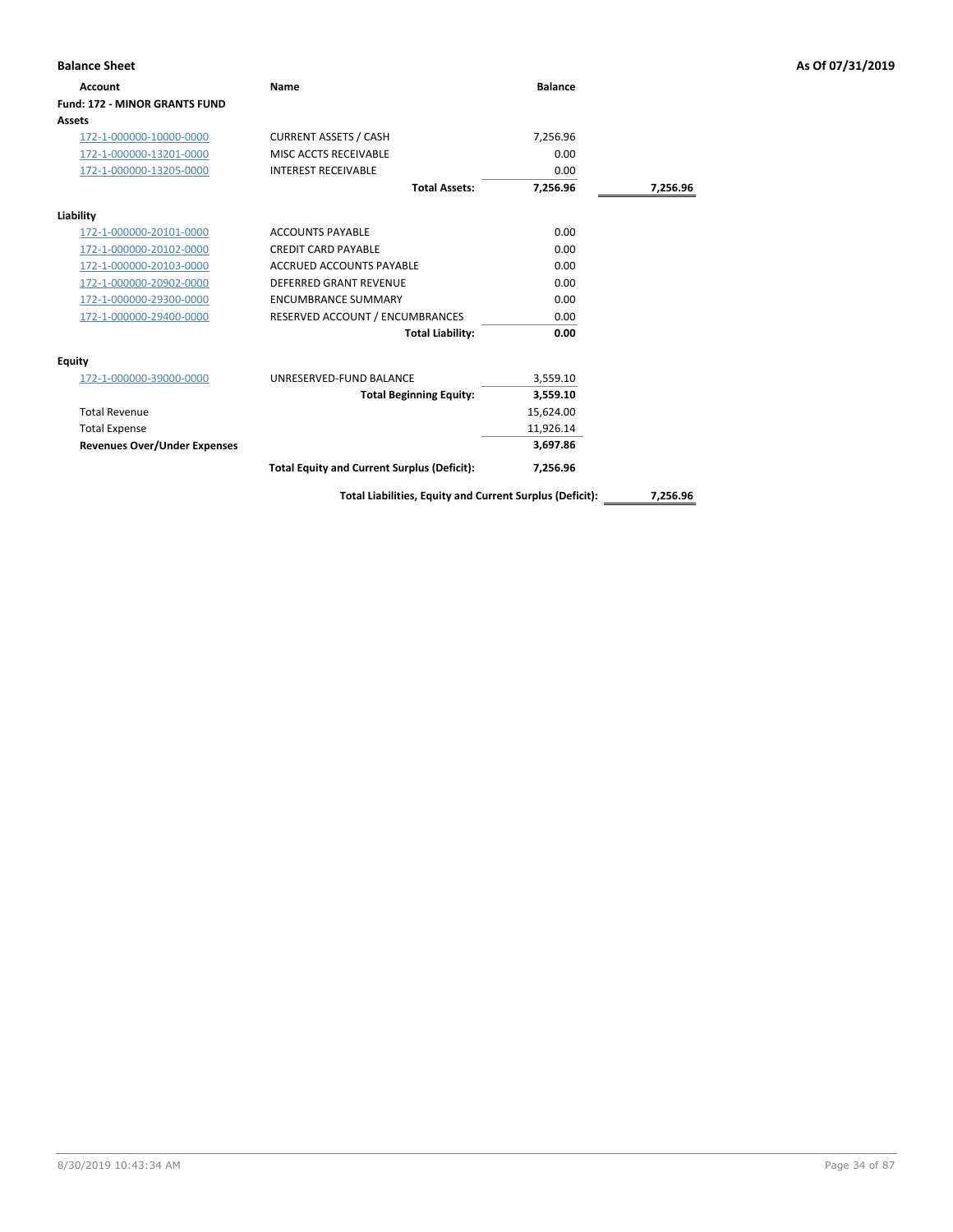**Balance Sheet** — As Of 07/31/2019

| Account | Name | Balance | |
|---|---|---|---|
| **Fund: 172 - MINOR GRANTS FUND** | | | |
| **Assets** | | | |
| 172-1-000000-10000-0000 | CURRENT ASSETS / CASH | 7,256.96 | |
| 172-1-000000-13201-0000 | MISC ACCTS RECEIVABLE | 0.00 | |
| 172-1-000000-13205-0000 | INTEREST RECEIVABLE | 0.00 | |
| | **Total Assets:** | **7,256.96** | **7,256.96** |
| **Liability** | | | |
| 172-1-000000-20101-0000 | ACCOUNTS PAYABLE | 0.00 | |
| 172-1-000000-20102-0000 | CREDIT CARD PAYABLE | 0.00 | |
| 172-1-000000-20103-0000 | ACCRUED ACCOUNTS PAYABLE | 0.00 | |
| 172-1-000000-20902-0000 | DEFERRED GRANT REVENUE | 0.00 | |
| 172-1-000000-29300-0000 | ENCUMBRANCE SUMMARY | 0.00 | |
| 172-1-000000-29400-0000 | RESERVED ACCOUNT / ENCUMBRANCES | 0.00 | |
| | **Total Liability:** | **0.00** | |
| **Equity** | | | |
| 172-1-000000-39000-0000 | UNRESERVED-FUND BALANCE | 3,559.10 | |
| | **Total Beginning Equity:** | **3,559.10** | |
| Total Revenue | | 15,624.00 | |
| Total Expense | | 11,926.14 | |
| **Revenues Over/Under Expenses** | | **3,697.86** | |
| | **Total Equity and Current Surplus (Deficit):** | **7,256.96** | |
| | **Total Liabilities, Equity and Current Surplus (Deficit):** | | **7,256.96** |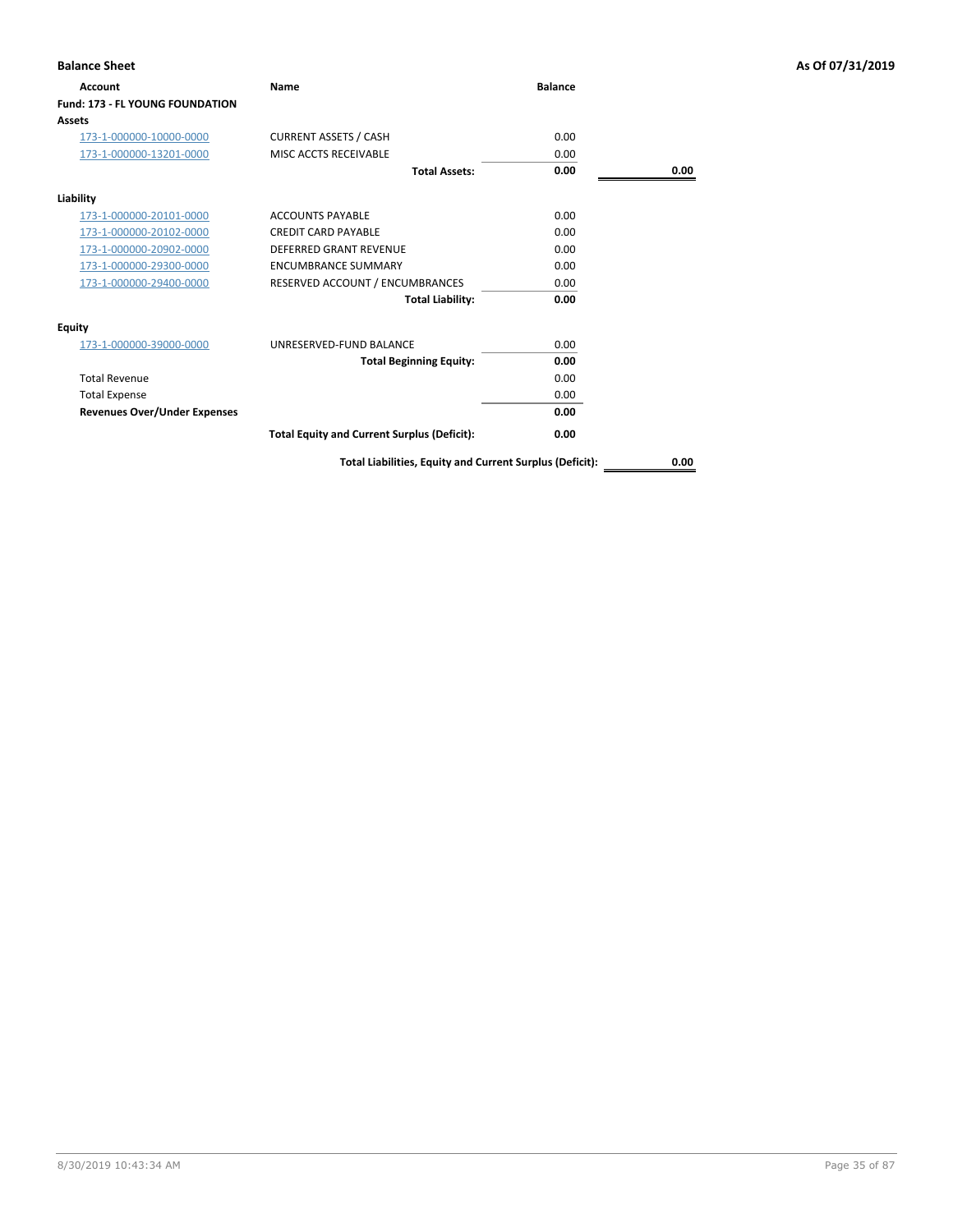**Balance Sheet** — **As Of 07/31/2019**

| Account | Name | Balance | |
|---|---|---|---|
| **Fund: 173 - FL YOUNG FOUNDATION** | | | |
| **Assets** | | | |
| 173-1-000000-10000-0000 | CURRENT ASSETS / CASH | 0.00 | |
| 173-1-000000-13201-0000 | MISC ACCTS RECEIVABLE | 0.00 | |
| | **Total Assets:** | **0.00** | **0.00** |
| **Liability** | | | |
| 173-1-000000-20101-0000 | ACCOUNTS PAYABLE | 0.00 | |
| 173-1-000000-20102-0000 | CREDIT CARD PAYABLE | 0.00 | |
| 173-1-000000-20902-0000 | DEFERRED GRANT REVENUE | 0.00 | |
| 173-1-000000-29300-0000 | ENCUMBRANCE SUMMARY | 0.00 | |
| 173-1-000000-29400-0000 | RESERVED ACCOUNT / ENCUMBRANCES | 0.00 | |
| | **Total Liability:** | **0.00** | |
| **Equity** | | | |
| 173-1-000000-39000-0000 | UNRESERVED-FUND BALANCE | 0.00 | |
| | **Total Beginning Equity:** | **0.00** | |
| Total Revenue | | 0.00 | |
| Total Expense | | 0.00 | |
| **Revenues Over/Under Expenses** | | **0.00** | |
| | **Total Equity and Current Surplus (Deficit):** | **0.00** | |
| | **Total Liabilities, Equity and Current Surplus (Deficit):** | | **0.00** |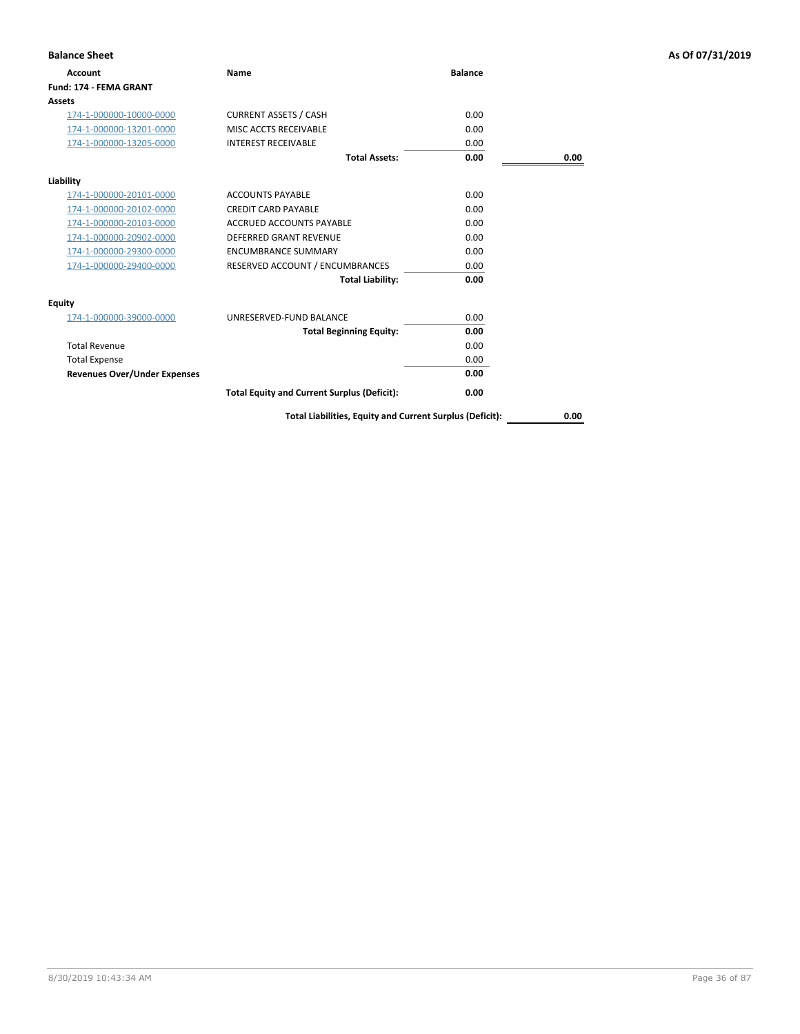**Balance Sheet** **As Of 07/31/2019**

| Account | Name | Balance | |
|---|---|---|---|
| **Fund: 174 - FEMA GRANT** | | | |
| **Assets** | | | |
| 174-1-000000-10000-0000 | CURRENT ASSETS / CASH | 0.00 | |
| 174-1-000000-13201-0000 | MISC ACCTS RECEIVABLE | 0.00 | |
| 174-1-000000-13205-0000 | INTEREST RECEIVABLE | 0.00 | |
| | **Total Assets:** | **0.00** | **0.00** |
| **Liability** | | | |
| 174-1-000000-20101-0000 | ACCOUNTS PAYABLE | 0.00 | |
| 174-1-000000-20102-0000 | CREDIT CARD PAYABLE | 0.00 | |
| 174-1-000000-20103-0000 | ACCRUED ACCOUNTS PAYABLE | 0.00 | |
| 174-1-000000-20902-0000 | DEFERRED GRANT REVENUE | 0.00 | |
| 174-1-000000-29300-0000 | ENCUMBRANCE SUMMARY | 0.00 | |
| 174-1-000000-29400-0000 | RESERVED ACCOUNT / ENCUMBRANCES | 0.00 | |
| | **Total Liability:** | **0.00** | |
| **Equity** | | | |
| 174-1-000000-39000-0000 | UNRESERVED-FUND BALANCE | 0.00 | |
| | **Total Beginning Equity:** | **0.00** | |
| Total Revenue | | 0.00 | |
| Total Expense | | 0.00 | |
| **Revenues Over/Under Expenses** | | **0.00** | |
| | **Total Equity and Current Surplus (Deficit):** | **0.00** | |
| | **Total Liabilities, Equity and Current Surplus (Deficit):** | | **0.00** |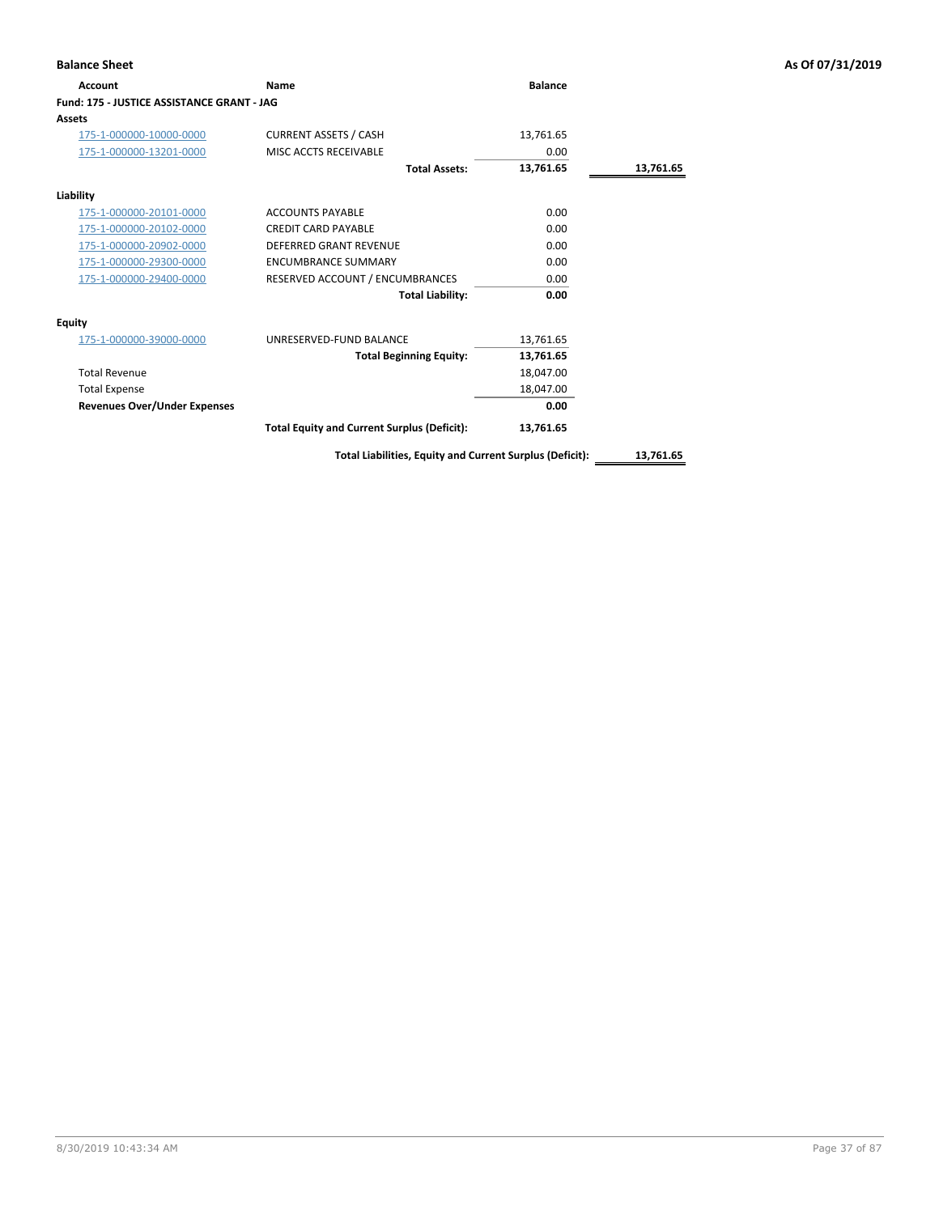**Balance Sheet** **As Of 07/31/2019**

| Account | Name | Balance | |
|---|---|---|---|
| **Fund: 175 - JUSTICE ASSISTANCE GRANT - JAG** | | | |
| **Assets** | | | |
| 175-1-000000-10000-0000 | CURRENT ASSETS / CASH | 13,761.65 | |
| 175-1-000000-13201-0000 | MISC ACCTS RECEIVABLE | 0.00 | |
| | **Total Assets:** | **13,761.65** | **13,761.65** |
| **Liability** | | | |
| 175-1-000000-20101-0000 | ACCOUNTS PAYABLE | 0.00 | |
| 175-1-000000-20102-0000 | CREDIT CARD PAYABLE | 0.00 | |
| 175-1-000000-20902-0000 | DEFERRED GRANT REVENUE | 0.00 | |
| 175-1-000000-29300-0000 | ENCUMBRANCE SUMMARY | 0.00 | |
| 175-1-000000-29400-0000 | RESERVED ACCOUNT / ENCUMBRANCES | 0.00 | |
| | **Total Liability:** | **0.00** | |
| **Equity** | | | |
| 175-1-000000-39000-0000 | UNRESERVED-FUND BALANCE | 13,761.65 | |
| | **Total Beginning Equity:** | **13,761.65** | |
| Total Revenue | | 18,047.00 | |
| Total Expense | | 18,047.00 | |
| **Revenues Over/Under Expenses** | | **0.00** | |
| | **Total Equity and Current Surplus (Deficit):** | **13,761.65** | |
| | **Total Liabilities, Equity and Current Surplus (Deficit):** | | **13,761.65** |

8/30/2019 10:43:34 AM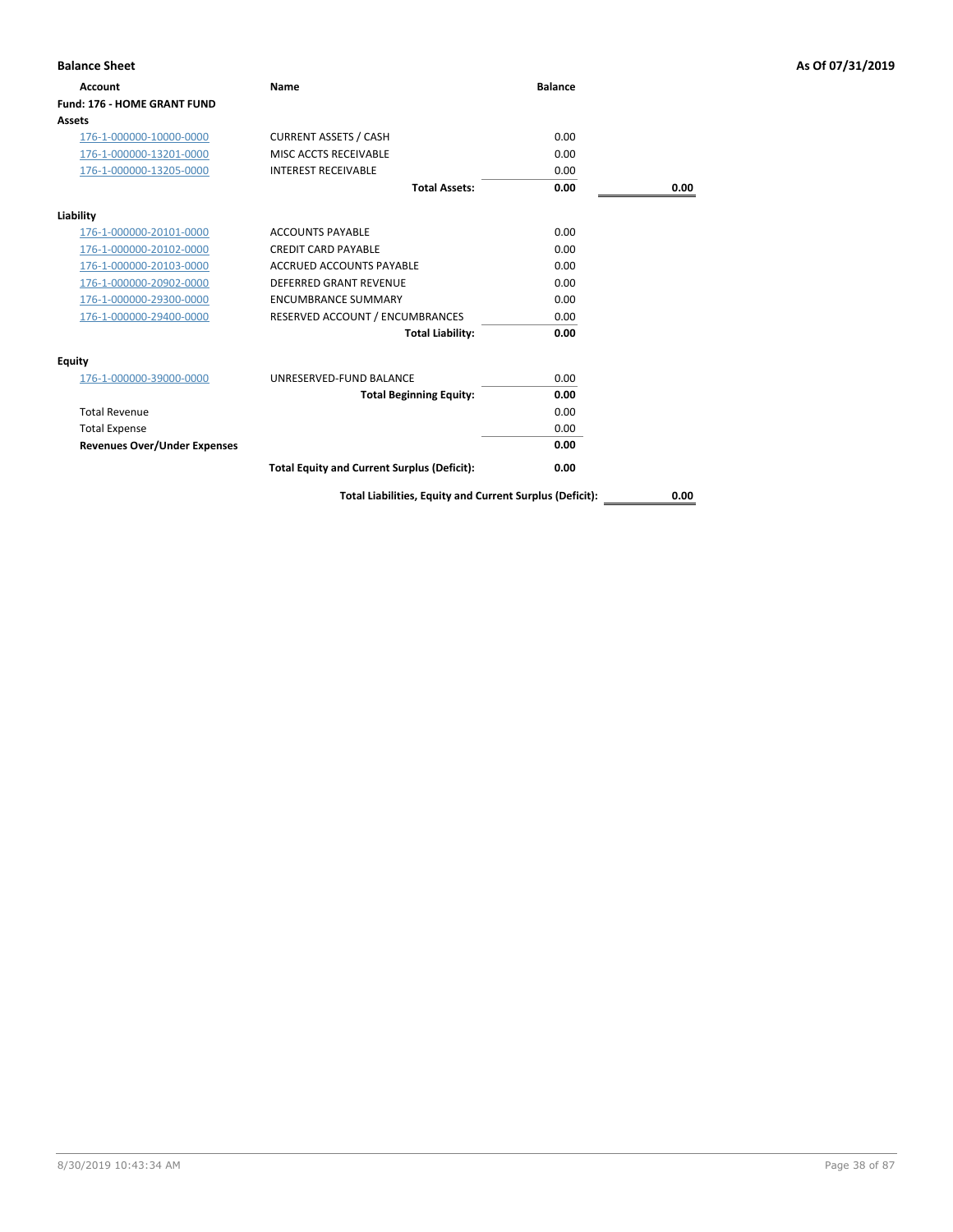**Balance Sheet** — As Of 07/31/2019

| Account | Name | Balance | |
|---|---|---|---|
| **Fund: 176 - HOME GRANT FUND** | | | |
| **Assets** | | | |
| 176-1-000000-10000-0000 | CURRENT ASSETS / CASH | 0.00 | |
| 176-1-000000-13201-0000 | MISC ACCTS RECEIVABLE | 0.00 | |
| 176-1-000000-13205-0000 | INTEREST RECEIVABLE | 0.00 | |
| | **Total Assets:** | **0.00** | **0.00** |
| **Liability** | | | |
| 176-1-000000-20101-0000 | ACCOUNTS PAYABLE | 0.00 | |
| 176-1-000000-20102-0000 | CREDIT CARD PAYABLE | 0.00 | |
| 176-1-000000-20103-0000 | ACCRUED ACCOUNTS PAYABLE | 0.00 | |
| 176-1-000000-20902-0000 | DEFERRED GRANT REVENUE | 0.00 | |
| 176-1-000000-29300-0000 | ENCUMBRANCE SUMMARY | 0.00 | |
| 176-1-000000-29400-0000 | RESERVED ACCOUNT / ENCUMBRANCES | 0.00 | |
| | **Total Liability:** | **0.00** | |
| **Equity** | | | |
| 176-1-000000-39000-0000 | UNRESERVED-FUND BALANCE | 0.00 | |
| | **Total Beginning Equity:** | **0.00** | |
| Total Revenue | | 0.00 | |
| Total Expense | | 0.00 | |
| **Revenues Over/Under Expenses** | | **0.00** | |
| | **Total Equity and Current Surplus (Deficit):** | **0.00** | |
| | **Total Liabilities, Equity and Current Surplus (Deficit):** | | **0.00** |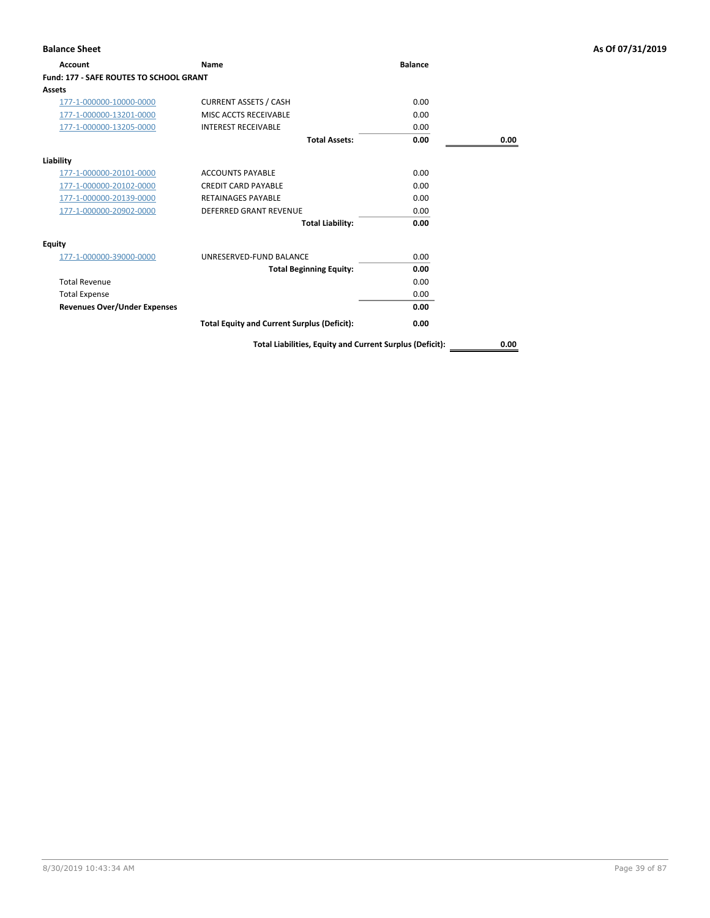**Balance Sheet** — As Of 07/31/2019

| Account | Name | Balance | |
|---|---|---|---|
| **Fund: 177 - SAFE ROUTES TO SCHOOL GRANT** | | | |
| **Assets** | | | |
| 177-1-000000-10000-0000 | CURRENT ASSETS / CASH | 0.00 | |
| 177-1-000000-13201-0000 | MISC ACCTS RECEIVABLE | 0.00 | |
| 177-1-000000-13205-0000 | INTEREST RECEIVABLE | 0.00 | |
| | **Total Assets:** | **0.00** | **0.00** |
| **Liability** | | | |
| 177-1-000000-20101-0000 | ACCOUNTS PAYABLE | 0.00 | |
| 177-1-000000-20102-0000 | CREDIT CARD PAYABLE | 0.00 | |
| 177-1-000000-20139-0000 | RETAINAGES PAYABLE | 0.00 | |
| 177-1-000000-20902-0000 | DEFERRED GRANT REVENUE | 0.00 | |
| | **Total Liability:** | **0.00** | |
| **Equity** | | | |
| 177-1-000000-39000-0000 | UNRESERVED-FUND BALANCE | 0.00 | |
| | **Total Beginning Equity:** | **0.00** | |
| Total Revenue | | 0.00 | |
| Total Expense | | 0.00 | |
| **Revenues Over/Under Expenses** | | **0.00** | |
| | **Total Equity and Current Surplus (Deficit):** | **0.00** | |
| | **Total Liabilities, Equity and Current Surplus (Deficit):** | | **0.00** |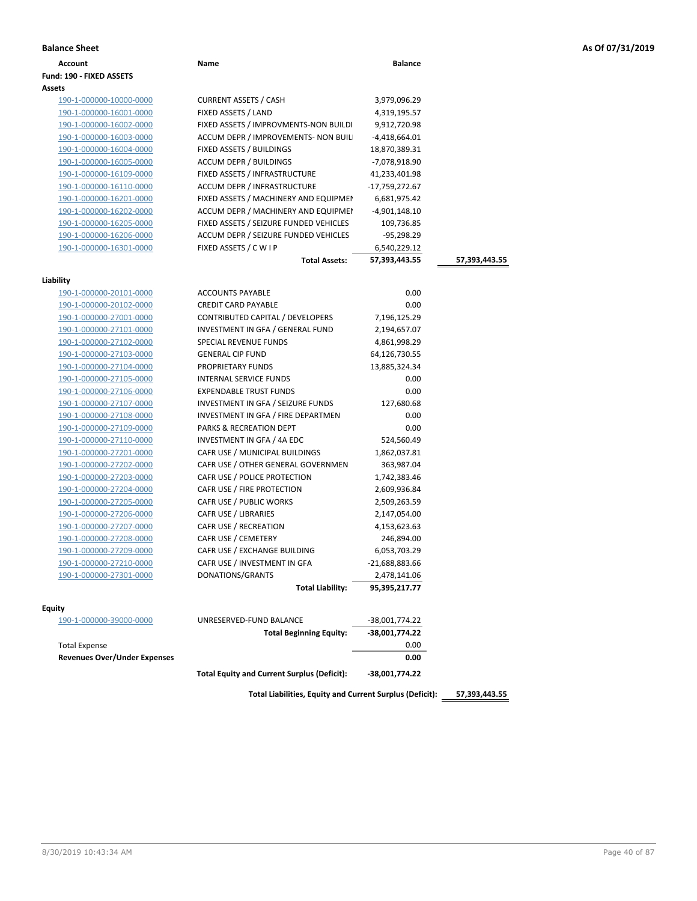**Balance Sheet** | **As Of 07/31/2019**

| Account | Name | Balance | |
|---|---|---|---|
| **Fund: 190 - FIXED ASSETS** | | | |
| **Assets** | | | |
| 190-1-000000-10000-0000 | CURRENT ASSETS / CASH | 3,979,096.29 | |
| 190-1-000000-16001-0000 | FIXED ASSETS / LAND | 4,319,195.57 | |
| 190-1-000000-16002-0000 | FIXED ASSETS / IMPROVMENTS-NON BUILDI | 9,912,720.98 | |
| 190-1-000000-16003-0000 | ACCUM DEPR / IMPROVEMENTS- NON BUIL | -4,418,664.01 | |
| 190-1-000000-16004-0000 | FIXED ASSETS / BUILDINGS | 18,870,389.31 | |
| 190-1-000000-16005-0000 | ACCUM DEPR / BUILDINGS | -7,078,918.90 | |
| 190-1-000000-16109-0000 | FIXED ASSETS / INFRASTRUCTURE | 41,233,401.98 | |
| 190-1-000000-16110-0000 | ACCUM DEPR / INFRASTRUCTURE | -17,759,272.67 | |
| 190-1-000000-16201-0000 | FIXED ASSETS / MACHINERY AND EQUIPMEI | 6,681,975.42 | |
| 190-1-000000-16202-0000 | ACCUM DEPR / MACHINERY AND EQUIPMEI | -4,901,148.10 | |
| 190-1-000000-16205-0000 | FIXED ASSETS / SEIZURE FUNDED VEHICLES | 109,736.85 | |
| 190-1-000000-16206-0000 | ACCUM DEPR / SEIZURE FUNDED VEHICLES | -95,298.29 | |
| 190-1-000000-16301-0000 | FIXED ASSETS / C W I P | 6,540,229.12 | |
| | **Total Assets:** | **57,393,443.55** | **57,393,443.55** |
| **Liability** | | | |
| 190-1-000000-20101-0000 | ACCOUNTS PAYABLE | 0.00 | |
| 190-1-000000-20102-0000 | CREDIT CARD PAYABLE | 0.00 | |
| 190-1-000000-27001-0000 | CONTRIBUTED CAPITAL / DEVELOPERS | 7,196,125.29 | |
| 190-1-000000-27101-0000 | INVESTMENT IN GFA / GENERAL FUND | 2,194,657.07 | |
| 190-1-000000-27102-0000 | SPECIAL REVENUE FUNDS | 4,861,998.29 | |
| 190-1-000000-27103-0000 | GENERAL CIP FUND | 64,126,730.55 | |
| 190-1-000000-27104-0000 | PROPRIETARY FUNDS | 13,885,324.34 | |
| 190-1-000000-27105-0000 | INTERNAL SERVICE FUNDS | 0.00 | |
| 190-1-000000-27106-0000 | EXPENDABLE TRUST FUNDS | 0.00 | |
| 190-1-000000-27107-0000 | INVESTMENT IN GFA / SEIZURE FUNDS | 127,680.68 | |
| 190-1-000000-27108-0000 | INVESTMENT IN GFA / FIRE DEPARTMEN | 0.00 | |
| 190-1-000000-27109-0000 | PARKS & RECREATION DEPT | 0.00 | |
| 190-1-000000-27110-0000 | INVESTMENT IN GFA / 4A EDC | 524,560.49 | |
| 190-1-000000-27201-0000 | CAFR USE / MUNICIPAL BUILDINGS | 1,862,037.81 | |
| 190-1-000000-27202-0000 | CAFR USE / OTHER GENERAL GOVERNMEN | 363,987.04 | |
| 190-1-000000-27203-0000 | CAFR USE / POLICE PROTECTION | 1,742,383.46 | |
| 190-1-000000-27204-0000 | CAFR USE / FIRE PROTECTION | 2,609,936.84 | |
| 190-1-000000-27205-0000 | CAFR USE / PUBLIC WORKS | 2,509,263.59 | |
| 190-1-000000-27206-0000 | CAFR USE / LIBRARIES | 2,147,054.00 | |
| 190-1-000000-27207-0000 | CAFR USE / RECREATION | 4,153,623.63 | |
| 190-1-000000-27208-0000 | CAFR USE / CEMETERY | 246,894.00 | |
| 190-1-000000-27209-0000 | CAFR USE / EXCHANGE BUILDING | 6,053,703.29 | |
| 190-1-000000-27210-0000 | CAFR USE / INVESTMENT IN GFA | -21,688,883.66 | |
| 190-1-000000-27301-0000 | DONATIONS/GRANTS | 2,478,141.06 | |
| | **Total Liability:** | **95,395,217.77** | |
| **Equity** | | | |
| 190-1-000000-39000-0000 | UNRESERVED-FUND BALANCE | -38,001,774.22 | |
| | **Total Beginning Equity:** | **-38,001,774.22** | |
| Total Expense | | 0.00 | |
| **Revenues Over/Under Expenses** | | **0.00** | |
| | **Total Equity and Current Surplus (Deficit):** | **-38,001,774.22** | |
| | **Total Liabilities, Equity and Current Surplus (Deficit):** | | **57,393,443.55** |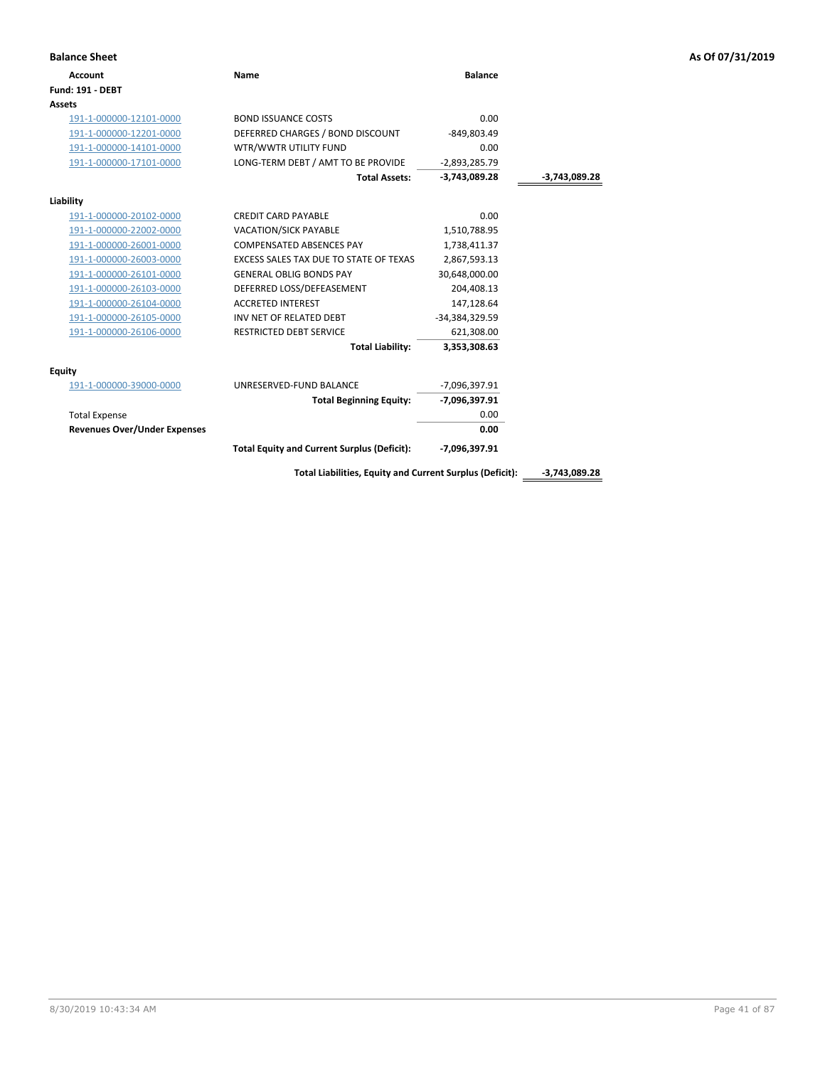**Balance Sheet** | **As Of 07/31/2019**

| Account | Name | Balance | |
|---|---|---|---|
| **Fund: 191 - DEBT** | | | |
| **Assets** | | | |
| 191-1-000000-12101-0000 | BOND ISSUANCE COSTS | 0.00 | |
| 191-1-000000-12201-0000 | DEFERRED CHARGES / BOND DISCOUNT | -849,803.49 | |
| 191-1-000000-14101-0000 | WTR/WWTR UTILITY FUND | 0.00 | |
| 191-1-000000-17101-0000 | LONG-TERM DEBT / AMT TO BE PROVIDE | -2,893,285.79 | |
| | **Total Assets:** | **-3,743,089.28** | **-3,743,089.28** |
| **Liability** | | | |
| 191-1-000000-20102-0000 | CREDIT CARD PAYABLE | 0.00 | |
| 191-1-000000-22002-0000 | VACATION/SICK PAYABLE | 1,510,788.95 | |
| 191-1-000000-26001-0000 | COMPENSATED ABSENCES PAY | 1,738,411.37 | |
| 191-1-000000-26003-0000 | EXCESS SALES TAX DUE TO STATE OF TEXAS | 2,867,593.13 | |
| 191-1-000000-26101-0000 | GENERAL OBLIG BONDS PAY | 30,648,000.00 | |
| 191-1-000000-26103-0000 | DEFERRED LOSS/DEFEASEMENT | 204,408.13 | |
| 191-1-000000-26104-0000 | ACCRETED INTEREST | 147,128.64 | |
| 191-1-000000-26105-0000 | INV NET OF RELATED DEBT | -34,384,329.59 | |
| 191-1-000000-26106-0000 | RESTRICTED DEBT SERVICE | 621,308.00 | |
| | **Total Liability:** | **3,353,308.63** | |
| **Equity** | | | |
| 191-1-000000-39000-0000 | UNRESERVED-FUND BALANCE | -7,096,397.91 | |
| | **Total Beginning Equity:** | **-7,096,397.91** | |
| Total Expense | | 0.00 | |
| **Revenues Over/Under Expenses** | | **0.00** | |
| | **Total Equity and Current Surplus (Deficit):** | **-7,096,397.91** | |
| | **Total Liabilities, Equity and Current Surplus (Deficit):** | | **-3,743,089.28** |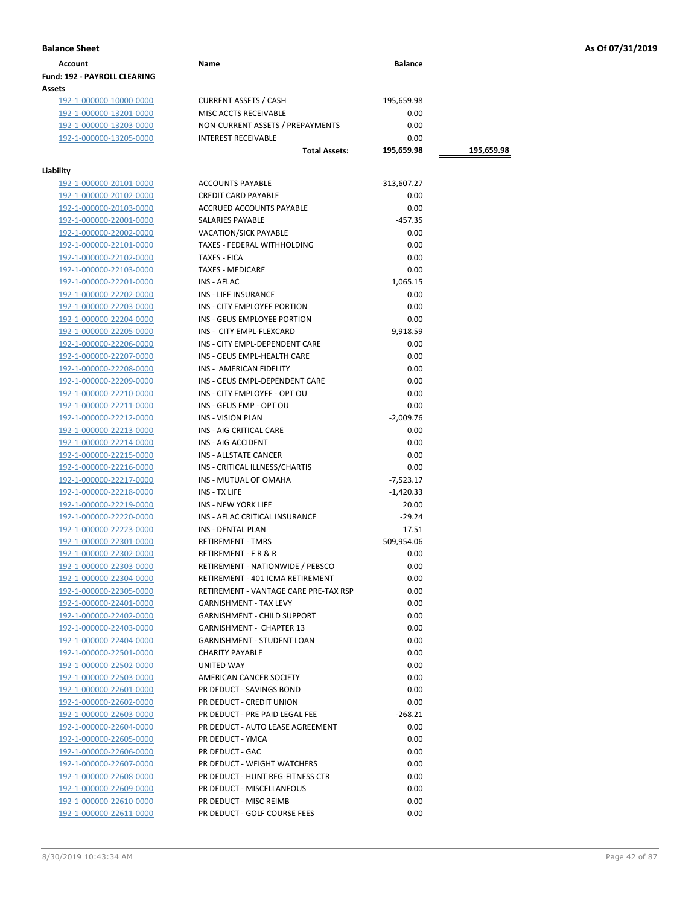**Balance Sheet** **As Of 07/31/2019**

| Account | Name | Balance | |
|---|---|---|---|
| **Fund: 192 - PAYROLL CLEARING** | | | |
| **Assets** | | | |
| 192-1-000000-10000-0000 | CURRENT ASSETS / CASH | 195,659.98 | |
| 192-1-000000-13201-0000 | MISC ACCTS RECEIVABLE | 0.00 | |
| 192-1-000000-13203-0000 | NON-CURRENT ASSETS / PREPAYMENTS | 0.00 | |
| 192-1-000000-13205-0000 | INTEREST RECEIVABLE | 0.00 | |
| | **Total Assets:** | **195,659.98** | **195,659.98** |
| **Liability** | | | |
| 192-1-000000-20101-0000 | ACCOUNTS PAYABLE | -313,607.27 | |
| 192-1-000000-20102-0000 | CREDIT CARD PAYABLE | 0.00 | |
| 192-1-000000-20103-0000 | ACCRUED ACCOUNTS PAYABLE | 0.00 | |
| 192-1-000000-22001-0000 | SALARIES PAYABLE | -457.35 | |
| 192-1-000000-22002-0000 | VACATION/SICK PAYABLE | 0.00 | |
| 192-1-000000-22101-0000 | TAXES - FEDERAL WITHHOLDING | 0.00 | |
| 192-1-000000-22102-0000 | TAXES - FICA | 0.00 | |
| 192-1-000000-22103-0000 | TAXES - MEDICARE | 0.00 | |
| 192-1-000000-22201-0000 | INS - AFLAC | 1,065.15 | |
| 192-1-000000-22202-0000 | INS - LIFE INSURANCE | 0.00 | |
| 192-1-000000-22203-0000 | INS - CITY EMPLOYEE PORTION | 0.00 | |
| 192-1-000000-22204-0000 | INS - GEUS EMPLOYEE PORTION | 0.00 | |
| 192-1-000000-22205-0000 | INS - CITY EMPL-FLEXCARD | 9,918.59 | |
| 192-1-000000-22206-0000 | INS - CITY EMPL-DEPENDENT CARE | 0.00 | |
| 192-1-000000-22207-0000 | INS - GEUS EMPL-HEALTH CARE | 0.00 | |
| 192-1-000000-22208-0000 | INS - AMERICAN FIDELITY | 0.00 | |
| 192-1-000000-22209-0000 | INS - GEUS EMPL-DEPENDENT CARE | 0.00 | |
| 192-1-000000-22210-0000 | INS - CITY EMPLOYEE - OPT OU | 0.00 | |
| 192-1-000000-22211-0000 | INS - GEUS EMP - OPT OU | 0.00 | |
| 192-1-000000-22212-0000 | INS - VISION PLAN | -2,009.76 | |
| 192-1-000000-22213-0000 | INS - AIG CRITICAL CARE | 0.00 | |
| 192-1-000000-22214-0000 | INS - AIG ACCIDENT | 0.00 | |
| 192-1-000000-22215-0000 | INS - ALLSTATE CANCER | 0.00 | |
| 192-1-000000-22216-0000 | INS - CRITICAL ILLNESS/CHARTIS | 0.00 | |
| 192-1-000000-22217-0000 | INS - MUTUAL OF OMAHA | -7,523.17 | |
| 192-1-000000-22218-0000 | INS - TX LIFE | -1,420.33 | |
| 192-1-000000-22219-0000 | INS - NEW YORK LIFE | 20.00 | |
| 192-1-000000-22220-0000 | INS - AFLAC CRITICAL INSURANCE | -29.24 | |
| 192-1-000000-22223-0000 | INS - DENTAL PLAN | 17.51 | |
| 192-1-000000-22301-0000 | RETIREMENT - TMRS | 509,954.06 | |
| 192-1-000000-22302-0000 | RETIREMENT - F R & R | 0.00 | |
| 192-1-000000-22303-0000 | RETIREMENT - NATIONWIDE / PEBSCO | 0.00 | |
| 192-1-000000-22304-0000 | RETIREMENT - 401 ICMA RETIREMENT | 0.00 | |
| 192-1-000000-22305-0000 | RETIREMENT - VANTAGE CARE PRE-TAX RSP | 0.00 | |
| 192-1-000000-22401-0000 | GARNISHMENT - TAX LEVY | 0.00 | |
| 192-1-000000-22402-0000 | GARNISHMENT - CHILD SUPPORT | 0.00 | |
| 192-1-000000-22403-0000 | GARNISHMENT - CHAPTER 13 | 0.00 | |
| 192-1-000000-22404-0000 | GARNISHMENT - STUDENT LOAN | 0.00 | |
| 192-1-000000-22501-0000 | CHARITY PAYABLE | 0.00 | |
| 192-1-000000-22502-0000 | UNITED WAY | 0.00 | |
| 192-1-000000-22503-0000 | AMERICAN CANCER SOCIETY | 0.00 | |
| 192-1-000000-22601-0000 | PR DEDUCT - SAVINGS BOND | 0.00 | |
| 192-1-000000-22602-0000 | PR DEDUCT - CREDIT UNION | 0.00 | |
| 192-1-000000-22603-0000 | PR DEDUCT - PRE PAID LEGAL FEE | -268.21 | |
| 192-1-000000-22604-0000 | PR DEDUCT - AUTO LEASE AGREEMENT | 0.00 | |
| 192-1-000000-22605-0000 | PR DEDUCT - YMCA | 0.00 | |
| 192-1-000000-22606-0000 | PR DEDUCT - GAC | 0.00 | |
| 192-1-000000-22607-0000 | PR DEDUCT - WEIGHT WATCHERS | 0.00 | |
| 192-1-000000-22608-0000 | PR DEDUCT - HUNT REG-FITNESS CTR | 0.00 | |
| 192-1-000000-22609-0000 | PR DEDUCT - MISCELLANEOUS | 0.00 | |
| 192-1-000000-22610-0000 | PR DEDUCT - MISC REIMB | 0.00 | |
| 192-1-000000-22611-0000 | PR DEDUCT - GOLF COURSE FEES | 0.00 | |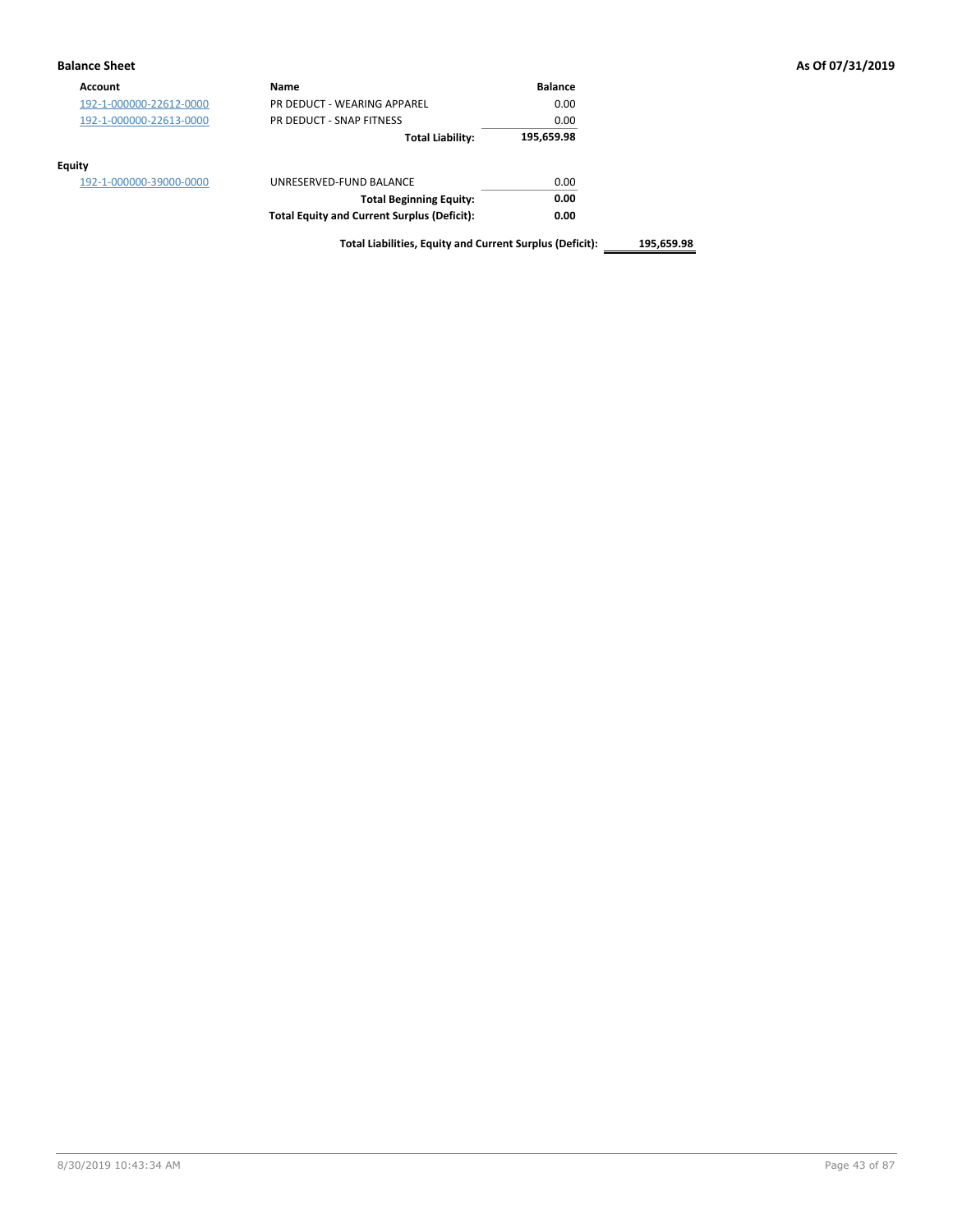**Balance Sheet** **As Of 07/31/2019**

| Account | Name | Balance | |
|---|---|---|---|
| 192-1-000000-22612-0000 | PR DEDUCT - WEARING APPAREL | 0.00 | |
| 192-1-000000-22613-0000 | PR DEDUCT - SNAP FITNESS | 0.00 | |
| | **Total Liability:** | **195,659.98** | |

**Equity**

| Account | Name | Balance | |
|---|---|---|---|
| 192-1-000000-39000-0000 | UNRESERVED-FUND BALANCE | 0.00 | |
| | **Total Beginning Equity:** | **0.00** | |
| | **Total Equity and Current Surplus (Deficit):** | **0.00** | |
| | **Total Liabilities, Equity and Current Surplus (Deficit):** | | **195,659.98** |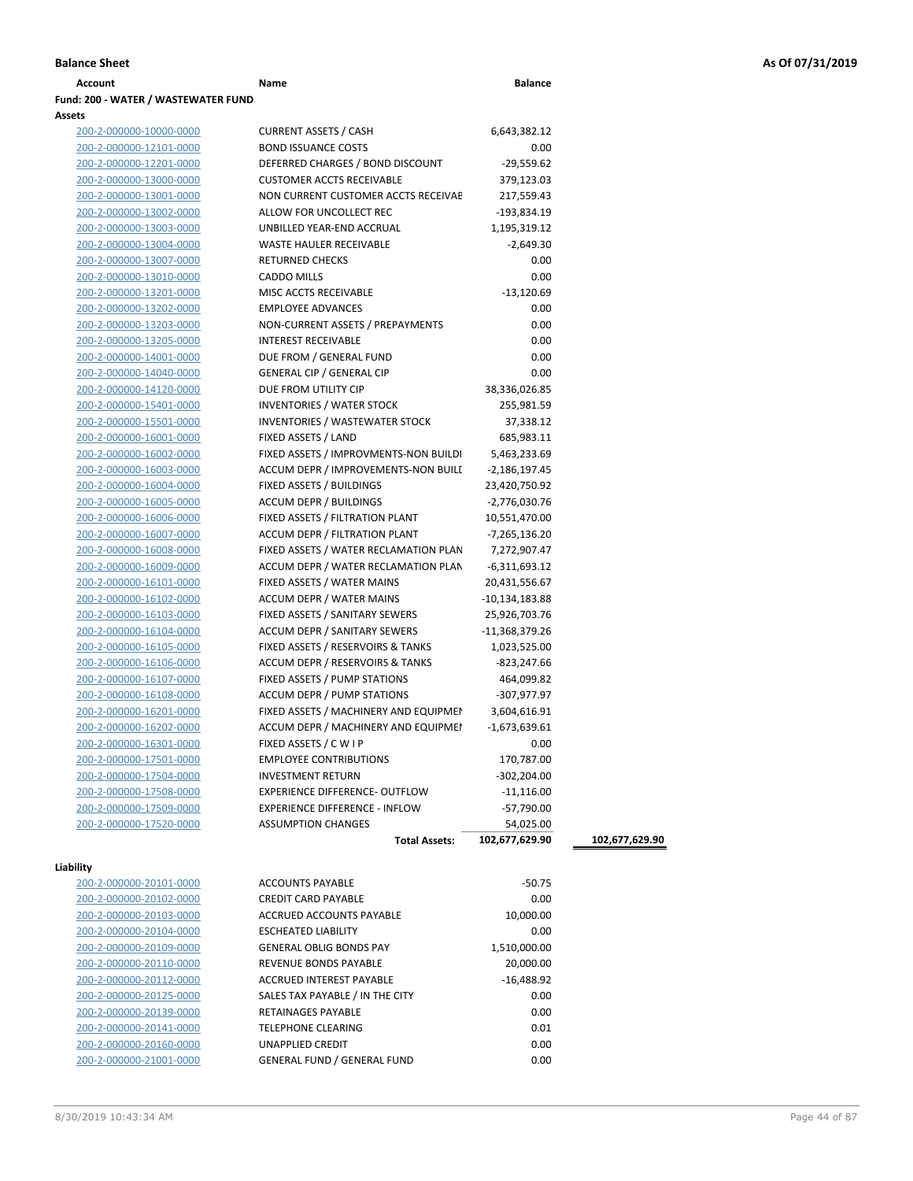**Balance Sheet** **As Of 07/31/2019**

| Account | Name | Balance | |
|---|---|---|---|
| **Fund: 200 - WATER / WASTEWATER FUND** | | | |
| **Assets** | | | |
| 200-2-000000-10000-0000 | CURRENT ASSETS / CASH | 6,643,382.12 | |
| 200-2-000000-12101-0000 | BOND ISSUANCE COSTS | 0.00 | |
| 200-2-000000-12201-0000 | DEFERRED CHARGES / BOND DISCOUNT | -29,559.62 | |
| 200-2-000000-13000-0000 | CUSTOMER ACCTS RECEIVABLE | 379,123.03 | |
| 200-2-000000-13001-0000 | NON CURRENT CUSTOMER ACCTS RECEIVAE | 217,559.43 | |
| 200-2-000000-13002-0000 | ALLOW FOR UNCOLLECT REC | -193,834.19 | |
| 200-2-000000-13003-0000 | UNBILLED YEAR-END ACCRUAL | 1,195,319.12 | |
| 200-2-000000-13004-0000 | WASTE HAULER RECEIVABLE | -2,649.30 | |
| 200-2-000000-13007-0000 | RETURNED CHECKS | 0.00 | |
| 200-2-000000-13010-0000 | CADDO MILLS | 0.00 | |
| 200-2-000000-13201-0000 | MISC ACCTS RECEIVABLE | -13,120.69 | |
| 200-2-000000-13202-0000 | EMPLOYEE ADVANCES | 0.00 | |
| 200-2-000000-13203-0000 | NON-CURRENT ASSETS / PREPAYMENTS | 0.00 | |
| 200-2-000000-13205-0000 | INTEREST RECEIVABLE | 0.00 | |
| 200-2-000000-14001-0000 | DUE FROM / GENERAL FUND | 0.00 | |
| 200-2-000000-14040-0000 | GENERAL CIP / GENERAL CIP | 0.00 | |
| 200-2-000000-14120-0000 | DUE FROM UTILITY CIP | 38,336,026.85 | |
| 200-2-000000-15401-0000 | INVENTORIES / WATER STOCK | 255,981.59 | |
| 200-2-000000-15501-0000 | INVENTORIES / WASTEWATER STOCK | 37,338.12 | |
| 200-2-000000-16001-0000 | FIXED ASSETS / LAND | 685,983.11 | |
| 200-2-000000-16002-0000 | FIXED ASSETS / IMPROVMENTS-NON BUILDI | 5,463,233.69 | |
| 200-2-000000-16003-0000 | ACCUM DEPR / IMPROVEMENTS-NON BUILI | -2,186,197.45 | |
| 200-2-000000-16004-0000 | FIXED ASSETS / BUILDINGS | 23,420,750.92 | |
| 200-2-000000-16005-0000 | ACCUM DEPR / BUILDINGS | -2,776,030.76 | |
| 200-2-000000-16006-0000 | FIXED ASSETS / FILTRATION PLANT | 10,551,470.00 | |
| 200-2-000000-16007-0000 | ACCUM DEPR / FILTRATION PLANT | -7,265,136.20 | |
| 200-2-000000-16008-0000 | FIXED ASSETS / WATER RECLAMATION PLAN | 7,272,907.47 | |
| 200-2-000000-16009-0000 | ACCUM DEPR / WATER RECLAMATION PLAN | -6,311,693.12 | |
| 200-2-000000-16101-0000 | FIXED ASSETS / WATER MAINS | 20,431,556.67 | |
| 200-2-000000-16102-0000 | ACCUM DEPR / WATER MAINS | -10,134,183.88 | |
| 200-2-000000-16103-0000 | FIXED ASSETS / SANITARY SEWERS | 25,926,703.76 | |
| 200-2-000000-16104-0000 | ACCUM DEPR / SANITARY SEWERS | -11,368,379.26 | |
| 200-2-000000-16105-0000 | FIXED ASSETS / RESERVOIRS & TANKS | 1,023,525.00 | |
| 200-2-000000-16106-0000 | ACCUM DEPR / RESERVOIRS & TANKS | -823,247.66 | |
| 200-2-000000-16107-0000 | FIXED ASSETS / PUMP STATIONS | 464,099.82 | |
| 200-2-000000-16108-0000 | ACCUM DEPR / PUMP STATIONS | -307,977.97 | |
| 200-2-000000-16201-0000 | FIXED ASSETS / MACHINERY AND EQUIPMEN | 3,604,616.91 | |
| 200-2-000000-16202-0000 | ACCUM DEPR / MACHINERY AND EQUIPMEI | -1,673,639.61 | |
| 200-2-000000-16301-0000 | FIXED ASSETS / C W I P | 0.00 | |
| 200-2-000000-17501-0000 | EMPLOYEE CONTRIBUTIONS | 170,787.00 | |
| 200-2-000000-17504-0000 | INVESTMENT RETURN | -302,204.00 | |
| 200-2-000000-17508-0000 | EXPERIENCE DIFFERENCE- OUTFLOW | -11,116.00 | |
| 200-2-000000-17509-0000 | EXPERIENCE DIFFERENCE - INFLOW | -57,790.00 | |
| 200-2-000000-17520-0000 | ASSUMPTION CHANGES | 54,025.00 | |
| | **Total Assets:** | **102,677,629.90** | **102,677,629.90** |
| **Liability** | | | |
| 200-2-000000-20101-0000 | ACCOUNTS PAYABLE | -50.75 | |
| 200-2-000000-20102-0000 | CREDIT CARD PAYABLE | 0.00 | |
| 200-2-000000-20103-0000 | ACCRUED ACCOUNTS PAYABLE | 10,000.00 | |
| 200-2-000000-20104-0000 | ESCHEATED LIABILITY | 0.00 | |
| 200-2-000000-20109-0000 | GENERAL OBLIG BONDS PAY | 1,510,000.00 | |
| 200-2-000000-20110-0000 | REVENUE BONDS PAYABLE | 20,000.00 | |
| 200-2-000000-20112-0000 | ACCRUED INTEREST PAYABLE | -16,488.92 | |
| 200-2-000000-20125-0000 | SALES TAX PAYABLE / IN THE CITY | 0.00 | |
| 200-2-000000-20139-0000 | RETAINAGES PAYABLE | 0.00 | |
| 200-2-000000-20141-0000 | TELEPHONE CLEARING | 0.01 | |
| 200-2-000000-20160-0000 | UNAPPLIED CREDIT | 0.00 | |
| 200-2-000000-21001-0000 | GENERAL FUND / GENERAL FUND | 0.00 | |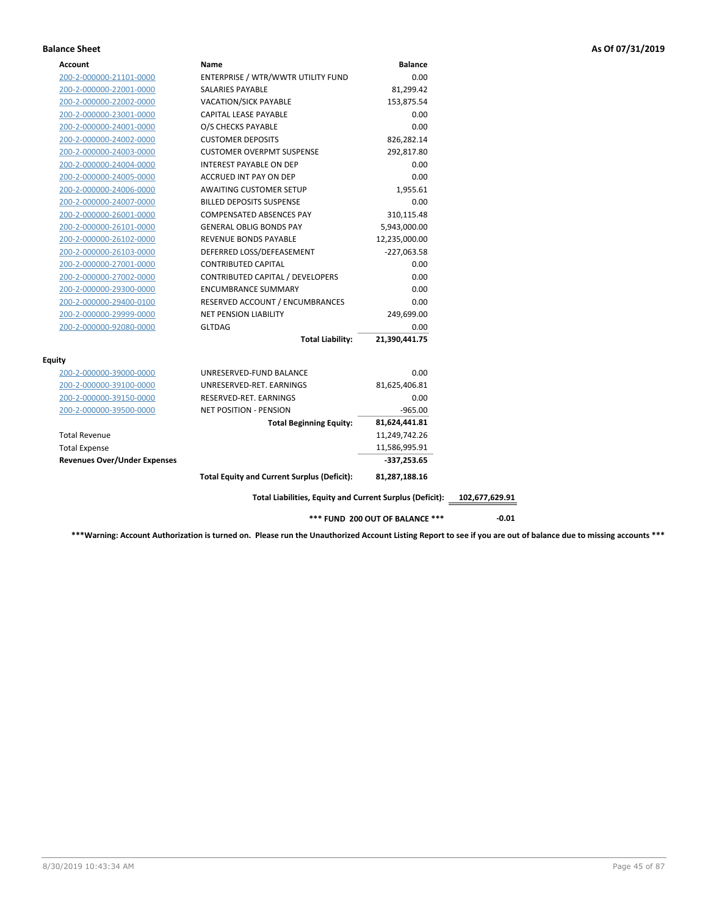**Balance Sheet** **As Of 07/31/2019**

| Account | Name | Balance |
|---|---|---|
| 200-2-000000-21101-0000 | ENTERPRISE / WTR/WWTR UTILITY FUND | 0.00 |
| 200-2-000000-22001-0000 | SALARIES PAYABLE | 81,299.42 |
| 200-2-000000-22002-0000 | VACATION/SICK PAYABLE | 153,875.54 |
| 200-2-000000-23001-0000 | CAPITAL LEASE PAYABLE | 0.00 |
| 200-2-000000-24001-0000 | O/S CHECKS PAYABLE | 0.00 |
| 200-2-000000-24002-0000 | CUSTOMER DEPOSITS | 826,282.14 |
| 200-2-000000-24003-0000 | CUSTOMER OVERPMT SUSPENSE | 292,817.80 |
| 200-2-000000-24004-0000 | INTEREST PAYABLE ON DEP | 0.00 |
| 200-2-000000-24005-0000 | ACCRUED INT PAY ON DEP | 0.00 |
| 200-2-000000-24006-0000 | AWAITING CUSTOMER SETUP | 1,955.61 |
| 200-2-000000-24007-0000 | BILLED DEPOSITS SUSPENSE | 0.00 |
| 200-2-000000-26001-0000 | COMPENSATED ABSENCES PAY | 310,115.48 |
| 200-2-000000-26101-0000 | GENERAL OBLIG BONDS PAY | 5,943,000.00 |
| 200-2-000000-26102-0000 | REVENUE BONDS PAYABLE | 12,235,000.00 |
| 200-2-000000-26103-0000 | DEFERRED LOSS/DEFEASEMENT | -227,063.58 |
| 200-2-000000-27001-0000 | CONTRIBUTED CAPITAL | 0.00 |
| 200-2-000000-27002-0000 | CONTRIBUTED CAPITAL / DEVELOPERS | 0.00 |
| 200-2-000000-29300-0000 | ENCUMBRANCE SUMMARY | 0.00 |
| 200-2-000000-29400-0100 | RESERVED ACCOUNT / ENCUMBRANCES | 0.00 |
| 200-2-000000-29999-0000 | NET PENSION LIABILITY | 249,699.00 |
| 200-2-000000-92080-0000 | GLTDAG | 0.00 |
| | **Total Liability:** | **21,390,441.75** |

**Equity**

| Account | Name | Balance |
|---|---|---|
| 200-2-000000-39000-0000 | UNRESERVED-FUND BALANCE | 0.00 |
| 200-2-000000-39100-0000 | UNRESERVED-RET. EARNINGS | 81,625,406.81 |
| 200-2-000000-39150-0000 | RESERVED-RET. EARNINGS | 0.00 |
| 200-2-000000-39500-0000 | NET POSITION - PENSION | -965.00 |
| | **Total Beginning Equity:** | **81,624,441.81** |
| Total Revenue | | 11,249,742.26 |
| Total Expense | | 11,586,995.91 |
| **Revenues Over/Under Expenses** | | **-337,253.65** |
| | **Total Equity and Current Surplus (Deficit):** | **81,287,188.16** |

**Total Liabilities, Equity and Current Surplus (Deficit): 102,677,629.91**

**\*\*\* FUND 200 OUT OF BALANCE \*\*\* -0.01**

**\*\*\*Warning: Account Authorization is turned on. Please run the Unauthorized Account Listing Report to see if you are out of balance due to missing accounts \*\*\***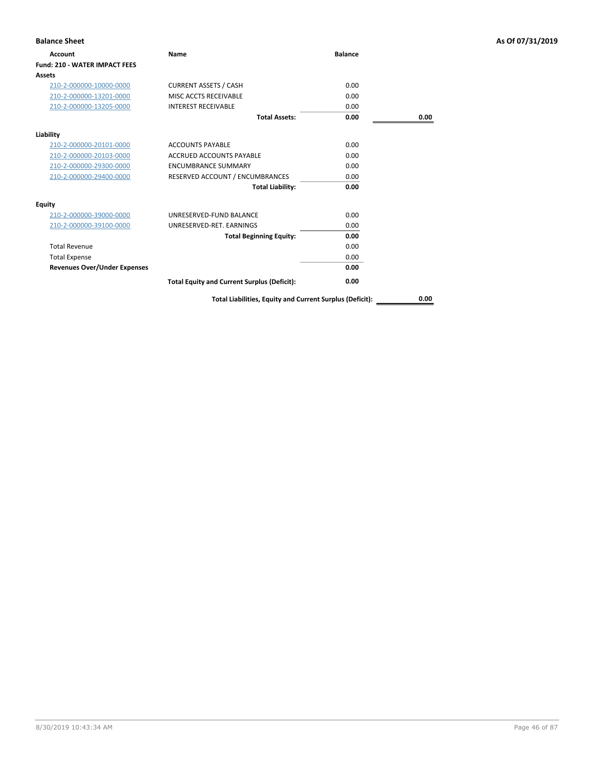## Balance Sheet

**As Of 07/31/2019**

| Account | Name | Balance | |
|---|---|---|---|
| **Fund: 210 - WATER IMPACT FEES** | | | |
| **Assets** | | | |
| 210-2-000000-10000-0000 | CURRENT ASSETS / CASH | 0.00 | |
| 210-2-000000-13201-0000 | MISC ACCTS RECEIVABLE | 0.00 | |
| 210-2-000000-13205-0000 | INTEREST RECEIVABLE | 0.00 | |
| | **Total Assets:** | **0.00** | **0.00** |
| **Liability** | | | |
| 210-2-000000-20101-0000 | ACCOUNTS PAYABLE | 0.00 | |
| 210-2-000000-20103-0000 | ACCRUED ACCOUNTS PAYABLE | 0.00 | |
| 210-2-000000-29300-0000 | ENCUMBRANCE SUMMARY | 0.00 | |
| 210-2-000000-29400-0000 | RESERVED ACCOUNT / ENCUMBRANCES | 0.00 | |
| | **Total Liability:** | **0.00** | |
| **Equity** | | | |
| 210-2-000000-39000-0000 | UNRESERVED-FUND BALANCE | 0.00 | |
| 210-2-000000-39100-0000 | UNRESERVED-RET. EARNINGS | 0.00 | |
| | **Total Beginning Equity:** | **0.00** | |
| Total Revenue | | 0.00 | |
| Total Expense | | 0.00 | |
| **Revenues Over/Under Expenses** | | **0.00** | |
| | **Total Equity and Current Surplus (Deficit):** | **0.00** | |
| | **Total Liabilities, Equity and Current Surplus (Deficit):** | | **0.00** |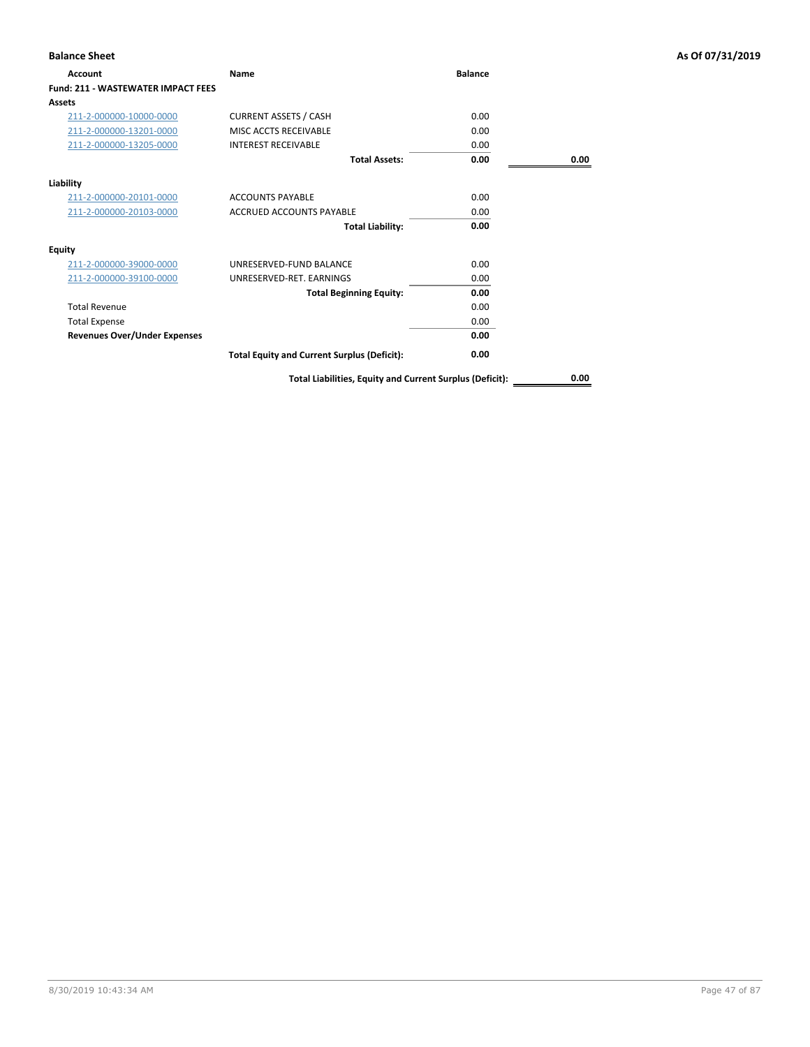## Balance Sheet

**As Of 07/31/2019**

| Account | Name | Balance | |
|---|---|---|---|
| **Fund: 211 - WASTEWATER IMPACT FEES** | | | |
| **Assets** | | | |
| 211-2-000000-10000-0000 | CURRENT ASSETS / CASH | 0.00 | |
| 211-2-000000-13201-0000 | MISC ACCTS RECEIVABLE | 0.00 | |
| 211-2-000000-13205-0000 | INTEREST RECEIVABLE | 0.00 | |
| | **Total Assets:** | **0.00** | **0.00** |
| **Liability** | | | |
| 211-2-000000-20101-0000 | ACCOUNTS PAYABLE | 0.00 | |
| 211-2-000000-20103-0000 | ACCRUED ACCOUNTS PAYABLE | 0.00 | |
| | **Total Liability:** | **0.00** | |
| **Equity** | | | |
| 211-2-000000-39000-0000 | UNRESERVED-FUND BALANCE | 0.00 | |
| 211-2-000000-39100-0000 | UNRESERVED-RET. EARNINGS | 0.00 | |
| | **Total Beginning Equity:** | **0.00** | |
| Total Revenue | | 0.00 | |
| Total Expense | | 0.00 | |
| **Revenues Over/Under Expenses** | | **0.00** | |
| | **Total Equity and Current Surplus (Deficit):** | **0.00** | |
| | **Total Liabilities, Equity and Current Surplus (Deficit):** | | **0.00** |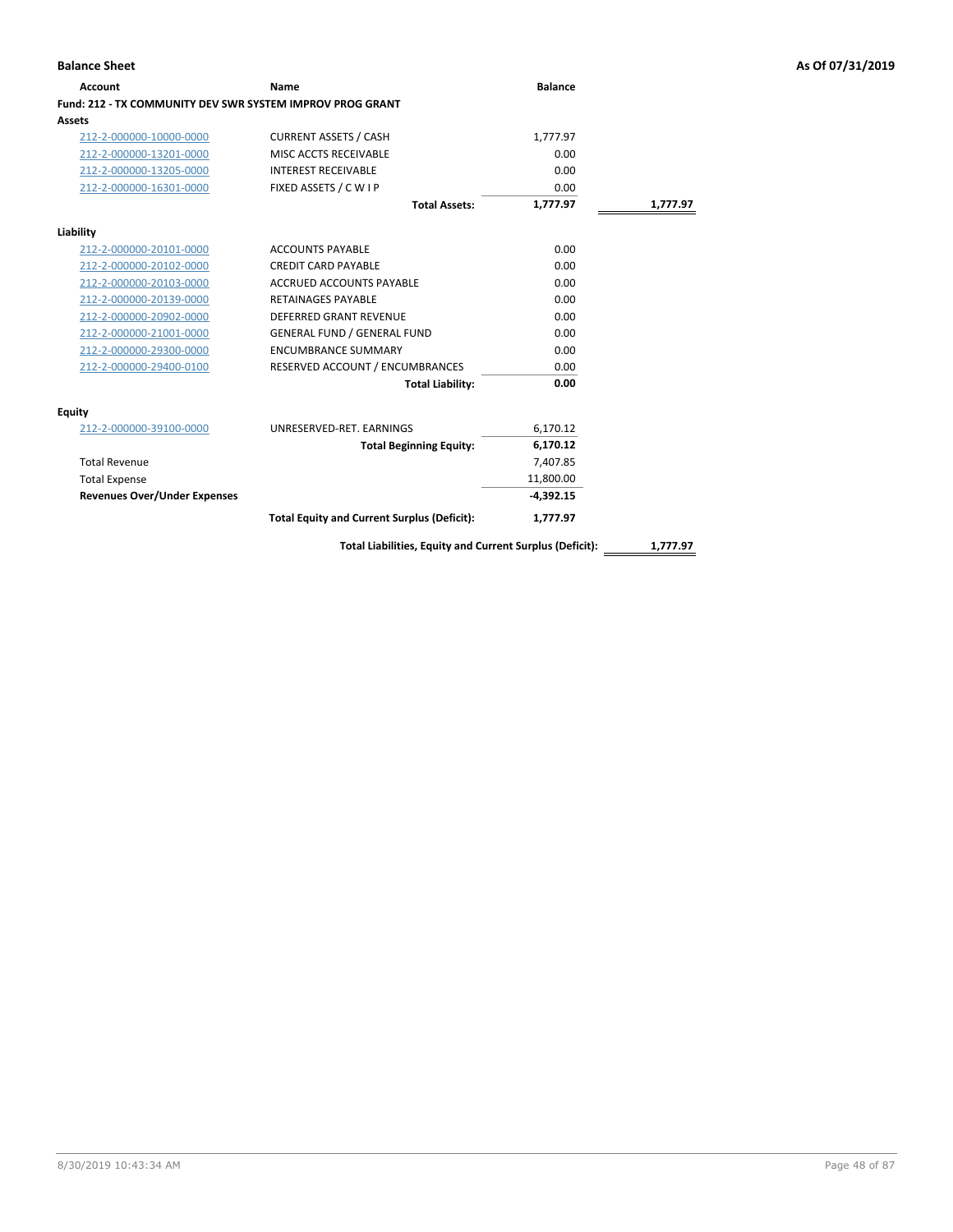**Balance Sheet** — As Of 07/31/2019

| Account | Name | Balance | |
|---|---|---|---|
| **Fund: 212 - TX COMMUNITY DEV SWR SYSTEM IMPROV PROG GRANT** | | | |
| **Assets** | | | |
| 212-2-000000-10000-0000 | CURRENT ASSETS / CASH | 1,777.97 | |
| 212-2-000000-13201-0000 | MISC ACCTS RECEIVABLE | 0.00 | |
| 212-2-000000-13205-0000 | INTEREST RECEIVABLE | 0.00 | |
| 212-2-000000-16301-0000 | FIXED ASSETS / C W I P | 0.00 | |
| | **Total Assets:** | **1,777.97** | **1,777.97** |
| **Liability** | | | |
| 212-2-000000-20101-0000 | ACCOUNTS PAYABLE | 0.00 | |
| 212-2-000000-20102-0000 | CREDIT CARD PAYABLE | 0.00 | |
| 212-2-000000-20103-0000 | ACCRUED ACCOUNTS PAYABLE | 0.00 | |
| 212-2-000000-20139-0000 | RETAINAGES PAYABLE | 0.00 | |
| 212-2-000000-20902-0000 | DEFERRED GRANT REVENUE | 0.00 | |
| 212-2-000000-21001-0000 | GENERAL FUND / GENERAL FUND | 0.00 | |
| 212-2-000000-29300-0000 | ENCUMBRANCE SUMMARY | 0.00 | |
| 212-2-000000-29400-0100 | RESERVED ACCOUNT / ENCUMBRANCES | 0.00 | |
| | **Total Liability:** | **0.00** | |
| **Equity** | | | |
| 212-2-000000-39100-0000 | UNRESERVED-RET. EARNINGS | 6,170.12 | |
| | **Total Beginning Equity:** | **6,170.12** | |
| Total Revenue | | 7,407.85 | |
| Total Expense | | 11,800.00 | |
| **Revenues Over/Under Expenses** | | **-4,392.15** | |
| | **Total Equity and Current Surplus (Deficit):** | **1,777.97** | |
| | **Total Liabilities, Equity and Current Surplus (Deficit):** | | **1,777.97** |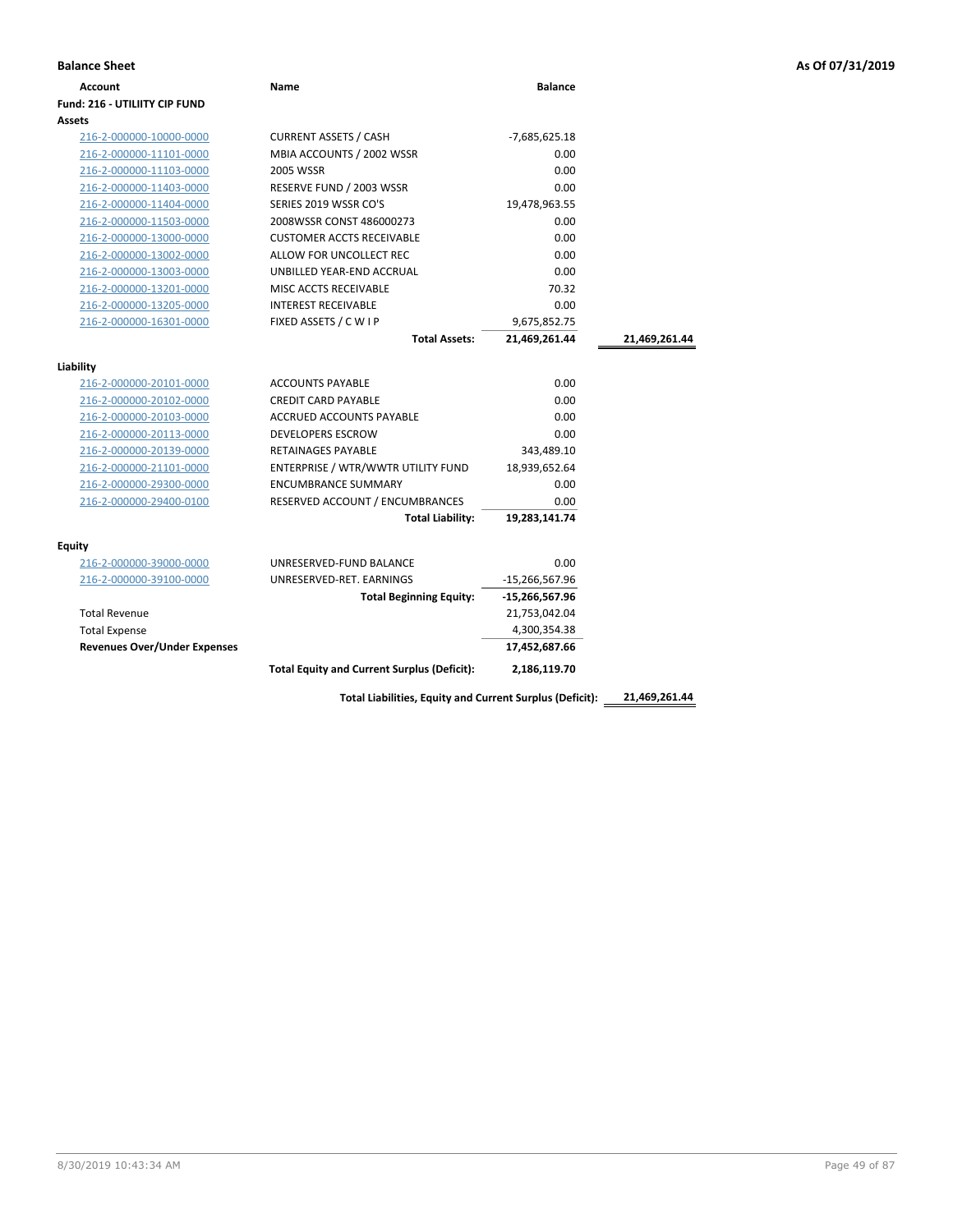**Balance Sheet** — As Of 07/31/2019

| Account | Name | Balance | |
|---|---|---|---|
| **Fund: 216 - UTILIITY CIP FUND** | | | |
| **Assets** | | | |
| 216-2-000000-10000-0000 | CURRENT ASSETS / CASH | -7,685,625.18 | |
| 216-2-000000-11101-0000 | MBIA ACCOUNTS / 2002 WSSR | 0.00 | |
| 216-2-000000-11103-0000 | 2005 WSSR | 0.00 | |
| 216-2-000000-11403-0000 | RESERVE FUND / 2003 WSSR | 0.00 | |
| 216-2-000000-11404-0000 | SERIES 2019 WSSR CO'S | 19,478,963.55 | |
| 216-2-000000-11503-0000 | 2008WSSR CONST 486000273 | 0.00 | |
| 216-2-000000-13000-0000 | CUSTOMER ACCTS RECEIVABLE | 0.00 | |
| 216-2-000000-13002-0000 | ALLOW FOR UNCOLLECT REC | 0.00 | |
| 216-2-000000-13003-0000 | UNBILLED YEAR-END ACCRUAL | 0.00 | |
| 216-2-000000-13201-0000 | MISC ACCTS RECEIVABLE | 70.32 | |
| 216-2-000000-13205-0000 | INTEREST RECEIVABLE | 0.00 | |
| 216-2-000000-16301-0000 | FIXED ASSETS / C W I P | 9,675,852.75 | |
| | **Total Assets:** | **21,469,261.44** | **21,469,261.44** |
| **Liability** | | | |
| 216-2-000000-20101-0000 | ACCOUNTS PAYABLE | 0.00 | |
| 216-2-000000-20102-0000 | CREDIT CARD PAYABLE | 0.00 | |
| 216-2-000000-20103-0000 | ACCRUED ACCOUNTS PAYABLE | 0.00 | |
| 216-2-000000-20113-0000 | DEVELOPERS ESCROW | 0.00 | |
| 216-2-000000-20139-0000 | RETAINAGES PAYABLE | 343,489.10 | |
| 216-2-000000-21101-0000 | ENTERPRISE / WTR/WWTR UTILITY FUND | 18,939,652.64 | |
| 216-2-000000-29300-0000 | ENCUMBRANCE SUMMARY | 0.00 | |
| 216-2-000000-29400-0100 | RESERVED ACCOUNT / ENCUMBRANCES | 0.00 | |
| | **Total Liability:** | **19,283,141.74** | |
| **Equity** | | | |
| 216-2-000000-39000-0000 | UNRESERVED-FUND BALANCE | 0.00 | |
| 216-2-000000-39100-0000 | UNRESERVED-RET. EARNINGS | -15,266,567.96 | |
| | **Total Beginning Equity:** | **-15,266,567.96** | |
| Total Revenue | | 21,753,042.04 | |
| Total Expense | | 4,300,354.38 | |
| **Revenues Over/Under Expenses** | | **17,452,687.66** | |
| | **Total Equity and Current Surplus (Deficit):** | **2,186,119.70** | |
| | **Total Liabilities, Equity and Current Surplus (Deficit):** | | **21,469,261.44** |

8/30/2019 10:43:34 AM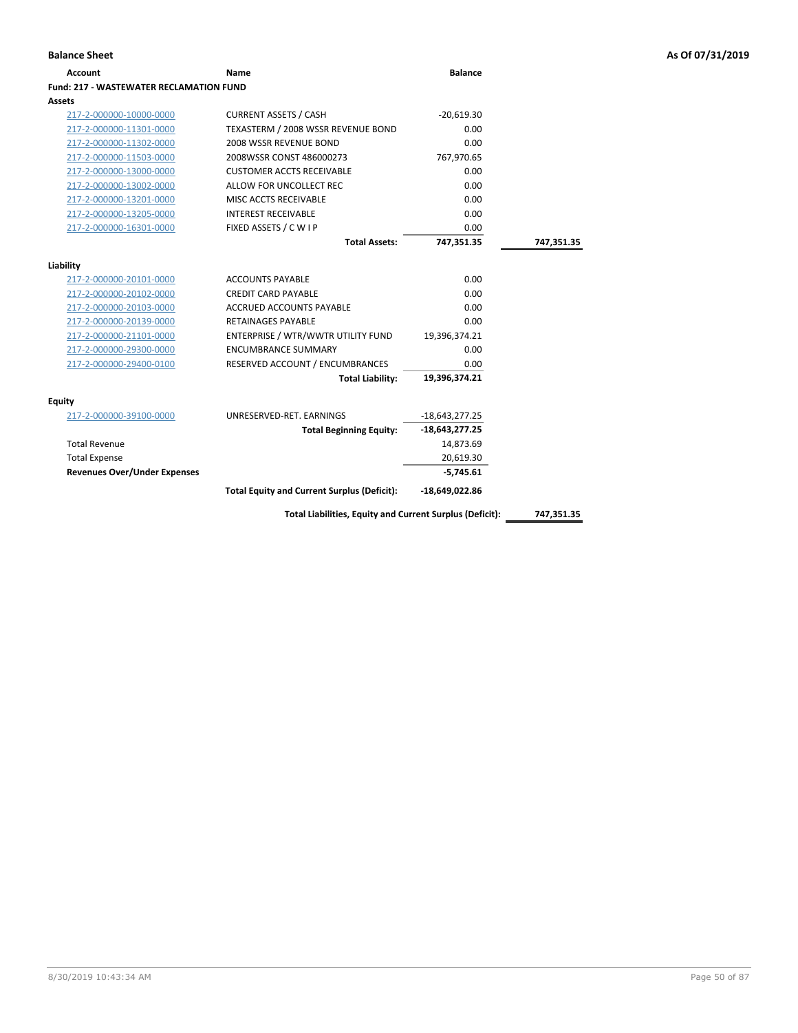**Balance Sheet** **As Of 07/31/2019**

| Account | Name | Balance | |
|---|---|---|---|
| **Fund: 217 - WASTEWATER RECLAMATION FUND** | | | |
| **Assets** | | | |
| 217-2-000000-10000-0000 | CURRENT ASSETS / CASH | -20,619.30 | |
| 217-2-000000-11301-0000 | TEXASTERM / 2008 WSSR REVENUE BOND | 0.00 | |
| 217-2-000000-11302-0000 | 2008 WSSR REVENUE BOND | 0.00 | |
| 217-2-000000-11503-0000 | 2008WSSR CONST 486000273 | 767,970.65 | |
| 217-2-000000-13000-0000 | CUSTOMER ACCTS RECEIVABLE | 0.00 | |
| 217-2-000000-13002-0000 | ALLOW FOR UNCOLLECT REC | 0.00 | |
| 217-2-000000-13201-0000 | MISC ACCTS RECEIVABLE | 0.00 | |
| 217-2-000000-13205-0000 | INTEREST RECEIVABLE | 0.00 | |
| 217-2-000000-16301-0000 | FIXED ASSETS / C W I P | 0.00 | |
| | **Total Assets:** | **747,351.35** | **747,351.35** |
| **Liability** | | | |
| 217-2-000000-20101-0000 | ACCOUNTS PAYABLE | 0.00 | |
| 217-2-000000-20102-0000 | CREDIT CARD PAYABLE | 0.00 | |
| 217-2-000000-20103-0000 | ACCRUED ACCOUNTS PAYABLE | 0.00 | |
| 217-2-000000-20139-0000 | RETAINAGES PAYABLE | 0.00 | |
| 217-2-000000-21101-0000 | ENTERPRISE / WTR/WWTR UTILITY FUND | 19,396,374.21 | |
| 217-2-000000-29300-0000 | ENCUMBRANCE SUMMARY | 0.00 | |
| 217-2-000000-29400-0100 | RESERVED ACCOUNT / ENCUMBRANCES | 0.00 | |
| | **Total Liability:** | **19,396,374.21** | |
| **Equity** | | | |
| 217-2-000000-39100-0000 | UNRESERVED-RET. EARNINGS | -18,643,277.25 | |
| | **Total Beginning Equity:** | **-18,643,277.25** | |
| Total Revenue | | 14,873.69 | |
| Total Expense | | 20,619.30 | |
| **Revenues Over/Under Expenses** | | **-5,745.61** | |
| | **Total Equity and Current Surplus (Deficit):** | **-18,649,022.86** | |
| | **Total Liabilities, Equity and Current Surplus (Deficit):** | | **747,351.35** |

8/30/2019 10:43:34 AM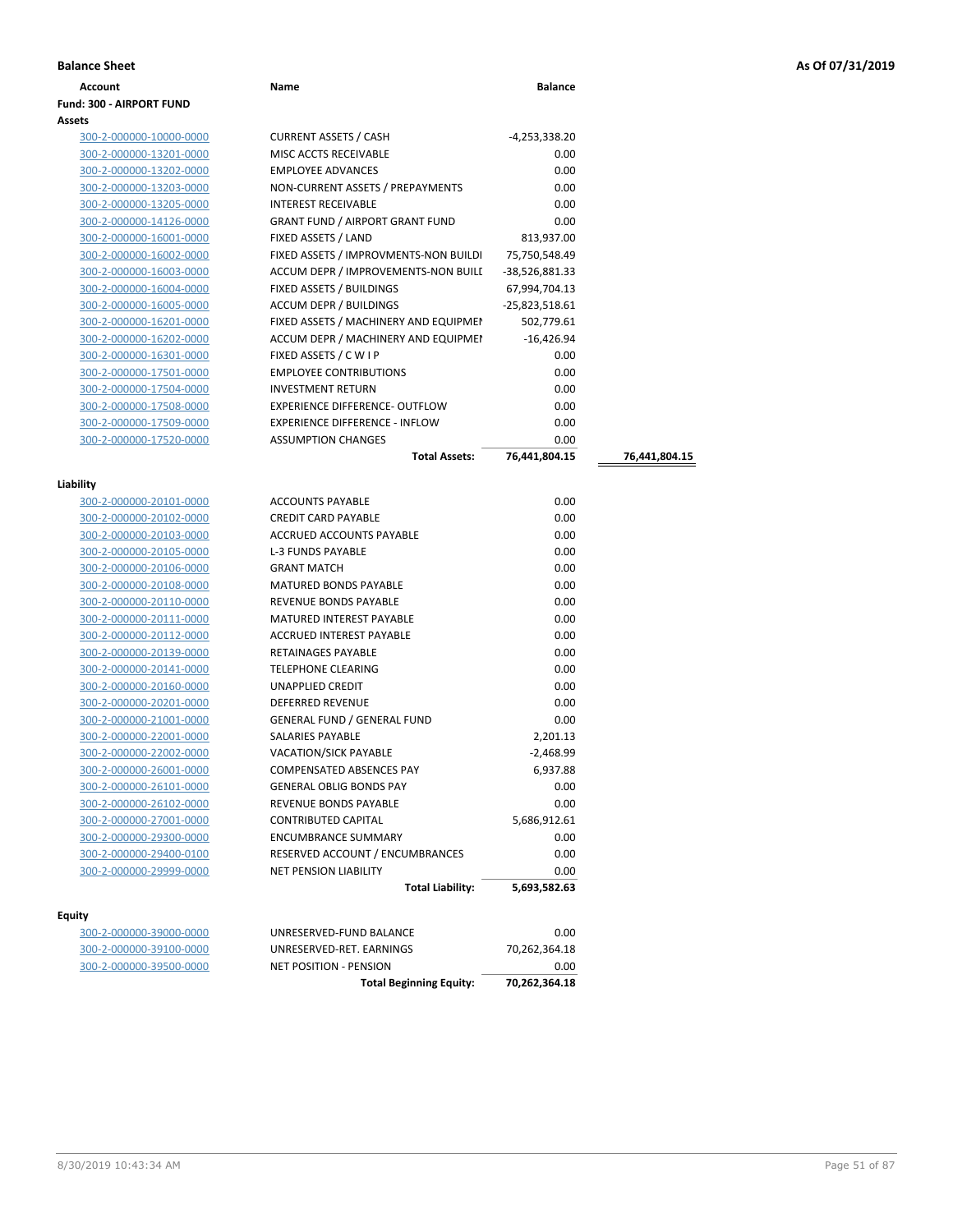**Balance Sheet** **As Of 07/31/2019**

**Fund: 300 - AIRPORT FUND**

**Assets**

| Account | Name | Balance | |
|---|---|---|---|
| 300-2-000000-10000-0000 | CURRENT ASSETS / CASH | -4,253,338.20 | |
| 300-2-000000-13201-0000 | MISC ACCTS RECEIVABLE | 0.00 | |
| 300-2-000000-13202-0000 | EMPLOYEE ADVANCES | 0.00 | |
| 300-2-000000-13203-0000 | NON-CURRENT ASSETS / PREPAYMENTS | 0.00 | |
| 300-2-000000-13205-0000 | INTEREST RECEIVABLE | 0.00 | |
| 300-2-000000-14126-0000 | GRANT FUND / AIRPORT GRANT FUND | 0.00 | |
| 300-2-000000-16001-0000 | FIXED ASSETS / LAND | 813,937.00 | |
| 300-2-000000-16002-0000 | FIXED ASSETS / IMPROVMENTS-NON BUILDI | 75,750,548.49 | |
| 300-2-000000-16003-0000 | ACCUM DEPR / IMPROVEMENTS-NON BUILI | -38,526,881.33 | |
| 300-2-000000-16004-0000 | FIXED ASSETS / BUILDINGS | 67,994,704.13 | |
| 300-2-000000-16005-0000 | ACCUM DEPR / BUILDINGS | -25,823,518.61 | |
| 300-2-000000-16201-0000 | FIXED ASSETS / MACHINERY AND EQUIPMEI | 502,779.61 | |
| 300-2-000000-16202-0000 | ACCUM DEPR / MACHINERY AND EQUIPMEI | -16,426.94 | |
| 300-2-000000-16301-0000 | FIXED ASSETS / C W I P | 0.00 | |
| 300-2-000000-17501-0000 | EMPLOYEE CONTRIBUTIONS | 0.00 | |
| 300-2-000000-17504-0000 | INVESTMENT RETURN | 0.00 | |
| 300-2-000000-17508-0000 | EXPERIENCE DIFFERENCE- OUTFLOW | 0.00 | |
| 300-2-000000-17509-0000 | EXPERIENCE DIFFERENCE - INFLOW | 0.00 | |
| 300-2-000000-17520-0000 | ASSUMPTION CHANGES | 0.00 | |
| | **Total Assets:** | **76,441,804.15** | **76,441,804.15** |

**Liability**

| Account | Name | Balance |
|---|---|---|
| 300-2-000000-20101-0000 | ACCOUNTS PAYABLE | 0.00 |
| 300-2-000000-20102-0000 | CREDIT CARD PAYABLE | 0.00 |
| 300-2-000000-20103-0000 | ACCRUED ACCOUNTS PAYABLE | 0.00 |
| 300-2-000000-20105-0000 | L-3 FUNDS PAYABLE | 0.00 |
| 300-2-000000-20106-0000 | GRANT MATCH | 0.00 |
| 300-2-000000-20108-0000 | MATURED BONDS PAYABLE | 0.00 |
| 300-2-000000-20110-0000 | REVENUE BONDS PAYABLE | 0.00 |
| 300-2-000000-20111-0000 | MATURED INTEREST PAYABLE | 0.00 |
| 300-2-000000-20112-0000 | ACCRUED INTEREST PAYABLE | 0.00 |
| 300-2-000000-20139-0000 | RETAINAGES PAYABLE | 0.00 |
| 300-2-000000-20141-0000 | TELEPHONE CLEARING | 0.00 |
| 300-2-000000-20160-0000 | UNAPPLIED CREDIT | 0.00 |
| 300-2-000000-20201-0000 | DEFERRED REVENUE | 0.00 |
| 300-2-000000-21001-0000 | GENERAL FUND / GENERAL FUND | 0.00 |
| 300-2-000000-22001-0000 | SALARIES PAYABLE | 2,201.13 |
| 300-2-000000-22002-0000 | VACATION/SICK PAYABLE | -2,468.99 |
| 300-2-000000-26001-0000 | COMPENSATED ABSENCES PAY | 6,937.88 |
| 300-2-000000-26101-0000 | GENERAL OBLIG BONDS PAY | 0.00 |
| 300-2-000000-26102-0000 | REVENUE BONDS PAYABLE | 0.00 |
| 300-2-000000-27001-0000 | CONTRIBUTED CAPITAL | 5,686,912.61 |
| 300-2-000000-29300-0000 | ENCUMBRANCE SUMMARY | 0.00 |
| 300-2-000000-29400-0100 | RESERVED ACCOUNT / ENCUMBRANCES | 0.00 |
| 300-2-000000-29999-0000 | NET PENSION LIABILITY | 0.00 |
| | **Total Liability:** | **5,693,582.63** |

**Equity**

| Account | Name | Balance |
|---|---|---|
| 300-2-000000-39000-0000 | UNRESERVED-FUND BALANCE | 0.00 |
| 300-2-000000-39100-0000 | UNRESERVED-RET. EARNINGS | 70,262,364.18 |
| 300-2-000000-39500-0000 | NET POSITION - PENSION | 0.00 |
| | **Total Beginning Equity:** | **70,262,364.18** |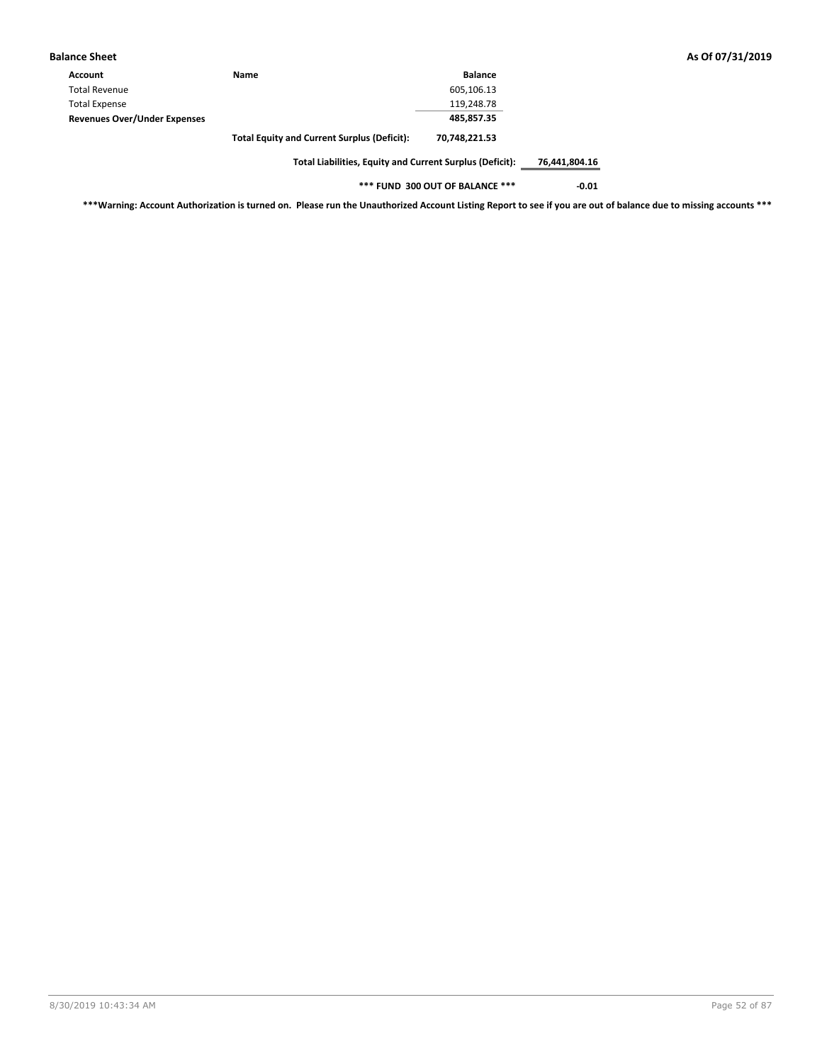**Balance Sheet** **As Of 07/31/2019**

| Account | Name | Balance | |
|---|---|---|---|
| Total Revenue | | 605,106.13 | |
| Total Expense | | 119,248.78 | |
| **Revenues Over/Under Expenses** | | **485,857.35** | |
| | **Total Equity and Current Surplus (Deficit):** | **70,748,221.53** | |
| | **Total Liabilities, Equity and Current Surplus (Deficit):** | | **76,441,804.16** |
| | **\*\*\* FUND 300 OUT OF BALANCE \*\*\*** | | **-0.01** |

**\*\*\*Warning: Account Authorization is turned on. Please run the Unauthorized Account Listing Report to see if you are out of balance due to missing accounts \*\*\***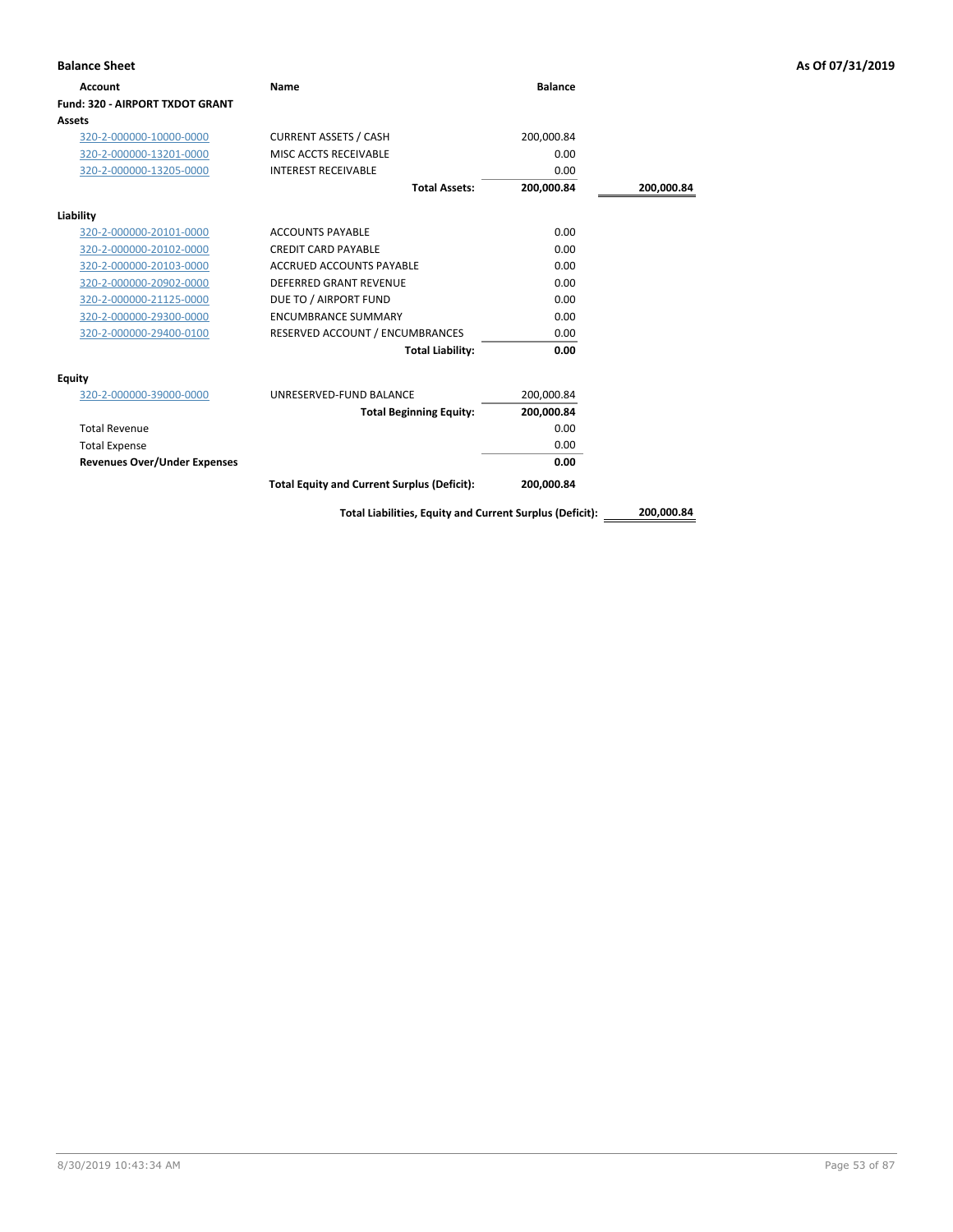**Balance Sheet** — As Of 07/31/2019

| Account | Name | Balance | |
|---|---|---|---|
| **Fund: 320 - AIRPORT TXDOT GRANT** | | | |
| **Assets** | | | |
| 320-2-000000-10000-0000 | CURRENT ASSETS / CASH | 200,000.84 | |
| 320-2-000000-13201-0000 | MISC ACCTS RECEIVABLE | 0.00 | |
| 320-2-000000-13205-0000 | INTEREST RECEIVABLE | 0.00 | |
| | **Total Assets:** | **200,000.84** | **200,000.84** |
| **Liability** | | | |
| 320-2-000000-20101-0000 | ACCOUNTS PAYABLE | 0.00 | |
| 320-2-000000-20102-0000 | CREDIT CARD PAYABLE | 0.00 | |
| 320-2-000000-20103-0000 | ACCRUED ACCOUNTS PAYABLE | 0.00 | |
| 320-2-000000-20902-0000 | DEFERRED GRANT REVENUE | 0.00 | |
| 320-2-000000-21125-0000 | DUE TO / AIRPORT FUND | 0.00 | |
| 320-2-000000-29300-0000 | ENCUMBRANCE SUMMARY | 0.00 | |
| 320-2-000000-29400-0100 | RESERVED ACCOUNT / ENCUMBRANCES | 0.00 | |
| | **Total Liability:** | **0.00** | |
| **Equity** | | | |
| 320-2-000000-39000-0000 | UNRESERVED-FUND BALANCE | 200,000.84 | |
| | **Total Beginning Equity:** | **200,000.84** | |
| Total Revenue | | 0.00 | |
| Total Expense | | 0.00 | |
| **Revenues Over/Under Expenses** | | **0.00** | |
| | **Total Equity and Current Surplus (Deficit):** | **200,000.84** | |
| | **Total Liabilities, Equity and Current Surplus (Deficit):** | | **200,000.84** |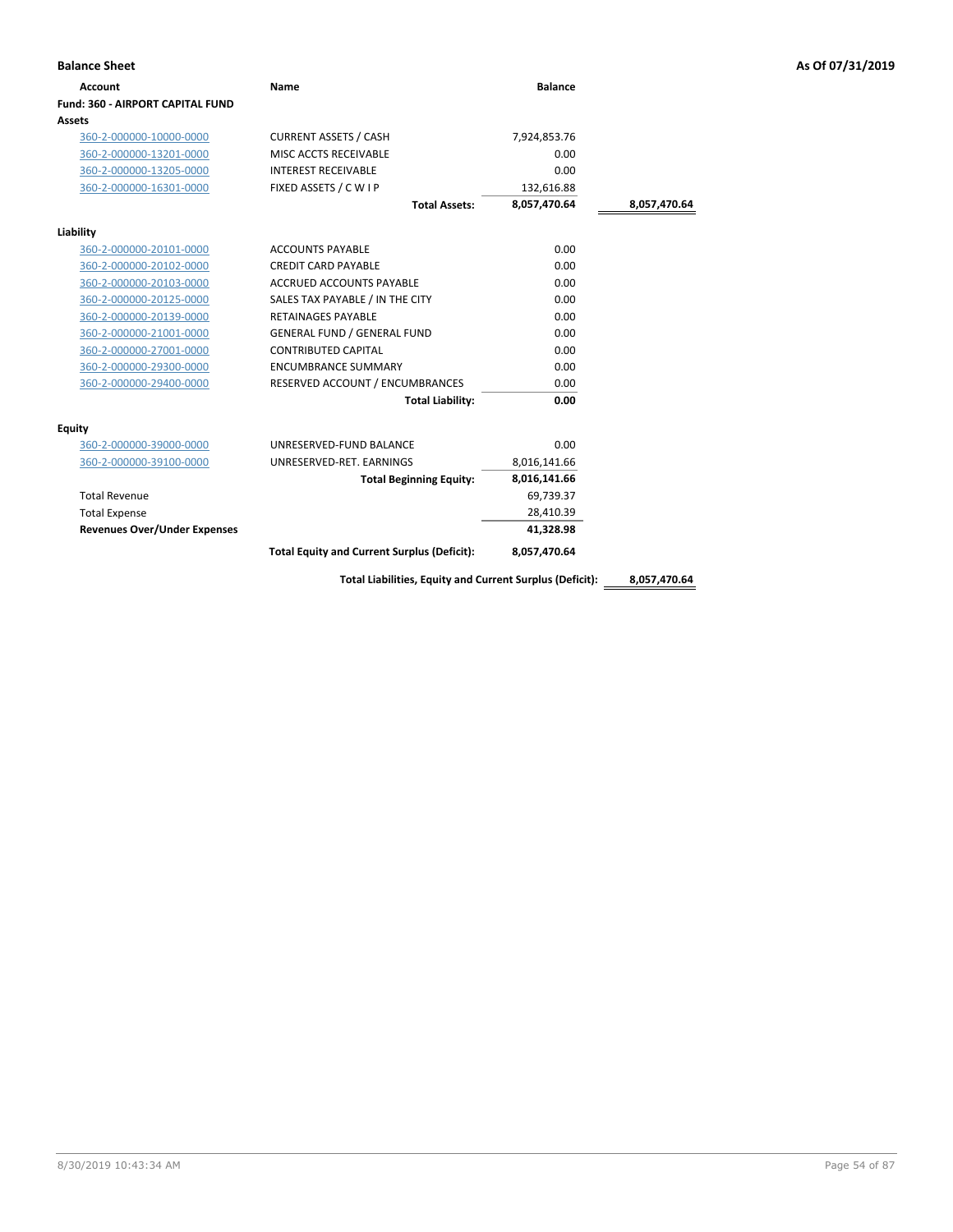**Balance Sheet** **As Of 07/31/2019**

| Account | Name | Balance | |
|---|---|---|---|
| **Fund: 360 - AIRPORT CAPITAL FUND** | | | |
| **Assets** | | | |
| 360-2-000000-10000-0000 | CURRENT ASSETS / CASH | 7,924,853.76 | |
| 360-2-000000-13201-0000 | MISC ACCTS RECEIVABLE | 0.00 | |
| 360-2-000000-13205-0000 | INTEREST RECEIVABLE | 0.00 | |
| 360-2-000000-16301-0000 | FIXED ASSETS / C W I P | 132,616.88 | |
| | **Total Assets:** | **8,057,470.64** | **8,057,470.64** |
| **Liability** | | | |
| 360-2-000000-20101-0000 | ACCOUNTS PAYABLE | 0.00 | |
| 360-2-000000-20102-0000 | CREDIT CARD PAYABLE | 0.00 | |
| 360-2-000000-20103-0000 | ACCRUED ACCOUNTS PAYABLE | 0.00 | |
| 360-2-000000-20125-0000 | SALES TAX PAYABLE / IN THE CITY | 0.00 | |
| 360-2-000000-20139-0000 | RETAINAGES PAYABLE | 0.00 | |
| 360-2-000000-21001-0000 | GENERAL FUND / GENERAL FUND | 0.00 | |
| 360-2-000000-27001-0000 | CONTRIBUTED CAPITAL | 0.00 | |
| 360-2-000000-29300-0000 | ENCUMBRANCE SUMMARY | 0.00 | |
| 360-2-000000-29400-0000 | RESERVED ACCOUNT / ENCUMBRANCES | 0.00 | |
| | **Total Liability:** | **0.00** | |
| **Equity** | | | |
| 360-2-000000-39000-0000 | UNRESERVED-FUND BALANCE | 0.00 | |
| 360-2-000000-39100-0000 | UNRESERVED-RET. EARNINGS | 8,016,141.66 | |
| | **Total Beginning Equity:** | **8,016,141.66** | |
| Total Revenue | | 69,739.37 | |
| Total Expense | | 28,410.39 | |
| **Revenues Over/Under Expenses** | | **41,328.98** | |
| | **Total Equity and Current Surplus (Deficit):** | **8,057,470.64** | |
| | **Total Liabilities, Equity and Current Surplus (Deficit):** | | **8,057,470.64** |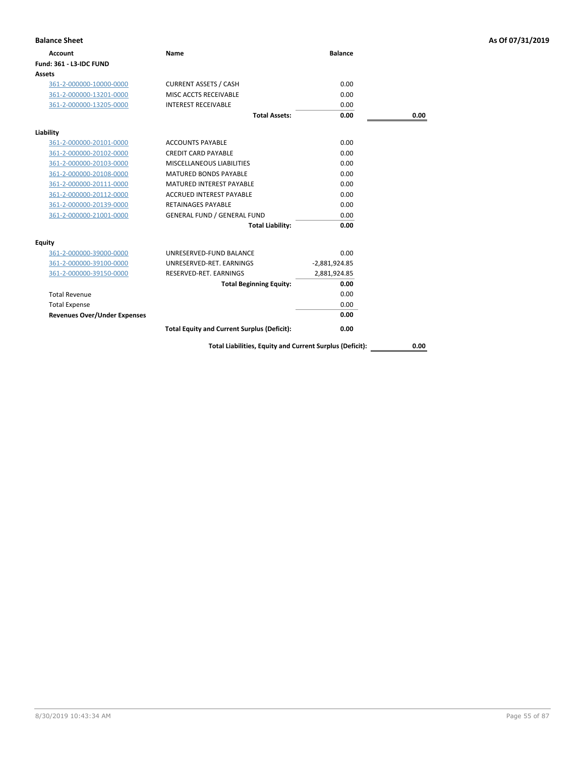## Balance Sheet

As Of 07/31/2019

| Account | Name | Balance | |
|---|---|---|---|
| **Fund: 361 - L3-IDC FUND** | | | |
| **Assets** | | | |
| 361-2-000000-10000-0000 | CURRENT ASSETS / CASH | 0.00 | |
| 361-2-000000-13201-0000 | MISC ACCTS RECEIVABLE | 0.00 | |
| 361-2-000000-13205-0000 | INTEREST RECEIVABLE | 0.00 | |
| | **Total Assets:** | **0.00** | **0.00** |
| **Liability** | | | |
| 361-2-000000-20101-0000 | ACCOUNTS PAYABLE | 0.00 | |
| 361-2-000000-20102-0000 | CREDIT CARD PAYABLE | 0.00 | |
| 361-2-000000-20103-0000 | MISCELLANEOUS LIABILITIES | 0.00 | |
| 361-2-000000-20108-0000 | MATURED BONDS PAYABLE | 0.00 | |
| 361-2-000000-20111-0000 | MATURED INTEREST PAYABLE | 0.00 | |
| 361-2-000000-20112-0000 | ACCRUED INTEREST PAYABLE | 0.00 | |
| 361-2-000000-20139-0000 | RETAINAGES PAYABLE | 0.00 | |
| 361-2-000000-21001-0000 | GENERAL FUND / GENERAL FUND | 0.00 | |
| | **Total Liability:** | **0.00** | |
| **Equity** | | | |
| 361-2-000000-39000-0000 | UNRESERVED-FUND BALANCE | 0.00 | |
| 361-2-000000-39100-0000 | UNRESERVED-RET. EARNINGS | -2,881,924.85 | |
| 361-2-000000-39150-0000 | RESERVED-RET. EARNINGS | 2,881,924.85 | |
| | **Total Beginning Equity:** | **0.00** | |
| Total Revenue | | 0.00 | |
| Total Expense | | 0.00 | |
| **Revenues Over/Under Expenses** | | **0.00** | |
| | **Total Equity and Current Surplus (Deficit):** | **0.00** | |
| | **Total Liabilities, Equity and Current Surplus (Deficit):** | | **0.00** |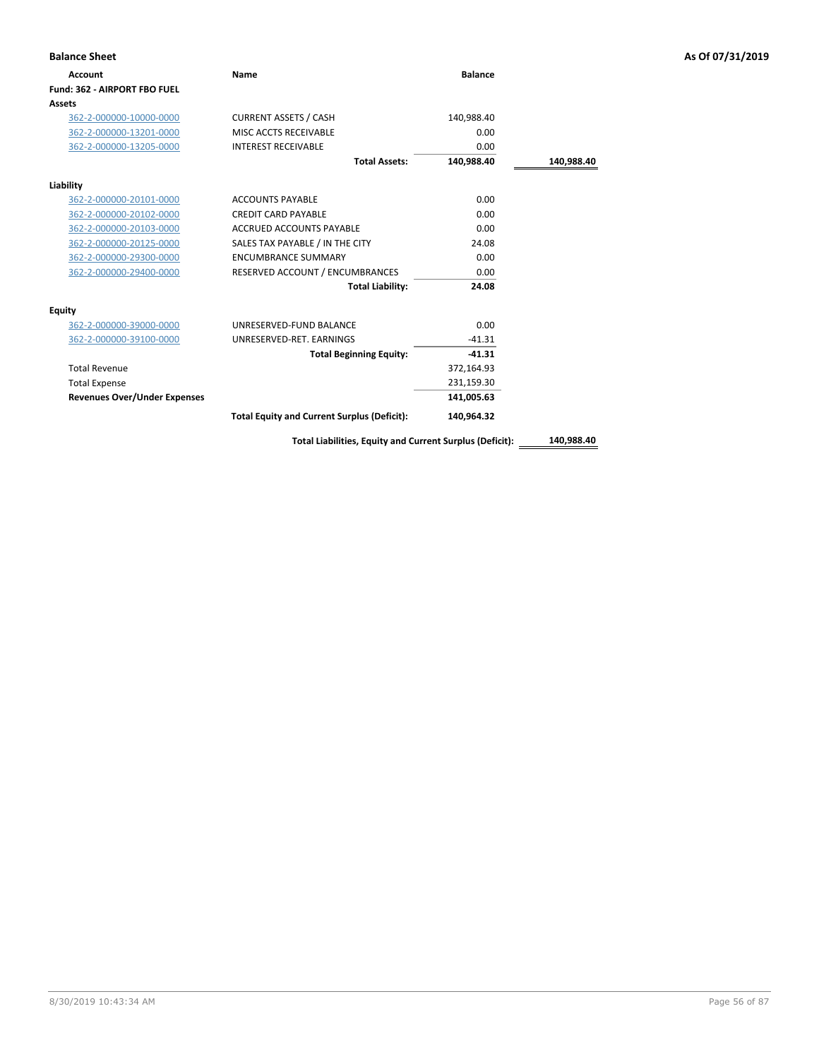**Balance Sheet** — As Of 07/31/2019

| Account | Name | Balance | |
|---|---|---|---|
| **Fund: 362 - AIRPORT FBO FUEL** | | | |
| **Assets** | | | |
| 362-2-000000-10000-0000 | CURRENT ASSETS / CASH | 140,988.40 | |
| 362-2-000000-13201-0000 | MISC ACCTS RECEIVABLE | 0.00 | |
| 362-2-000000-13205-0000 | INTEREST RECEIVABLE | 0.00 | |
| | **Total Assets:** | **140,988.40** | **140,988.40** |
| **Liability** | | | |
| 362-2-000000-20101-0000 | ACCOUNTS PAYABLE | 0.00 | |
| 362-2-000000-20102-0000 | CREDIT CARD PAYABLE | 0.00 | |
| 362-2-000000-20103-0000 | ACCRUED ACCOUNTS PAYABLE | 0.00 | |
| 362-2-000000-20125-0000 | SALES TAX PAYABLE / IN THE CITY | 24.08 | |
| 362-2-000000-29300-0000 | ENCUMBRANCE SUMMARY | 0.00 | |
| 362-2-000000-29400-0000 | RESERVED ACCOUNT / ENCUMBRANCES | 0.00 | |
| | **Total Liability:** | **24.08** | |
| **Equity** | | | |
| 362-2-000000-39000-0000 | UNRESERVED-FUND BALANCE | 0.00 | |
| 362-2-000000-39100-0000 | UNRESERVED-RET. EARNINGS | -41.31 | |
| | **Total Beginning Equity:** | **-41.31** | |
| Total Revenue | | 372,164.93 | |
| Total Expense | | 231,159.30 | |
| **Revenues Over/Under Expenses** | | **141,005.63** | |
| | **Total Equity and Current Surplus (Deficit):** | **140,964.32** | |
| | **Total Liabilities, Equity and Current Surplus (Deficit):** | | **140,988.40** |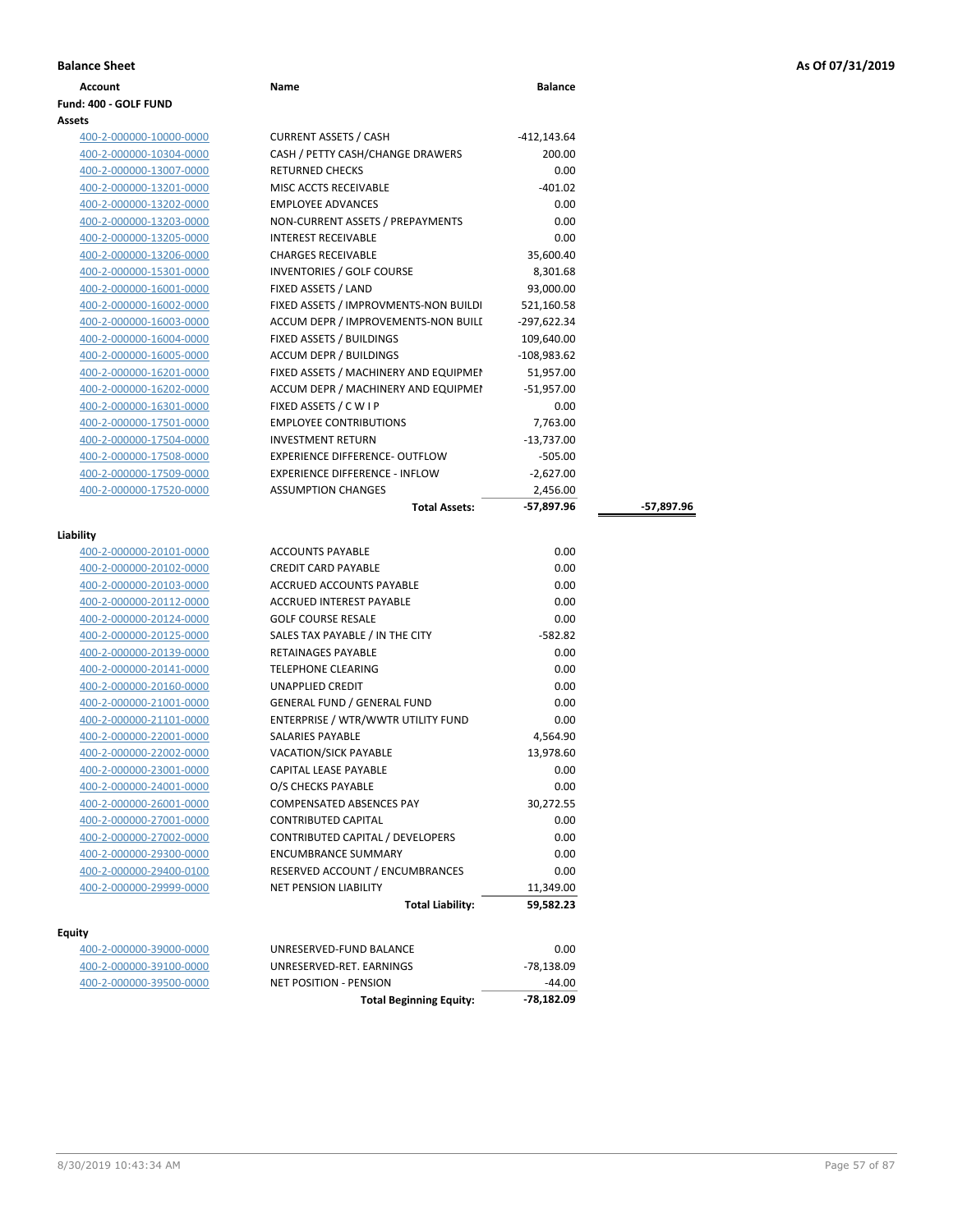**Balance Sheet** **As Of 07/31/2019**

| Account | Name | Balance | |
|---|---|---|---|
| **Fund: 400 - GOLF FUND** | | | |
| **Assets** | | | |
| 400-2-000000-10000-0000 | CURRENT ASSETS / CASH | -412,143.64 | |
| 400-2-000000-10304-0000 | CASH / PETTY CASH/CHANGE DRAWERS | 200.00 | |
| 400-2-000000-13007-0000 | RETURNED CHECKS | 0.00 | |
| 400-2-000000-13201-0000 | MISC ACCTS RECEIVABLE | -401.02 | |
| 400-2-000000-13202-0000 | EMPLOYEE ADVANCES | 0.00 | |
| 400-2-000000-13203-0000 | NON-CURRENT ASSETS / PREPAYMENTS | 0.00 | |
| 400-2-000000-13205-0000 | INTEREST RECEIVABLE | 0.00 | |
| 400-2-000000-13206-0000 | CHARGES RECEIVABLE | 35,600.40 | |
| 400-2-000000-15301-0000 | INVENTORIES / GOLF COURSE | 8,301.68 | |
| 400-2-000000-16001-0000 | FIXED ASSETS / LAND | 93,000.00 | |
| 400-2-000000-16002-0000 | FIXED ASSETS / IMPROVMENTS-NON BUILDI | 521,160.58 | |
| 400-2-000000-16003-0000 | ACCUM DEPR / IMPROVEMENTS-NON BUILD | -297,622.34 | |
| 400-2-000000-16004-0000 | FIXED ASSETS / BUILDINGS | 109,640.00 | |
| 400-2-000000-16005-0000 | ACCUM DEPR / BUILDINGS | -108,983.62 | |
| 400-2-000000-16201-0000 | FIXED ASSETS / MACHINERY AND EQUIPMEN | 51,957.00 | |
| 400-2-000000-16202-0000 | ACCUM DEPR / MACHINERY AND EQUIPMEI | -51,957.00 | |
| 400-2-000000-16301-0000 | FIXED ASSETS / C W I P | 0.00 | |
| 400-2-000000-17501-0000 | EMPLOYEE CONTRIBUTIONS | 7,763.00 | |
| 400-2-000000-17504-0000 | INVESTMENT RETURN | -13,737.00 | |
| 400-2-000000-17508-0000 | EXPERIENCE DIFFERENCE- OUTFLOW | -505.00 | |
| 400-2-000000-17509-0000 | EXPERIENCE DIFFERENCE - INFLOW | -2,627.00 | |
| 400-2-000000-17520-0000 | ASSUMPTION CHANGES | 2,456.00 | |
| | **Total Assets:** | **-57,897.96** | **-57,897.96** |
| **Liability** | | | |
| 400-2-000000-20101-0000 | ACCOUNTS PAYABLE | 0.00 | |
| 400-2-000000-20102-0000 | CREDIT CARD PAYABLE | 0.00 | |
| 400-2-000000-20103-0000 | ACCRUED ACCOUNTS PAYABLE | 0.00 | |
| 400-2-000000-20112-0000 | ACCRUED INTEREST PAYABLE | 0.00 | |
| 400-2-000000-20124-0000 | GOLF COURSE RESALE | 0.00 | |
| 400-2-000000-20125-0000 | SALES TAX PAYABLE / IN THE CITY | -582.82 | |
| 400-2-000000-20139-0000 | RETAINAGES PAYABLE | 0.00 | |
| 400-2-000000-20141-0000 | TELEPHONE CLEARING | 0.00 | |
| 400-2-000000-20160-0000 | UNAPPLIED CREDIT | 0.00 | |
| 400-2-000000-21001-0000 | GENERAL FUND / GENERAL FUND | 0.00 | |
| 400-2-000000-21101-0000 | ENTERPRISE / WTR/WWTR UTILITY FUND | 0.00 | |
| 400-2-000000-22001-0000 | SALARIES PAYABLE | 4,564.90 | |
| 400-2-000000-22002-0000 | VACATION/SICK PAYABLE | 13,978.60 | |
| 400-2-000000-23001-0000 | CAPITAL LEASE PAYABLE | 0.00 | |
| 400-2-000000-24001-0000 | O/S CHECKS PAYABLE | 0.00 | |
| 400-2-000000-26001-0000 | COMPENSATED ABSENCES PAY | 30,272.55 | |
| 400-2-000000-27001-0000 | CONTRIBUTED CAPITAL | 0.00 | |
| 400-2-000000-27002-0000 | CONTRIBUTED CAPITAL / DEVELOPERS | 0.00 | |
| 400-2-000000-29300-0000 | ENCUMBRANCE SUMMARY | 0.00 | |
| 400-2-000000-29400-0100 | RESERVED ACCOUNT / ENCUMBRANCES | 0.00 | |
| 400-2-000000-29999-0000 | NET PENSION LIABILITY | 11,349.00 | |
| | **Total Liability:** | **59,582.23** | |
| **Equity** | | | |
| 400-2-000000-39000-0000 | UNRESERVED-FUND BALANCE | 0.00 | |
| 400-2-000000-39100-0000 | UNRESERVED-RET. EARNINGS | -78,138.09 | |
| 400-2-000000-39500-0000 | NET POSITION - PENSION | -44.00 | |
| | **Total Beginning Equity:** | **-78,182.09** | |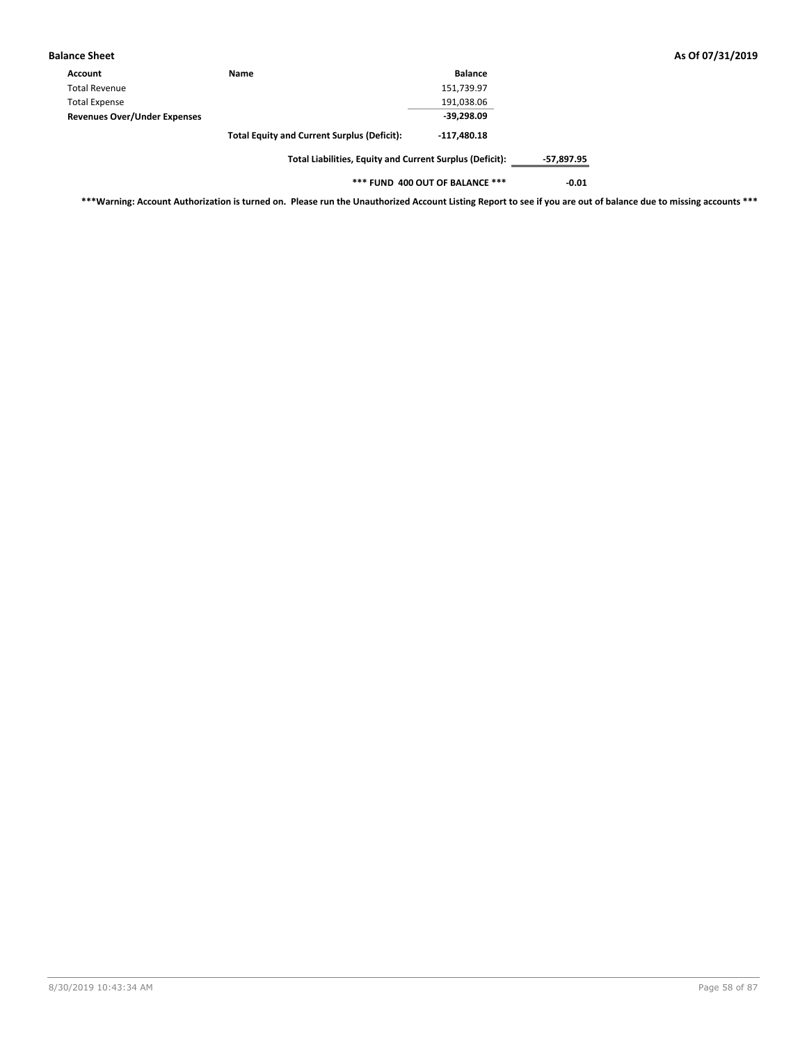**Balance Sheet** **As Of 07/31/2019**

| Account | Name | Balance | |
|---|---|---|---|
| Total Revenue | | 151,739.97 | |
| Total Expense | | 191,038.06 | |
| **Revenues Over/Under Expenses** | | **-39,298.09** | |
| | **Total Equity and Current Surplus (Deficit):** | **-117,480.18** | |
| | **Total Liabilities, Equity and Current Surplus (Deficit):** | | **-57,897.95** |
| | **\*\*\* FUND 400 OUT OF BALANCE \*\*\*** | | **-0.01** |

**\*\*\*Warning: Account Authorization is turned on. Please run the Unauthorized Account Listing Report to see if you are out of balance due to missing accounts \*\*\***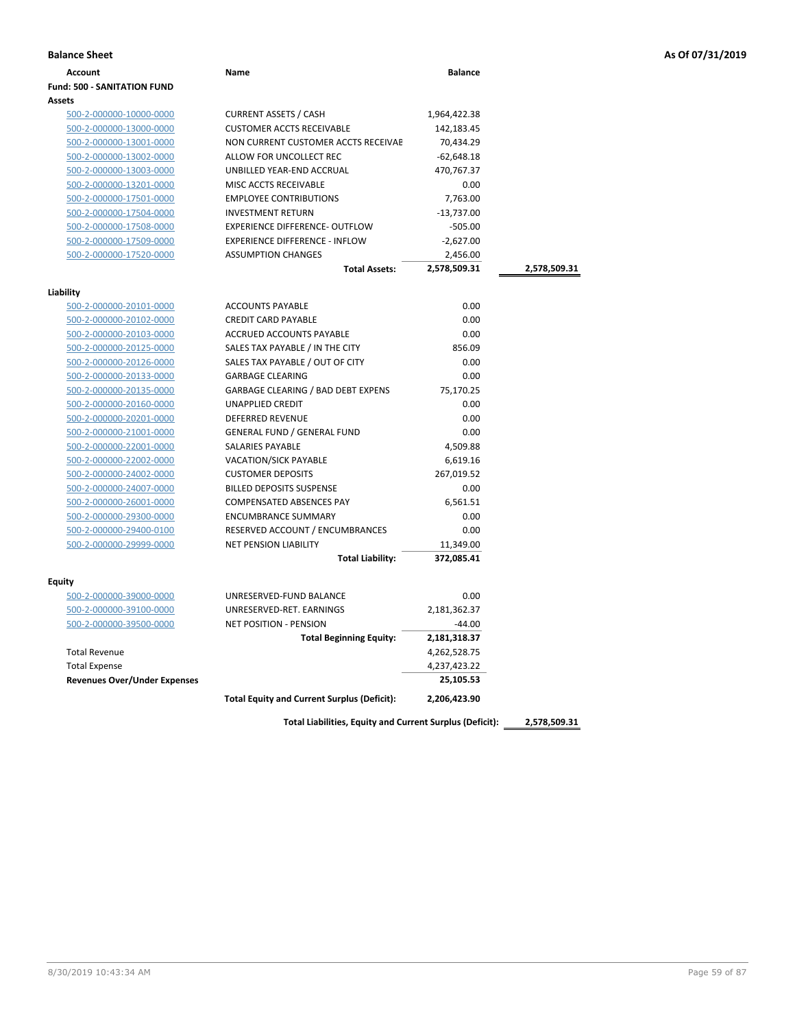**Balance Sheet** — **As Of 07/31/2019**

| Account | Name | Balance | |
|---|---|---|---|
| **Fund: 500 - SANITATION FUND** | | | |
| **Assets** | | | |
| 500-2-000000-10000-0000 | CURRENT ASSETS / CASH | 1,964,422.38 | |
| 500-2-000000-13000-0000 | CUSTOMER ACCTS RECEIVABLE | 142,183.45 | |
| 500-2-000000-13001-0000 | NON CURRENT CUSTOMER ACCTS RECEIVAE | 70,434.29 | |
| 500-2-000000-13002-0000 | ALLOW FOR UNCOLLECT REC | -62,648.18 | |
| 500-2-000000-13003-0000 | UNBILLED YEAR-END ACCRUAL | 470,767.37 | |
| 500-2-000000-13201-0000 | MISC ACCTS RECEIVABLE | 0.00 | |
| 500-2-000000-17501-0000 | EMPLOYEE CONTRIBUTIONS | 7,763.00 | |
| 500-2-000000-17504-0000 | INVESTMENT RETURN | -13,737.00 | |
| 500-2-000000-17508-0000 | EXPERIENCE DIFFERENCE- OUTFLOW | -505.00 | |
| 500-2-000000-17509-0000 | EXPERIENCE DIFFERENCE - INFLOW | -2,627.00 | |
| 500-2-000000-17520-0000 | ASSUMPTION CHANGES | 2,456.00 | |
| | **Total Assets:** | **2,578,509.31** | **2,578,509.31** |
| **Liability** | | | |
| 500-2-000000-20101-0000 | ACCOUNTS PAYABLE | 0.00 | |
| 500-2-000000-20102-0000 | CREDIT CARD PAYABLE | 0.00 | |
| 500-2-000000-20103-0000 | ACCRUED ACCOUNTS PAYABLE | 0.00 | |
| 500-2-000000-20125-0000 | SALES TAX PAYABLE / IN THE CITY | 856.09 | |
| 500-2-000000-20126-0000 | SALES TAX PAYABLE / OUT OF CITY | 0.00 | |
| 500-2-000000-20133-0000 | GARBAGE CLEARING | 0.00 | |
| 500-2-000000-20135-0000 | GARBAGE CLEARING / BAD DEBT EXPENS | 75,170.25 | |
| 500-2-000000-20160-0000 | UNAPPLIED CREDIT | 0.00 | |
| 500-2-000000-20201-0000 | DEFERRED REVENUE | 0.00 | |
| 500-2-000000-21001-0000 | GENERAL FUND / GENERAL FUND | 0.00 | |
| 500-2-000000-22001-0000 | SALARIES PAYABLE | 4,509.88 | |
| 500-2-000000-22002-0000 | VACATION/SICK PAYABLE | 6,619.16 | |
| 500-2-000000-24002-0000 | CUSTOMER DEPOSITS | 267,019.52 | |
| 500-2-000000-24007-0000 | BILLED DEPOSITS SUSPENSE | 0.00 | |
| 500-2-000000-26001-0000 | COMPENSATED ABSENCES PAY | 6,561.51 | |
| 500-2-000000-29300-0000 | ENCUMBRANCE SUMMARY | 0.00 | |
| 500-2-000000-29400-0100 | RESERVED ACCOUNT / ENCUMBRANCES | 0.00 | |
| 500-2-000000-29999-0000 | NET PENSION LIABILITY | 11,349.00 | |
| | **Total Liability:** | **372,085.41** | |
| **Equity** | | | |
| 500-2-000000-39000-0000 | UNRESERVED-FUND BALANCE | 0.00 | |
| 500-2-000000-39100-0000 | UNRESERVED-RET. EARNINGS | 2,181,362.37 | |
| 500-2-000000-39500-0000 | NET POSITION - PENSION | -44.00 | |
| | **Total Beginning Equity:** | **2,181,318.37** | |
| Total Revenue | | 4,262,528.75 | |
| Total Expense | | 4,237,423.22 | |
| **Revenues Over/Under Expenses** | | **25,105.53** | |
| | **Total Equity and Current Surplus (Deficit):** | **2,206,423.90** | |
| | **Total Liabilities, Equity and Current Surplus (Deficit):** | | **2,578,509.31** |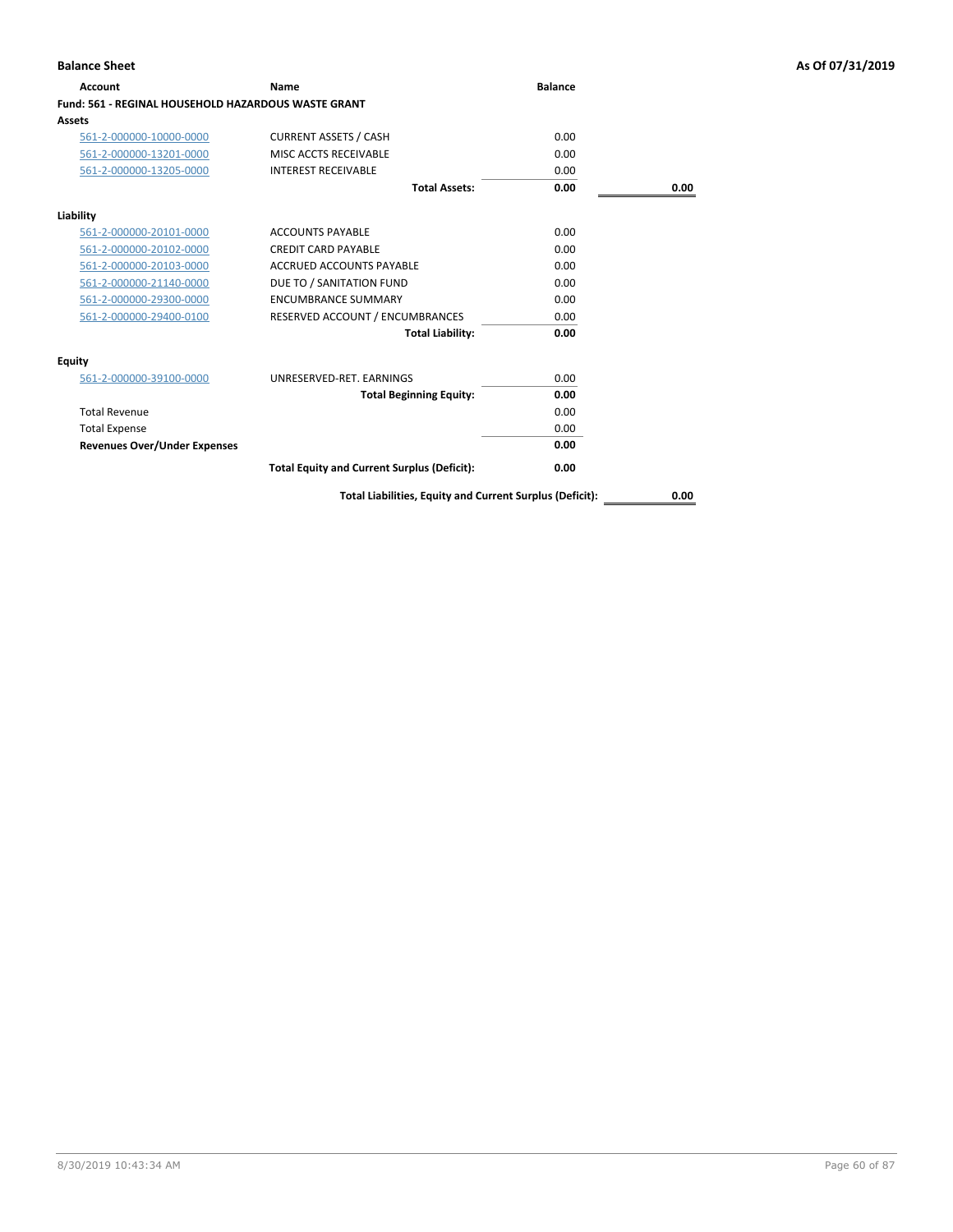**Balance Sheet** **As Of 07/31/2019**

| Account | Name | Balance | |
|---|---|---|---|
| **Fund: 561 - REGINAL HOUSEHOLD HAZARDOUS WASTE GRANT** | | | |
| **Assets** | | | |
| 561-2-000000-10000-0000 | CURRENT ASSETS / CASH | 0.00 | |
| 561-2-000000-13201-0000 | MISC ACCTS RECEIVABLE | 0.00 | |
| 561-2-000000-13205-0000 | INTEREST RECEIVABLE | 0.00 | |
| | **Total Assets:** | **0.00** | **0.00** |
| **Liability** | | | |
| 561-2-000000-20101-0000 | ACCOUNTS PAYABLE | 0.00 | |
| 561-2-000000-20102-0000 | CREDIT CARD PAYABLE | 0.00 | |
| 561-2-000000-20103-0000 | ACCRUED ACCOUNTS PAYABLE | 0.00 | |
| 561-2-000000-21140-0000 | DUE TO / SANITATION FUND | 0.00 | |
| 561-2-000000-29300-0000 | ENCUMBRANCE SUMMARY | 0.00 | |
| 561-2-000000-29400-0100 | RESERVED ACCOUNT / ENCUMBRANCES | 0.00 | |
| | **Total Liability:** | **0.00** | |
| **Equity** | | | |
| 561-2-000000-39100-0000 | UNRESERVED-RET. EARNINGS | 0.00 | |
| | **Total Beginning Equity:** | **0.00** | |
| Total Revenue | | 0.00 | |
| Total Expense | | 0.00 | |
| **Revenues Over/Under Expenses** | | **0.00** | |
| | **Total Equity and Current Surplus (Deficit):** | **0.00** | |
| | **Total Liabilities, Equity and Current Surplus (Deficit):** | | **0.00** |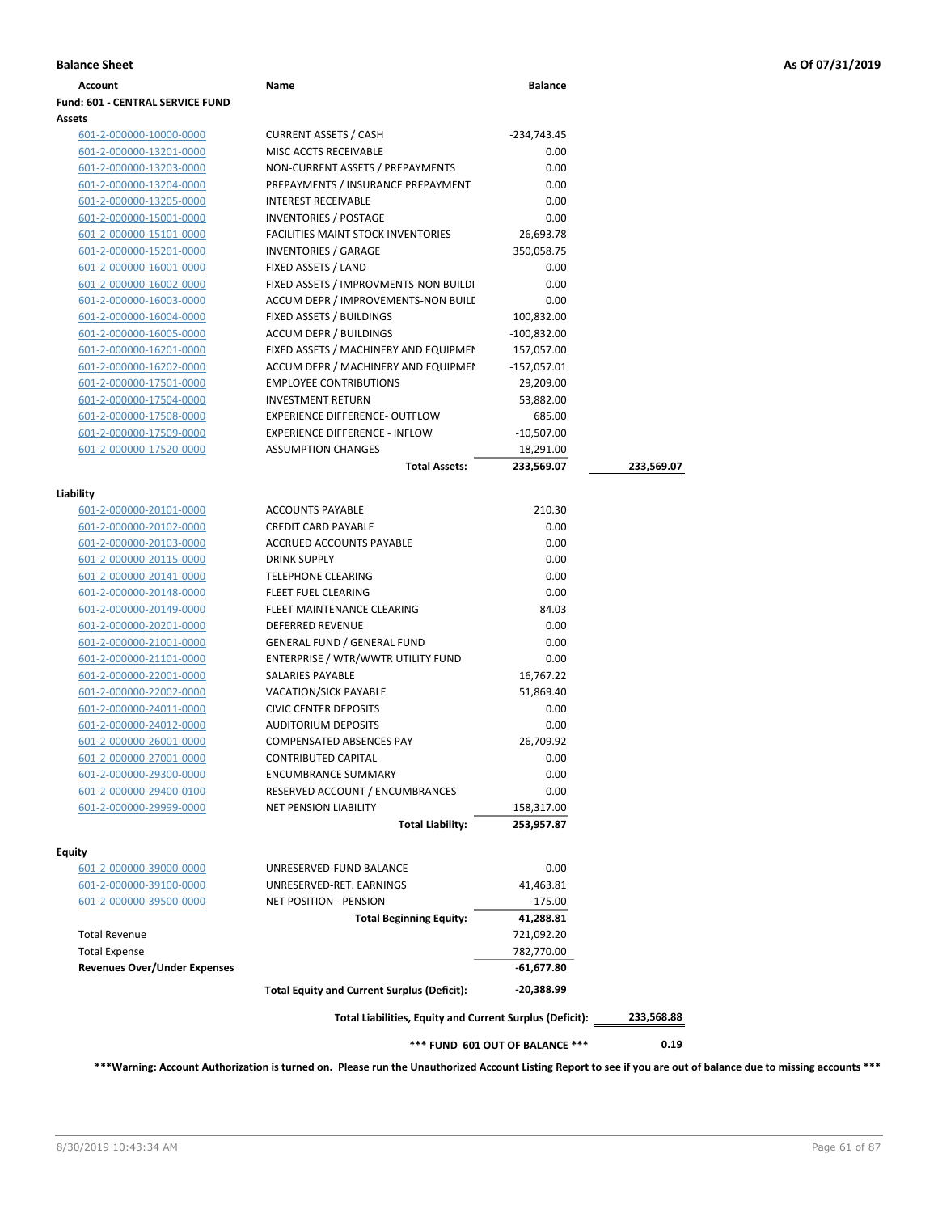**Balance Sheet** — As Of 07/31/2019

| Account | Name | Balance | |
|---|---|---|---|
| **Fund: 601 - CENTRAL SERVICE FUND** | | | |
| **Assets** | | | |
| 601-2-000000-10000-0000 | CURRENT ASSETS / CASH | -234,743.45 | |
| 601-2-000000-13201-0000 | MISC ACCTS RECEIVABLE | 0.00 | |
| 601-2-000000-13203-0000 | NON-CURRENT ASSETS / PREPAYMENTS | 0.00 | |
| 601-2-000000-13204-0000 | PREPAYMENTS / INSURANCE PREPAYMENT | 0.00 | |
| 601-2-000000-13205-0000 | INTEREST RECEIVABLE | 0.00 | |
| 601-2-000000-15001-0000 | INVENTORIES / POSTAGE | 0.00 | |
| 601-2-000000-15101-0000 | FACILITIES MAINT STOCK INVENTORIES | 26,693.78 | |
| 601-2-000000-15201-0000 | INVENTORIES / GARAGE | 350,058.75 | |
| 601-2-000000-16001-0000 | FIXED ASSETS / LAND | 0.00 | |
| 601-2-000000-16002-0000 | FIXED ASSETS / IMPROVMENTS-NON BUILDI | 0.00 | |
| 601-2-000000-16003-0000 | ACCUM DEPR / IMPROVEMENTS-NON BUILI | 0.00 | |
| 601-2-000000-16004-0000 | FIXED ASSETS / BUILDINGS | 100,832.00 | |
| 601-2-000000-16005-0000 | ACCUM DEPR / BUILDINGS | -100,832.00 | |
| 601-2-000000-16201-0000 | FIXED ASSETS / MACHINERY AND EQUIPMEI | 157,057.00 | |
| 601-2-000000-16202-0000 | ACCUM DEPR / MACHINERY AND EQUIPMEI | -157,057.01 | |
| 601-2-000000-17501-0000 | EMPLOYEE CONTRIBUTIONS | 29,209.00 | |
| 601-2-000000-17504-0000 | INVESTMENT RETURN | 53,882.00 | |
| 601-2-000000-17508-0000 | EXPERIENCE DIFFERENCE- OUTFLOW | 685.00 | |
| 601-2-000000-17509-0000 | EXPERIENCE DIFFERENCE - INFLOW | -10,507.00 | |
| 601-2-000000-17520-0000 | ASSUMPTION CHANGES | 18,291.00 | |
| | **Total Assets:** | **233,569.07** | **233,569.07** |
| **Liability** | | | |
| 601-2-000000-20101-0000 | ACCOUNTS PAYABLE | 210.30 | |
| 601-2-000000-20102-0000 | CREDIT CARD PAYABLE | 0.00 | |
| 601-2-000000-20103-0000 | ACCRUED ACCOUNTS PAYABLE | 0.00 | |
| 601-2-000000-20115-0000 | DRINK SUPPLY | 0.00 | |
| 601-2-000000-20141-0000 | TELEPHONE CLEARING | 0.00 | |
| 601-2-000000-20148-0000 | FLEET FUEL CLEARING | 0.00 | |
| 601-2-000000-20149-0000 | FLEET MAINTENANCE CLEARING | 84.03 | |
| 601-2-000000-20201-0000 | DEFERRED REVENUE | 0.00 | |
| 601-2-000000-21001-0000 | GENERAL FUND / GENERAL FUND | 0.00 | |
| 601-2-000000-21101-0000 | ENTERPRISE / WTR/WWTR UTILITY FUND | 0.00 | |
| 601-2-000000-22001-0000 | SALARIES PAYABLE | 16,767.22 | |
| 601-2-000000-22002-0000 | VACATION/SICK PAYABLE | 51,869.40 | |
| 601-2-000000-24011-0000 | CIVIC CENTER DEPOSITS | 0.00 | |
| 601-2-000000-24012-0000 | AUDITORIUM DEPOSITS | 0.00 | |
| 601-2-000000-26001-0000 | COMPENSATED ABSENCES PAY | 26,709.92 | |
| 601-2-000000-27001-0000 | CONTRIBUTED CAPITAL | 0.00 | |
| 601-2-000000-29300-0000 | ENCUMBRANCE SUMMARY | 0.00 | |
| 601-2-000000-29400-0100 | RESERVED ACCOUNT / ENCUMBRANCES | 0.00 | |
| 601-2-000000-29999-0000 | NET PENSION LIABILITY | 158,317.00 | |
| | **Total Liability:** | **253,957.87** | |
| **Equity** | | | |
| 601-2-000000-39000-0000 | UNRESERVED-FUND BALANCE | 0.00 | |
| 601-2-000000-39100-0000 | UNRESERVED-RET. EARNINGS | 41,463.81 | |
| 601-2-000000-39500-0000 | NET POSITION - PENSION | -175.00 | |
| | **Total Beginning Equity:** | **41,288.81** | |
| Total Revenue | | 721,092.20 | |
| Total Expense | | 782,770.00 | |
| **Revenues Over/Under Expenses** | | **-61,677.80** | |
| | **Total Equity and Current Surplus (Deficit):** | **-20,388.99** | |
| | **Total Liabilities, Equity and Current Surplus (Deficit):** | | **233,568.88** |
| | **\*\*\* FUND 601 OUT OF BALANCE \*\*\*** | | **0.19** |

**\*\*\*Warning: Account Authorization is turned on. Please run the Unauthorized Account Listing Report to see if you are out of balance due to missing accounts \*\*\***

8/30/2019 10:43:34 AM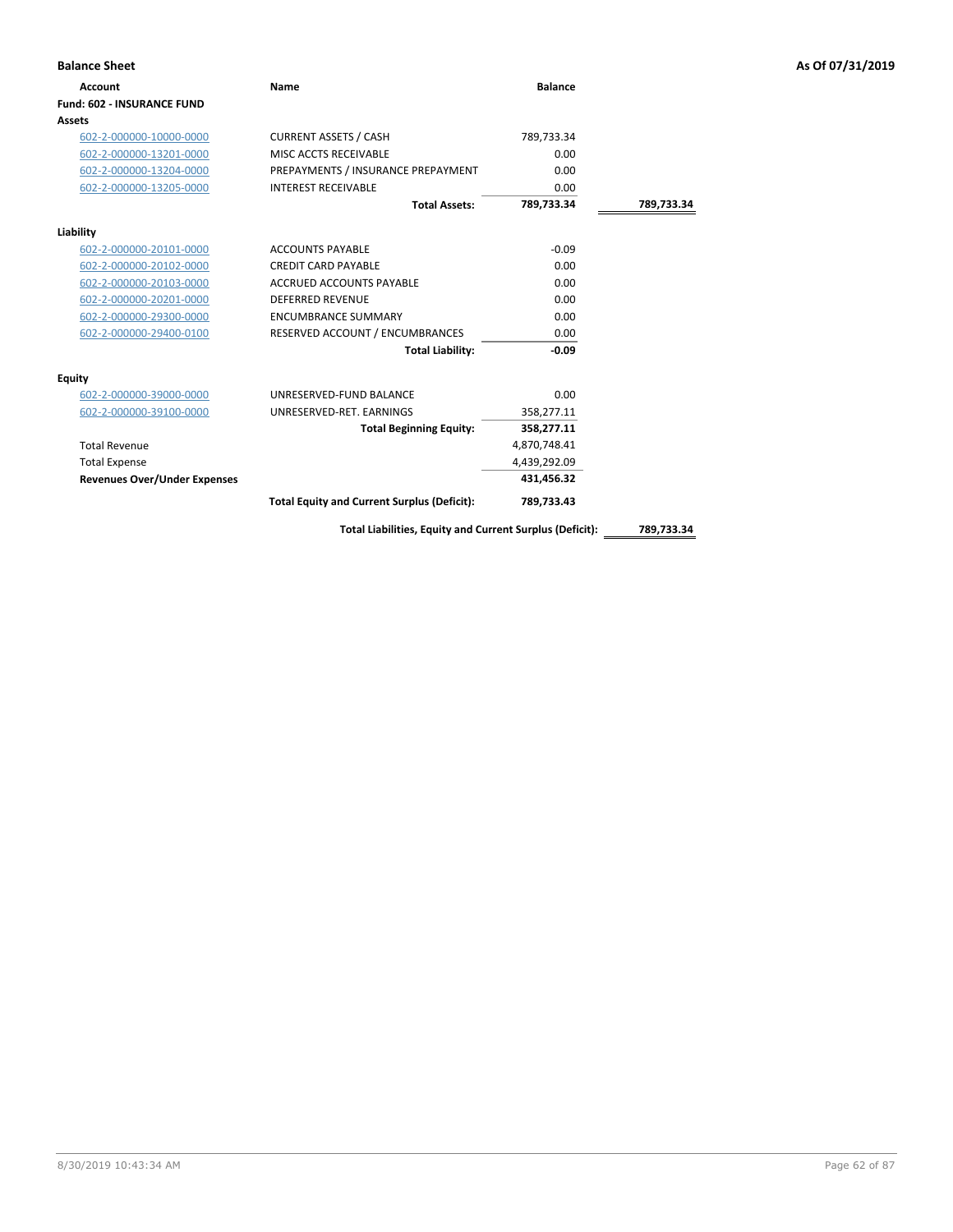**Balance Sheet** — As Of 07/31/2019

| Account | Name | Balance | |
|---|---|---|---|
| **Fund: 602 - INSURANCE FUND** | | | |
| **Assets** | | | |
| 602-2-000000-10000-0000 | CURRENT ASSETS / CASH | 789,733.34 | |
| 602-2-000000-13201-0000 | MISC ACCTS RECEIVABLE | 0.00 | |
| 602-2-000000-13204-0000 | PREPAYMENTS / INSURANCE PREPAYMENT | 0.00 | |
| 602-2-000000-13205-0000 | INTEREST RECEIVABLE | 0.00 | |
| | **Total Assets:** | **789,733.34** | **789,733.34** |
| **Liability** | | | |
| 602-2-000000-20101-0000 | ACCOUNTS PAYABLE | -0.09 | |
| 602-2-000000-20102-0000 | CREDIT CARD PAYABLE | 0.00 | |
| 602-2-000000-20103-0000 | ACCRUED ACCOUNTS PAYABLE | 0.00 | |
| 602-2-000000-20201-0000 | DEFERRED REVENUE | 0.00 | |
| 602-2-000000-29300-0000 | ENCUMBRANCE SUMMARY | 0.00 | |
| 602-2-000000-29400-0100 | RESERVED ACCOUNT / ENCUMBRANCES | 0.00 | |
| | **Total Liability:** | **-0.09** | |
| **Equity** | | | |
| 602-2-000000-39000-0000 | UNRESERVED-FUND BALANCE | 0.00 | |
| 602-2-000000-39100-0000 | UNRESERVED-RET. EARNINGS | 358,277.11 | |
| | **Total Beginning Equity:** | **358,277.11** | |
| Total Revenue | | 4,870,748.41 | |
| Total Expense | | 4,439,292.09 | |
| **Revenues Over/Under Expenses** | | **431,456.32** | |
| | **Total Equity and Current Surplus (Deficit):** | **789,733.43** | |
| | **Total Liabilities, Equity and Current Surplus (Deficit):** | | **789,733.34** |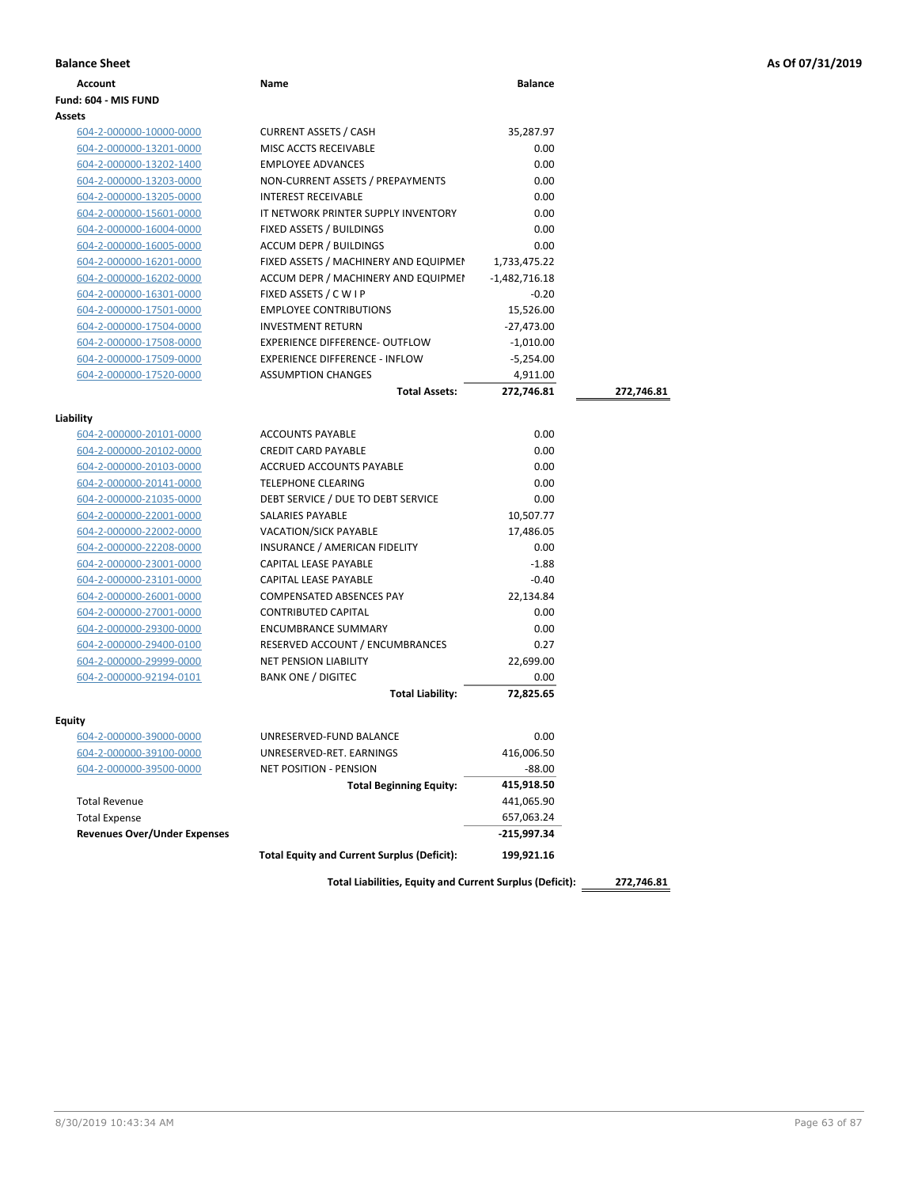**Balance Sheet** **As Of 07/31/2019**

| Account | Name | Balance | |
|---|---|---|---|
| **Fund: 604 - MIS FUND** | | | |
| **Assets** | | | |
| 604-2-000000-10000-0000 | CURRENT ASSETS / CASH | 35,287.97 | |
| 604-2-000000-13201-0000 | MISC ACCTS RECEIVABLE | 0.00 | |
| 604-2-000000-13202-1400 | EMPLOYEE ADVANCES | 0.00 | |
| 604-2-000000-13203-0000 | NON-CURRENT ASSETS / PREPAYMENTS | 0.00 | |
| 604-2-000000-13205-0000 | INTEREST RECEIVABLE | 0.00 | |
| 604-2-000000-15601-0000 | IT NETWORK PRINTER SUPPLY INVENTORY | 0.00 | |
| 604-2-000000-16004-0000 | FIXED ASSETS / BUILDINGS | 0.00 | |
| 604-2-000000-16005-0000 | ACCUM DEPR / BUILDINGS | 0.00 | |
| 604-2-000000-16201-0000 | FIXED ASSETS / MACHINERY AND EQUIPMEN | 1,733,475.22 | |
| 604-2-000000-16202-0000 | ACCUM DEPR / MACHINERY AND EQUIPMEI | -1,482,716.18 | |
| 604-2-000000-16301-0000 | FIXED ASSETS / C W I P | -0.20 | |
| 604-2-000000-17501-0000 | EMPLOYEE CONTRIBUTIONS | 15,526.00 | |
| 604-2-000000-17504-0000 | INVESTMENT RETURN | -27,473.00 | |
| 604-2-000000-17508-0000 | EXPERIENCE DIFFERENCE- OUTFLOW | -1,010.00 | |
| 604-2-000000-17509-0000 | EXPERIENCE DIFFERENCE - INFLOW | -5,254.00 | |
| 604-2-000000-17520-0000 | ASSUMPTION CHANGES | 4,911.00 | |
| | **Total Assets:** | **272,746.81** | **272,746.81** |
| **Liability** | | | |
| 604-2-000000-20101-0000 | ACCOUNTS PAYABLE | 0.00 | |
| 604-2-000000-20102-0000 | CREDIT CARD PAYABLE | 0.00 | |
| 604-2-000000-20103-0000 | ACCRUED ACCOUNTS PAYABLE | 0.00 | |
| 604-2-000000-20141-0000 | TELEPHONE CLEARING | 0.00 | |
| 604-2-000000-21035-0000 | DEBT SERVICE / DUE TO DEBT SERVICE | 0.00 | |
| 604-2-000000-22001-0000 | SALARIES PAYABLE | 10,507.77 | |
| 604-2-000000-22002-0000 | VACATION/SICK PAYABLE | 17,486.05 | |
| 604-2-000000-22208-0000 | INSURANCE / AMERICAN FIDELITY | 0.00 | |
| 604-2-000000-23001-0000 | CAPITAL LEASE PAYABLE | -1.88 | |
| 604-2-000000-23101-0000 | CAPITAL LEASE PAYABLE | -0.40 | |
| 604-2-000000-26001-0000 | COMPENSATED ABSENCES PAY | 22,134.84 | |
| 604-2-000000-27001-0000 | CONTRIBUTED CAPITAL | 0.00 | |
| 604-2-000000-29300-0000 | ENCUMBRANCE SUMMARY | 0.00 | |
| 604-2-000000-29400-0100 | RESERVED ACCOUNT / ENCUMBRANCES | 0.27 | |
| 604-2-000000-29999-0000 | NET PENSION LIABILITY | 22,699.00 | |
| 604-2-000000-92194-0101 | BANK ONE / DIGITEC | 0.00 | |
| | **Total Liability:** | **72,825.65** | |
| **Equity** | | | |
| 604-2-000000-39000-0000 | UNRESERVED-FUND BALANCE | 0.00 | |
| 604-2-000000-39100-0000 | UNRESERVED-RET. EARNINGS | 416,006.50 | |
| 604-2-000000-39500-0000 | NET POSITION - PENSION | -88.00 | |
| | **Total Beginning Equity:** | **415,918.50** | |
| Total Revenue | | 441,065.90 | |
| Total Expense | | 657,063.24 | |
| **Revenues Over/Under Expenses** | | **-215,997.34** | |
| | **Total Equity and Current Surplus (Deficit):** | **199,921.16** | |
| | **Total Liabilities, Equity and Current Surplus (Deficit):** | | **272,746.81** |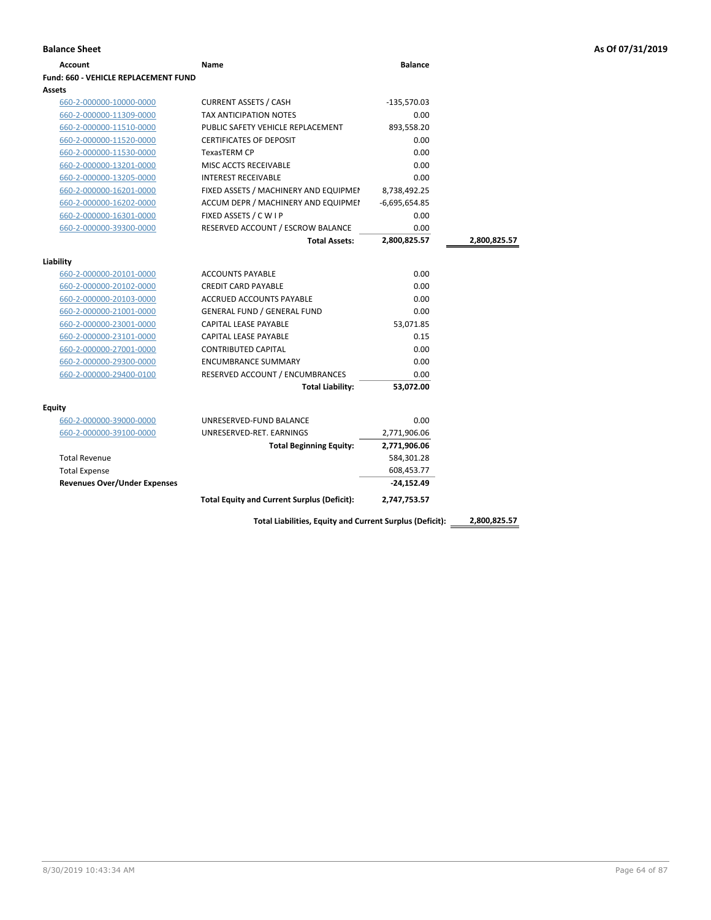**Balance Sheet** | **As Of 07/31/2019**

| Account | Name | Balance | |
|---|---|---|---|
| **Fund: 660 - VEHICLE REPLACEMENT FUND** | | | |
| **Assets** | | | |
| 660-2-000000-10000-0000 | CURRENT ASSETS / CASH | -135,570.03 | |
| 660-2-000000-11309-0000 | TAX ANTICIPATION NOTES | 0.00 | |
| 660-2-000000-11510-0000 | PUBLIC SAFETY VEHICLE REPLACEMENT | 893,558.20 | |
| 660-2-000000-11520-0000 | CERTIFICATES OF DEPOSIT | 0.00 | |
| 660-2-000000-11530-0000 | TexasTERM CP | 0.00 | |
| 660-2-000000-13201-0000 | MISC ACCTS RECEIVABLE | 0.00 | |
| 660-2-000000-13205-0000 | INTEREST RECEIVABLE | 0.00 | |
| 660-2-000000-16201-0000 | FIXED ASSETS / MACHINERY AND EQUIPMEI | 8,738,492.25 | |
| 660-2-000000-16202-0000 | ACCUM DEPR / MACHINERY AND EQUIPMEI | -6,695,654.85 | |
| 660-2-000000-16301-0000 | FIXED ASSETS / C W I P | 0.00 | |
| 660-2-000000-39300-0000 | RESERVED ACCOUNT / ESCROW BALANCE | 0.00 | |
| | **Total Assets:** | **2,800,825.57** | **2,800,825.57** |
| **Liability** | | | |
| 660-2-000000-20101-0000 | ACCOUNTS PAYABLE | 0.00 | |
| 660-2-000000-20102-0000 | CREDIT CARD PAYABLE | 0.00 | |
| 660-2-000000-20103-0000 | ACCRUED ACCOUNTS PAYABLE | 0.00 | |
| 660-2-000000-21001-0000 | GENERAL FUND / GENERAL FUND | 0.00 | |
| 660-2-000000-23001-0000 | CAPITAL LEASE PAYABLE | 53,071.85 | |
| 660-2-000000-23101-0000 | CAPITAL LEASE PAYABLE | 0.15 | |
| 660-2-000000-27001-0000 | CONTRIBUTED CAPITAL | 0.00 | |
| 660-2-000000-29300-0000 | ENCUMBRANCE SUMMARY | 0.00 | |
| 660-2-000000-29400-0100 | RESERVED ACCOUNT / ENCUMBRANCES | 0.00 | |
| | **Total Liability:** | **53,072.00** | |
| **Equity** | | | |
| 660-2-000000-39000-0000 | UNRESERVED-FUND BALANCE | 0.00 | |
| 660-2-000000-39100-0000 | UNRESERVED-RET. EARNINGS | 2,771,906.06 | |
| | **Total Beginning Equity:** | **2,771,906.06** | |
| Total Revenue | | 584,301.28 | |
| Total Expense | | 608,453.77 | |
| **Revenues Over/Under Expenses** | | **-24,152.49** | |
| | **Total Equity and Current Surplus (Deficit):** | **2,747,753.57** | |
| | **Total Liabilities, Equity and Current Surplus (Deficit):** | | **2,800,825.57** |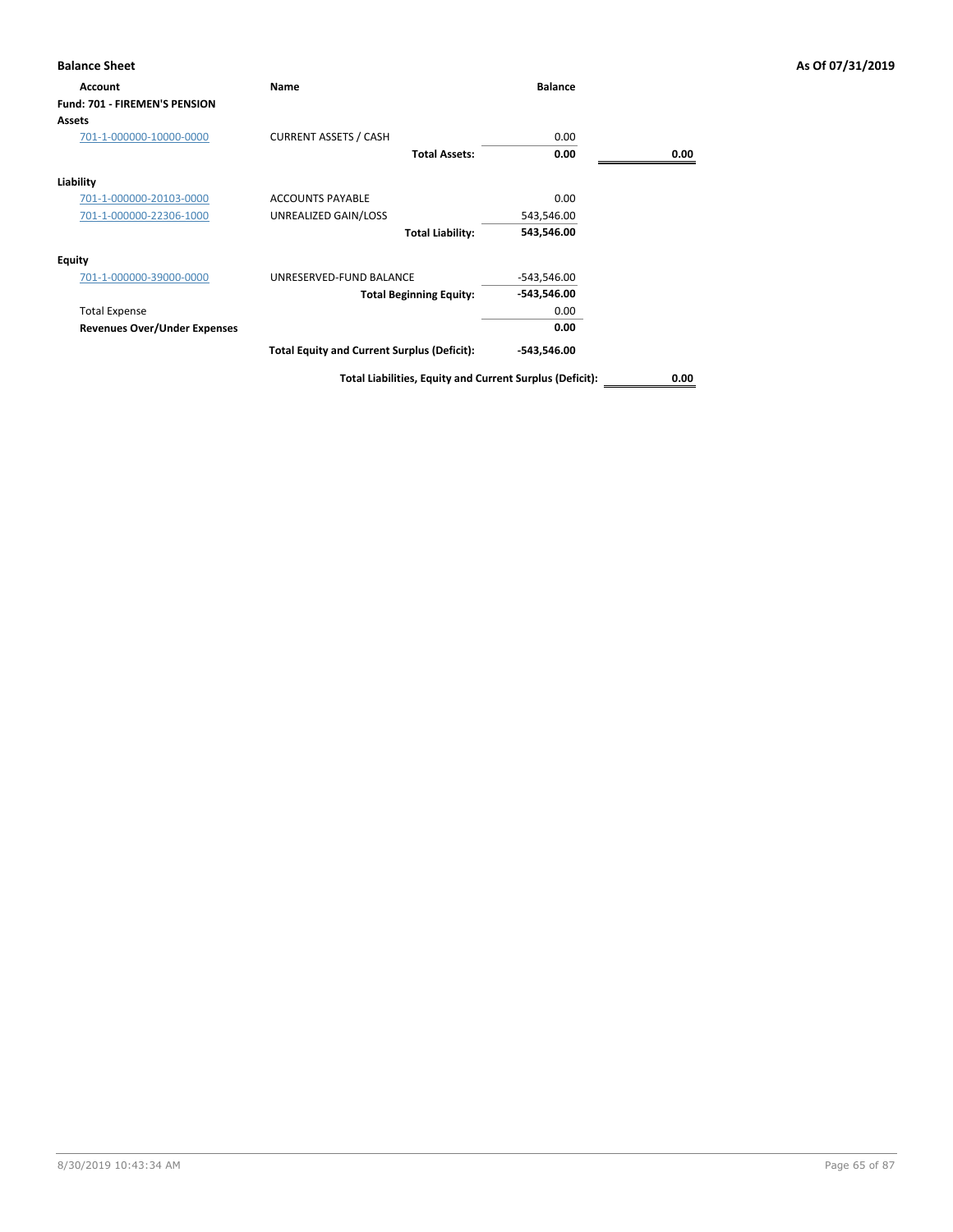**Balance Sheet** | **As Of 07/31/2019**

| Account | Name | Balance | |
|---|---|---|---|
| **Fund: 701 - FIREMEN'S PENSION** | | | |
| **Assets** | | | |
| 701-1-000000-10000-0000 | CURRENT ASSETS / CASH | 0.00 | |
| | **Total Assets:** | **0.00** | **0.00** |
| **Liability** | | | |
| 701-1-000000-20103-0000 | ACCOUNTS PAYABLE | 0.00 | |
| 701-1-000000-22306-1000 | UNREALIZED GAIN/LOSS | 543,546.00 | |
| | **Total Liability:** | **543,546.00** | |
| **Equity** | | | |
| 701-1-000000-39000-0000 | UNRESERVED-FUND BALANCE | -543,546.00 | |
| | **Total Beginning Equity:** | **-543,546.00** | |
| Total Expense | | 0.00 | |
| **Revenues Over/Under Expenses** | | **0.00** | |
| | **Total Equity and Current Surplus (Deficit):** | **-543,546.00** | |
| | **Total Liabilities, Equity and Current Surplus (Deficit):** | | **0.00** |

8/30/2019 10:43:34 AM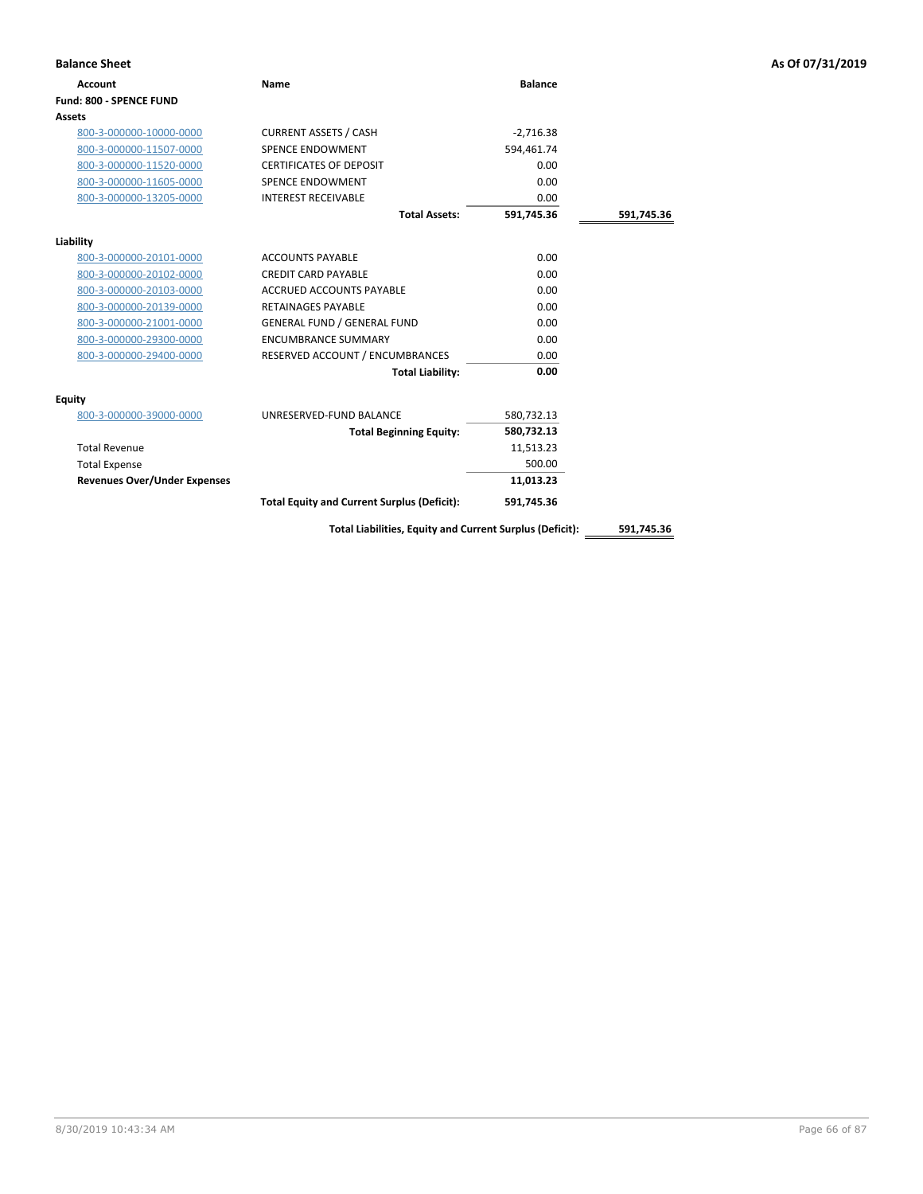**Balance Sheet** **As Of 07/31/2019**

| Account | Name | Balance | |
|---|---|---|---|
| **Fund: 800 - SPENCE FUND** | | | |
| **Assets** | | | |
| 800-3-000000-10000-0000 | CURRENT ASSETS / CASH | -2,716.38 | |
| 800-3-000000-11507-0000 | SPENCE ENDOWMENT | 594,461.74 | |
| 800-3-000000-11520-0000 | CERTIFICATES OF DEPOSIT | 0.00 | |
| 800-3-000000-11605-0000 | SPENCE ENDOWMENT | 0.00 | |
| 800-3-000000-13205-0000 | INTEREST RECEIVABLE | 0.00 | |
| | **Total Assets:** | **591,745.36** | **591,745.36** |
| **Liability** | | | |
| 800-3-000000-20101-0000 | ACCOUNTS PAYABLE | 0.00 | |
| 800-3-000000-20102-0000 | CREDIT CARD PAYABLE | 0.00 | |
| 800-3-000000-20103-0000 | ACCRUED ACCOUNTS PAYABLE | 0.00 | |
| 800-3-000000-20139-0000 | RETAINAGES PAYABLE | 0.00 | |
| 800-3-000000-21001-0000 | GENERAL FUND / GENERAL FUND | 0.00 | |
| 800-3-000000-29300-0000 | ENCUMBRANCE SUMMARY | 0.00 | |
| 800-3-000000-29400-0000 | RESERVED ACCOUNT / ENCUMBRANCES | 0.00 | |
| | **Total Liability:** | **0.00** | |
| **Equity** | | | |
| 800-3-000000-39000-0000 | UNRESERVED-FUND BALANCE | 580,732.13 | |
| | **Total Beginning Equity:** | **580,732.13** | |
| Total Revenue | | 11,513.23 | |
| Total Expense | | 500.00 | |
| **Revenues Over/Under Expenses** | | **11,013.23** | |
| | **Total Equity and Current Surplus (Deficit):** | **591,745.36** | |
| | **Total Liabilities, Equity and Current Surplus (Deficit):** | | **591,745.36** |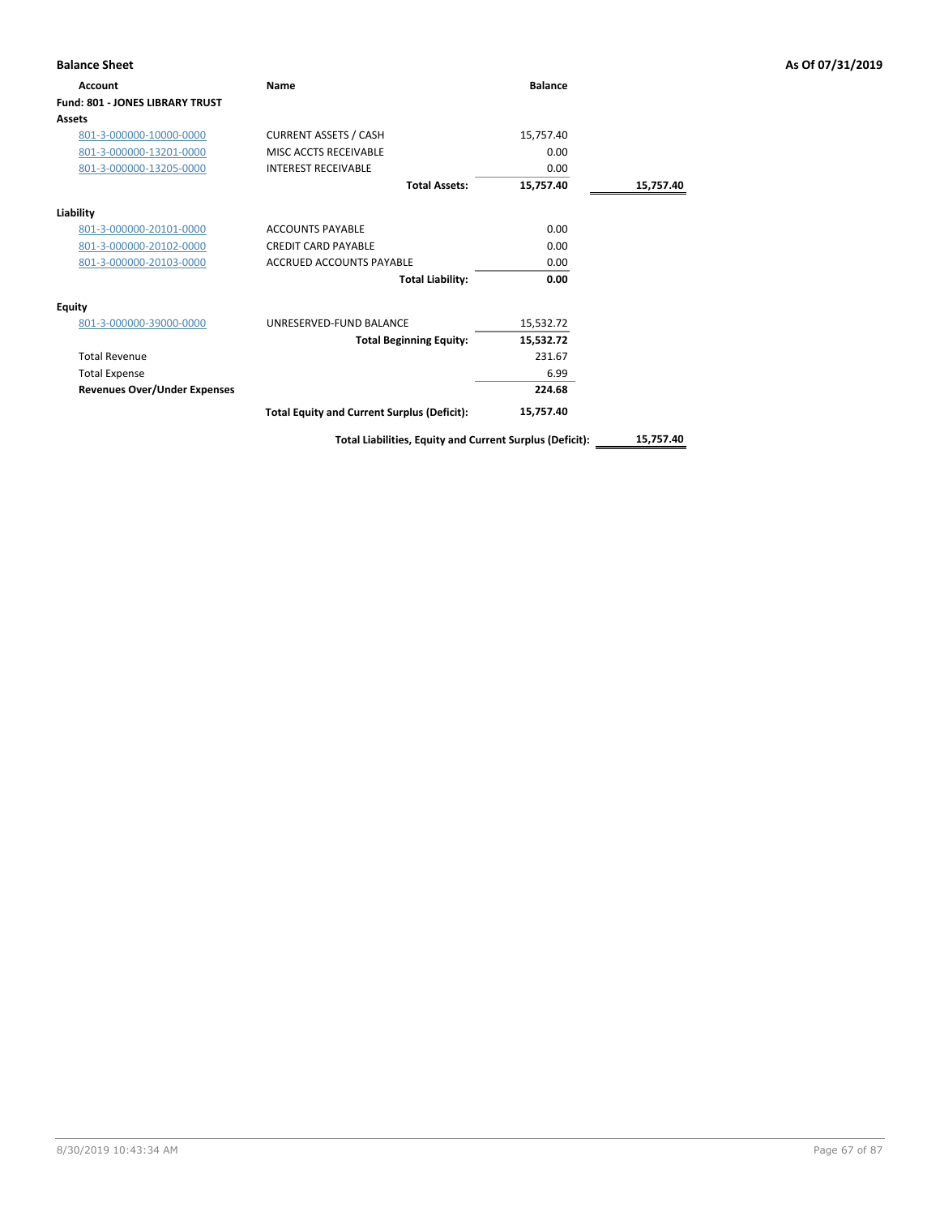**Balance Sheet** | **As Of 07/31/2019**

| Account | Name | Balance | |
|---|---|---|---|
| **Fund: 801 - JONES LIBRARY TRUST** | | | |
| **Assets** | | | |
| 801-3-000000-10000-0000 | CURRENT ASSETS / CASH | 15,757.40 | |
| 801-3-000000-13201-0000 | MISC ACCTS RECEIVABLE | 0.00 | |
| 801-3-000000-13205-0000 | INTEREST RECEIVABLE | 0.00 | |
| | **Total Assets:** | **15,757.40** | **15,757.40** |
| **Liability** | | | |
| 801-3-000000-20101-0000 | ACCOUNTS PAYABLE | 0.00 | |
| 801-3-000000-20102-0000 | CREDIT CARD PAYABLE | 0.00 | |
| 801-3-000000-20103-0000 | ACCRUED ACCOUNTS PAYABLE | 0.00 | |
| | **Total Liability:** | **0.00** | |
| **Equity** | | | |
| 801-3-000000-39000-0000 | UNRESERVED-FUND BALANCE | 15,532.72 | |
| | **Total Beginning Equity:** | **15,532.72** | |
| Total Revenue | | 231.67 | |
| Total Expense | | 6.99 | |
| **Revenues Over/Under Expenses** | | **224.68** | |
| | **Total Equity and Current Surplus (Deficit):** | **15,757.40** | |
| | **Total Liabilities, Equity and Current Surplus (Deficit):** | | **15,757.40** |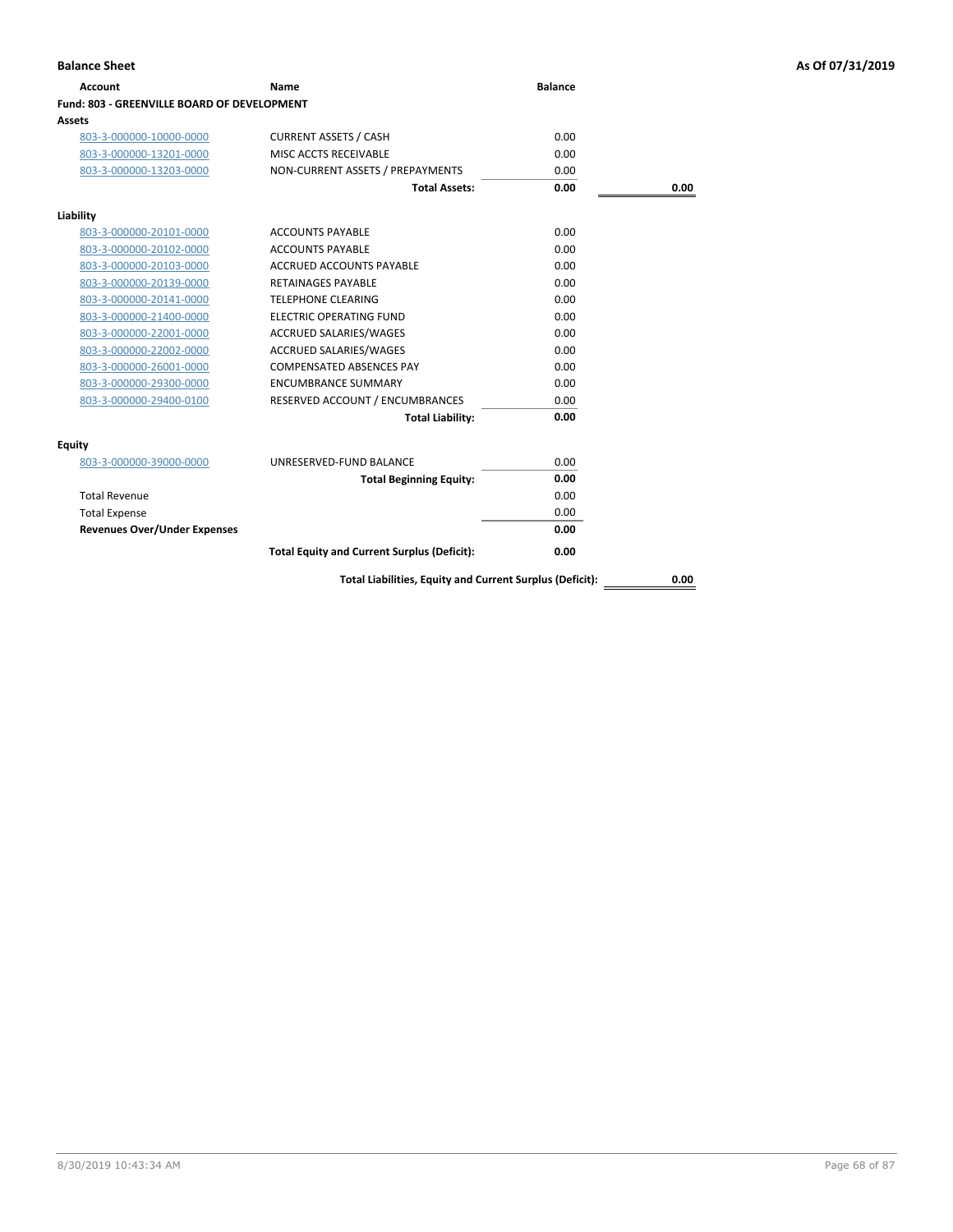**Balance Sheet** **As Of 07/31/2019**

| Account | Name | Balance | |
|---|---|---|---|
| **Fund: 803 - GREENVILLE BOARD OF DEVELOPMENT** | | | |
| **Assets** | | | |
| 803-3-000000-10000-0000 | CURRENT ASSETS / CASH | 0.00 | |
| 803-3-000000-13201-0000 | MISC ACCTS RECEIVABLE | 0.00 | |
| 803-3-000000-13203-0000 | NON-CURRENT ASSETS / PREPAYMENTS | 0.00 | |
| | **Total Assets:** | **0.00** | **0.00** |
| **Liability** | | | |
| 803-3-000000-20101-0000 | ACCOUNTS PAYABLE | 0.00 | |
| 803-3-000000-20102-0000 | ACCOUNTS PAYABLE | 0.00 | |
| 803-3-000000-20103-0000 | ACCRUED ACCOUNTS PAYABLE | 0.00 | |
| 803-3-000000-20139-0000 | RETAINAGES PAYABLE | 0.00 | |
| 803-3-000000-20141-0000 | TELEPHONE CLEARING | 0.00 | |
| 803-3-000000-21400-0000 | ELECTRIC OPERATING FUND | 0.00 | |
| 803-3-000000-22001-0000 | ACCRUED SALARIES/WAGES | 0.00 | |
| 803-3-000000-22002-0000 | ACCRUED SALARIES/WAGES | 0.00 | |
| 803-3-000000-26001-0000 | COMPENSATED ABSENCES PAY | 0.00 | |
| 803-3-000000-29300-0000 | ENCUMBRANCE SUMMARY | 0.00 | |
| 803-3-000000-29400-0100 | RESERVED ACCOUNT / ENCUMBRANCES | 0.00 | |
| | **Total Liability:** | **0.00** | |
| **Equity** | | | |
| 803-3-000000-39000-0000 | UNRESERVED-FUND BALANCE | 0.00 | |
| | **Total Beginning Equity:** | **0.00** | |
| Total Revenue | | 0.00 | |
| Total Expense | | 0.00 | |
| **Revenues Over/Under Expenses** | | **0.00** | |
| | **Total Equity and Current Surplus (Deficit):** | **0.00** | |
| | **Total Liabilities, Equity and Current Surplus (Deficit):** | | **0.00** |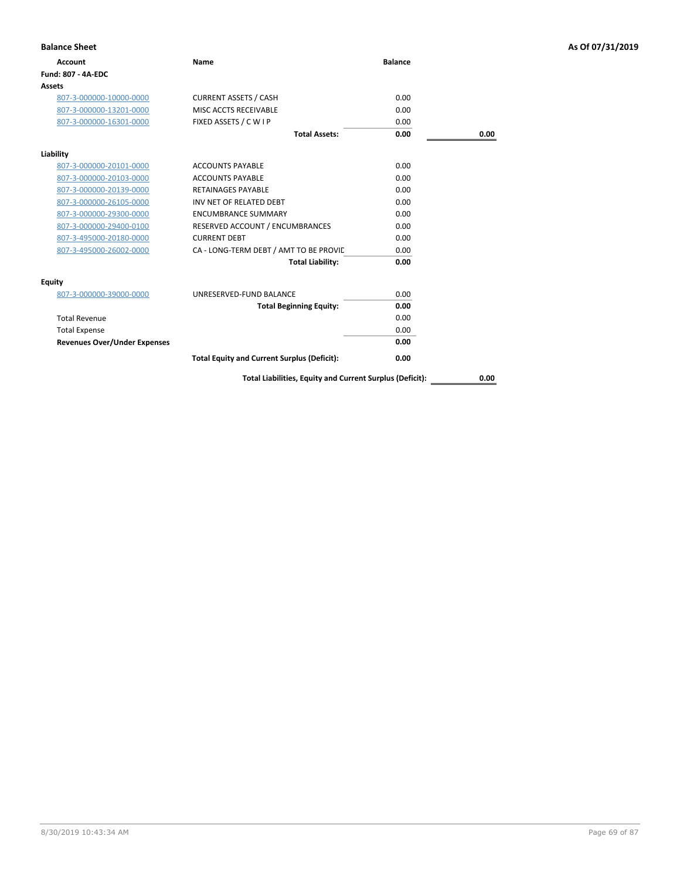**Balance Sheet** — As Of 07/31/2019

| Account | Name | Balance | |
|---|---|---|---|
| **Fund: 807 - 4A-EDC** | | | |
| **Assets** | | | |
| 807-3-000000-10000-0000 | CURRENT ASSETS / CASH | 0.00 | |
| 807-3-000000-13201-0000 | MISC ACCTS RECEIVABLE | 0.00 | |
| 807-3-000000-16301-0000 | FIXED ASSETS / C W I P | 0.00 | |
| | **Total Assets:** | **0.00** | **0.00** |
| **Liability** | | | |
| 807-3-000000-20101-0000 | ACCOUNTS PAYABLE | 0.00 | |
| 807-3-000000-20103-0000 | ACCOUNTS PAYABLE | 0.00 | |
| 807-3-000000-20139-0000 | RETAINAGES PAYABLE | 0.00 | |
| 807-3-000000-26105-0000 | INV NET OF RELATED DEBT | 0.00 | |
| 807-3-000000-29300-0000 | ENCUMBRANCE SUMMARY | 0.00 | |
| 807-3-000000-29400-0100 | RESERVED ACCOUNT / ENCUMBRANCES | 0.00 | |
| 807-3-495000-20180-0000 | CURRENT DEBT | 0.00 | |
| 807-3-495000-26002-0000 | CA - LONG-TERM DEBT / AMT TO BE PROVIL | 0.00 | |
| | **Total Liability:** | **0.00** | |
| **Equity** | | | |
| 807-3-000000-39000-0000 | UNRESERVED-FUND BALANCE | 0.00 | |
| | **Total Beginning Equity:** | **0.00** | |
| Total Revenue | | 0.00 | |
| Total Expense | | 0.00 | |
| **Revenues Over/Under Expenses** | | **0.00** | |
| | **Total Equity and Current Surplus (Deficit):** | **0.00** | |
| | **Total Liabilities, Equity and Current Surplus (Deficit):** | | **0.00** |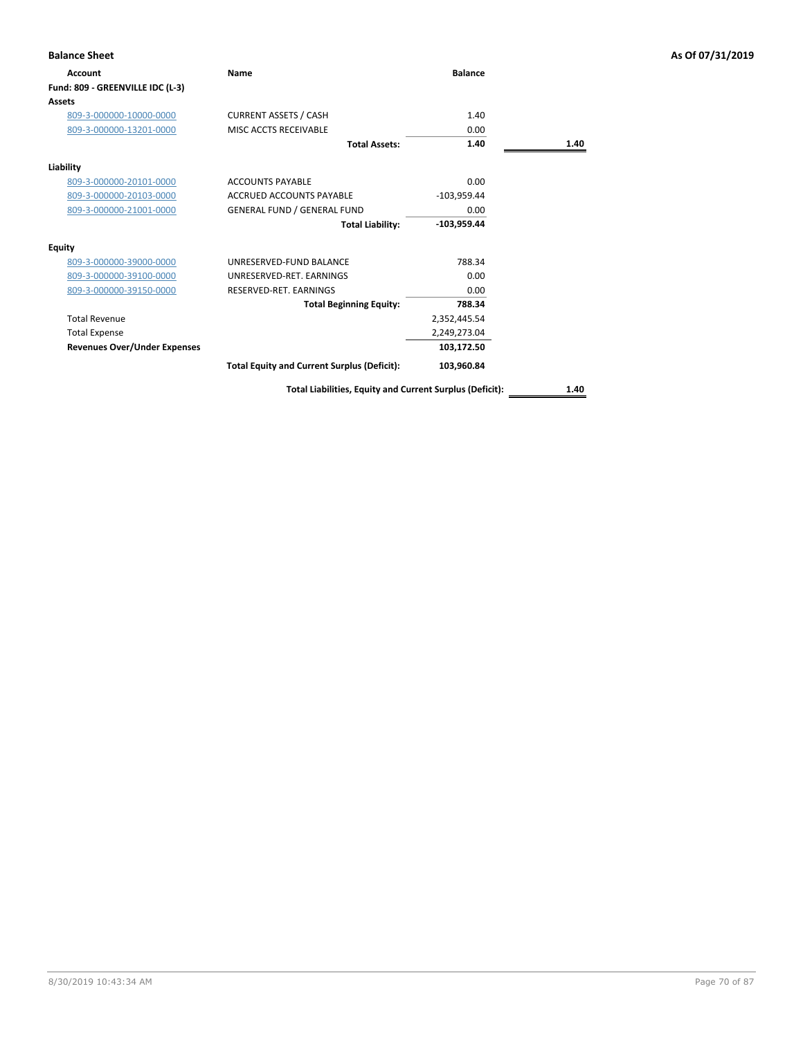## Balance Sheet

**As Of 07/31/2019**

| Account | Name | Balance | |
|---|---|---|---|
| **Fund: 809 - GREENVILLE IDC (L-3)** | | | |
| **Assets** | | | |
| 809-3-000000-10000-0000 | CURRENT ASSETS / CASH | 1.40 | |
| 809-3-000000-13201-0000 | MISC ACCTS RECEIVABLE | 0.00 | |
| | **Total Assets:** | **1.40** | **1.40** |
| **Liability** | | | |
| 809-3-000000-20101-0000 | ACCOUNTS PAYABLE | 0.00 | |
| 809-3-000000-20103-0000 | ACCRUED ACCOUNTS PAYABLE | -103,959.44 | |
| 809-3-000000-21001-0000 | GENERAL FUND / GENERAL FUND | 0.00 | |
| | **Total Liability:** | **-103,959.44** | |
| **Equity** | | | |
| 809-3-000000-39000-0000 | UNRESERVED-FUND BALANCE | 788.34 | |
| 809-3-000000-39100-0000 | UNRESERVED-RET. EARNINGS | 0.00 | |
| 809-3-000000-39150-0000 | RESERVED-RET. EARNINGS | 0.00 | |
| | **Total Beginning Equity:** | **788.34** | |
| Total Revenue | | 2,352,445.54 | |
| Total Expense | | 2,249,273.04 | |
| **Revenues Over/Under Expenses** | | **103,172.50** | |
| | **Total Equity and Current Surplus (Deficit):** | **103,960.84** | |
| | **Total Liabilities, Equity and Current Surplus (Deficit):** | | **1.40** |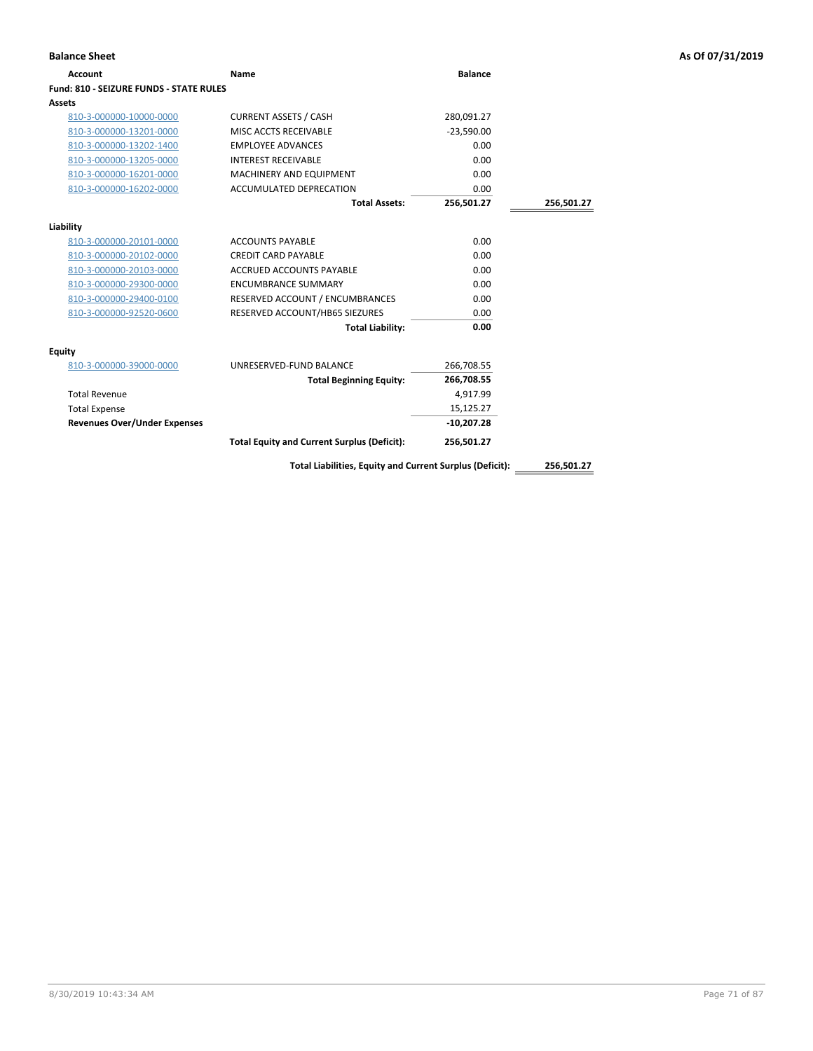**Balance Sheet** | **As Of 07/31/2019**

| Account | Name | Balance | |
|---|---|---|---|
| **Fund: 810 - SEIZURE FUNDS - STATE RULES** | | | |
| **Assets** | | | |
| 810-3-000000-10000-0000 | CURRENT ASSETS / CASH | 280,091.27 | |
| 810-3-000000-13201-0000 | MISC ACCTS RECEIVABLE | -23,590.00 | |
| 810-3-000000-13202-1400 | EMPLOYEE ADVANCES | 0.00 | |
| 810-3-000000-13205-0000 | INTEREST RECEIVABLE | 0.00 | |
| 810-3-000000-16201-0000 | MACHINERY AND EQUIPMENT | 0.00 | |
| 810-3-000000-16202-0000 | ACCUMULATED DEPRECATION | 0.00 | |
| | **Total Assets:** | **256,501.27** | **256,501.27** |
| **Liability** | | | |
| 810-3-000000-20101-0000 | ACCOUNTS PAYABLE | 0.00 | |
| 810-3-000000-20102-0000 | CREDIT CARD PAYABLE | 0.00 | |
| 810-3-000000-20103-0000 | ACCRUED ACCOUNTS PAYABLE | 0.00 | |
| 810-3-000000-29300-0000 | ENCUMBRANCE SUMMARY | 0.00 | |
| 810-3-000000-29400-0100 | RESERVED ACCOUNT / ENCUMBRANCES | 0.00 | |
| 810-3-000000-92520-0600 | RESERVED ACCOUNT/HB65 SIEZURES | 0.00 | |
| | **Total Liability:** | **0.00** | |
| **Equity** | | | |
| 810-3-000000-39000-0000 | UNRESERVED-FUND BALANCE | 266,708.55 | |
| | **Total Beginning Equity:** | **266,708.55** | |
| Total Revenue | | 4,917.99 | |
| Total Expense | | 15,125.27 | |
| **Revenues Over/Under Expenses** | | **-10,207.28** | |
| | **Total Equity and Current Surplus (Deficit):** | **256,501.27** | |
| | **Total Liabilities, Equity and Current Surplus (Deficit):** | | **256,501.27** |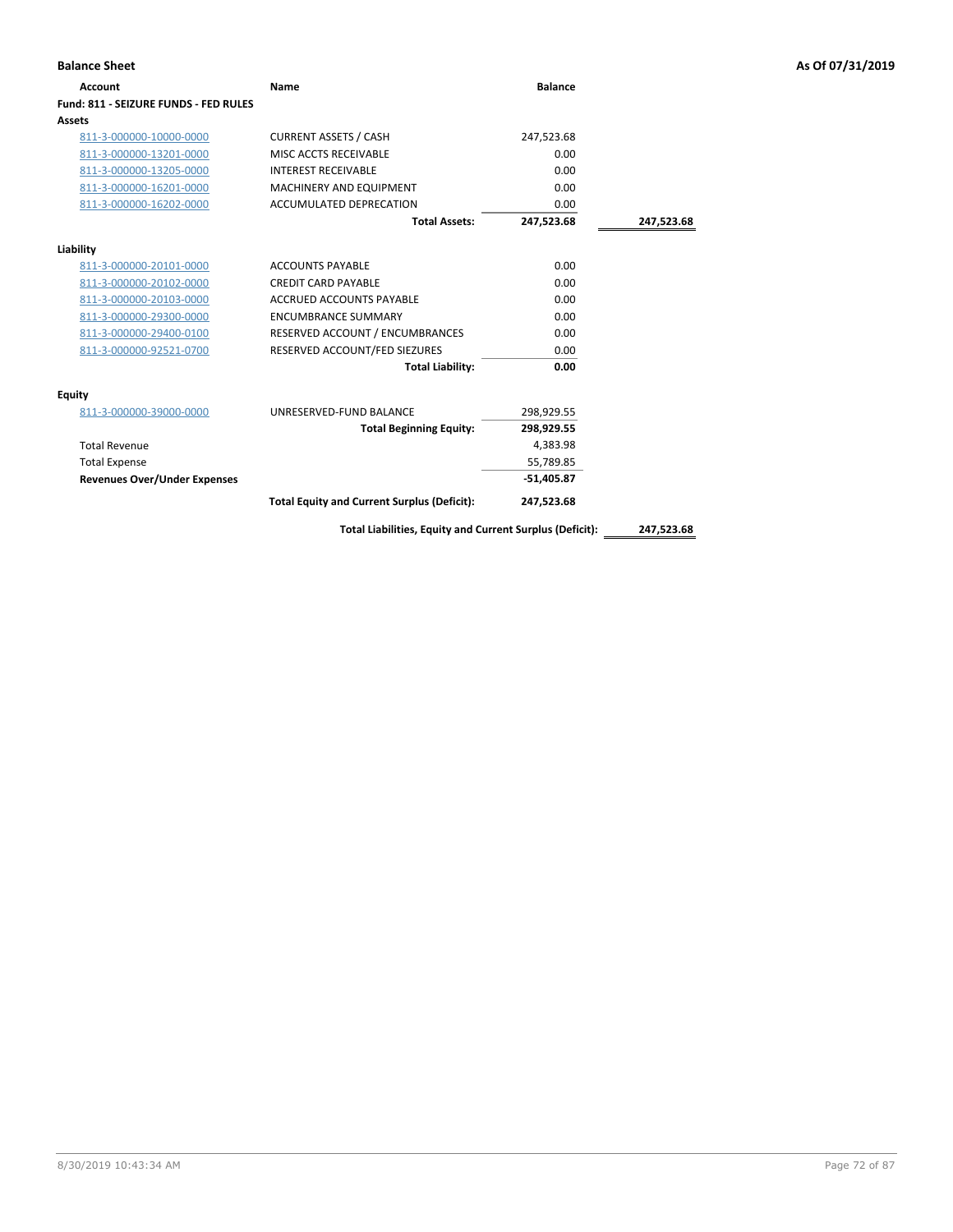## Balance Sheet

**As Of 07/31/2019**

| Account | Name | Balance | |
|---|---|---|---|
| **Fund: 811 - SEIZURE FUNDS - FED RULES** | | | |
| **Assets** | | | |
| 811-3-000000-10000-0000 | CURRENT ASSETS / CASH | 247,523.68 | |
| 811-3-000000-13201-0000 | MISC ACCTS RECEIVABLE | 0.00 | |
| 811-3-000000-13205-0000 | INTEREST RECEIVABLE | 0.00 | |
| 811-3-000000-16201-0000 | MACHINERY AND EQUIPMENT | 0.00 | |
| 811-3-000000-16202-0000 | ACCUMULATED DEPRECATION | 0.00 | |
| | **Total Assets:** | **247,523.68** | **247,523.68** |
| **Liability** | | | |
| 811-3-000000-20101-0000 | ACCOUNTS PAYABLE | 0.00 | |
| 811-3-000000-20102-0000 | CREDIT CARD PAYABLE | 0.00 | |
| 811-3-000000-20103-0000 | ACCRUED ACCOUNTS PAYABLE | 0.00 | |
| 811-3-000000-29300-0000 | ENCUMBRANCE SUMMARY | 0.00 | |
| 811-3-000000-29400-0100 | RESERVED ACCOUNT / ENCUMBRANCES | 0.00 | |
| 811-3-000000-92521-0700 | RESERVED ACCOUNT/FED SIEZURES | 0.00 | |
| | **Total Liability:** | **0.00** | |
| **Equity** | | | |
| 811-3-000000-39000-0000 | UNRESERVED-FUND BALANCE | 298,929.55 | |
| | **Total Beginning Equity:** | **298,929.55** | |
| Total Revenue | | 4,383.98 | |
| Total Expense | | 55,789.85 | |
| **Revenues Over/Under Expenses** | | **-51,405.87** | |
| | **Total Equity and Current Surplus (Deficit):** | **247,523.68** | |
| | **Total Liabilities, Equity and Current Surplus (Deficit):** | | **247,523.68** |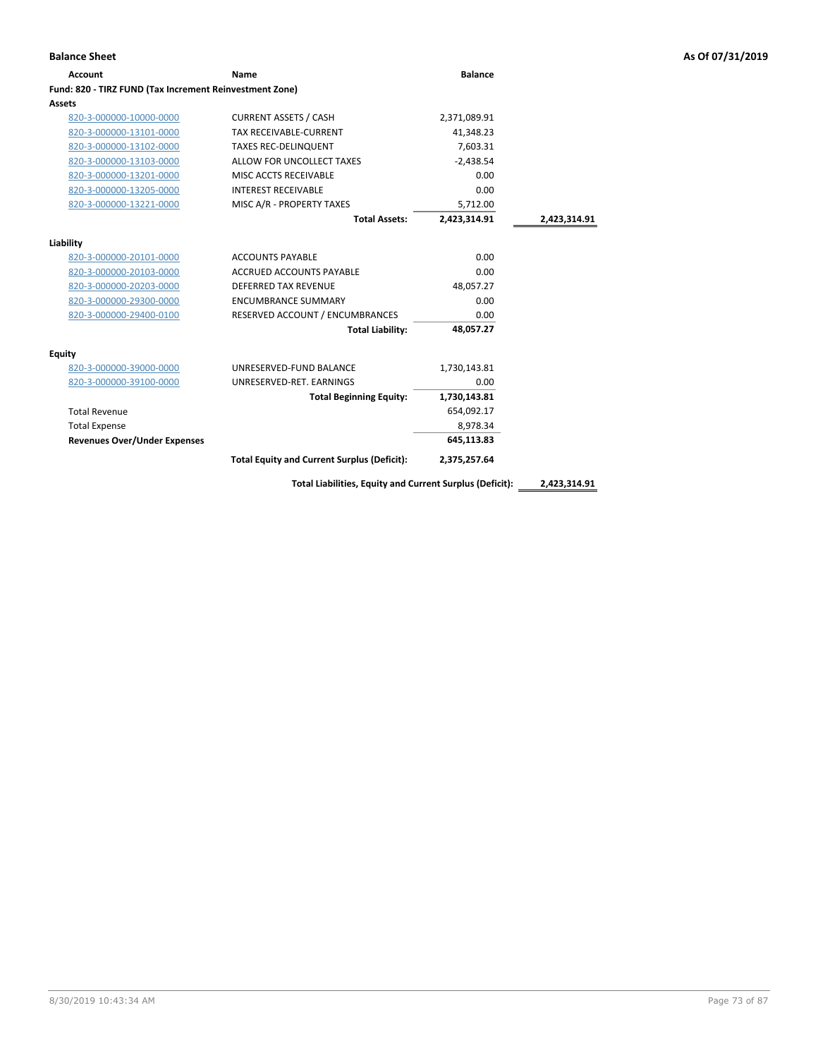**Balance Sheet** **As Of 07/31/2019**

| Account | Name | Balance | |
|---|---|---|---|
| **Fund: 820 - TIRZ FUND (Tax Increment Reinvestment Zone)** | | | |
| **Assets** | | | |
| 820-3-000000-10000-0000 | CURRENT ASSETS / CASH | 2,371,089.91 | |
| 820-3-000000-13101-0000 | TAX RECEIVABLE-CURRENT | 41,348.23 | |
| 820-3-000000-13102-0000 | TAXES REC-DELINQUENT | 7,603.31 | |
| 820-3-000000-13103-0000 | ALLOW FOR UNCOLLECT TAXES | -2,438.54 | |
| 820-3-000000-13201-0000 | MISC ACCTS RECEIVABLE | 0.00 | |
| 820-3-000000-13205-0000 | INTEREST RECEIVABLE | 0.00 | |
| 820-3-000000-13221-0000 | MISC A/R - PROPERTY TAXES | 5,712.00 | |
| | **Total Assets:** | **2,423,314.91** | **2,423,314.91** |
| **Liability** | | | |
| 820-3-000000-20101-0000 | ACCOUNTS PAYABLE | 0.00 | |
| 820-3-000000-20103-0000 | ACCRUED ACCOUNTS PAYABLE | 0.00 | |
| 820-3-000000-20203-0000 | DEFERRED TAX REVENUE | 48,057.27 | |
| 820-3-000000-29300-0000 | ENCUMBRANCE SUMMARY | 0.00 | |
| 820-3-000000-29400-0100 | RESERVED ACCOUNT / ENCUMBRANCES | 0.00 | |
| | **Total Liability:** | **48,057.27** | |
| **Equity** | | | |
| 820-3-000000-39000-0000 | UNRESERVED-FUND BALANCE | 1,730,143.81 | |
| 820-3-000000-39100-0000 | UNRESERVED-RET. EARNINGS | 0.00 | |
| | **Total Beginning Equity:** | **1,730,143.81** | |
| Total Revenue | | 654,092.17 | |
| Total Expense | | 8,978.34 | |
| **Revenues Over/Under Expenses** | | **645,113.83** | |
| | **Total Equity and Current Surplus (Deficit):** | **2,375,257.64** | |
| | **Total Liabilities, Equity and Current Surplus (Deficit):** | | **2,423,314.91** |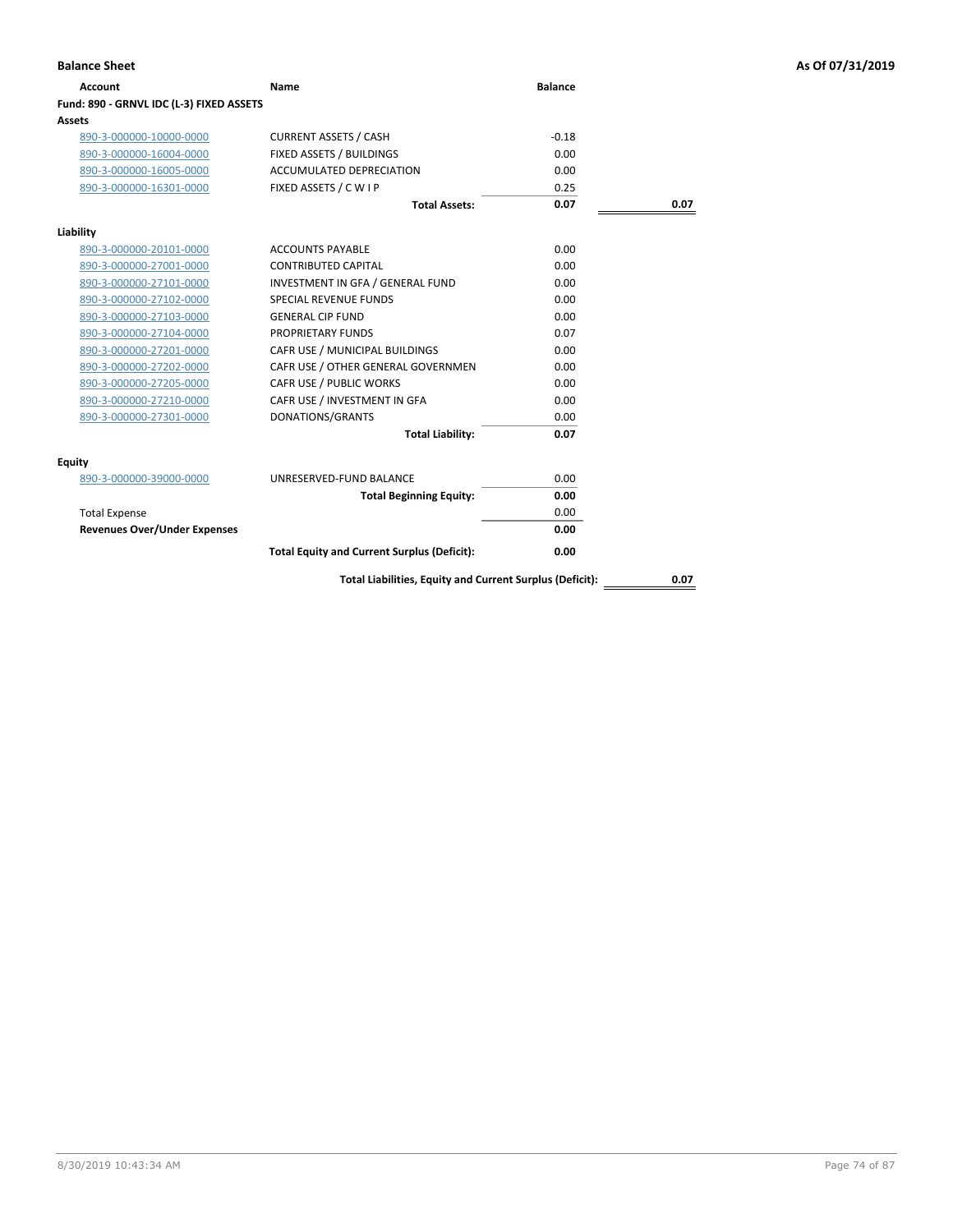**Balance Sheet** **As Of 07/31/2019**

| Account | Name | Balance | |
|---|---|---|---|
| **Fund: 890 - GRNVL IDC (L-3) FIXED ASSETS** | | | |
| **Assets** | | | |
| 890-3-000000-10000-0000 | CURRENT ASSETS / CASH | -0.18 | |
| 890-3-000000-16004-0000 | FIXED ASSETS / BUILDINGS | 0.00 | |
| 890-3-000000-16005-0000 | ACCUMULATED DEPRECIATION | 0.00 | |
| 890-3-000000-16301-0000 | FIXED ASSETS / C W I P | 0.25 | |
| | **Total Assets:** | **0.07** | **0.07** |
| **Liability** | | | |
| 890-3-000000-20101-0000 | ACCOUNTS PAYABLE | 0.00 | |
| 890-3-000000-27001-0000 | CONTRIBUTED CAPITAL | 0.00 | |
| 890-3-000000-27101-0000 | INVESTMENT IN GFA / GENERAL FUND | 0.00 | |
| 890-3-000000-27102-0000 | SPECIAL REVENUE FUNDS | 0.00 | |
| 890-3-000000-27103-0000 | GENERAL CIP FUND | 0.00 | |
| 890-3-000000-27104-0000 | PROPRIETARY FUNDS | 0.07 | |
| 890-3-000000-27201-0000 | CAFR USE / MUNICIPAL BUILDINGS | 0.00 | |
| 890-3-000000-27202-0000 | CAFR USE / OTHER GENERAL GOVERNMEN | 0.00 | |
| 890-3-000000-27205-0000 | CAFR USE / PUBLIC WORKS | 0.00 | |
| 890-3-000000-27210-0000 | CAFR USE / INVESTMENT IN GFA | 0.00 | |
| 890-3-000000-27301-0000 | DONATIONS/GRANTS | 0.00 | |
| | **Total Liability:** | **0.07** | |
| **Equity** | | | |
| 890-3-000000-39000-0000 | UNRESERVED-FUND BALANCE | 0.00 | |
| | **Total Beginning Equity:** | **0.00** | |
| Total Expense | | 0.00 | |
| **Revenues Over/Under Expenses** | | **0.00** | |
| | **Total Equity and Current Surplus (Deficit):** | **0.00** | |
| | **Total Liabilities, Equity and Current Surplus (Deficit):** | | **0.07** |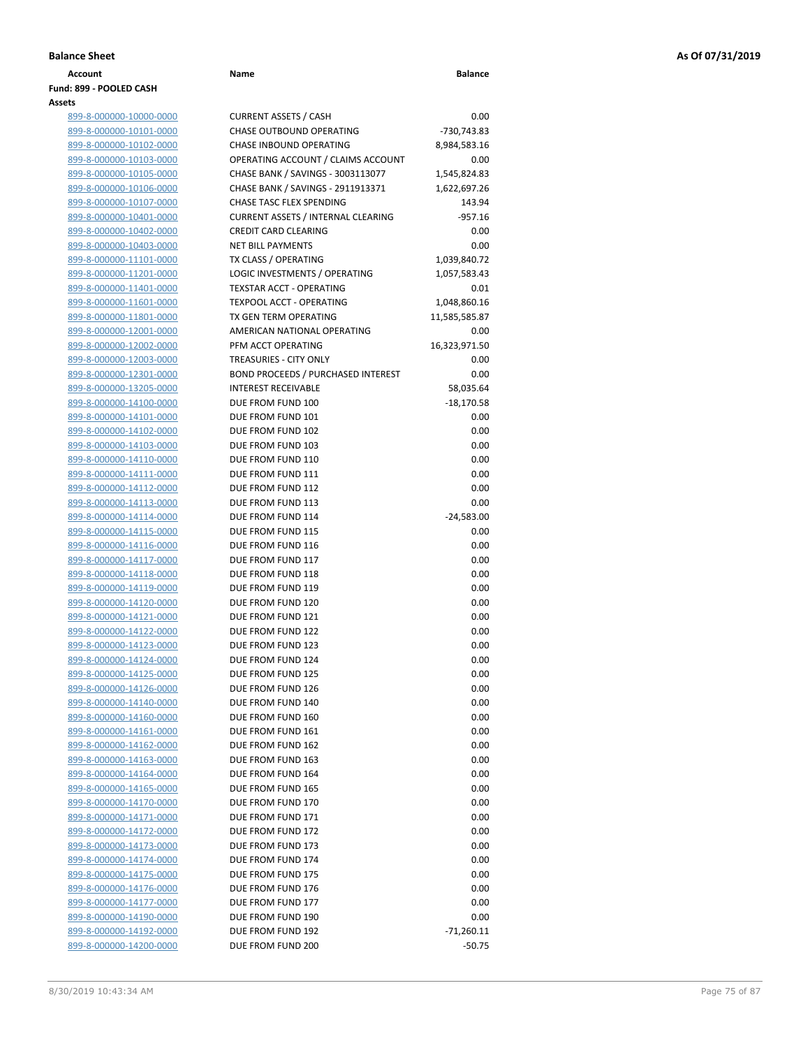**Balance Sheet** **As Of 07/31/2019**

| Account | Name | Balance |
|---|---|---|
| **Fund: 899 - POOLED CASH** | | |
| **Assets** | | |
| 899-8-000000-10000-0000 | CURRENT ASSETS / CASH | 0.00 |
| 899-8-000000-10101-0000 | CHASE OUTBOUND OPERATING | -730,743.83 |
| 899-8-000000-10102-0000 | CHASE INBOUND OPERATING | 8,984,583.16 |
| 899-8-000000-10103-0000 | OPERATING ACCOUNT / CLAIMS ACCOUNT | 0.00 |
| 899-8-000000-10105-0000 | CHASE BANK / SAVINGS - 3003113077 | 1,545,824.83 |
| 899-8-000000-10106-0000 | CHASE BANK / SAVINGS - 2911913371 | 1,622,697.26 |
| 899-8-000000-10107-0000 | CHASE TASC FLEX SPENDING | 143.94 |
| 899-8-000000-10401-0000 | CURRENT ASSETS / INTERNAL CLEARING | -957.16 |
| 899-8-000000-10402-0000 | CREDIT CARD CLEARING | 0.00 |
| 899-8-000000-10403-0000 | NET BILL PAYMENTS | 0.00 |
| 899-8-000000-11101-0000 | TX CLASS / OPERATING | 1,039,840.72 |
| 899-8-000000-11201-0000 | LOGIC INVESTMENTS / OPERATING | 1,057,583.43 |
| 899-8-000000-11401-0000 | TEXSTAR ACCT - OPERATING | 0.01 |
| 899-8-000000-11601-0000 | TEXPOOL ACCT - OPERATING | 1,048,860.16 |
| 899-8-000000-11801-0000 | TX GEN TERM OPERATING | 11,585,585.87 |
| 899-8-000000-12001-0000 | AMERICAN NATIONAL OPERATING | 0.00 |
| 899-8-000000-12002-0000 | PFM ACCT OPERATING | 16,323,971.50 |
| 899-8-000000-12003-0000 | TREASURIES - CITY ONLY | 0.00 |
| 899-8-000000-12301-0000 | BOND PROCEEDS / PURCHASED INTEREST | 0.00 |
| 899-8-000000-13205-0000 | INTEREST RECEIVABLE | 58,035.64 |
| 899-8-000000-14100-0000 | DUE FROM FUND 100 | -18,170.58 |
| 899-8-000000-14101-0000 | DUE FROM FUND 101 | 0.00 |
| 899-8-000000-14102-0000 | DUE FROM FUND 102 | 0.00 |
| 899-8-000000-14103-0000 | DUE FROM FUND 103 | 0.00 |
| 899-8-000000-14110-0000 | DUE FROM FUND 110 | 0.00 |
| 899-8-000000-14111-0000 | DUE FROM FUND 111 | 0.00 |
| 899-8-000000-14112-0000 | DUE FROM FUND 112 | 0.00 |
| 899-8-000000-14113-0000 | DUE FROM FUND 113 | 0.00 |
| 899-8-000000-14114-0000 | DUE FROM FUND 114 | -24,583.00 |
| 899-8-000000-14115-0000 | DUE FROM FUND 115 | 0.00 |
| 899-8-000000-14116-0000 | DUE FROM FUND 116 | 0.00 |
| 899-8-000000-14117-0000 | DUE FROM FUND 117 | 0.00 |
| 899-8-000000-14118-0000 | DUE FROM FUND 118 | 0.00 |
| 899-8-000000-14119-0000 | DUE FROM FUND 119 | 0.00 |
| 899-8-000000-14120-0000 | DUE FROM FUND 120 | 0.00 |
| 899-8-000000-14121-0000 | DUE FROM FUND 121 | 0.00 |
| 899-8-000000-14122-0000 | DUE FROM FUND 122 | 0.00 |
| 899-8-000000-14123-0000 | DUE FROM FUND 123 | 0.00 |
| 899-8-000000-14124-0000 | DUE FROM FUND 124 | 0.00 |
| 899-8-000000-14125-0000 | DUE FROM FUND 125 | 0.00 |
| 899-8-000000-14126-0000 | DUE FROM FUND 126 | 0.00 |
| 899-8-000000-14140-0000 | DUE FROM FUND 140 | 0.00 |
| 899-8-000000-14160-0000 | DUE FROM FUND 160 | 0.00 |
| 899-8-000000-14161-0000 | DUE FROM FUND 161 | 0.00 |
| 899-8-000000-14162-0000 | DUE FROM FUND 162 | 0.00 |
| 899-8-000000-14163-0000 | DUE FROM FUND 163 | 0.00 |
| 899-8-000000-14164-0000 | DUE FROM FUND 164 | 0.00 |
| 899-8-000000-14165-0000 | DUE FROM FUND 165 | 0.00 |
| 899-8-000000-14170-0000 | DUE FROM FUND 170 | 0.00 |
| 899-8-000000-14171-0000 | DUE FROM FUND 171 | 0.00 |
| 899-8-000000-14172-0000 | DUE FROM FUND 172 | 0.00 |
| 899-8-000000-14173-0000 | DUE FROM FUND 173 | 0.00 |
| 899-8-000000-14174-0000 | DUE FROM FUND 174 | 0.00 |
| 899-8-000000-14175-0000 | DUE FROM FUND 175 | 0.00 |
| 899-8-000000-14176-0000 | DUE FROM FUND 176 | 0.00 |
| 899-8-000000-14177-0000 | DUE FROM FUND 177 | 0.00 |
| 899-8-000000-14190-0000 | DUE FROM FUND 190 | 0.00 |
| 899-8-000000-14192-0000 | DUE FROM FUND 192 | -71,260.11 |
| 899-8-000000-14200-0000 | DUE FROM FUND 200 | -50.75 |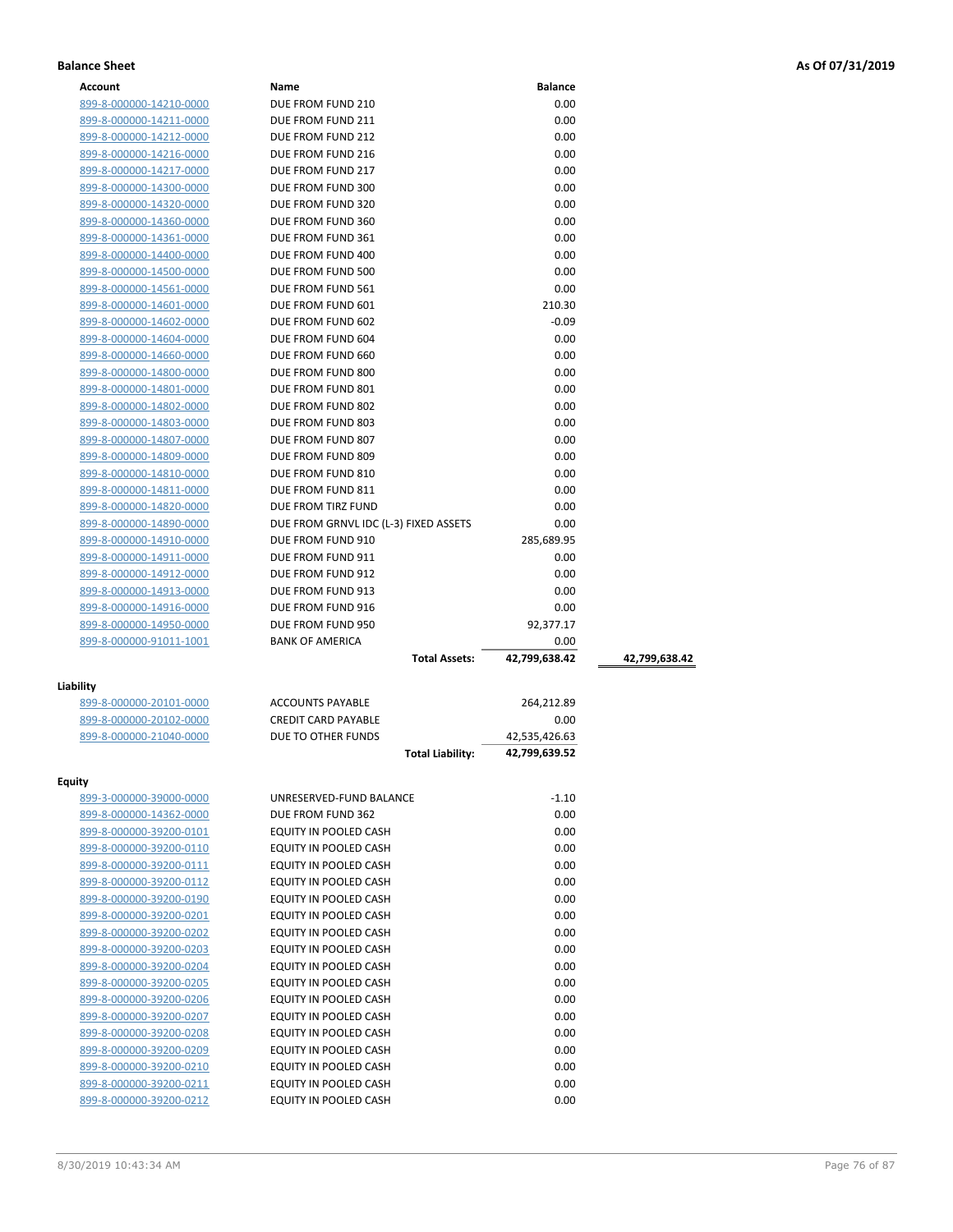**Balance Sheet** **As Of 07/31/2019**

| Account | Name | Balance | |
|---|---|---|---|
| 899-8-000000-14210-0000 | DUE FROM FUND 210 | 0.00 | |
| 899-8-000000-14211-0000 | DUE FROM FUND 211 | 0.00 | |
| 899-8-000000-14212-0000 | DUE FROM FUND 212 | 0.00 | |
| 899-8-000000-14216-0000 | DUE FROM FUND 216 | 0.00 | |
| 899-8-000000-14217-0000 | DUE FROM FUND 217 | 0.00 | |
| 899-8-000000-14300-0000 | DUE FROM FUND 300 | 0.00 | |
| 899-8-000000-14320-0000 | DUE FROM FUND 320 | 0.00 | |
| 899-8-000000-14360-0000 | DUE FROM FUND 360 | 0.00 | |
| 899-8-000000-14361-0000 | DUE FROM FUND 361 | 0.00 | |
| 899-8-000000-14400-0000 | DUE FROM FUND 400 | 0.00 | |
| 899-8-000000-14500-0000 | DUE FROM FUND 500 | 0.00 | |
| 899-8-000000-14561-0000 | DUE FROM FUND 561 | 0.00 | |
| 899-8-000000-14601-0000 | DUE FROM FUND 601 | 210.30 | |
| 899-8-000000-14602-0000 | DUE FROM FUND 602 | -0.09 | |
| 899-8-000000-14604-0000 | DUE FROM FUND 604 | 0.00 | |
| 899-8-000000-14660-0000 | DUE FROM FUND 660 | 0.00 | |
| 899-8-000000-14800-0000 | DUE FROM FUND 800 | 0.00 | |
| 899-8-000000-14801-0000 | DUE FROM FUND 801 | 0.00 | |
| 899-8-000000-14802-0000 | DUE FROM FUND 802 | 0.00 | |
| 899-8-000000-14803-0000 | DUE FROM FUND 803 | 0.00 | |
| 899-8-000000-14807-0000 | DUE FROM FUND 807 | 0.00 | |
| 899-8-000000-14809-0000 | DUE FROM FUND 809 | 0.00 | |
| 899-8-000000-14810-0000 | DUE FROM FUND 810 | 0.00 | |
| 899-8-000000-14811-0000 | DUE FROM FUND 811 | 0.00 | |
| 899-8-000000-14820-0000 | DUE FROM TIRZ FUND | 0.00 | |
| 899-8-000000-14890-0000 | DUE FROM GRNVL IDC (L-3) FIXED ASSETS | 0.00 | |
| 899-8-000000-14910-0000 | DUE FROM FUND 910 | 285,689.95 | |
| 899-8-000000-14911-0000 | DUE FROM FUND 911 | 0.00 | |
| 899-8-000000-14912-0000 | DUE FROM FUND 912 | 0.00 | |
| 899-8-000000-14913-0000 | DUE FROM FUND 913 | 0.00 | |
| 899-8-000000-14916-0000 | DUE FROM FUND 916 | 0.00 | |
| 899-8-000000-14950-0000 | DUE FROM FUND 950 | 92,377.17 | |
| 899-8-000000-91011-1001 | BANK OF AMERICA | 0.00 | |
| | **Total Assets:** | **42,799,638.42** | **42,799,638.42** |

**Liability**

| Account | Name | Balance |
|---|---|---|
| 899-8-000000-20101-0000 | ACCOUNTS PAYABLE | 264,212.89 |
| 899-8-000000-20102-0000 | CREDIT CARD PAYABLE | 0.00 |
| 899-8-000000-21040-0000 | DUE TO OTHER FUNDS | 42,535,426.63 |
| | **Total Liability:** | **42,799,639.52** |

**Equity**

| Account | Name | Balance |
|---|---|---|
| 899-3-000000-39000-0000 | UNRESERVED-FUND BALANCE | -1.10 |
| 899-8-000000-14362-0000 | DUE FROM FUND 362 | 0.00 |
| 899-8-000000-39200-0101 | EQUITY IN POOLED CASH | 0.00 |
| 899-8-000000-39200-0110 | EQUITY IN POOLED CASH | 0.00 |
| 899-8-000000-39200-0111 | EQUITY IN POOLED CASH | 0.00 |
| 899-8-000000-39200-0112 | EQUITY IN POOLED CASH | 0.00 |
| 899-8-000000-39200-0190 | EQUITY IN POOLED CASH | 0.00 |
| 899-8-000000-39200-0201 | EQUITY IN POOLED CASH | 0.00 |
| 899-8-000000-39200-0202 | EQUITY IN POOLED CASH | 0.00 |
| 899-8-000000-39200-0203 | EQUITY IN POOLED CASH | 0.00 |
| 899-8-000000-39200-0204 | EQUITY IN POOLED CASH | 0.00 |
| 899-8-000000-39200-0205 | EQUITY IN POOLED CASH | 0.00 |
| 899-8-000000-39200-0206 | EQUITY IN POOLED CASH | 0.00 |
| 899-8-000000-39200-0207 | EQUITY IN POOLED CASH | 0.00 |
| 899-8-000000-39200-0208 | EQUITY IN POOLED CASH | 0.00 |
| 899-8-000000-39200-0209 | EQUITY IN POOLED CASH | 0.00 |
| 899-8-000000-39200-0210 | EQUITY IN POOLED CASH | 0.00 |
| 899-8-000000-39200-0211 | EQUITY IN POOLED CASH | 0.00 |
| 899-8-000000-39200-0212 | EQUITY IN POOLED CASH | 0.00 |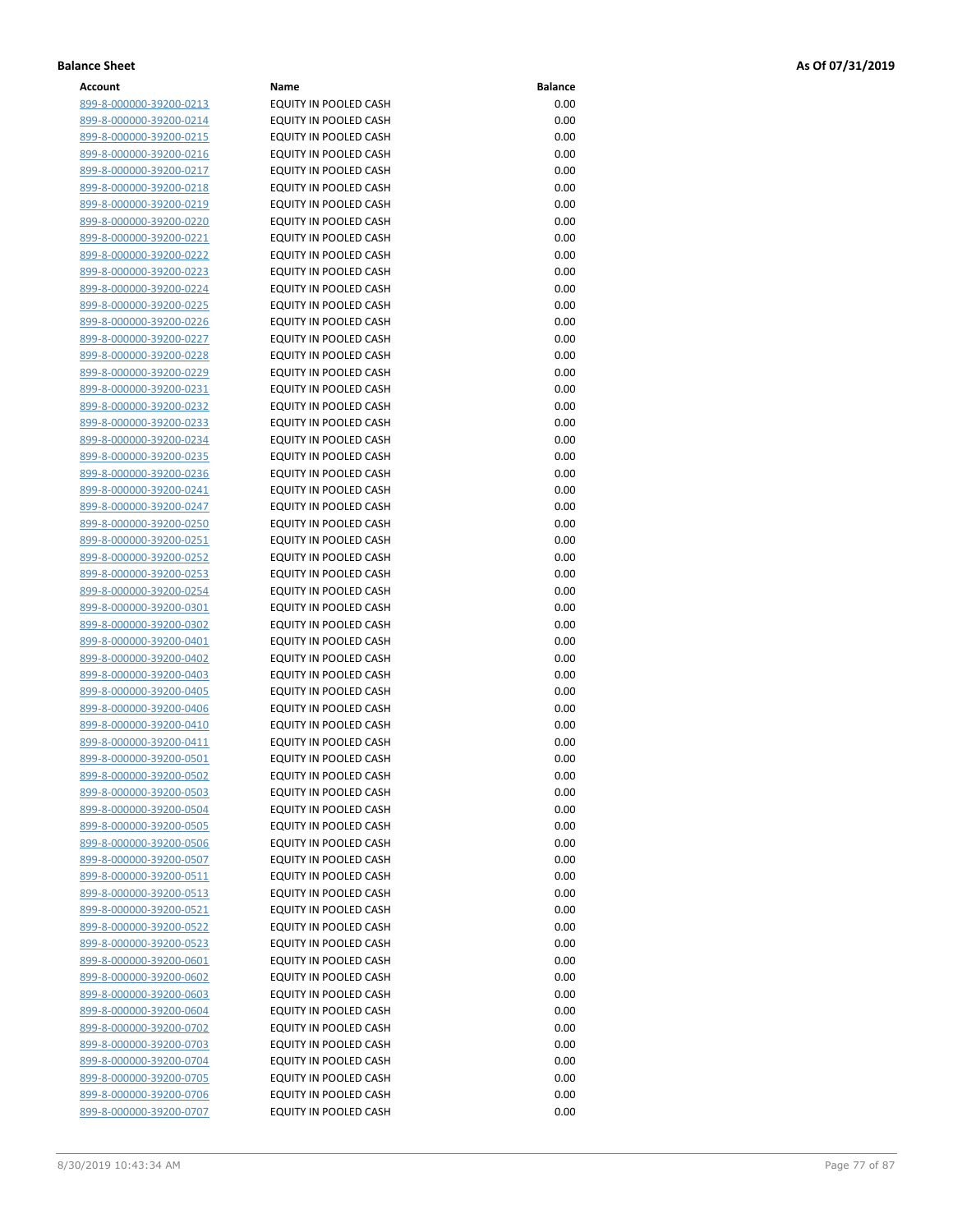**Balance Sheet** **As Of 07/31/2019**

| Account | Name | Balance |
|---|---|---|
| 899-8-000000-39200-0213 | EQUITY IN POOLED CASH | 0.00 |
| 899-8-000000-39200-0214 | EQUITY IN POOLED CASH | 0.00 |
| 899-8-000000-39200-0215 | EQUITY IN POOLED CASH | 0.00 |
| 899-8-000000-39200-0216 | EQUITY IN POOLED CASH | 0.00 |
| 899-8-000000-39200-0217 | EQUITY IN POOLED CASH | 0.00 |
| 899-8-000000-39200-0218 | EQUITY IN POOLED CASH | 0.00 |
| 899-8-000000-39200-0219 | EQUITY IN POOLED CASH | 0.00 |
| 899-8-000000-39200-0220 | EQUITY IN POOLED CASH | 0.00 |
| 899-8-000000-39200-0221 | EQUITY IN POOLED CASH | 0.00 |
| 899-8-000000-39200-0222 | EQUITY IN POOLED CASH | 0.00 |
| 899-8-000000-39200-0223 | EQUITY IN POOLED CASH | 0.00 |
| 899-8-000000-39200-0224 | EQUITY IN POOLED CASH | 0.00 |
| 899-8-000000-39200-0225 | EQUITY IN POOLED CASH | 0.00 |
| 899-8-000000-39200-0226 | EQUITY IN POOLED CASH | 0.00 |
| 899-8-000000-39200-0227 | EQUITY IN POOLED CASH | 0.00 |
| 899-8-000000-39200-0228 | EQUITY IN POOLED CASH | 0.00 |
| 899-8-000000-39200-0229 | EQUITY IN POOLED CASH | 0.00 |
| 899-8-000000-39200-0231 | EQUITY IN POOLED CASH | 0.00 |
| 899-8-000000-39200-0232 | EQUITY IN POOLED CASH | 0.00 |
| 899-8-000000-39200-0233 | EQUITY IN POOLED CASH | 0.00 |
| 899-8-000000-39200-0234 | EQUITY IN POOLED CASH | 0.00 |
| 899-8-000000-39200-0235 | EQUITY IN POOLED CASH | 0.00 |
| 899-8-000000-39200-0236 | EQUITY IN POOLED CASH | 0.00 |
| 899-8-000000-39200-0241 | EQUITY IN POOLED CASH | 0.00 |
| 899-8-000000-39200-0247 | EQUITY IN POOLED CASH | 0.00 |
| 899-8-000000-39200-0250 | EQUITY IN POOLED CASH | 0.00 |
| 899-8-000000-39200-0251 | EQUITY IN POOLED CASH | 0.00 |
| 899-8-000000-39200-0252 | EQUITY IN POOLED CASH | 0.00 |
| 899-8-000000-39200-0253 | EQUITY IN POOLED CASH | 0.00 |
| 899-8-000000-39200-0254 | EQUITY IN POOLED CASH | 0.00 |
| 899-8-000000-39200-0301 | EQUITY IN POOLED CASH | 0.00 |
| 899-8-000000-39200-0302 | EQUITY IN POOLED CASH | 0.00 |
| 899-8-000000-39200-0401 | EQUITY IN POOLED CASH | 0.00 |
| 899-8-000000-39200-0402 | EQUITY IN POOLED CASH | 0.00 |
| 899-8-000000-39200-0403 | EQUITY IN POOLED CASH | 0.00 |
| 899-8-000000-39200-0405 | EQUITY IN POOLED CASH | 0.00 |
| 899-8-000000-39200-0406 | EQUITY IN POOLED CASH | 0.00 |
| 899-8-000000-39200-0410 | EQUITY IN POOLED CASH | 0.00 |
| 899-8-000000-39200-0411 | EQUITY IN POOLED CASH | 0.00 |
| 899-8-000000-39200-0501 | EQUITY IN POOLED CASH | 0.00 |
| 899-8-000000-39200-0502 | EQUITY IN POOLED CASH | 0.00 |
| 899-8-000000-39200-0503 | EQUITY IN POOLED CASH | 0.00 |
| 899-8-000000-39200-0504 | EQUITY IN POOLED CASH | 0.00 |
| 899-8-000000-39200-0505 | EQUITY IN POOLED CASH | 0.00 |
| 899-8-000000-39200-0506 | EQUITY IN POOLED CASH | 0.00 |
| 899-8-000000-39200-0507 | EQUITY IN POOLED CASH | 0.00 |
| 899-8-000000-39200-0511 | EQUITY IN POOLED CASH | 0.00 |
| 899-8-000000-39200-0513 | EQUITY IN POOLED CASH | 0.00 |
| 899-8-000000-39200-0521 | EQUITY IN POOLED CASH | 0.00 |
| 899-8-000000-39200-0522 | EQUITY IN POOLED CASH | 0.00 |
| 899-8-000000-39200-0523 | EQUITY IN POOLED CASH | 0.00 |
| 899-8-000000-39200-0601 | EQUITY IN POOLED CASH | 0.00 |
| 899-8-000000-39200-0602 | EQUITY IN POOLED CASH | 0.00 |
| 899-8-000000-39200-0603 | EQUITY IN POOLED CASH | 0.00 |
| 899-8-000000-39200-0604 | EQUITY IN POOLED CASH | 0.00 |
| 899-8-000000-39200-0702 | EQUITY IN POOLED CASH | 0.00 |
| 899-8-000000-39200-0703 | EQUITY IN POOLED CASH | 0.00 |
| 899-8-000000-39200-0704 | EQUITY IN POOLED CASH | 0.00 |
| 899-8-000000-39200-0705 | EQUITY IN POOLED CASH | 0.00 |
| 899-8-000000-39200-0706 | EQUITY IN POOLED CASH | 0.00 |
| 899-8-000000-39200-0707 | EQUITY IN POOLED CASH | 0.00 |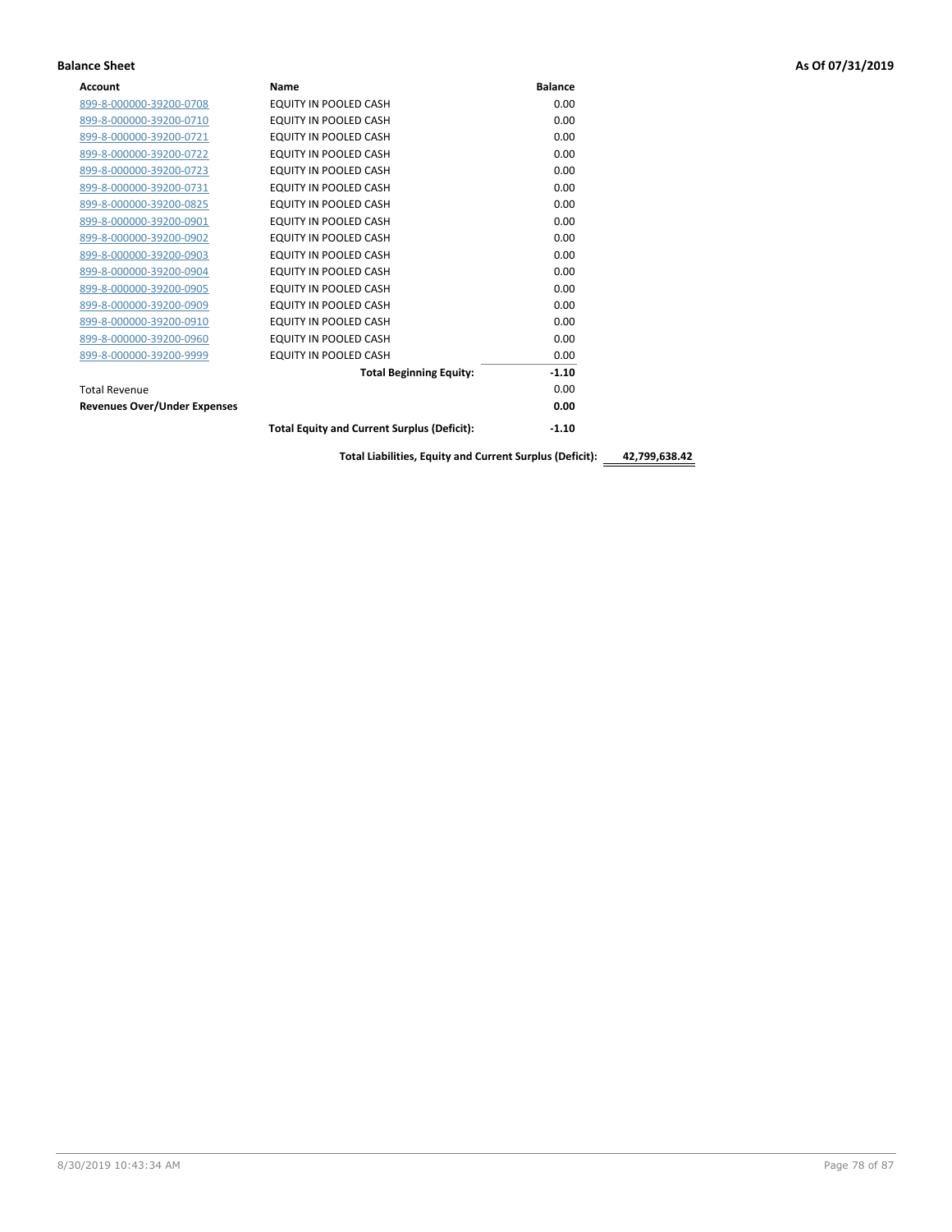**Balance Sheet** **As Of 07/31/2019**

| Account | Name | Balance | |
|---|---|---|---|
| 899-8-000000-39200-0708 | EQUITY IN POOLED CASH | 0.00 | |
| 899-8-000000-39200-0710 | EQUITY IN POOLED CASH | 0.00 | |
| 899-8-000000-39200-0721 | EQUITY IN POOLED CASH | 0.00 | |
| 899-8-000000-39200-0722 | EQUITY IN POOLED CASH | 0.00 | |
| 899-8-000000-39200-0723 | EQUITY IN POOLED CASH | 0.00 | |
| 899-8-000000-39200-0731 | EQUITY IN POOLED CASH | 0.00 | |
| 899-8-000000-39200-0825 | EQUITY IN POOLED CASH | 0.00 | |
| 899-8-000000-39200-0901 | EQUITY IN POOLED CASH | 0.00 | |
| 899-8-000000-39200-0902 | EQUITY IN POOLED CASH | 0.00 | |
| 899-8-000000-39200-0903 | EQUITY IN POOLED CASH | 0.00 | |
| 899-8-000000-39200-0904 | EQUITY IN POOLED CASH | 0.00 | |
| 899-8-000000-39200-0905 | EQUITY IN POOLED CASH | 0.00 | |
| 899-8-000000-39200-0909 | EQUITY IN POOLED CASH | 0.00 | |
| 899-8-000000-39200-0910 | EQUITY IN POOLED CASH | 0.00 | |
| 899-8-000000-39200-0960 | EQUITY IN POOLED CASH | 0.00 | |
| 899-8-000000-39200-9999 | EQUITY IN POOLED CASH | 0.00 | |
| | **Total Beginning Equity:** | **-1.10** | |
| Total Revenue | | 0.00 | |
| **Revenues Over/Under Expenses** | | **0.00** | |
| | **Total Equity and Current Surplus (Deficit):** | **-1.10** | |
| | **Total Liabilities, Equity and Current Surplus (Deficit):** | | **42,799,638.42** |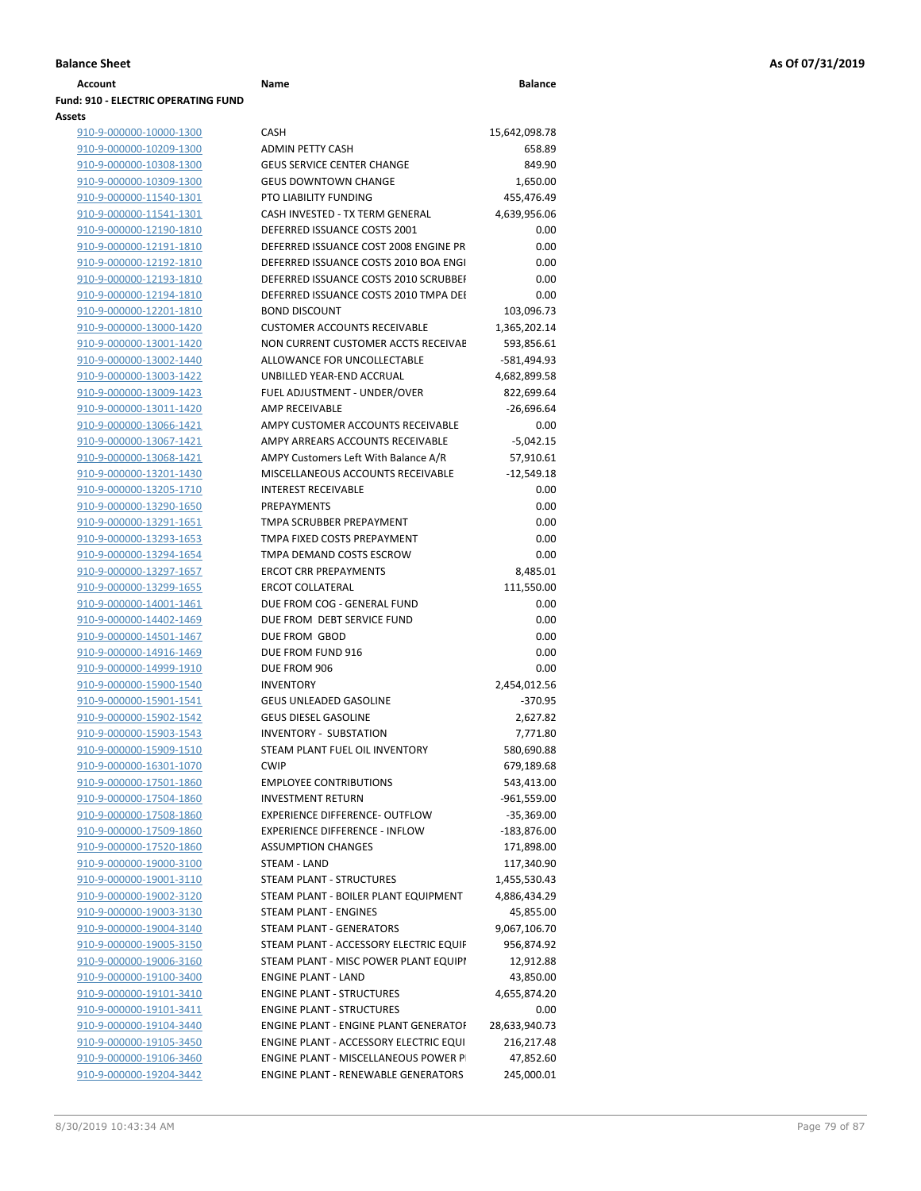**Balance Sheet** **As Of 07/31/2019**

| Account | Name | Balance |
|---|---|---|
| **Fund: 910 - ELECTRIC OPERATING FUND** | | |
| **Assets** | | |
| 910-9-000000-10000-1300 | CASH | 15,642,098.78 |
| 910-9-000000-10209-1300 | ADMIN PETTY CASH | 658.89 |
| 910-9-000000-10308-1300 | GEUS SERVICE CENTER CHANGE | 849.90 |
| 910-9-000000-10309-1300 | GEUS DOWNTOWN CHANGE | 1,650.00 |
| 910-9-000000-11540-1301 | PTO LIABILITY FUNDING | 455,476.49 |
| 910-9-000000-11541-1301 | CASH INVESTED - TX TERM GENERAL | 4,639,956.06 |
| 910-9-000000-12190-1810 | DEFERRED ISSUANCE COSTS 2001 | 0.00 |
| 910-9-000000-12191-1810 | DEFERRED ISSUANCE COST 2008 ENGINE PR | 0.00 |
| 910-9-000000-12192-1810 | DEFERRED ISSUANCE COSTS 2010 BOA ENGI | 0.00 |
| 910-9-000000-12193-1810 | DEFERRED ISSUANCE COSTS 2010 SCRUBBEI | 0.00 |
| 910-9-000000-12194-1810 | DEFERRED ISSUANCE COSTS 2010 TMPA DEI | 0.00 |
| 910-9-000000-12201-1810 | BOND DISCOUNT | 103,096.73 |
| 910-9-000000-13000-1420 | CUSTOMER ACCOUNTS RECEIVABLE | 1,365,202.14 |
| 910-9-000000-13001-1420 | NON CURRENT CUSTOMER ACCTS RECEIVAE | 593,856.61 |
| 910-9-000000-13002-1440 | ALLOWANCE FOR UNCOLLECTABLE | -581,494.93 |
| 910-9-000000-13003-1422 | UNBILLED YEAR-END ACCRUAL | 4,682,899.58 |
| 910-9-000000-13009-1423 | FUEL ADJUSTMENT - UNDER/OVER | 822,699.64 |
| 910-9-000000-13011-1420 | AMP RECEIVABLE | -26,696.64 |
| 910-9-000000-13066-1421 | AMPY CUSTOMER ACCOUNTS RECEIVABLE | 0.00 |
| 910-9-000000-13067-1421 | AMPY ARREARS ACCOUNTS RECEIVABLE | -5,042.15 |
| 910-9-000000-13068-1421 | AMPY Customers Left With Balance A/R | 57,910.61 |
| 910-9-000000-13201-1430 | MISCELLANEOUS ACCOUNTS RECEIVABLE | -12,549.18 |
| 910-9-000000-13205-1710 | INTEREST RECEIVABLE | 0.00 |
| 910-9-000000-13290-1650 | PREPAYMENTS | 0.00 |
| 910-9-000000-13291-1651 | TMPA SCRUBBER PREPAYMENT | 0.00 |
| 910-9-000000-13293-1653 | TMPA FIXED COSTS PREPAYMENT | 0.00 |
| 910-9-000000-13294-1654 | TMPA DEMAND COSTS ESCROW | 0.00 |
| 910-9-000000-13297-1657 | ERCOT CRR PREPAYMENTS | 8,485.01 |
| 910-9-000000-13299-1655 | ERCOT COLLATERAL | 111,550.00 |
| 910-9-000000-14001-1461 | DUE FROM COG - GENERAL FUND | 0.00 |
| 910-9-000000-14402-1469 | DUE FROM DEBT SERVICE FUND | 0.00 |
| 910-9-000000-14501-1467 | DUE FROM GBOD | 0.00 |
| 910-9-000000-14916-1469 | DUE FROM FUND 916 | 0.00 |
| 910-9-000000-14999-1910 | DUE FROM 906 | 0.00 |
| 910-9-000000-15900-1540 | INVENTORY | 2,454,012.56 |
| 910-9-000000-15901-1541 | GEUS UNLEADED GASOLINE | -370.95 |
| 910-9-000000-15902-1542 | GEUS DIESEL GASOLINE | 2,627.82 |
| 910-9-000000-15903-1543 | INVENTORY - SUBSTATION | 7,771.80 |
| 910-9-000000-15909-1510 | STEAM PLANT FUEL OIL INVENTORY | 580,690.88 |
| 910-9-000000-16301-1070 | CWIP | 679,189.68 |
| 910-9-000000-17501-1860 | EMPLOYEE CONTRIBUTIONS | 543,413.00 |
| 910-9-000000-17504-1860 | INVESTMENT RETURN | -961,559.00 |
| 910-9-000000-17508-1860 | EXPERIENCE DIFFERENCE- OUTFLOW | -35,369.00 |
| 910-9-000000-17509-1860 | EXPERIENCE DIFFERENCE - INFLOW | -183,876.00 |
| 910-9-000000-17520-1860 | ASSUMPTION CHANGES | 171,898.00 |
| 910-9-000000-19000-3100 | STEAM - LAND | 117,340.90 |
| 910-9-000000-19001-3110 | STEAM PLANT - STRUCTURES | 1,455,530.43 |
| 910-9-000000-19002-3120 | STEAM PLANT - BOILER PLANT EQUIPMENT | 4,886,434.29 |
| 910-9-000000-19003-3130 | STEAM PLANT - ENGINES | 45,855.00 |
| 910-9-000000-19004-3140 | STEAM PLANT - GENERATORS | 9,067,106.70 |
| 910-9-000000-19005-3150 | STEAM PLANT - ACCESSORY ELECTRIC EQUIF | 956,874.92 |
| 910-9-000000-19006-3160 | STEAM PLANT - MISC POWER PLANT EQUIPI | 12,912.88 |
| 910-9-000000-19100-3400 | ENGINE PLANT - LAND | 43,850.00 |
| 910-9-000000-19101-3410 | ENGINE PLANT - STRUCTURES | 4,655,874.20 |
| 910-9-000000-19101-3411 | ENGINE PLANT - STRUCTURES | 0.00 |
| 910-9-000000-19104-3440 | ENGINE PLANT - ENGINE PLANT GENERATOF | 28,633,940.73 |
| 910-9-000000-19105-3450 | ENGINE PLANT - ACCESSORY ELECTRIC EQUI | 216,217.48 |
| 910-9-000000-19106-3460 | ENGINE PLANT - MISCELLANEOUS POWER P | 47,852.60 |
| 910-9-000000-19204-3442 | ENGINE PLANT - RENEWABLE GENERATORS | 245,000.01 |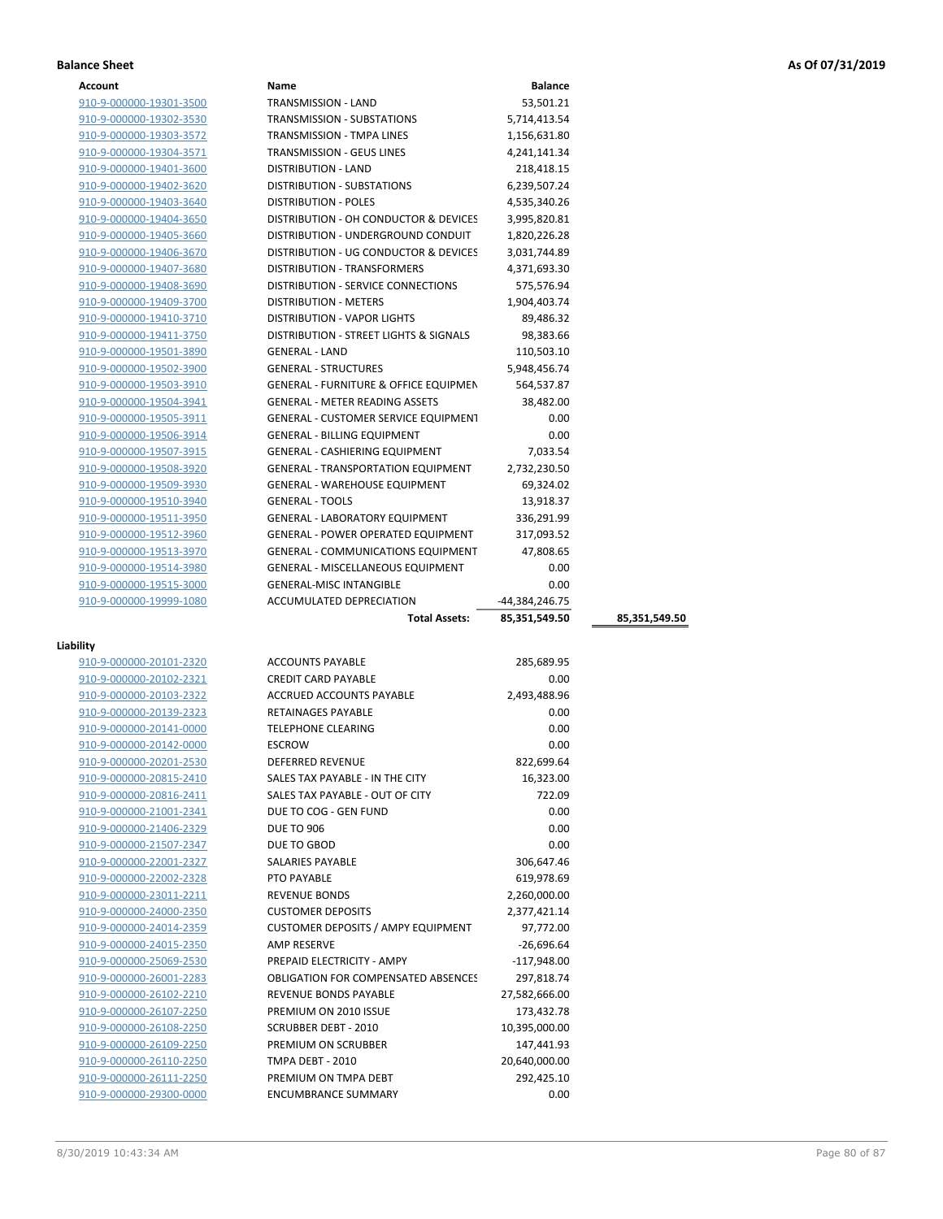**Balance Sheet** **As Of 07/31/2019**

| Account | Name | Balance | |
|---|---|---|---|
| 910-9-000000-19301-3500 | TRANSMISSION - LAND | 53,501.21 | |
| 910-9-000000-19302-3530 | TRANSMISSION - SUBSTATIONS | 5,714,413.54 | |
| 910-9-000000-19303-3572 | TRANSMISSION - TMPA LINES | 1,156,631.80 | |
| 910-9-000000-19304-3571 | TRANSMISSION - GEUS LINES | 4,241,141.34 | |
| 910-9-000000-19401-3600 | DISTRIBUTION - LAND | 218,418.15 | |
| 910-9-000000-19402-3620 | DISTRIBUTION - SUBSTATIONS | 6,239,507.24 | |
| 910-9-000000-19403-3640 | DISTRIBUTION - POLES | 4,535,340.26 | |
| 910-9-000000-19404-3650 | DISTRIBUTION - OH CONDUCTOR & DEVICES | 3,995,820.81 | |
| 910-9-000000-19405-3660 | DISTRIBUTION - UNDERGROUND CONDUIT | 1,820,226.28 | |
| 910-9-000000-19406-3670 | DISTRIBUTION - UG CONDUCTOR & DEVICES | 3,031,744.89 | |
| 910-9-000000-19407-3680 | DISTRIBUTION - TRANSFORMERS | 4,371,693.30 | |
| 910-9-000000-19408-3690 | DISTRIBUTION - SERVICE CONNECTIONS | 575,576.94 | |
| 910-9-000000-19409-3700 | DISTRIBUTION - METERS | 1,904,403.74 | |
| 910-9-000000-19410-3710 | DISTRIBUTION - VAPOR LIGHTS | 89,486.32 | |
| 910-9-000000-19411-3750 | DISTRIBUTION - STREET LIGHTS & SIGNALS | 98,383.66 | |
| 910-9-000000-19501-3890 | GENERAL - LAND | 110,503.10 | |
| 910-9-000000-19502-3900 | GENERAL - STRUCTURES | 5,948,456.74 | |
| 910-9-000000-19503-3910 | GENERAL - FURNITURE & OFFICE EQUIPMEN | 564,537.87 | |
| 910-9-000000-19504-3941 | GENERAL - METER READING ASSETS | 38,482.00 | |
| 910-9-000000-19505-3911 | GENERAL - CUSTOMER SERVICE EQUIPMENT | 0.00 | |
| 910-9-000000-19506-3914 | GENERAL - BILLING EQUIPMENT | 0.00 | |
| 910-9-000000-19507-3915 | GENERAL - CASHIERING EQUIPMENT | 7,033.54 | |
| 910-9-000000-19508-3920 | GENERAL - TRANSPORTATION EQUIPMENT | 2,732,230.50 | |
| 910-9-000000-19509-3930 | GENERAL - WAREHOUSE EQUIPMENT | 69,324.02 | |
| 910-9-000000-19510-3940 | GENERAL - TOOLS | 13,918.37 | |
| 910-9-000000-19511-3950 | GENERAL - LABORATORY EQUIPMENT | 336,291.99 | |
| 910-9-000000-19512-3960 | GENERAL - POWER OPERATED EQUIPMENT | 317,093.52 | |
| 910-9-000000-19513-3970 | GENERAL - COMMUNICATIONS EQUIPMENT | 47,808.65 | |
| 910-9-000000-19514-3980 | GENERAL - MISCELLANEOUS EQUIPMENT | 0.00 | |
| 910-9-000000-19515-3000 | GENERAL-MISC INTANGIBLE | 0.00 | |
| 910-9-000000-19999-1080 | ACCUMULATED DEPRECIATION | -44,384,246.75 | |
| | **Total Assets:** | **85,351,549.50** | **85,351,549.50** |

**Liability**

| Account | Name | Balance |
|---|---|---|
| 910-9-000000-20101-2320 | ACCOUNTS PAYABLE | 285,689.95 |
| 910-9-000000-20102-2321 | CREDIT CARD PAYABLE | 0.00 |
| 910-9-000000-20103-2322 | ACCRUED ACCOUNTS PAYABLE | 2,493,488.96 |
| 910-9-000000-20139-2323 | RETAINAGES PAYABLE | 0.00 |
| 910-9-000000-20141-0000 | TELEPHONE CLEARING | 0.00 |
| 910-9-000000-20142-0000 | ESCROW | 0.00 |
| 910-9-000000-20201-2530 | DEFERRED REVENUE | 822,699.64 |
| 910-9-000000-20815-2410 | SALES TAX PAYABLE - IN THE CITY | 16,323.00 |
| 910-9-000000-20816-2411 | SALES TAX PAYABLE - OUT OF CITY | 722.09 |
| 910-9-000000-21001-2341 | DUE TO COG - GEN FUND | 0.00 |
| 910-9-000000-21406-2329 | DUE TO 906 | 0.00 |
| 910-9-000000-21507-2347 | DUE TO GBOD | 0.00 |
| 910-9-000000-22001-2327 | SALARIES PAYABLE | 306,647.46 |
| 910-9-000000-22002-2328 | PTO PAYABLE | 619,978.69 |
| 910-9-000000-23011-2211 | REVENUE BONDS | 2,260,000.00 |
| 910-9-000000-24000-2350 | CUSTOMER DEPOSITS | 2,377,421.14 |
| 910-9-000000-24014-2359 | CUSTOMER DEPOSITS / AMPY EQUIPMENT | 97,772.00 |
| 910-9-000000-24015-2350 | AMP RESERVE | -26,696.64 |
| 910-9-000000-25069-2530 | PREPAID ELECTRICITY - AMPY | -117,948.00 |
| 910-9-000000-26001-2283 | OBLIGATION FOR COMPENSATED ABSENCES | 297,818.74 |
| 910-9-000000-26102-2210 | REVENUE BONDS PAYABLE | 27,582,666.00 |
| 910-9-000000-26107-2250 | PREMIUM ON 2010 ISSUE | 173,432.78 |
| 910-9-000000-26108-2250 | SCRUBBER DEBT - 2010 | 10,395,000.00 |
| 910-9-000000-26109-2250 | PREMIUM ON SCRUBBER | 147,441.93 |
| 910-9-000000-26110-2250 | TMPA DEBT - 2010 | 20,640,000.00 |
| 910-9-000000-26111-2250 | PREMIUM ON TMPA DEBT | 292,425.10 |
| 910-9-000000-29300-0000 | ENCUMBRANCE SUMMARY | 0.00 |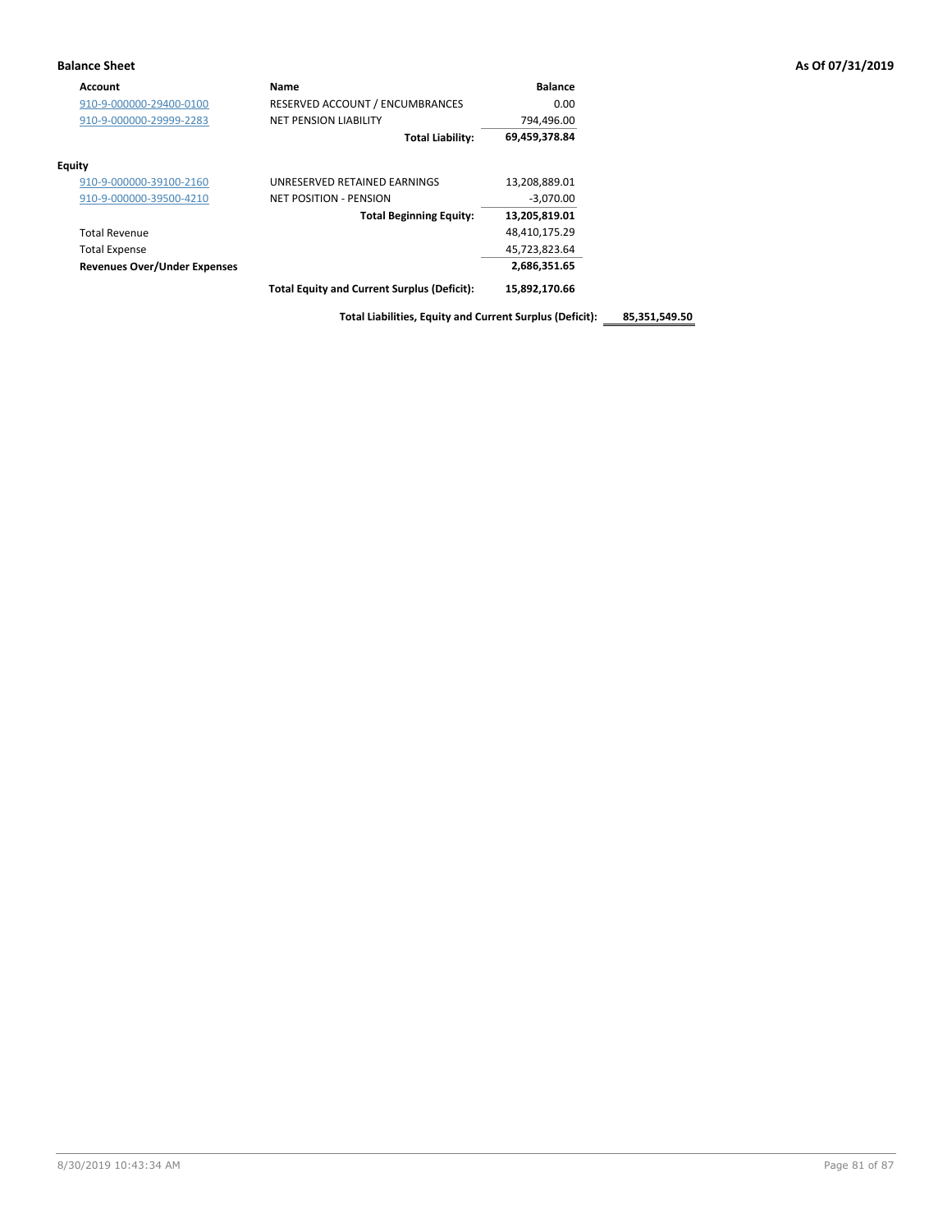## Balance Sheet

**As Of 07/31/2019**

| Account | Name | Balance | |
|---|---|---|---|
| 910-9-000000-29400-0100 | RESERVED ACCOUNT / ENCUMBRANCES | 0.00 | |
| 910-9-000000-29999-2283 | NET PENSION LIABILITY | 794,496.00 | |
| | **Total Liability:** | **69,459,378.84** | |
| **Equity** | | | |
| 910-9-000000-39100-2160 | UNRESERVED RETAINED EARNINGS | 13,208,889.01 | |
| 910-9-000000-39500-4210 | NET POSITION - PENSION | -3,070.00 | |
| | **Total Beginning Equity:** | **13,205,819.01** | |
| Total Revenue | | 48,410,175.29 | |
| Total Expense | | 45,723,823.64 | |
| **Revenues Over/Under Expenses** | | **2,686,351.65** | |
| | **Total Equity and Current Surplus (Deficit):** | **15,892,170.66** | |
| | **Total Liabilities, Equity and Current Surplus (Deficit):** | | **85,351,549.50** |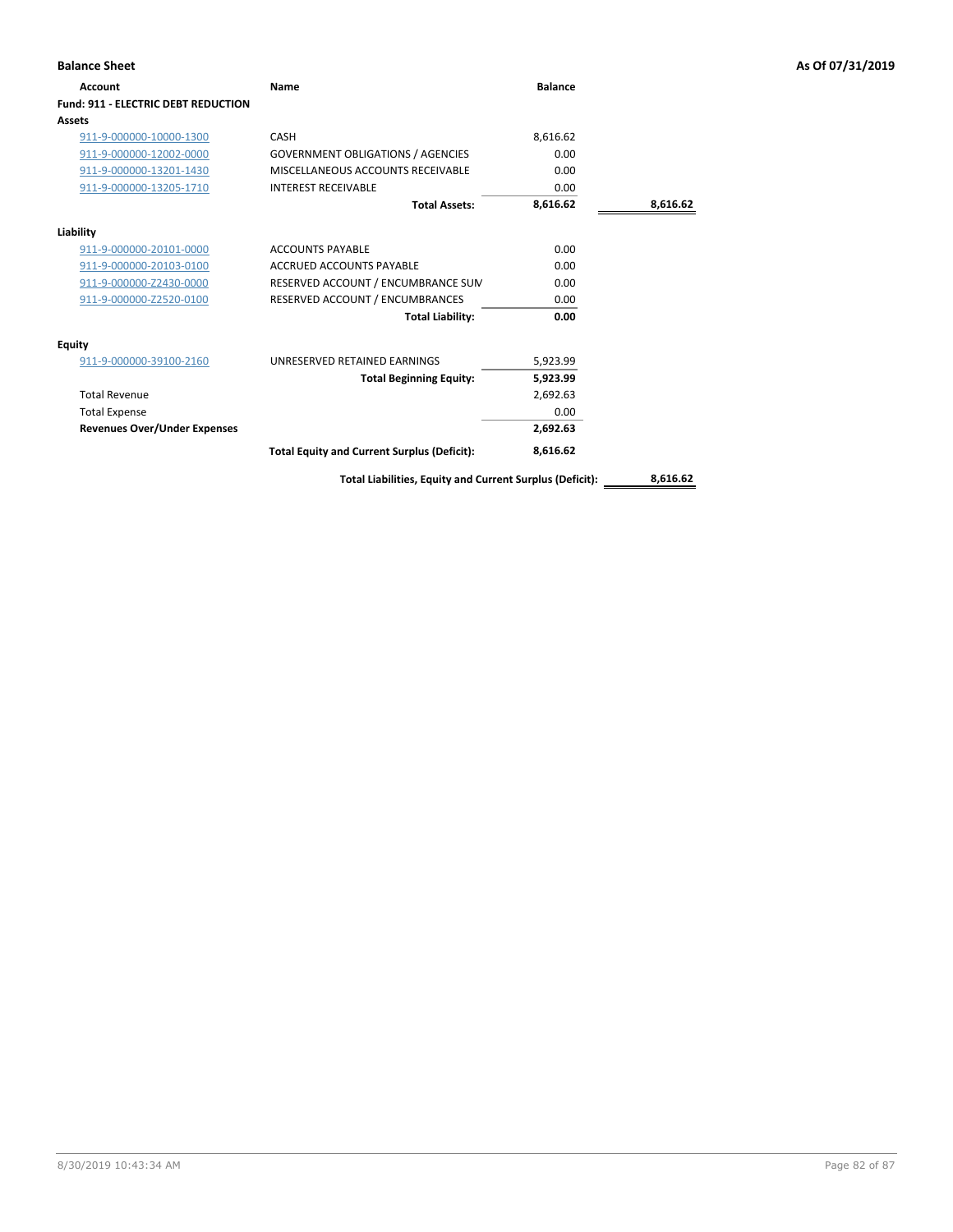## Balance Sheet

As Of 07/31/2019

| Account | Name | Balance | |
|---|---|---|---|
| **Fund: 911 - ELECTRIC DEBT REDUCTION** | | | |
| **Assets** | | | |
| 911-9-000000-10000-1300 | CASH | 8,616.62 | |
| 911-9-000000-12002-0000 | GOVERNMENT OBLIGATIONS / AGENCIES | 0.00 | |
| 911-9-000000-13201-1430 | MISCELLANEOUS ACCOUNTS RECEIVABLE | 0.00 | |
| 911-9-000000-13205-1710 | INTEREST RECEIVABLE | 0.00 | |
| | **Total Assets:** | **8,616.62** | **8,616.62** |
| **Liability** | | | |
| 911-9-000000-20101-0000 | ACCOUNTS PAYABLE | 0.00 | |
| 911-9-000000-20103-0100 | ACCRUED ACCOUNTS PAYABLE | 0.00 | |
| 911-9-000000-Z2430-0000 | RESERVED ACCOUNT / ENCUMBRANCE SUM | 0.00 | |
| 911-9-000000-Z2520-0100 | RESERVED ACCOUNT / ENCUMBRANCES | 0.00 | |
| | **Total Liability:** | **0.00** | |
| **Equity** | | | |
| 911-9-000000-39100-2160 | UNRESERVED RETAINED EARNINGS | 5,923.99 | |
| | **Total Beginning Equity:** | **5,923.99** | |
| Total Revenue | | 2,692.63 | |
| Total Expense | | 0.00 | |
| **Revenues Over/Under Expenses** | | **2,692.63** | |
| | **Total Equity and Current Surplus (Deficit):** | **8,616.62** | |
| | **Total Liabilities, Equity and Current Surplus (Deficit):** | | **8,616.62** |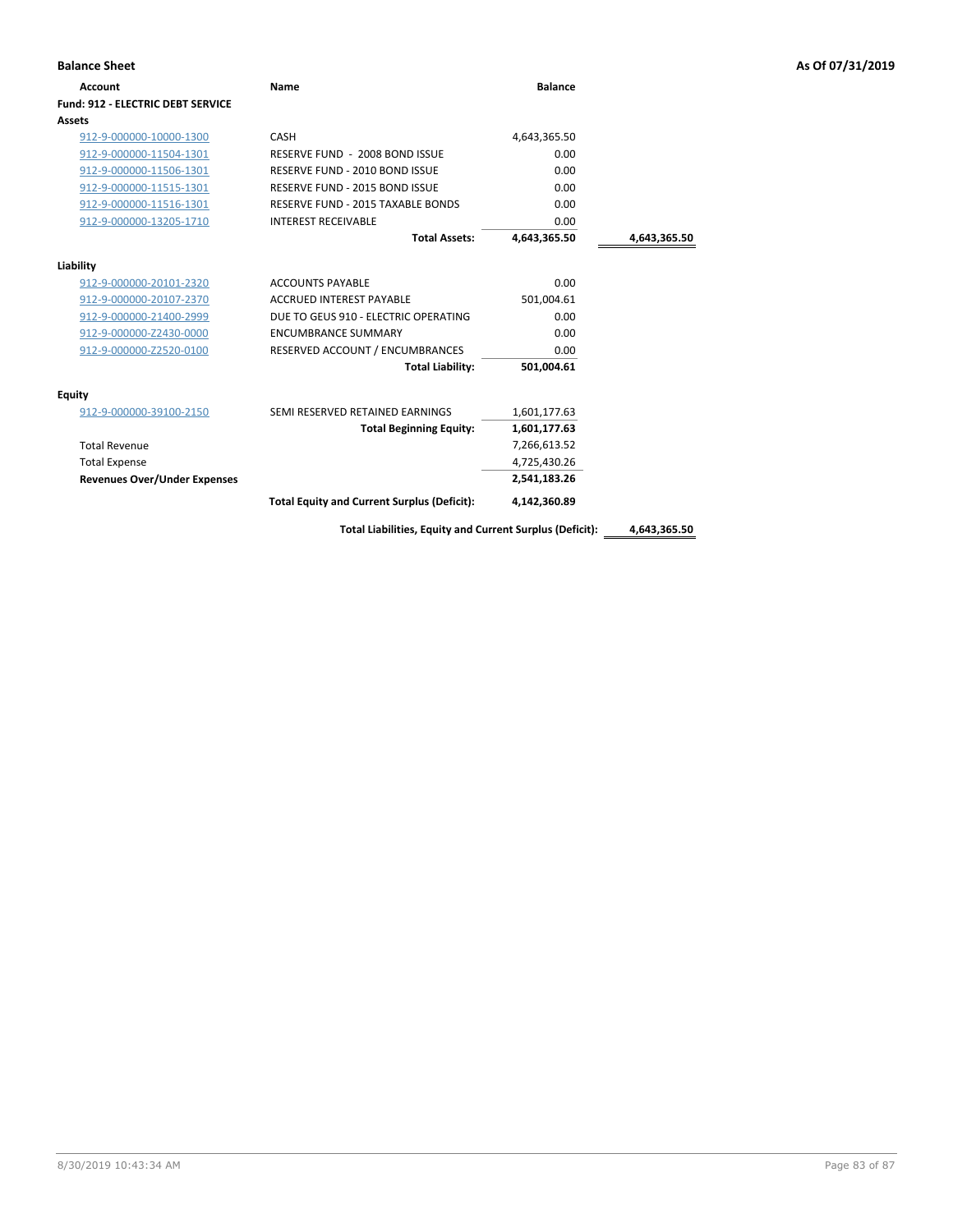**Balance Sheet** — As Of 07/31/2019

| Account | Name | Balance | |
|---|---|---|---|
| **Fund: 912 - ELECTRIC DEBT SERVICE** | | | |
| **Assets** | | | |
| 912-9-000000-10000-1300 | CASH | 4,643,365.50 | |
| 912-9-000000-11504-1301 | RESERVE FUND - 2008 BOND ISSUE | 0.00 | |
| 912-9-000000-11506-1301 | RESERVE FUND - 2010 BOND ISSUE | 0.00 | |
| 912-9-000000-11515-1301 | RESERVE FUND - 2015 BOND ISSUE | 0.00 | |
| 912-9-000000-11516-1301 | RESERVE FUND - 2015 TAXABLE BONDS | 0.00 | |
| 912-9-000000-13205-1710 | INTEREST RECEIVABLE | 0.00 | |
| | **Total Assets:** | **4,643,365.50** | **4,643,365.50** |
| **Liability** | | | |
| 912-9-000000-20101-2320 | ACCOUNTS PAYABLE | 0.00 | |
| 912-9-000000-20107-2370 | ACCRUED INTEREST PAYABLE | 501,004.61 | |
| 912-9-000000-21400-2999 | DUE TO GEUS 910 - ELECTRIC OPERATING | 0.00 | |
| 912-9-000000-Z2430-0000 | ENCUMBRANCE SUMMARY | 0.00 | |
| 912-9-000000-Z2520-0100 | RESERVED ACCOUNT / ENCUMBRANCES | 0.00 | |
| | **Total Liability:** | **501,004.61** | |
| **Equity** | | | |
| 912-9-000000-39100-2150 | SEMI RESERVED RETAINED EARNINGS | 1,601,177.63 | |
| | **Total Beginning Equity:** | **1,601,177.63** | |
| Total Revenue | | 7,266,613.52 | |
| Total Expense | | 4,725,430.26 | |
| **Revenues Over/Under Expenses** | | **2,541,183.26** | |
| | **Total Equity and Current Surplus (Deficit):** | **4,142,360.89** | |
| | **Total Liabilities, Equity and Current Surplus (Deficit):** | | **4,643,365.50** |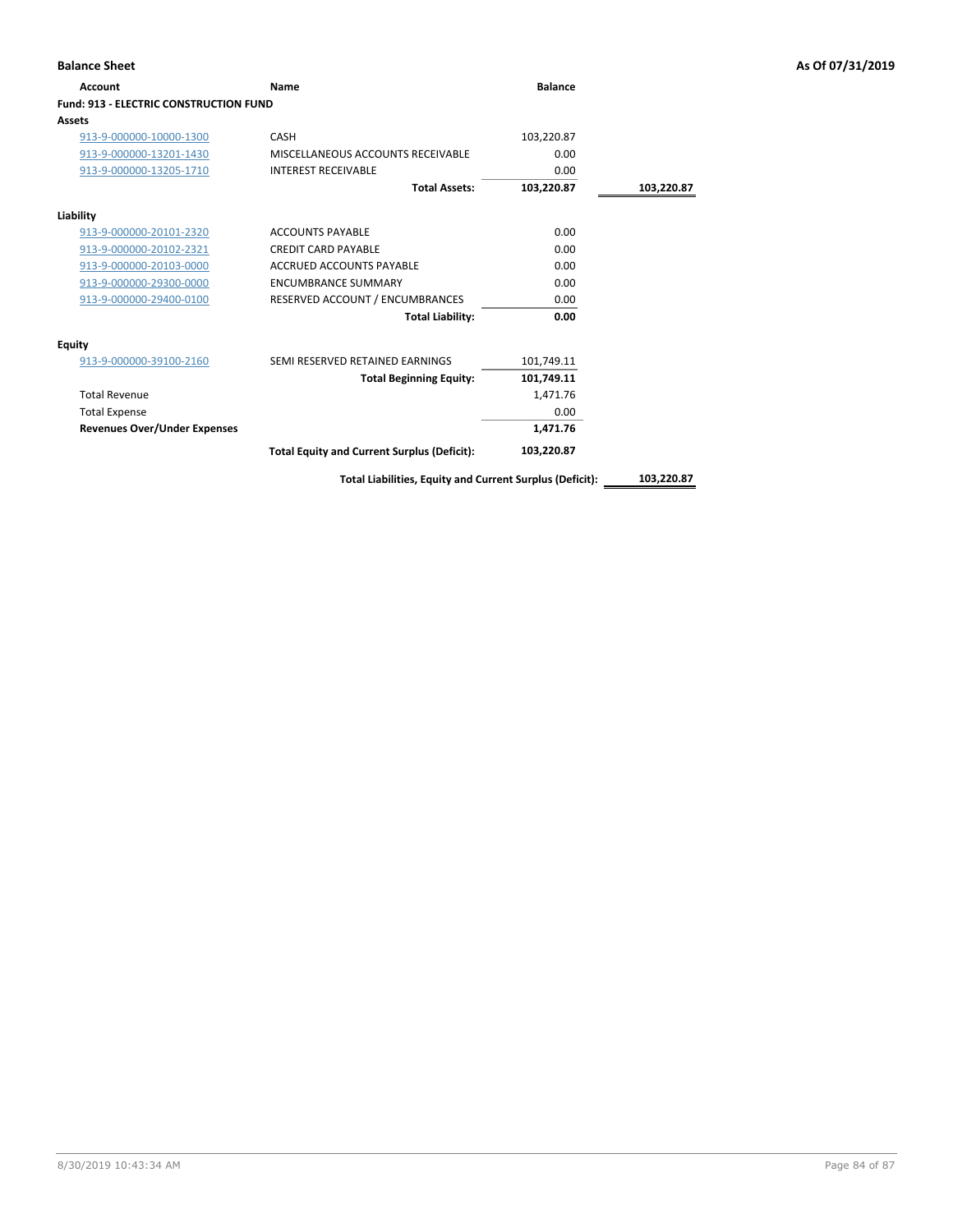**Balance Sheet** — As Of 07/31/2019

| Account | Name | Balance | |
|---|---|---|---|
| **Fund: 913 - ELECTRIC CONSTRUCTION FUND** | | | |
| **Assets** | | | |
| 913-9-000000-10000-1300 | CASH | 103,220.87 | |
| 913-9-000000-13201-1430 | MISCELLANEOUS ACCOUNTS RECEIVABLE | 0.00 | |
| 913-9-000000-13205-1710 | INTEREST RECEIVABLE | 0.00 | |
| | **Total Assets:** | **103,220.87** | **103,220.87** |
| **Liability** | | | |
| 913-9-000000-20101-2320 | ACCOUNTS PAYABLE | 0.00 | |
| 913-9-000000-20102-2321 | CREDIT CARD PAYABLE | 0.00 | |
| 913-9-000000-20103-0000 | ACCRUED ACCOUNTS PAYABLE | 0.00 | |
| 913-9-000000-29300-0000 | ENCUMBRANCE SUMMARY | 0.00 | |
| 913-9-000000-29400-0100 | RESERVED ACCOUNT / ENCUMBRANCES | 0.00 | |
| | **Total Liability:** | **0.00** | |
| **Equity** | | | |
| 913-9-000000-39100-2160 | SEMI RESERVED RETAINED EARNINGS | 101,749.11 | |
| | **Total Beginning Equity:** | **101,749.11** | |
| Total Revenue | | 1,471.76 | |
| Total Expense | | 0.00 | |
| **Revenues Over/Under Expenses** | | **1,471.76** | |
| | **Total Equity and Current Surplus (Deficit):** | **103,220.87** | |
| | **Total Liabilities, Equity and Current Surplus (Deficit):** | | **103,220.87** |

8/30/2019 10:43:34 AM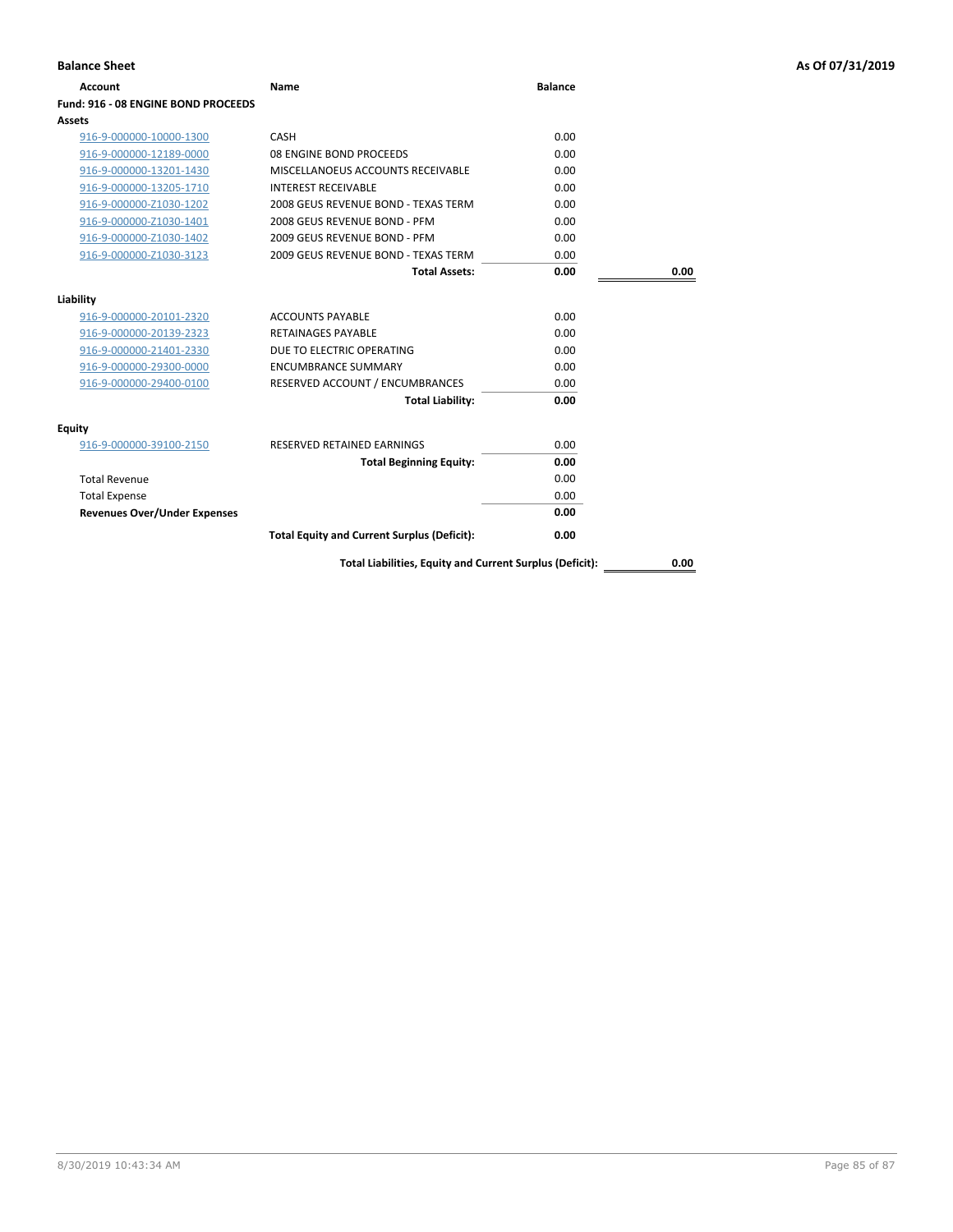**Balance Sheet** **As Of 07/31/2019**

| Account | Name | Balance | |
|---|---|---|---|
| **Fund: 916 - 08 ENGINE BOND PROCEEDS** | | | |
| **Assets** | | | |
| 916-9-000000-10000-1300 | CASH | 0.00 | |
| 916-9-000000-12189-0000 | 08 ENGINE BOND PROCEEDS | 0.00 | |
| 916-9-000000-13201-1430 | MISCELLANOEUS ACCOUNTS RECEIVABLE | 0.00 | |
| 916-9-000000-13205-1710 | INTEREST RECEIVABLE | 0.00 | |
| 916-9-000000-Z1030-1202 | 2008 GEUS REVENUE BOND - TEXAS TERM | 0.00 | |
| 916-9-000000-Z1030-1401 | 2008 GEUS REVENUE BOND - PFM | 0.00 | |
| 916-9-000000-Z1030-1402 | 2009 GEUS REVENUE BOND - PFM | 0.00 | |
| 916-9-000000-Z1030-3123 | 2009 GEUS REVENUE BOND - TEXAS TERM | 0.00 | |
| | **Total Assets:** | **0.00** | **0.00** |
| **Liability** | | | |
| 916-9-000000-20101-2320 | ACCOUNTS PAYABLE | 0.00 | |
| 916-9-000000-20139-2323 | RETAINAGES PAYABLE | 0.00 | |
| 916-9-000000-21401-2330 | DUE TO ELECTRIC OPERATING | 0.00 | |
| 916-9-000000-29300-0000 | ENCUMBRANCE SUMMARY | 0.00 | |
| 916-9-000000-29400-0100 | RESERVED ACCOUNT / ENCUMBRANCES | 0.00 | |
| | **Total Liability:** | **0.00** | |
| **Equity** | | | |
| 916-9-000000-39100-2150 | RESERVED RETAINED EARNINGS | 0.00 | |
| | **Total Beginning Equity:** | **0.00** | |
| Total Revenue | | 0.00 | |
| Total Expense | | 0.00 | |
| **Revenues Over/Under Expenses** | | **0.00** | |
| | **Total Equity and Current Surplus (Deficit):** | **0.00** | |
| | **Total Liabilities, Equity and Current Surplus (Deficit):** | | **0.00** |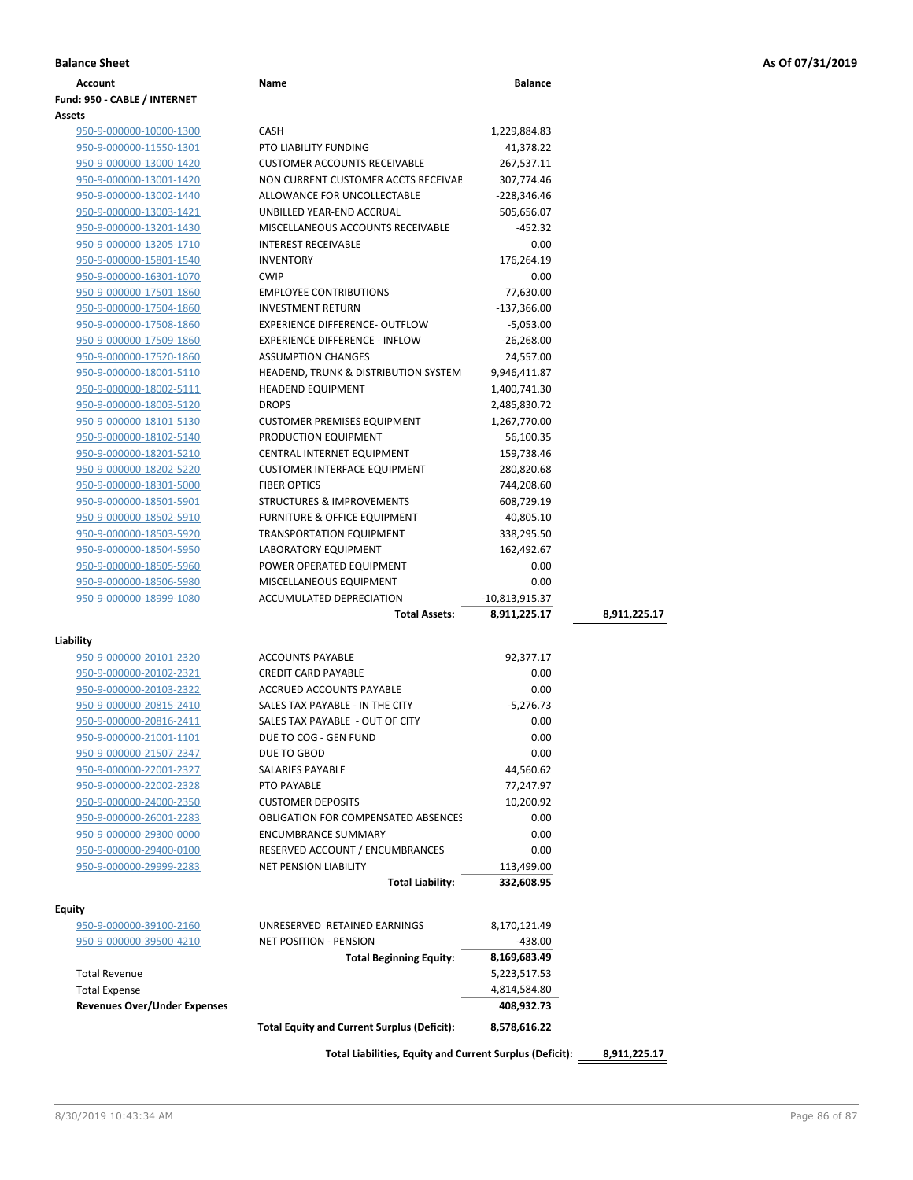**Balance Sheet** — As Of 07/31/2019

| Account | Name | Balance | |
|---|---|---|---|
| **Fund: 950 - CABLE / INTERNET** | | | |
| **Assets** | | | |
| 950-9-000000-10000-1300 | CASH | 1,229,884.83 | |
| 950-9-000000-11550-1301 | PTO LIABILITY FUNDING | 41,378.22 | |
| 950-9-000000-13000-1420 | CUSTOMER ACCOUNTS RECEIVABLE | 267,537.11 | |
| 950-9-000000-13001-1420 | NON CURRENT CUSTOMER ACCTS RECEIVAE | 307,774.46 | |
| 950-9-000000-13002-1440 | ALLOWANCE FOR UNCOLLECTABLE | -228,346.46 | |
| 950-9-000000-13003-1421 | UNBILLED YEAR-END ACCRUAL | 505,656.07 | |
| 950-9-000000-13201-1430 | MISCELLANEOUS ACCOUNTS RECEIVABLE | -452.32 | |
| 950-9-000000-13205-1710 | INTEREST RECEIVABLE | 0.00 | |
| 950-9-000000-15801-1540 | INVENTORY | 176,264.19 | |
| 950-9-000000-16301-1070 | CWIP | 0.00 | |
| 950-9-000000-17501-1860 | EMPLOYEE CONTRIBUTIONS | 77,630.00 | |
| 950-9-000000-17504-1860 | INVESTMENT RETURN | -137,366.00 | |
| 950-9-000000-17508-1860 | EXPERIENCE DIFFERENCE- OUTFLOW | -5,053.00 | |
| 950-9-000000-17509-1860 | EXPERIENCE DIFFERENCE - INFLOW | -26,268.00 | |
| 950-9-000000-17520-1860 | ASSUMPTION CHANGES | 24,557.00 | |
| 950-9-000000-18001-5110 | HEADEND, TRUNK & DISTRIBUTION SYSTEM | 9,946,411.87 | |
| 950-9-000000-18002-5111 | HEADEND EQUIPMENT | 1,400,741.30 | |
| 950-9-000000-18003-5120 | DROPS | 2,485,830.72 | |
| 950-9-000000-18101-5130 | CUSTOMER PREMISES EQUIPMENT | 1,267,770.00 | |
| 950-9-000000-18102-5140 | PRODUCTION EQUIPMENT | 56,100.35 | |
| 950-9-000000-18201-5210 | CENTRAL INTERNET EQUIPMENT | 159,738.46 | |
| 950-9-000000-18202-5220 | CUSTOMER INTERFACE EQUIPMENT | 280,820.68 | |
| 950-9-000000-18301-5000 | FIBER OPTICS | 744,208.60 | |
| 950-9-000000-18501-5901 | STRUCTURES & IMPROVEMENTS | 608,729.19 | |
| 950-9-000000-18502-5910 | FURNITURE & OFFICE EQUIPMENT | 40,805.10 | |
| 950-9-000000-18503-5920 | TRANSPORTATION EQUIPMENT | 338,295.50 | |
| 950-9-000000-18504-5950 | LABORATORY EQUIPMENT | 162,492.67 | |
| 950-9-000000-18505-5960 | POWER OPERATED EQUIPMENT | 0.00 | |
| 950-9-000000-18506-5980 | MISCELLANEOUS EQUIPMENT | 0.00 | |
| 950-9-000000-18999-1080 | ACCUMULATED DEPRECIATION | -10,813,915.37 | |
| | **Total Assets:** | **8,911,225.17** | **8,911,225.17** |
| **Liability** | | | |
| 950-9-000000-20101-2320 | ACCOUNTS PAYABLE | 92,377.17 | |
| 950-9-000000-20102-2321 | CREDIT CARD PAYABLE | 0.00 | |
| 950-9-000000-20103-2322 | ACCRUED ACCOUNTS PAYABLE | 0.00 | |
| 950-9-000000-20815-2410 | SALES TAX PAYABLE - IN THE CITY | -5,276.73 | |
| 950-9-000000-20816-2411 | SALES TAX PAYABLE - OUT OF CITY | 0.00 | |
| 950-9-000000-21001-1101 | DUE TO COG - GEN FUND | 0.00 | |
| 950-9-000000-21507-2347 | DUE TO GBOD | 0.00 | |
| 950-9-000000-22001-2327 | SALARIES PAYABLE | 44,560.62 | |
| 950-9-000000-22002-2328 | PTO PAYABLE | 77,247.97 | |
| 950-9-000000-24000-2350 | CUSTOMER DEPOSITS | 10,200.92 | |
| 950-9-000000-26001-2283 | OBLIGATION FOR COMPENSATED ABSENCES | 0.00 | |
| 950-9-000000-29300-0000 | ENCUMBRANCE SUMMARY | 0.00 | |
| 950-9-000000-29400-0100 | RESERVED ACCOUNT / ENCUMBRANCES | 0.00 | |
| 950-9-000000-29999-2283 | NET PENSION LIABILITY | 113,499.00 | |
| | **Total Liability:** | **332,608.95** | |
| **Equity** | | | |
| 950-9-000000-39100-2160 | UNRESERVED RETAINED EARNINGS | 8,170,121.49 | |
| 950-9-000000-39500-4210 | NET POSITION - PENSION | -438.00 | |
| | **Total Beginning Equity:** | **8,169,683.49** | |
| Total Revenue | | 5,223,517.53 | |
| Total Expense | | 4,814,584.80 | |
| **Revenues Over/Under Expenses** | | **408,932.73** | |
| | **Total Equity and Current Surplus (Deficit):** | **8,578,616.22** | |
| | **Total Liabilities, Equity and Current Surplus (Deficit):** | | **8,911,225.17** |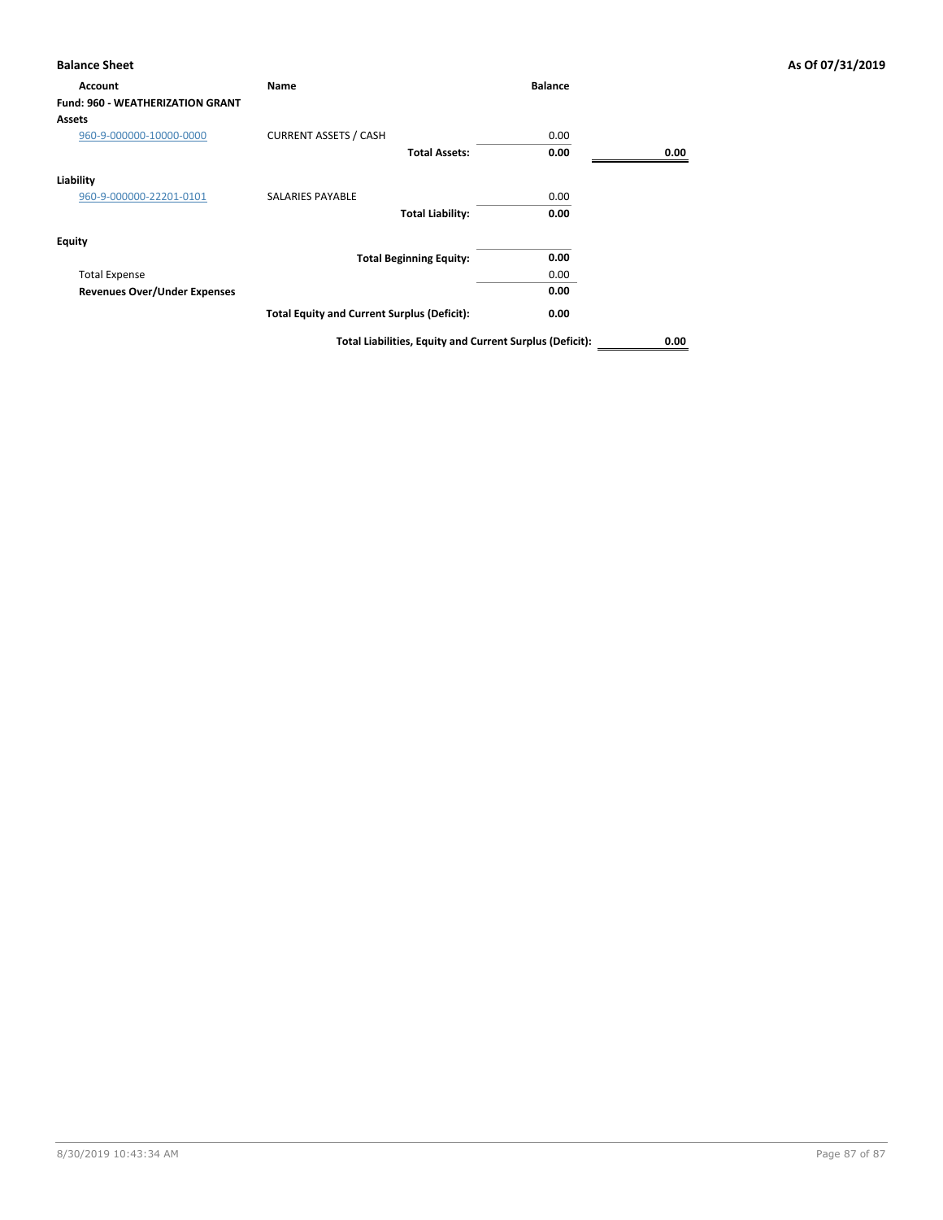## Balance Sheet

As Of 07/31/2019

| Account | Name | Balance | |
|---|---|---|---|
| **Fund: 960 - WEATHERIZATION GRANT** | | | |
| **Assets** | | | |
| 960-9-000000-10000-0000 | CURRENT ASSETS / CASH | 0.00 | |
| | **Total Assets:** | **0.00** | **0.00** |
| **Liability** | | | |
| 960-9-000000-22201-0101 | SALARIES PAYABLE | 0.00 | |
| | **Total Liability:** | **0.00** | |
| **Equity** | | | |
| | **Total Beginning Equity:** | **0.00** | |
| Total Expense | | 0.00 | |
| **Revenues Over/Under Expenses** | | **0.00** | |
| | **Total Equity and Current Surplus (Deficit):** | **0.00** | |
| | **Total Liabilities, Equity and Current Surplus (Deficit):** | | **0.00** |

8/30/2019 10:43:34 AM